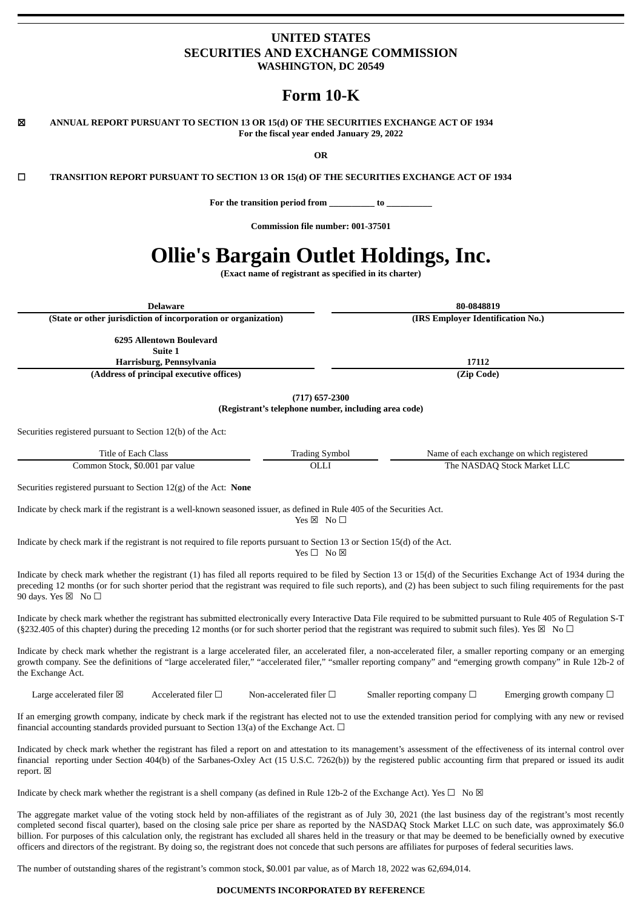# UNITED STATES
# SECURITIES AND EXCHANGE COMMISSION
**WASHINGTON, DC 20549**

# Form 10-K

☒ **ANNUAL REPORT PURSUANT TO SECTION 13 OR 15(d) OF THE SECURITIES EXCHANGE ACT OF 1934**
**For the fiscal year ended January 29, 2022**

**OR**

☐ **TRANSITION REPORT PURSUANT TO SECTION 13 OR 15(d) OF THE SECURITIES EXCHANGE ACT OF 1934**

**For the transition period from __________ to __________**

**Commission file number: 001-37501**

# Ollie's Bargain Outlet Holdings, Inc.
**(Exact name of registrant as specified in its charter)**

| **Delaware** | **80-0848819** |
|---|---|
| **(State or other jurisdiction of incorporation or organization)** | **(IRS Employer Identification No.)** |
| **6295 Allentown Boulevard**<br>**Suite 1**<br>**Harrisburg, Pennsylvania** | **17112** |
| **(Address of principal executive offices)** | **(Zip Code)** |

**(717) 657-2300**
**(Registrant's telephone number, including area code)**

Securities registered pursuant to Section 12(b) of the Act:

| Title of Each Class | Trading Symbol | Name of each exchange on which registered |
|---|---|---|
| Common Stock, $0.001 par value | OLLI | The NASDAQ Stock Market LLC |

Securities registered pursuant to Section 12(g) of the Act: **None**

Indicate by check mark if the registrant is a well-known seasoned issuer, as defined in Rule 405 of the Securities Act.
Yes ☒ No ☐

Indicate by check mark if the registrant is not required to file reports pursuant to Section 13 or Section 15(d) of the Act.
Yes ☐ No ☒

Indicate by check mark whether the registrant (1) has filed all reports required to be filed by Section 13 or 15(d) of the Securities Exchange Act of 1934 during the preceding 12 months (or for such shorter period that the registrant was required to file such reports), and (2) has been subject to such filing requirements for the past 90 days. Yes ☒ No ☐

Indicate by check mark whether the registrant has submitted electronically every Interactive Data File required to be submitted pursuant to Rule 405 of Regulation S-T (§232.405 of this chapter) during the preceding 12 months (or for such shorter period that the registrant was required to submit such files). Yes ☒ No ☐

Indicate by check mark whether the registrant is a large accelerated filer, an accelerated filer, a non-accelerated filer, a smaller reporting company or an emerging growth company. See the definitions of "large accelerated filer," "accelerated filer," "smaller reporting company" and "emerging growth company" in Rule 12b-2 of the Exchange Act.

Large accelerated filer ☒ Accelerated filer ☐ Non-accelerated filer ☐ Smaller reporting company ☐ Emerging growth company ☐

If an emerging growth company, indicate by check mark if the registrant has elected not to use the extended transition period for complying with any new or revised financial accounting standards provided pursuant to Section 13(a) of the Exchange Act. ☐

Indicated by check mark whether the registrant has filed a report on and attestation to its management's assessment of the effectiveness of its internal control over financial reporting under Section 404(b) of the Sarbanes-Oxley Act (15 U.S.C. 7262(b)) by the registered public accounting firm that prepared or issued its audit report. ☒

Indicate by check mark whether the registrant is a shell company (as defined in Rule 12b-2 of the Exchange Act). Yes ☐ No ☒

The aggregate market value of the voting stock held by non-affiliates of the registrant as of July 30, 2021 (the last business day of the registrant's most recently completed second fiscal quarter), based on the closing sale price per share as reported by the NASDAQ Stock Market LLC on such date, was approximately $6.0 billion. For purposes of this calculation only, the registrant has excluded all shares held in the treasury or that may be deemed to be beneficially owned by executive officers and directors of the registrant. By doing so, the registrant does not concede that such persons are affiliates for purposes of federal securities laws.

The number of outstanding shares of the registrant's common stock, $0.001 par value, as of March 18, 2022 was 62,694,014.

**DOCUMENTS INCORPORATED BY REFERENCE**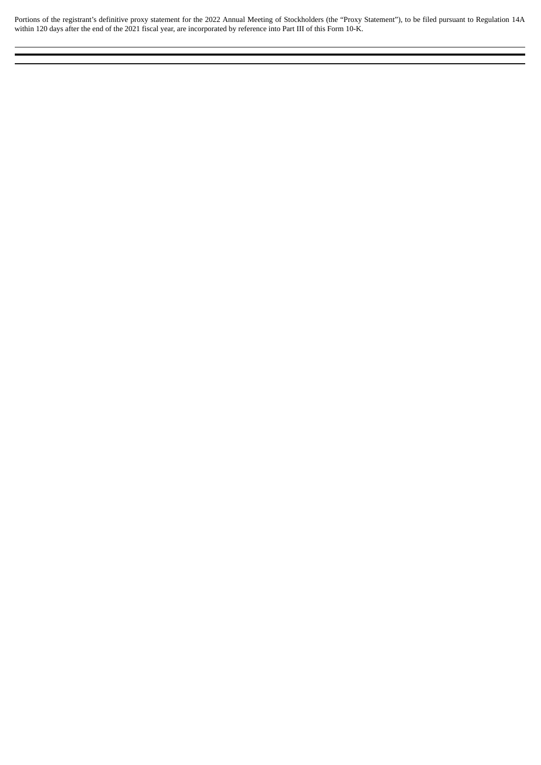Portions of the registrant's definitive proxy statement for the 2022 Annual Meeting of Stockholders (the "Proxy Statement"), to be filed pursuant to Regulation 14A within 120 days after the end of the 2021 fiscal year, are incorporated by reference into Part III of this Form 10-K.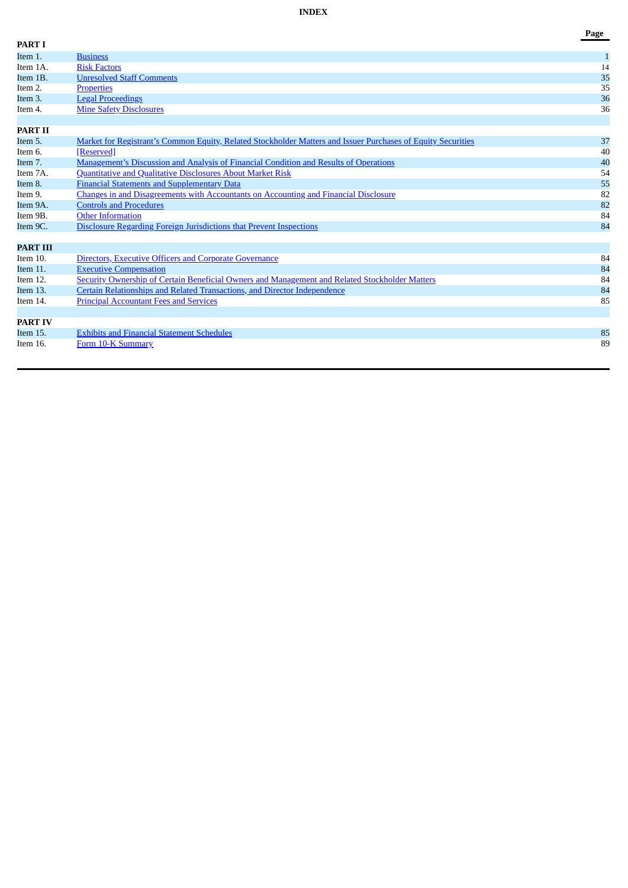**INDEX**

| | | Page |
|---|---|---|
| **PART I** | | |
| Item 1. | Business | 1 |
| Item 1A. | Risk Factors | 14 |
| Item 1B. | Unresolved Staff Comments | 35 |
| Item 2. | Properties | 35 |
| Item 3. | Legal Proceedings | 36 |
| Item 4. | Mine Safety Disclosures | 36 |
| | | |
| **PART II** | | |
| Item 5. | Market for Registrant's Common Equity, Related Stockholder Matters and Issuer Purchases of Equity Securities | 37 |
| Item 6. | [Reserved] | 40 |
| Item 7. | Management's Discussion and Analysis of Financial Condition and Results of Operations | 40 |
| Item 7A. | Quantitative and Qualitative Disclosures About Market Risk | 54 |
| Item 8. | Financial Statements and Supplementary Data | 55 |
| Item 9. | Changes in and Disagreements with Accountants on Accounting and Financial Disclosure | 82 |
| Item 9A. | Controls and Procedures | 82 |
| Item 9B. | Other Information | 84 |
| Item 9C. | Disclosure Regarding Foreign Jurisdictions that Prevent Inspections | 84 |
| | | |
| **PART III** | | |
| Item 10. | Directors, Executive Officers and Corporate Governance | 84 |
| Item 11. | Executive Compensation | 84 |
| Item 12. | Security Ownership of Certain Beneficial Owners and Management and Related Stockholder Matters | 84 |
| Item 13. | Certain Relationships and Related Transactions, and Director Independence | 84 |
| Item 14. | Principal Accountant Fees and Services | 85 |
| | | |
| **PART IV** | | |
| Item 15. | Exhibits and Financial Statement Schedules | 85 |
| Item 16. | Form 10-K Summary | 89 |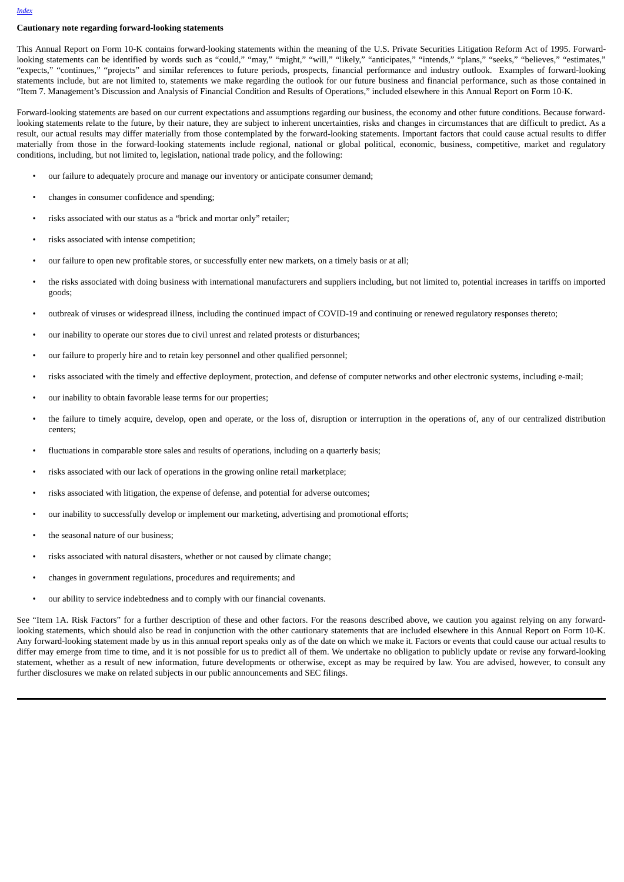**Cautionary note regarding forward-looking statements**

This Annual Report on Form 10-K contains forward-looking statements within the meaning of the U.S. Private Securities Litigation Reform Act of 1995. Forward-looking statements can be identified by words such as "could," "may," "might," "will," "likely," "anticipates," "intends," "plans," "seeks," "believes," "estimates," "expects," "continues," "projects" and similar references to future periods, prospects, financial performance and industry outlook. Examples of forward-looking statements include, but are not limited to, statements we make regarding the outlook for our future business and financial performance, such as those contained in "Item 7. Management's Discussion and Analysis of Financial Condition and Results of Operations," included elsewhere in this Annual Report on Form 10-K.

Forward-looking statements are based on our current expectations and assumptions regarding our business, the economy and other future conditions. Because forward-looking statements relate to the future, by their nature, they are subject to inherent uncertainties, risks and changes in circumstances that are difficult to predict. As a result, our actual results may differ materially from those contemplated by the forward-looking statements. Important factors that could cause actual results to differ materially from those in the forward-looking statements include regional, national or global political, economic, business, competitive, market and regulatory conditions, including, but not limited to, legislation, national trade policy, and the following:

- our failure to adequately procure and manage our inventory or anticipate consumer demand;
- changes in consumer confidence and spending;
- risks associated with our status as a "brick and mortar only" retailer;
- risks associated with intense competition;
- our failure to open new profitable stores, or successfully enter new markets, on a timely basis or at all;
- the risks associated with doing business with international manufacturers and suppliers including, but not limited to, potential increases in tariffs on imported goods;
- outbreak of viruses or widespread illness, including the continued impact of COVID-19 and continuing or renewed regulatory responses thereto;
- our inability to operate our stores due to civil unrest and related protests or disturbances;
- our failure to properly hire and to retain key personnel and other qualified personnel;
- risks associated with the timely and effective deployment, protection, and defense of computer networks and other electronic systems, including e-mail;
- our inability to obtain favorable lease terms for our properties;
- the failure to timely acquire, develop, open and operate, or the loss of, disruption or interruption in the operations of, any of our centralized distribution centers;
- fluctuations in comparable store sales and results of operations, including on a quarterly basis;
- risks associated with our lack of operations in the growing online retail marketplace;
- risks associated with litigation, the expense of defense, and potential for adverse outcomes;
- our inability to successfully develop or implement our marketing, advertising and promotional efforts;
- the seasonal nature of our business;
- risks associated with natural disasters, whether or not caused by climate change;
- changes in government regulations, procedures and requirements; and
- our ability to service indebtedness and to comply with our financial covenants.

See "Item 1A. Risk Factors" for a further description of these and other factors. For the reasons described above, we caution you against relying on any forward-looking statements, which should also be read in conjunction with the other cautionary statements that are included elsewhere in this Annual Report on Form 10-K. Any forward-looking statement made by us in this annual report speaks only as of the date on which we make it. Factors or events that could cause our actual results to differ may emerge from time to time, and it is not possible for us to predict all of them. We undertake no obligation to publicly update or revise any forward-looking statement, whether as a result of new information, future developments or otherwise, except as may be required by law. You are advised, however, to consult any further disclosures we make on related subjects in our public announcements and SEC filings.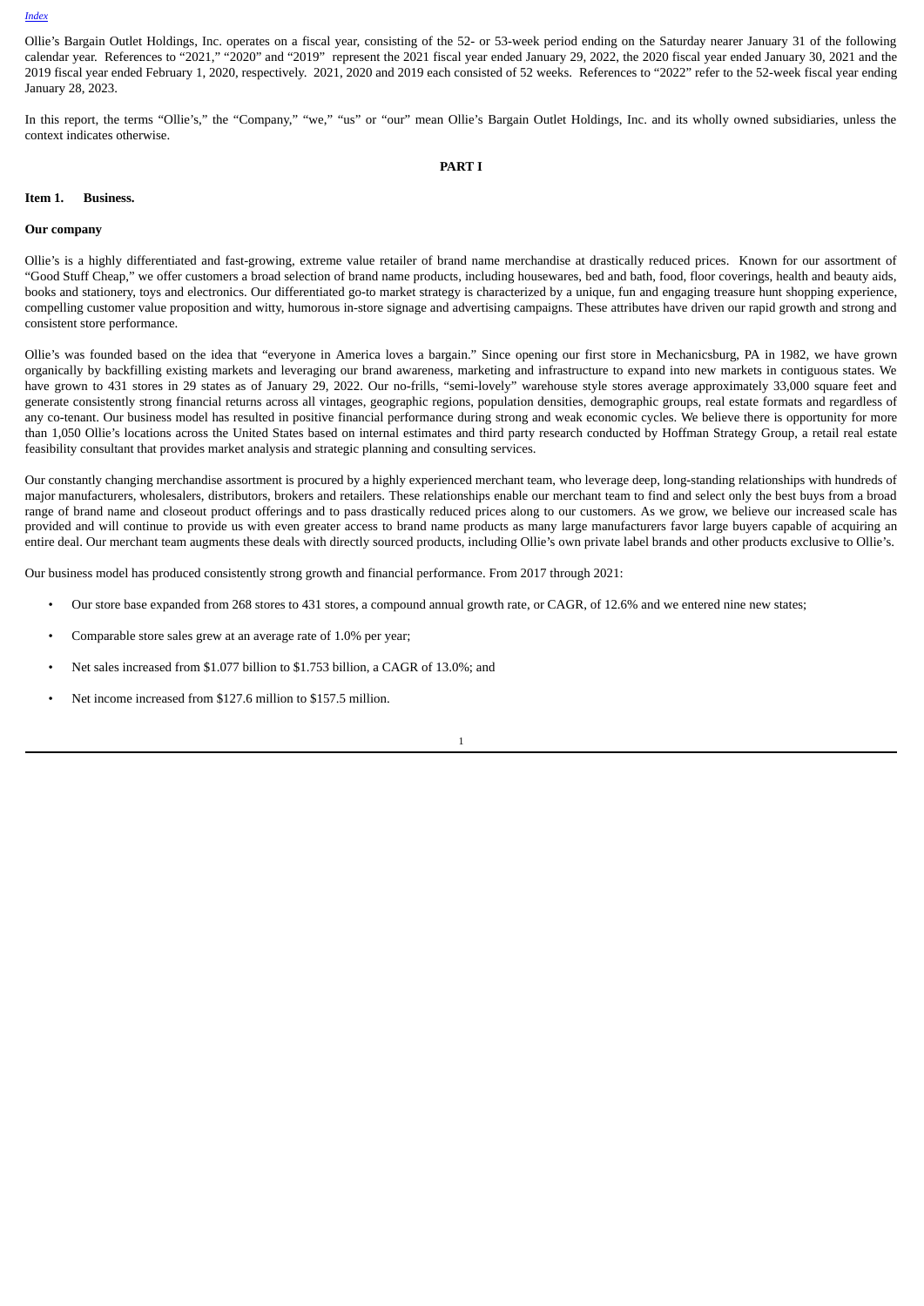Ollie's Bargain Outlet Holdings, Inc. operates on a fiscal year, consisting of the 52- or 53-week period ending on the Saturday nearer January 31 of the following calendar year. References to "2021," "2020" and "2019" represent the 2021 fiscal year ended January 29, 2022, the 2020 fiscal year ended January 30, 2021 and the 2019 fiscal year ended February 1, 2020, respectively. 2021, 2020 and 2019 each consisted of 52 weeks. References to "2022" refer to the 52-week fiscal year ending January 28, 2023.

In this report, the terms "Ollie's," the "Company," "we," "us" or "our" mean Ollie's Bargain Outlet Holdings, Inc. and its wholly owned subsidiaries, unless the context indicates otherwise.

# PART I

## Item 1. Business.

### Our company

Ollie's is a highly differentiated and fast-growing, extreme value retailer of brand name merchandise at drastically reduced prices. Known for our assortment of "Good Stuff Cheap," we offer customers a broad selection of brand name products, including housewares, bed and bath, food, floor coverings, health and beauty aids, books and stationery, toys and electronics. Our differentiated go-to market strategy is characterized by a unique, fun and engaging treasure hunt shopping experience, compelling customer value proposition and witty, humorous in-store signage and advertising campaigns. These attributes have driven our rapid growth and strong and consistent store performance.

Ollie's was founded based on the idea that "everyone in America loves a bargain." Since opening our first store in Mechanicsburg, PA in 1982, we have grown organically by backfilling existing markets and leveraging our brand awareness, marketing and infrastructure to expand into new markets in contiguous states. We have grown to 431 stores in 29 states as of January 29, 2022. Our no-frills, "semi-lovely" warehouse style stores average approximately 33,000 square feet and generate consistently strong financial returns across all vintages, geographic regions, population densities, demographic groups, real estate formats and regardless of any co-tenant. Our business model has resulted in positive financial performance during strong and weak economic cycles. We believe there is opportunity for more than 1,050 Ollie's locations across the United States based on internal estimates and third party research conducted by Hoffman Strategy Group, a retail real estate feasibility consultant that provides market analysis and strategic planning and consulting services.

Our constantly changing merchandise assortment is procured by a highly experienced merchant team, who leverage deep, long-standing relationships with hundreds of major manufacturers, wholesalers, distributors, brokers and retailers. These relationships enable our merchant team to find and select only the best buys from a broad range of brand name and closeout product offerings and to pass drastically reduced prices along to our customers. As we grow, we believe our increased scale has provided and will continue to provide us with even greater access to brand name products as many large manufacturers favor large buyers capable of acquiring an entire deal. Our merchant team augments these deals with directly sourced products, including Ollie's own private label brands and other products exclusive to Ollie's.

Our business model has produced consistently strong growth and financial performance. From 2017 through 2021:

- Our store base expanded from 268 stores to 431 stores, a compound annual growth rate, or CAGR, of 12.6% and we entered nine new states;
- Comparable store sales grew at an average rate of 1.0% per year;
- Net sales increased from $1.077 billion to $1.753 billion, a CAGR of 13.0%; and
- Net income increased from $127.6 million to $157.5 million.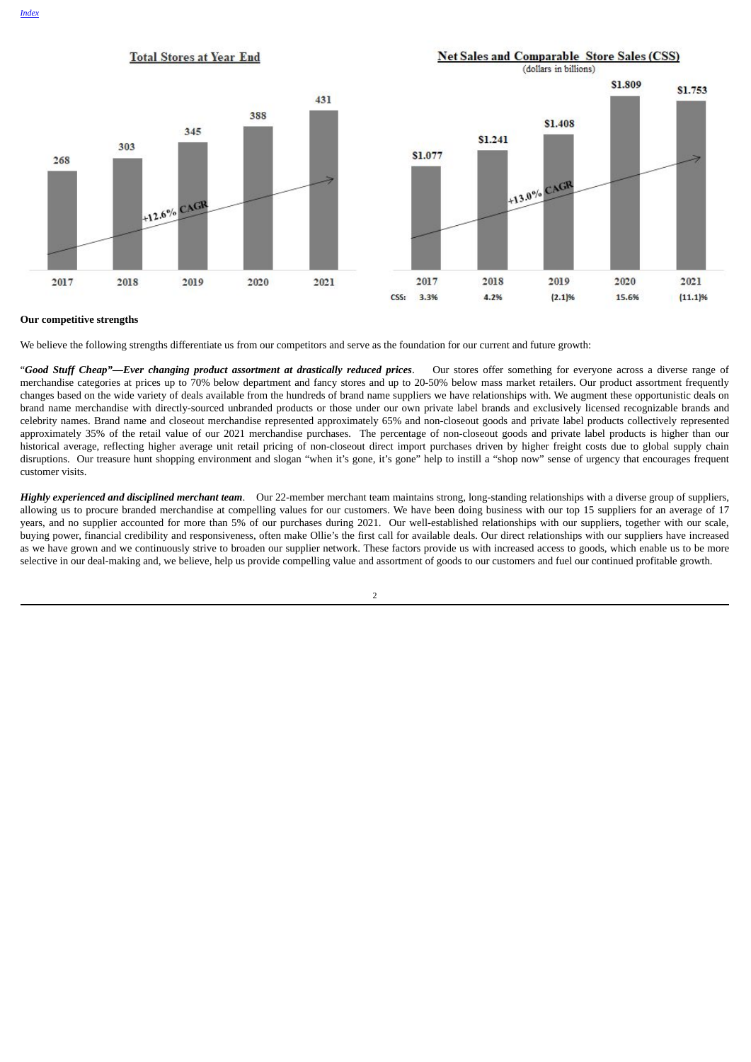**Total Stores at Year End**

| 2017 | 2018 | 2019 | 2020 | 2021 |
|---|---|---|---|---|
| 268 | 303 | 345 | 388 | 431 |

+12.6% CAGR

**Net Sales and Comparable Store Sales (CSS)**
(dollars in billions)

| | 2017 | 2018 | 2019 | 2020 | 2021 |
|---|---|---|---|---|---|
| Net Sales | $1.077 | $1.241 | $1.408 | $1.809 | $1.753 |
| CSS: | 3.3% | 4.2% | (2.1)% | 15.6% | (11.1)% |

+13.0% CAGR

**Our competitive strengths**

We believe the following strengths differentiate us from our competitors and serve as the foundation for our current and future growth:

"***Good Stuff Cheap"—Ever changing product assortment at drastically reduced prices***. Our stores offer something for everyone across a diverse range of merchandise categories at prices up to 70% below department and fancy stores and up to 20-50% below mass market retailers. Our product assortment frequently changes based on the wide variety of deals available from the hundreds of brand name suppliers we have relationships with. We augment these opportunistic deals on brand name merchandise with directly-sourced unbranded products or those under our own private label brands and exclusively licensed recognizable brands and celebrity names. Brand name and closeout merchandise represented approximately 65% and non-closeout goods and private label products collectively represented approximately 35% of the retail value of our 2021 merchandise purchases. The percentage of non-closeout goods and private label products is higher than our historical average, reflecting higher average unit retail pricing of non-closeout direct import purchases driven by higher freight costs due to global supply chain disruptions. Our treasure hunt shopping environment and slogan "when it's gone, it's gone" help to instill a "shop now" sense of urgency that encourages frequent customer visits.

***Highly experienced and disciplined merchant team***. Our 22-member merchant team maintains strong, long-standing relationships with a diverse group of suppliers, allowing us to procure branded merchandise at compelling values for our customers. We have been doing business with our top 15 suppliers for an average of 17 years, and no supplier accounted for more than 5% of our purchases during 2021. Our well-established relationships with our suppliers, together with our scale, buying power, financial credibility and responsiveness, often make Ollie's the first call for available deals. Our direct relationships with our suppliers have increased as we have grown and we continuously strive to broaden our supplier network. These factors provide us with increased access to goods, which enable us to be more selective in our deal-making and, we believe, help us provide compelling value and assortment of goods to our customers and fuel our continued profitable growth.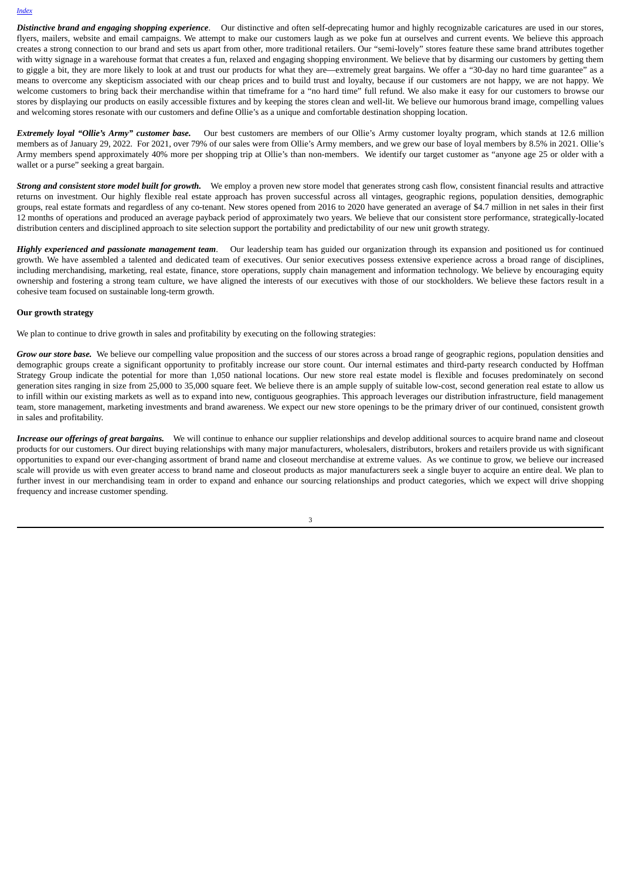***Distinctive brand and engaging shopping experience***. Our distinctive and often self-deprecating humor and highly recognizable caricatures are used in our stores, flyers, mailers, website and email campaigns. We attempt to make our customers laugh as we poke fun at ourselves and current events. We believe this approach creates a strong connection to our brand and sets us apart from other, more traditional retailers. Our "semi-lovely" stores feature these same brand attributes together with witty signage in a warehouse format that creates a fun, relaxed and engaging shopping environment. We believe that by disarming our customers by getting them to giggle a bit, they are more likely to look at and trust our products for what they are—extremely great bargains. We offer a "30-day no hard time guarantee" as a means to overcome any skepticism associated with our cheap prices and to build trust and loyalty, because if our customers are not happy, we are not happy. We welcome customers to bring back their merchandise within that timeframe for a "no hard time" full refund. We also make it easy for our customers to browse our stores by displaying our products on easily accessible fixtures and by keeping the stores clean and well-lit. We believe our humorous brand image, compelling values and welcoming stores resonate with our customers and define Ollie's as a unique and comfortable destination shopping location.

***Extremely loyal "Ollie's Army" customer base.*** Our best customers are members of our Ollie's Army customer loyalty program, which stands at 12.6 million members as of January 29, 2022. For 2021, over 79% of our sales were from Ollie's Army members, and we grew our base of loyal members by 8.5% in 2021. Ollie's Army members spend approximately 40% more per shopping trip at Ollie's than non-members. We identify our target customer as "anyone age 25 or older with a wallet or a purse" seeking a great bargain.

***Strong and consistent store model built for growth.*** We employ a proven new store model that generates strong cash flow, consistent financial results and attractive returns on investment. Our highly flexible real estate approach has proven successful across all vintages, geographic regions, population densities, demographic groups, real estate formats and regardless of any co-tenant. New stores opened from 2016 to 2020 have generated an average of $4.7 million in net sales in their first 12 months of operations and produced an average payback period of approximately two years. We believe that our consistent store performance, strategically-located distribution centers and disciplined approach to site selection support the portability and predictability of our new unit growth strategy.

***Highly experienced and passionate management team***. Our leadership team has guided our organization through its expansion and positioned us for continued growth. We have assembled a talented and dedicated team of executives. Our senior executives possess extensive experience across a broad range of disciplines, including merchandising, marketing, real estate, finance, store operations, supply chain management and information technology. We believe by encouraging equity ownership and fostering a strong team culture, we have aligned the interests of our executives with those of our stockholders. We believe these factors result in a cohesive team focused on sustainable long-term growth.

**Our growth strategy**

We plan to continue to drive growth in sales and profitability by executing on the following strategies:

***Grow our store base.*** We believe our compelling value proposition and the success of our stores across a broad range of geographic regions, population densities and demographic groups create a significant opportunity to profitably increase our store count. Our internal estimates and third-party research conducted by Hoffman Strategy Group indicate the potential for more than 1,050 national locations. Our new store real estate model is flexible and focuses predominately on second generation sites ranging in size from 25,000 to 35,000 square feet. We believe there is an ample supply of suitable low-cost, second generation real estate to allow us to infill within our existing markets as well as to expand into new, contiguous geographies. This approach leverages our distribution infrastructure, field management team, store management, marketing investments and brand awareness. We expect our new store openings to be the primary driver of our continued, consistent growth in sales and profitability.

***Increase our offerings of great bargains.*** We will continue to enhance our supplier relationships and develop additional sources to acquire brand name and closeout products for our customers. Our direct buying relationships with many major manufacturers, wholesalers, distributors, brokers and retailers provide us with significant opportunities to expand our ever-changing assortment of brand name and closeout merchandise at extreme values. As we continue to grow, we believe our increased scale will provide us with even greater access to brand name and closeout products as major manufacturers seek a single buyer to acquire an entire deal. We plan to further invest in our merchandising team in order to expand and enhance our sourcing relationships and product categories, which we expect will drive shopping frequency and increase customer spending.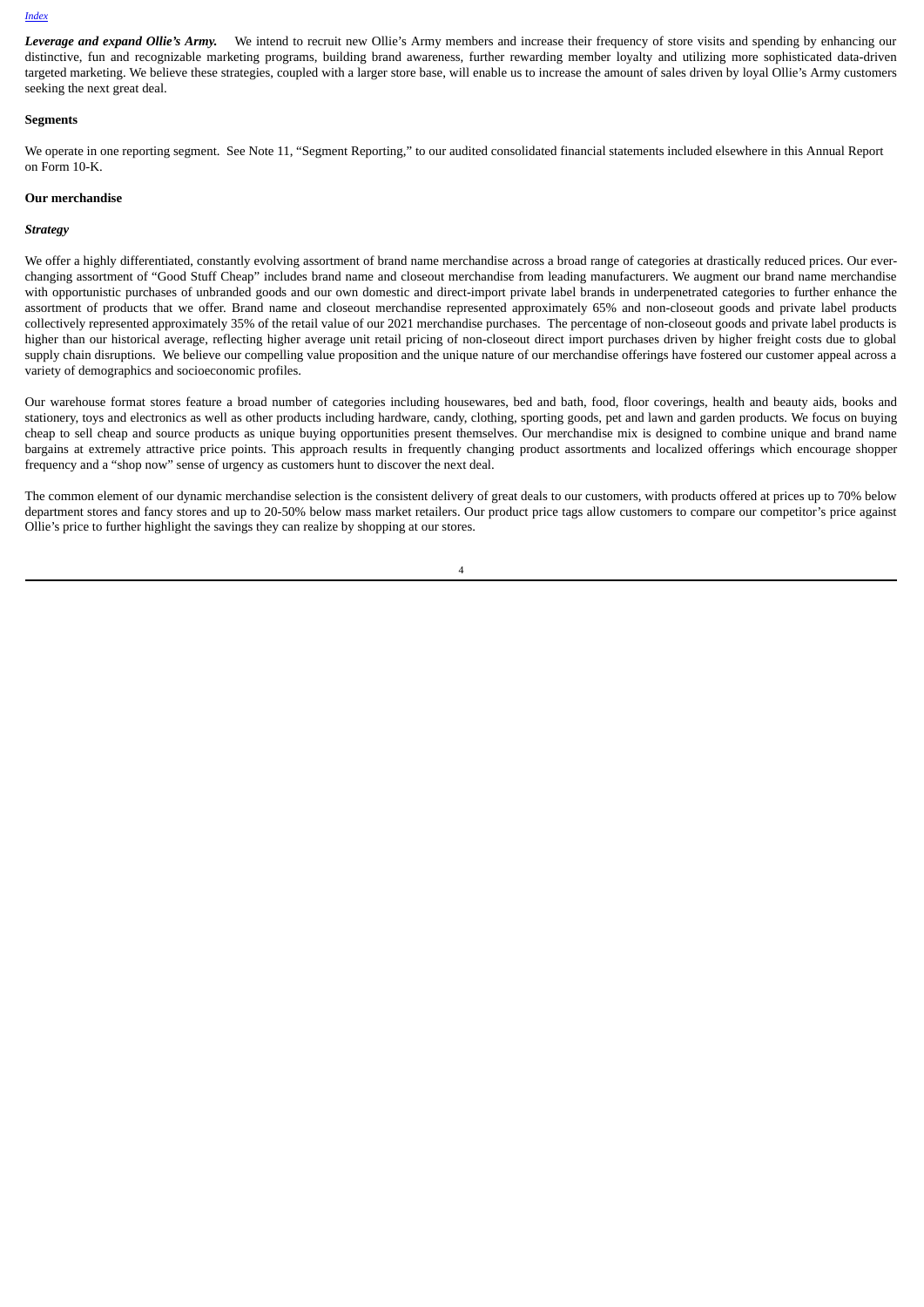***Leverage and expand Ollie's Army.*** We intend to recruit new Ollie's Army members and increase their frequency of store visits and spending by enhancing our distinctive, fun and recognizable marketing programs, building brand awareness, further rewarding member loyalty and utilizing more sophisticated data-driven targeted marketing. We believe these strategies, coupled with a larger store base, will enable us to increase the amount of sales driven by loyal Ollie's Army customers seeking the next great deal.

**Segments**

We operate in one reporting segment. See Note 11, "Segment Reporting," to our audited consolidated financial statements included elsewhere in this Annual Report on Form 10-K.

**Our merchandise**

***Strategy***

We offer a highly differentiated, constantly evolving assortment of brand name merchandise across a broad range of categories at drastically reduced prices. Our ever-changing assortment of "Good Stuff Cheap" includes brand name and closeout merchandise from leading manufacturers. We augment our brand name merchandise with opportunistic purchases of unbranded goods and our own domestic and direct-import private label brands in underpenetrated categories to further enhance the assortment of products that we offer. Brand name and closeout merchandise represented approximately 65% and non-closeout goods and private label products collectively represented approximately 35% of the retail value of our 2021 merchandise purchases. The percentage of non-closeout goods and private label products is higher than our historical average, reflecting higher average unit retail pricing of non-closeout direct import purchases driven by higher freight costs due to global supply chain disruptions. We believe our compelling value proposition and the unique nature of our merchandise offerings have fostered our customer appeal across a variety of demographics and socioeconomic profiles.

Our warehouse format stores feature a broad number of categories including housewares, bed and bath, food, floor coverings, health and beauty aids, books and stationery, toys and electronics as well as other products including hardware, candy, clothing, sporting goods, pet and lawn and garden products. We focus on buying cheap to sell cheap and source products as unique buying opportunities present themselves. Our merchandise mix is designed to combine unique and brand name bargains at extremely attractive price points. This approach results in frequently changing product assortments and localized offerings which encourage shopper frequency and a "shop now" sense of urgency as customers hunt to discover the next deal.

The common element of our dynamic merchandise selection is the consistent delivery of great deals to our customers, with products offered at prices up to 70% below department stores and fancy stores and up to 20-50% below mass market retailers. Our product price tags allow customers to compare our competitor's price against Ollie's price to further highlight the savings they can realize by shopping at our stores.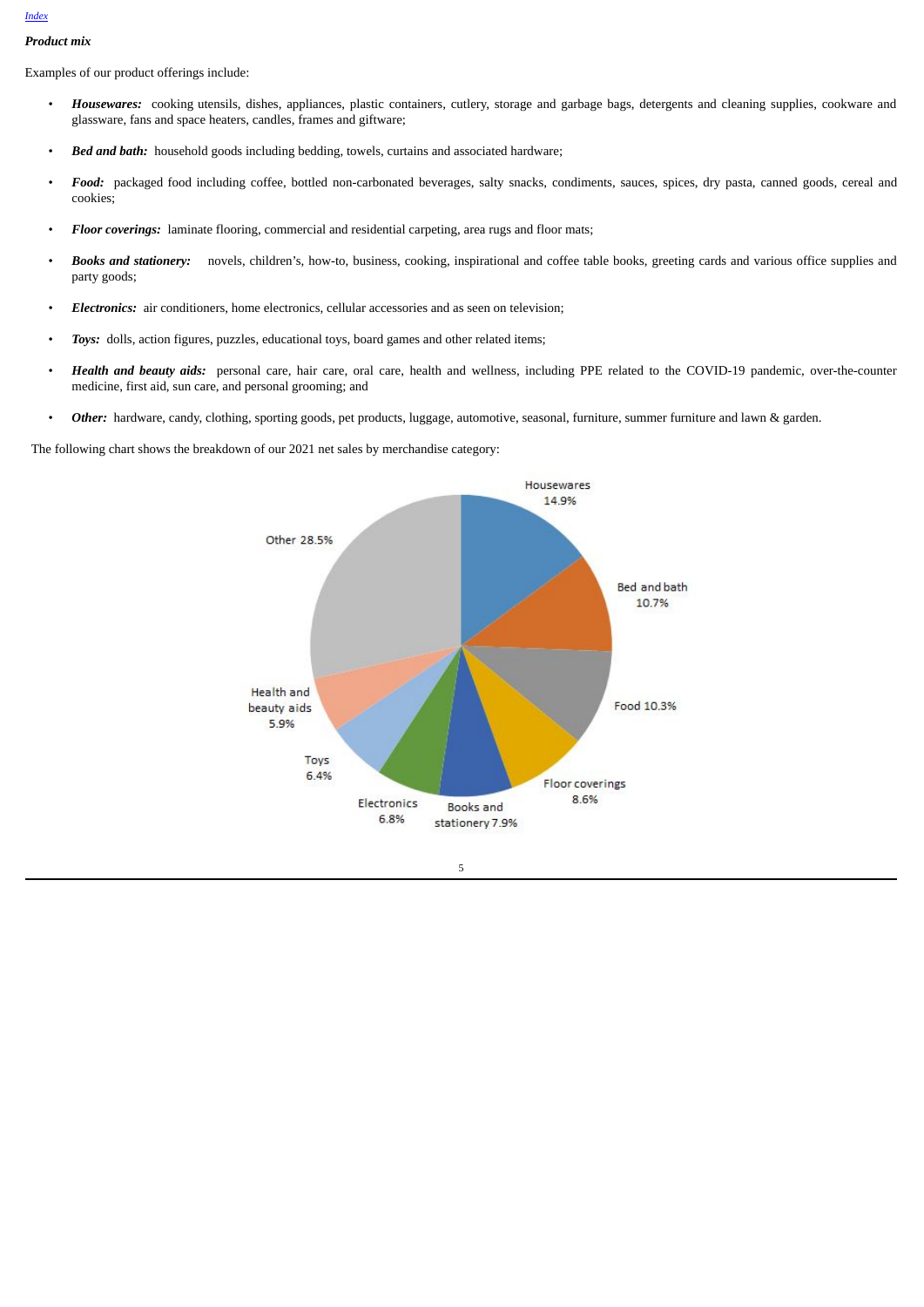*Product mix*

Examples of our product offerings include:

- ***Housewares:*** cooking utensils, dishes, appliances, plastic containers, cutlery, storage and garbage bags, detergents and cleaning supplies, cookware and glassware, fans and space heaters, candles, frames and giftware;
- ***Bed and bath:*** household goods including bedding, towels, curtains and associated hardware;
- ***Food:*** packaged food including coffee, bottled non-carbonated beverages, salty snacks, condiments, sauces, spices, dry pasta, canned goods, cereal and cookies;
- ***Floor coverings:*** laminate flooring, commercial and residential carpeting, area rugs and floor mats;
- ***Books and stationery:*** novels, children's, how-to, business, cooking, inspirational and coffee table books, greeting cards and various office supplies and party goods;
- ***Electronics:*** air conditioners, home electronics, cellular accessories and as seen on television;
- ***Toys:*** dolls, action figures, puzzles, educational toys, board games and other related items;
- ***Health and beauty aids:*** personal care, hair care, oral care, health and wellness, including PPE related to the COVID-19 pandemic, over-the-counter medicine, first aid, sun care, and personal grooming; and
- ***Other:*** hardware, candy, clothing, sporting goods, pet products, luggage, automotive, seasonal, furniture, summer furniture and lawn & garden.

The following chart shows the breakdown of our 2021 net sales by merchandise category:

| Category | Percentage |
|---|---|
| Housewares | 14.9% |
| Bed and bath | 10.7% |
| Food | 10.3% |
| Floor coverings | 8.6% |
| Books and stationery | 7.9% |
| Electronics | 6.8% |
| Toys | 6.4% |
| Health and beauty aids | 5.9% |
| Other | 28.5% |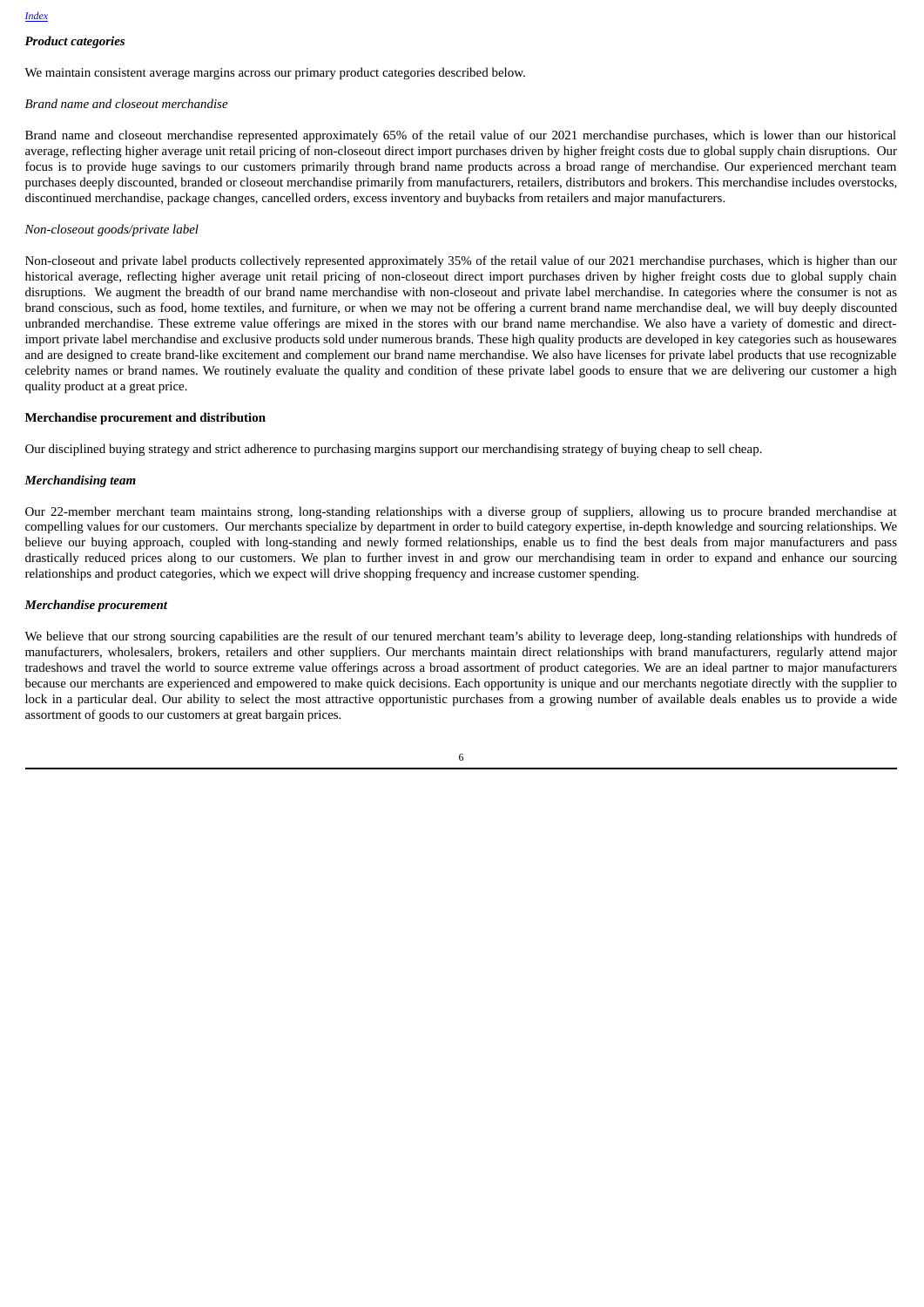### *Product categories*

We maintain consistent average margins across our primary product categories described below.

*Brand name and closeout merchandise*

Brand name and closeout merchandise represented approximately 65% of the retail value of our 2021 merchandise purchases, which is lower than our historical average, reflecting higher average unit retail pricing of non-closeout direct import purchases driven by higher freight costs due to global supply chain disruptions. Our focus is to provide huge savings to our customers primarily through brand name products across a broad range of merchandise. Our experienced merchant team purchases deeply discounted, branded or closeout merchandise primarily from manufacturers, retailers, distributors and brokers. This merchandise includes overstocks, discontinued merchandise, package changes, cancelled orders, excess inventory and buybacks from retailers and major manufacturers.

*Non-closeout goods/private label*

Non-closeout and private label products collectively represented approximately 35% of the retail value of our 2021 merchandise purchases, which is higher than our historical average, reflecting higher average unit retail pricing of non-closeout direct import purchases driven by higher freight costs due to global supply chain disruptions. We augment the breadth of our brand name merchandise with non-closeout and private label merchandise. In categories where the consumer is not as brand conscious, such as food, home textiles, and furniture, or when we may not be offering a current brand name merchandise deal, we will buy deeply discounted unbranded merchandise. These extreme value offerings are mixed in the stores with our brand name merchandise. We also have a variety of domestic and direct-import private label merchandise and exclusive products sold under numerous brands. These high quality products are developed in key categories such as housewares and are designed to create brand-like excitement and complement our brand name merchandise. We also have licenses for private label products that use recognizable celebrity names or brand names. We routinely evaluate the quality and condition of these private label goods to ensure that we are delivering our customer a high quality product at a great price.

## Merchandise procurement and distribution

Our disciplined buying strategy and strict adherence to purchasing margins support our merchandising strategy of buying cheap to sell cheap.

### *Merchandising team*

Our 22-member merchant team maintains strong, long-standing relationships with a diverse group of suppliers, allowing us to procure branded merchandise at compelling values for our customers. Our merchants specialize by department in order to build category expertise, in-depth knowledge and sourcing relationships. We believe our buying approach, coupled with long-standing and newly formed relationships, enable us to find the best deals from major manufacturers and pass drastically reduced prices along to our customers. We plan to further invest in and grow our merchandising team in order to expand and enhance our sourcing relationships and product categories, which we expect will drive shopping frequency and increase customer spending.

### *Merchandise procurement*

We believe that our strong sourcing capabilities are the result of our tenured merchant team's ability to leverage deep, long-standing relationships with hundreds of manufacturers, wholesalers, brokers, retailers and other suppliers. Our merchants maintain direct relationships with brand manufacturers, regularly attend major tradeshows and travel the world to source extreme value offerings across a broad assortment of product categories. We are an ideal partner to major manufacturers because our merchants are experienced and empowered to make quick decisions. Each opportunity is unique and our merchants negotiate directly with the supplier to lock in a particular deal. Our ability to select the most attractive opportunistic purchases from a growing number of available deals enables us to provide a wide assortment of goods to our customers at great bargain prices.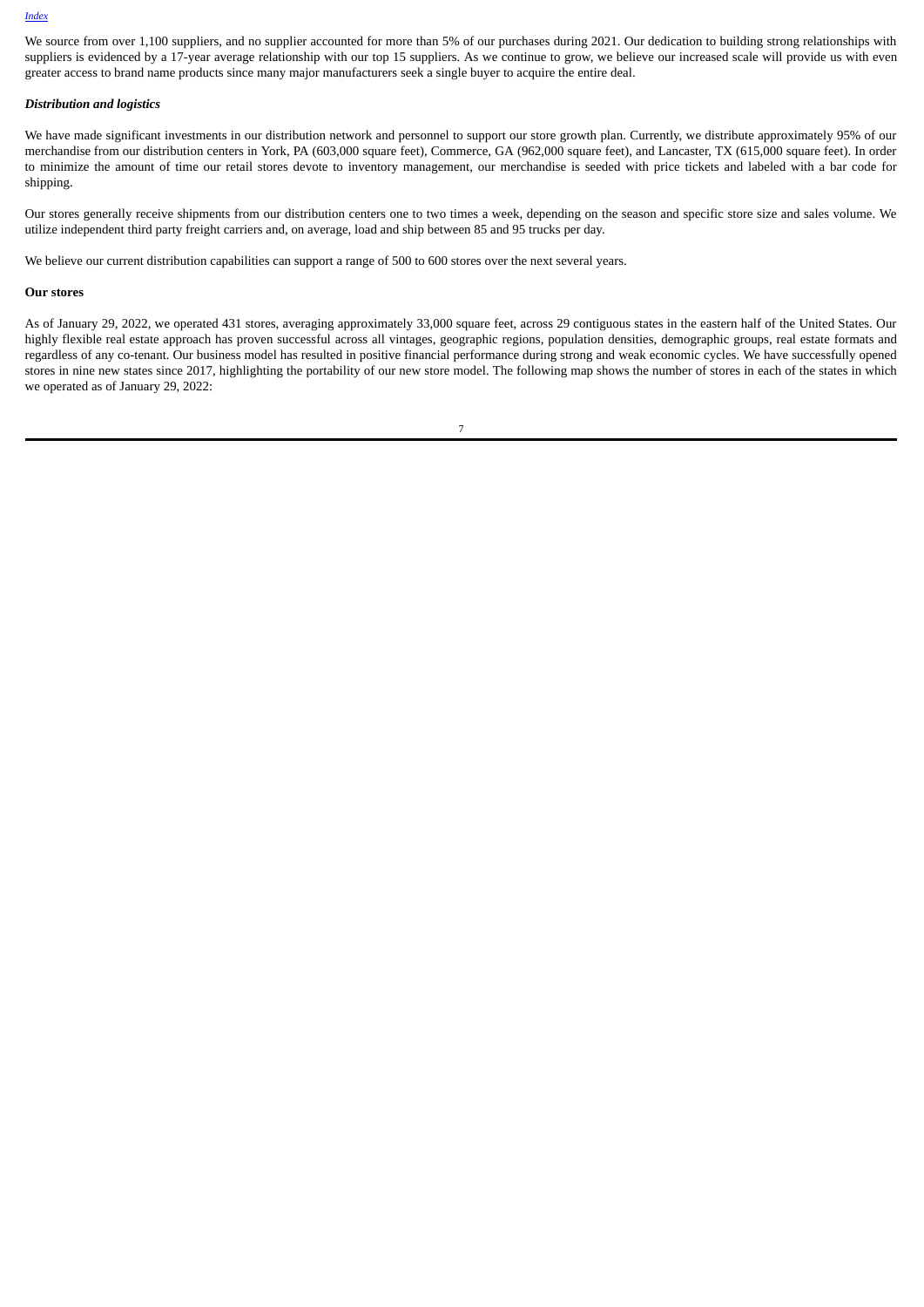We source from over 1,100 suppliers, and no supplier accounted for more than 5% of our purchases during 2021. Our dedication to building strong relationships with suppliers is evidenced by a 17-year average relationship with our top 15 suppliers. As we continue to grow, we believe our increased scale will provide us with even greater access to brand name products since many major manufacturers seek a single buyer to acquire the entire deal.

***Distribution and logistics***

We have made significant investments in our distribution network and personnel to support our store growth plan. Currently, we distribute approximately 95% of our merchandise from our distribution centers in York, PA (603,000 square feet), Commerce, GA (962,000 square feet), and Lancaster, TX (615,000 square feet). In order to minimize the amount of time our retail stores devote to inventory management, our merchandise is seeded with price tickets and labeled with a bar code for shipping.

Our stores generally receive shipments from our distribution centers one to two times a week, depending on the season and specific store size and sales volume. We utilize independent third party freight carriers and, on average, load and ship between 85 and 95 trucks per day.

We believe our current distribution capabilities can support a range of 500 to 600 stores over the next several years.

**Our stores**

As of January 29, 2022, we operated 431 stores, averaging approximately 33,000 square feet, across 29 contiguous states in the eastern half of the United States. Our highly flexible real estate approach has proven successful across all vintages, geographic regions, population densities, demographic groups, real estate formats and regardless of any co-tenant. Our business model has resulted in positive financial performance during strong and weak economic cycles. We have successfully opened stores in nine new states since 2017, highlighting the portability of our new store model. The following map shows the number of stores in each of the states in which we operated as of January 29, 2022: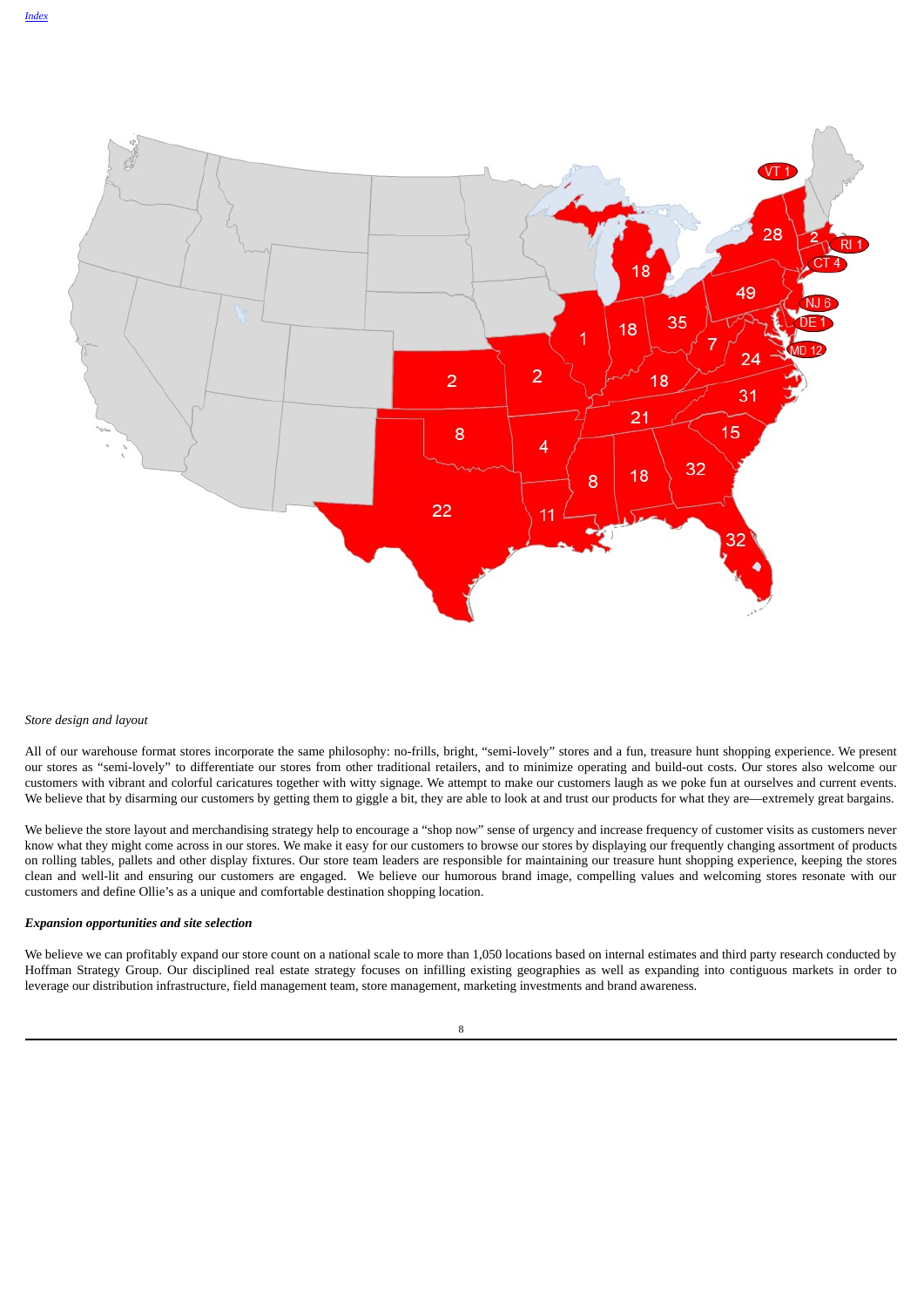*Store design and layout*

All of our warehouse format stores incorporate the same philosophy: no-frills, bright, "semi-lovely" stores and a fun, treasure hunt shopping experience. We present our stores as "semi-lovely" to differentiate our stores from other traditional retailers, and to minimize operating and build-out costs. Our stores also welcome our customers with vibrant and colorful caricatures together with witty signage. We attempt to make our customers laugh as we poke fun at ourselves and current events. We believe that by disarming our customers by getting them to giggle a bit, they are able to look at and trust our products for what they are—extremely great bargains.

We believe the store layout and merchandising strategy help to encourage a "shop now" sense of urgency and increase frequency of customer visits as customers never know what they might come across in our stores. We make it easy for our customers to browse our stores by displaying our frequently changing assortment of products on rolling tables, pallets and other display fixtures. Our store team leaders are responsible for maintaining our treasure hunt shopping experience, keeping the stores clean and well-lit and ensuring our customers are engaged. We believe our humorous brand image, compelling values and welcoming stores resonate with our customers and define Ollie's as a unique and comfortable destination shopping location.

***Expansion opportunities and site selection***

We believe we can profitably expand our store count on a national scale to more than 1,050 locations based on internal estimates and third party research conducted by Hoffman Strategy Group. Our disciplined real estate strategy focuses on infilling existing geographies as well as expanding into contiguous markets in order to leverage our distribution infrastructure, field management team, store management, marketing investments and brand awareness.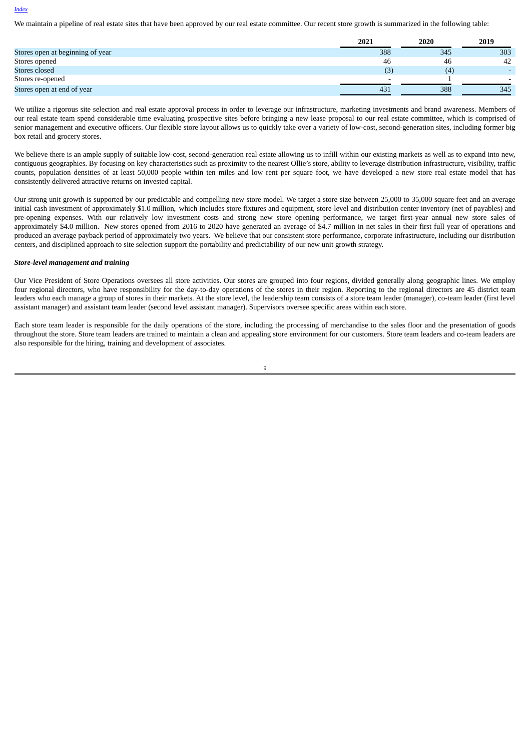[Index](#)

We maintain a pipeline of real estate sites that have been approved by our real estate committee. Our recent store growth is summarized in the following table:

| | 2021 | 2020 | 2019 |
|---|---|---|---|
| Stores open at beginning of year | 388 | 345 | 303 |
| Stores opened | 46 | 46 | 42 |
| Stores closed | (3) | (4) | - |
| Stores re-opened | - | 1 | - |
| Stores open at end of year | 431 | 388 | 345 |

We utilize a rigorous site selection and real estate approval process in order to leverage our infrastructure, marketing investments and brand awareness. Members of our real estate team spend considerable time evaluating prospective sites before bringing a new lease proposal to our real estate committee, which is comprised of senior management and executive officers. Our flexible store layout allows us to quickly take over a variety of low-cost, second-generation sites, including former big box retail and grocery stores.

We believe there is an ample supply of suitable low-cost, second-generation real estate allowing us to infill within our existing markets as well as to expand into new, contiguous geographies. By focusing on key characteristics such as proximity to the nearest Ollie's store, ability to leverage distribution infrastructure, visibility, traffic counts, population densities of at least 50,000 people within ten miles and low rent per square foot, we have developed a new store real estate model that has consistently delivered attractive returns on invested capital.

Our strong unit growth is supported by our predictable and compelling new store model. We target a store size between 25,000 to 35,000 square feet and an average initial cash investment of approximately $1.0 million, which includes store fixtures and equipment, store-level and distribution center inventory (net of payables) and pre-opening expenses. With our relatively low investment costs and strong new store opening performance, we target first-year annual new store sales of approximately $4.0 million. New stores opened from 2016 to 2020 have generated an average of $4.7 million in net sales in their first full year of operations and produced an average payback period of approximately two years. We believe that our consistent store performance, corporate infrastructure, including our distribution centers, and disciplined approach to site selection support the portability and predictability of our new unit growth strategy.

***Store-level management and training***

Our Vice President of Store Operations oversees all store activities. Our stores are grouped into four regions, divided generally along geographic lines. We employ four regional directors, who have responsibility for the day-to-day operations of the stores in their region. Reporting to the regional directors are 45 district team leaders who each manage a group of stores in their markets. At the store level, the leadership team consists of a store team leader (manager), co-team leader (first level assistant manager) and assistant team leader (second level assistant manager). Supervisors oversee specific areas within each store.

Each store team leader is responsible for the daily operations of the store, including the processing of merchandise to the sales floor and the presentation of goods throughout the store. Store team leaders are trained to maintain a clean and appealing store environment for our customers. Store team leaders and co-team leaders are also responsible for the hiring, training and development of associates.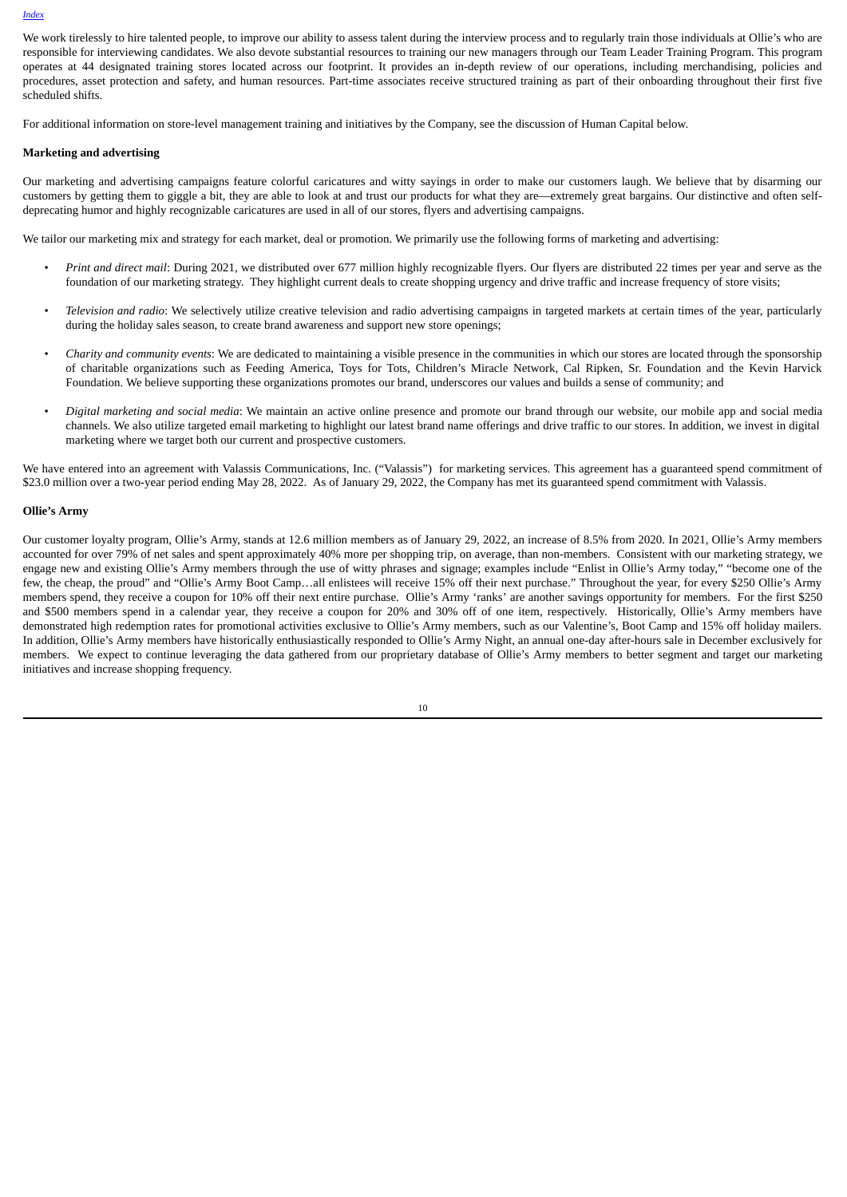We work tirelessly to hire talented people, to improve our ability to assess talent during the interview process and to regularly train those individuals at Ollie's who are responsible for interviewing candidates. We also devote substantial resources to training our new managers through our Team Leader Training Program. This program operates at 44 designated training stores located across our footprint. It provides an in-depth review of our operations, including merchandising, policies and procedures, asset protection and safety, and human resources. Part-time associates receive structured training as part of their onboarding throughout their first five scheduled shifts.

For additional information on store-level management training and initiatives by the Company, see the discussion of Human Capital below.

**Marketing and advertising**

Our marketing and advertising campaigns feature colorful caricatures and witty sayings in order to make our customers laugh. We believe that by disarming our customers by getting them to giggle a bit, they are able to look at and trust our products for what they are—extremely great bargains. Our distinctive and often self-deprecating humor and highly recognizable caricatures are used in all of our stores, flyers and advertising campaigns.

We tailor our marketing mix and strategy for each market, deal or promotion. We primarily use the following forms of marketing and advertising:

- *Print and direct mail*: During 2021, we distributed over 677 million highly recognizable flyers. Our flyers are distributed 22 times per year and serve as the foundation of our marketing strategy. They highlight current deals to create shopping urgency and drive traffic and increase frequency of store visits;
- *Television and radio*: We selectively utilize creative television and radio advertising campaigns in targeted markets at certain times of the year, particularly during the holiday sales season, to create brand awareness and support new store openings;
- *Charity and community events*: We are dedicated to maintaining a visible presence in the communities in which our stores are located through the sponsorship of charitable organizations such as Feeding America, Toys for Tots, Children's Miracle Network, Cal Ripken, Sr. Foundation and the Kevin Harvick Foundation. We believe supporting these organizations promotes our brand, underscores our values and builds a sense of community; and
- *Digital marketing and social media*: We maintain an active online presence and promote our brand through our website, our mobile app and social media channels. We also utilize targeted email marketing to highlight our latest brand name offerings and drive traffic to our stores. In addition, we invest in digital marketing where we target both our current and prospective customers.

We have entered into an agreement with Valassis Communications, Inc. ("Valassis") for marketing services. This agreement has a guaranteed spend commitment of $23.0 million over a two-year period ending May 28, 2022. As of January 29, 2022, the Company has met its guaranteed spend commitment with Valassis.

**Ollie's Army**

Our customer loyalty program, Ollie's Army, stands at 12.6 million members as of January 29, 2022, an increase of 8.5% from 2020. In 2021, Ollie's Army members accounted for over 79% of net sales and spent approximately 40% more per shopping trip, on average, than non-members. Consistent with our marketing strategy, we engage new and existing Ollie's Army members through the use of witty phrases and signage; examples include "Enlist in Ollie's Army today," "become one of the few, the cheap, the proud" and "Ollie's Army Boot Camp…all enlistees will receive 15% off their next purchase." Throughout the year, for every $250 Ollie's Army members spend, they receive a coupon for 10% off their next entire purchase. Ollie's Army 'ranks' are another savings opportunity for members. For the first $250 and $500 members spend in a calendar year, they receive a coupon for 20% and 30% off of one item, respectively. Historically, Ollie's Army members have demonstrated high redemption rates for promotional activities exclusive to Ollie's Army members, such as our Valentine's, Boot Camp and 15% off holiday mailers. In addition, Ollie's Army members have historically enthusiastically responded to Ollie's Army Night, an annual one-day after-hours sale in December exclusively for members. We expect to continue leveraging the data gathered from our proprietary database of Ollie's Army members to better segment and target our marketing initiatives and increase shopping frequency.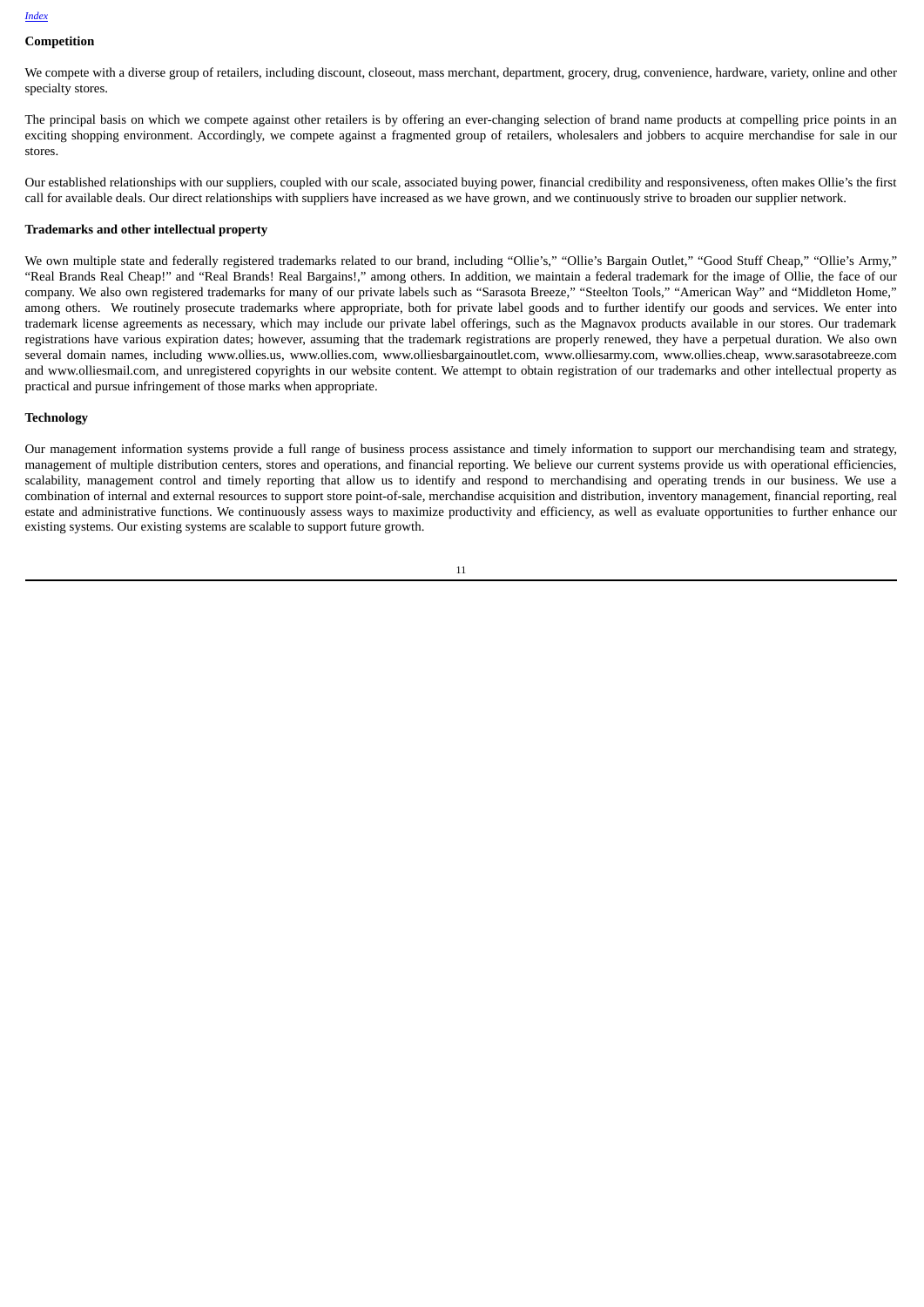## Competition

We compete with a diverse group of retailers, including discount, closeout, mass merchant, department, grocery, drug, convenience, hardware, variety, online and other specialty stores.

The principal basis on which we compete against other retailers is by offering an ever-changing selection of brand name products at compelling price points in an exciting shopping environment. Accordingly, we compete against a fragmented group of retailers, wholesalers and jobbers to acquire merchandise for sale in our stores.

Our established relationships with our suppliers, coupled with our scale, associated buying power, financial credibility and responsiveness, often makes Ollie's the first call for available deals. Our direct relationships with suppliers have increased as we have grown, and we continuously strive to broaden our supplier network.

## Trademarks and other intellectual property

We own multiple state and federally registered trademarks related to our brand, including "Ollie's," "Ollie's Bargain Outlet," "Good Stuff Cheap," "Ollie's Army," "Real Brands Real Cheap!" and "Real Brands! Real Bargains!," among others. In addition, we maintain a federal trademark for the image of Ollie, the face of our company. We also own registered trademarks for many of our private labels such as "Sarasota Breeze," "Steelton Tools," "American Way" and "Middleton Home," among others. We routinely prosecute trademarks where appropriate, both for private label goods and to further identify our goods and services. We enter into trademark license agreements as necessary, which may include our private label offerings, such as the Magnavox products available in our stores. Our trademark registrations have various expiration dates; however, assuming that the trademark registrations are properly renewed, they have a perpetual duration. We also own several domain names, including www.ollies.us, www.ollies.com, www.olliesbargainoutlet.com, www.olliesarmy.com, www.ollies.cheap, www.sarasotabreeze.com and www.olliesmail.com, and unregistered copyrights in our website content. We attempt to obtain registration of our trademarks and other intellectual property as practical and pursue infringement of those marks when appropriate.

## Technology

Our management information systems provide a full range of business process assistance and timely information to support our merchandising team and strategy, management of multiple distribution centers, stores and operations, and financial reporting. We believe our current systems provide us with operational efficiencies, scalability, management control and timely reporting that allow us to identify and respond to merchandising and operating trends in our business. We use a combination of internal and external resources to support store point-of-sale, merchandise acquisition and distribution, inventory management, financial reporting, real estate and administrative functions. We continuously assess ways to maximize productivity and efficiency, as well as evaluate opportunities to further enhance our existing systems. Our existing systems are scalable to support future growth.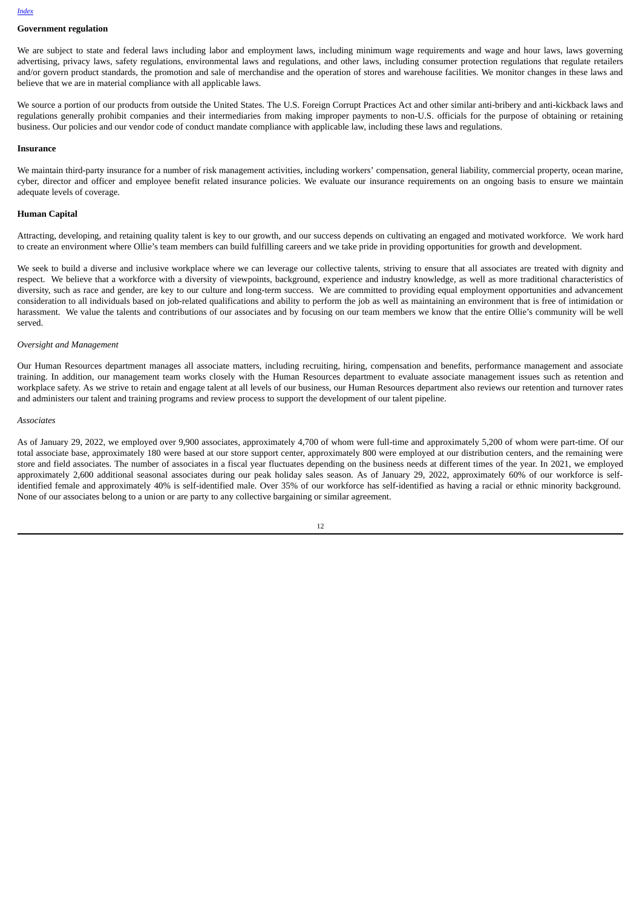**Government regulation**

We are subject to state and federal laws including labor and employment laws, including minimum wage requirements and wage and hour laws, laws governing advertising, privacy laws, safety regulations, environmental laws and regulations, and other laws, including consumer protection regulations that regulate retailers and/or govern product standards, the promotion and sale of merchandise and the operation of stores and warehouse facilities. We monitor changes in these laws and believe that we are in material compliance with all applicable laws.

We source a portion of our products from outside the United States. The U.S. Foreign Corrupt Practices Act and other similar anti-bribery and anti-kickback laws and regulations generally prohibit companies and their intermediaries from making improper payments to non-U.S. officials for the purpose of obtaining or retaining business. Our policies and our vendor code of conduct mandate compliance with applicable law, including these laws and regulations.

**Insurance**

We maintain third-party insurance for a number of risk management activities, including workers' compensation, general liability, commercial property, ocean marine, cyber, director and officer and employee benefit related insurance policies. We evaluate our insurance requirements on an ongoing basis to ensure we maintain adequate levels of coverage.

**Human Capital**

Attracting, developing, and retaining quality talent is key to our growth, and our success depends on cultivating an engaged and motivated workforce. We work hard to create an environment where Ollie's team members can build fulfilling careers and we take pride in providing opportunities for growth and development.

We seek to build a diverse and inclusive workplace where we can leverage our collective talents, striving to ensure that all associates are treated with dignity and respect. We believe that a workforce with a diversity of viewpoints, background, experience and industry knowledge, as well as more traditional characteristics of diversity, such as race and gender, are key to our culture and long-term success. We are committed to providing equal employment opportunities and advancement consideration to all individuals based on job-related qualifications and ability to perform the job as well as maintaining an environment that is free of intimidation or harassment. We value the talents and contributions of our associates and by focusing on our team members we know that the entire Ollie's community will be well served.

*Oversight and Management*

Our Human Resources department manages all associate matters, including recruiting, hiring, compensation and benefits, performance management and associate training. In addition, our management team works closely with the Human Resources department to evaluate associate management issues such as retention and workplace safety. As we strive to retain and engage talent at all levels of our business, our Human Resources department also reviews our retention and turnover rates and administers our talent and training programs and review process to support the development of our talent pipeline.

*Associates*

As of January 29, 2022, we employed over 9,900 associates, approximately 4,700 of whom were full-time and approximately 5,200 of whom were part-time. Of our total associate base, approximately 180 were based at our store support center, approximately 800 were employed at our distribution centers, and the remaining were store and field associates. The number of associates in a fiscal year fluctuates depending on the business needs at different times of the year. In 2021, we employed approximately 2,600 additional seasonal associates during our peak holiday sales season. As of January 29, 2022, approximately 60% of our workforce is self-identified female and approximately 40% is self-identified male. Over 35% of our workforce has self-identified as having a racial or ethnic minority background. None of our associates belong to a union or are party to any collective bargaining or similar agreement.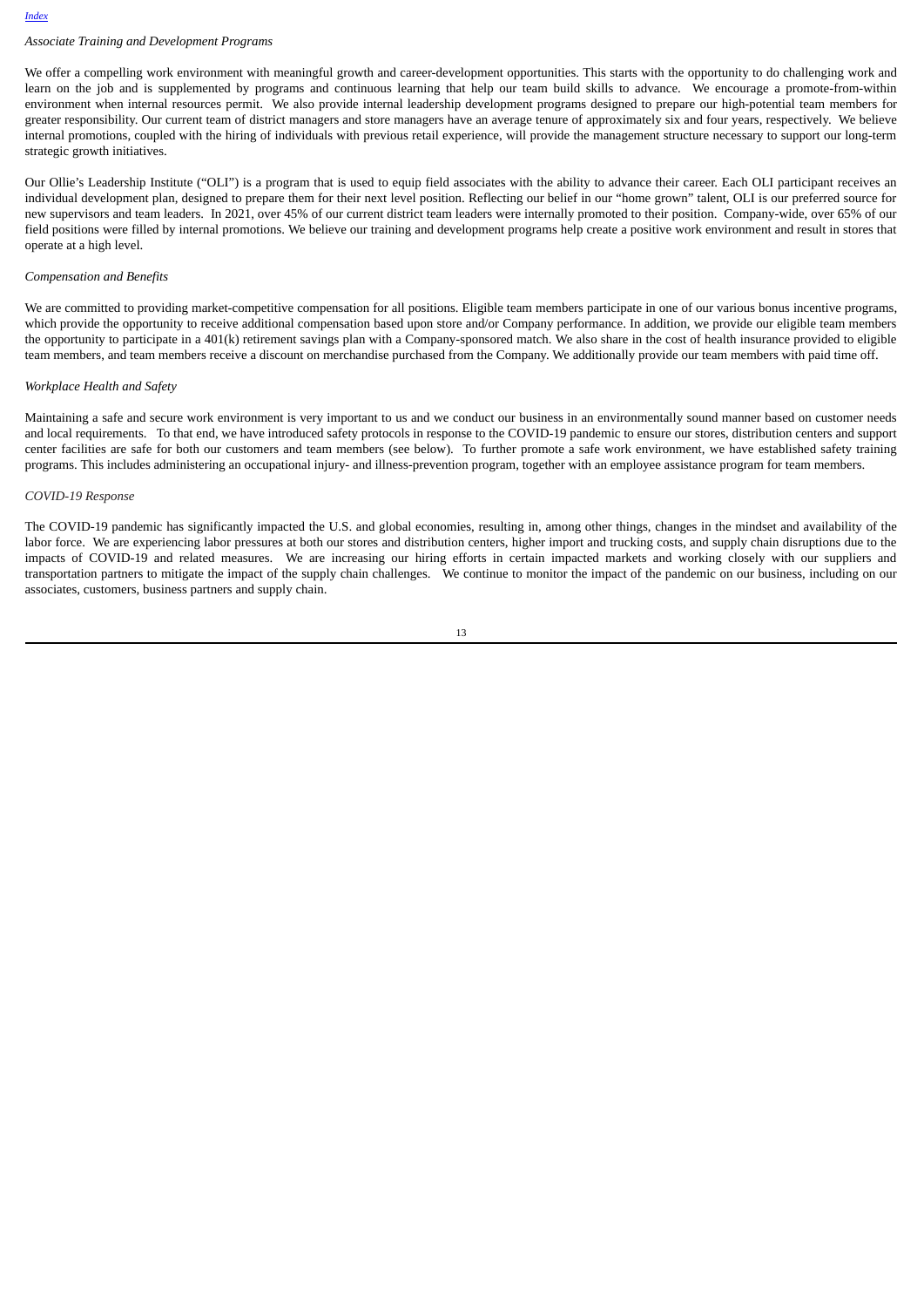*Associate Training and Development Programs*

We offer a compelling work environment with meaningful growth and career-development opportunities. This starts with the opportunity to do challenging work and learn on the job and is supplemented by programs and continuous learning that help our team build skills to advance. We encourage a promote-from-within environment when internal resources permit. We also provide internal leadership development programs designed to prepare our high-potential team members for greater responsibility. Our current team of district managers and store managers have an average tenure of approximately six and four years, respectively. We believe internal promotions, coupled with the hiring of individuals with previous retail experience, will provide the management structure necessary to support our long-term strategic growth initiatives.

Our Ollie's Leadership Institute ("OLI") is a program that is used to equip field associates with the ability to advance their career. Each OLI participant receives an individual development plan, designed to prepare them for their next level position. Reflecting our belief in our "home grown" talent, OLI is our preferred source for new supervisors and team leaders. In 2021, over 45% of our current district team leaders were internally promoted to their position. Company-wide, over 65% of our field positions were filled by internal promotions. We believe our training and development programs help create a positive work environment and result in stores that operate at a high level.

*Compensation and Benefits*

We are committed to providing market-competitive compensation for all positions. Eligible team members participate in one of our various bonus incentive programs, which provide the opportunity to receive additional compensation based upon store and/or Company performance. In addition, we provide our eligible team members the opportunity to participate in a 401(k) retirement savings plan with a Company-sponsored match. We also share in the cost of health insurance provided to eligible team members, and team members receive a discount on merchandise purchased from the Company. We additionally provide our team members with paid time off.

*Workplace Health and Safety*

Maintaining a safe and secure work environment is very important to us and we conduct our business in an environmentally sound manner based on customer needs and local requirements. To that end, we have introduced safety protocols in response to the COVID-19 pandemic to ensure our stores, distribution centers and support center facilities are safe for both our customers and team members (see below). To further promote a safe work environment, we have established safety training programs. This includes administering an occupational injury- and illness-prevention program, together with an employee assistance program for team members.

*COVID-19 Response*

The COVID-19 pandemic has significantly impacted the U.S. and global economies, resulting in, among other things, changes in the mindset and availability of the labor force. We are experiencing labor pressures at both our stores and distribution centers, higher import and trucking costs, and supply chain disruptions due to the impacts of COVID-19 and related measures. We are increasing our hiring efforts in certain impacted markets and working closely with our suppliers and transportation partners to mitigate the impact of the supply chain challenges. We continue to monitor the impact of the pandemic on our business, including on our associates, customers, business partners and supply chain.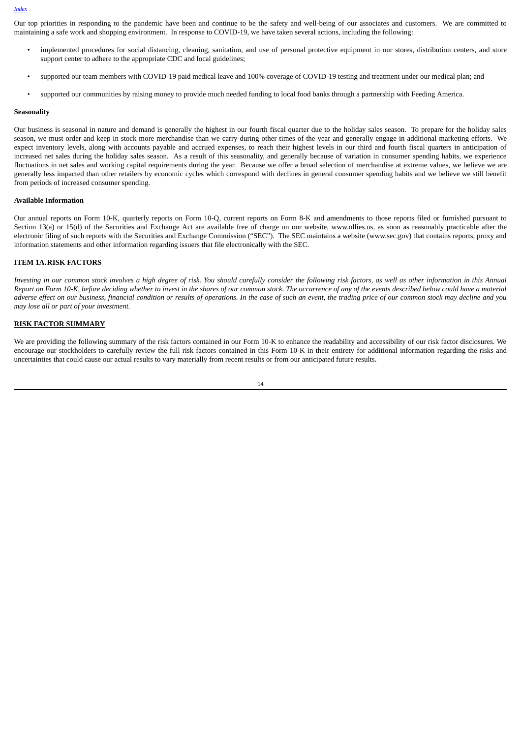Our top priorities in responding to the pandemic have been and continue to be the safety and well-being of our associates and customers. We are committed to maintaining a safe work and shopping environment. In response to COVID-19, we have taken several actions, including the following:

- implemented procedures for social distancing, cleaning, sanitation, and use of personal protective equipment in our stores, distribution centers, and store support center to adhere to the appropriate CDC and local guidelines;
- supported our team members with COVID-19 paid medical leave and 100% coverage of COVID-19 testing and treatment under our medical plan; and
- supported our communities by raising money to provide much needed funding to local food banks through a partnership with Feeding America.

**Seasonality**

Our business is seasonal in nature and demand is generally the highest in our fourth fiscal quarter due to the holiday sales season. To prepare for the holiday sales season, we must order and keep in stock more merchandise than we carry during other times of the year and generally engage in additional marketing efforts. We expect inventory levels, along with accounts payable and accrued expenses, to reach their highest levels in our third and fourth fiscal quarters in anticipation of increased net sales during the holiday sales season. As a result of this seasonality, and generally because of variation in consumer spending habits, we experience fluctuations in net sales and working capital requirements during the year. Because we offer a broad selection of merchandise at extreme values, we believe we are generally less impacted than other retailers by economic cycles which correspond with declines in general consumer spending habits and we believe we still benefit from periods of increased consumer spending.

**Available Information**

Our annual reports on Form 10-K, quarterly reports on Form 10-Q, current reports on Form 8-K and amendments to those reports filed or furnished pursuant to Section 13(a) or 15(d) of the Securities and Exchange Act are available free of charge on our website, www.ollies.us, as soon as reasonably practicable after the electronic filing of such reports with the Securities and Exchange Commission ("SEC"). The SEC maintains a website (www.sec.gov) that contains reports, proxy and information statements and other information regarding issuers that file electronically with the SEC.

## ITEM 1A. RISK FACTORS

*Investing in our common stock involves a high degree of risk. You should carefully consider the following risk factors, as well as other information in this Annual Report on Form 10-K, before deciding whether to invest in the shares of our common stock. The occurrence of any of the events described below could have a material adverse effect on our business, financial condition or results of operations. In the case of such an event, the trading price of our common stock may decline and you may lose all or part of your investment.*

**RISK FACTOR SUMMARY**

We are providing the following summary of the risk factors contained in our Form 10-K to enhance the readability and accessibility of our risk factor disclosures. We encourage our stockholders to carefully review the full risk factors contained in this Form 10-K in their entirety for additional information regarding the risks and uncertainties that could cause our actual results to vary materially from recent results or from our anticipated future results.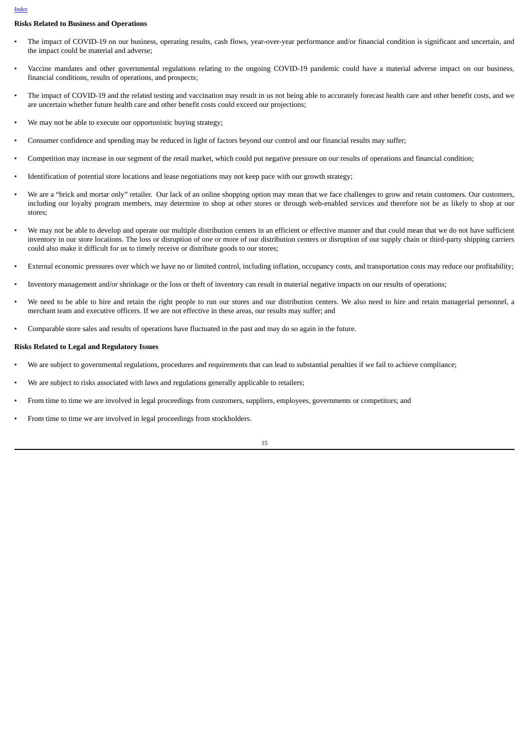**Risks Related to Business and Operations**

- The impact of COVID-19 on our business, operating results, cash flows, year-over-year performance and/or financial condition is significant and uncertain, and the impact could be material and adverse;
- Vaccine mandates and other governmental regulations relating to the ongoing COVID-19 pandemic could have a material adverse impact on our business, financial conditions, results of operations, and prospects;
- The impact of COVID-19 and the related testing and vaccination may result in us not being able to accurately forecast health care and other benefit costs, and we are uncertain whether future health care and other benefit costs could exceed our projections;
- We may not be able to execute our opportunistic buying strategy;
- Consumer confidence and spending may be reduced in light of factors beyond our control and our financial results may suffer;
- Competition may increase in our segment of the retail market, which could put negative pressure on our results of operations and financial condition;
- Identification of potential store locations and lease negotiations may not keep pace with our growth strategy;
- We are a “brick and mortar only” retailer. Our lack of an online shopping option may mean that we face challenges to grow and retain customers. Our customers, including our loyalty program members, may determine to shop at other stores or through web-enabled services and therefore not be as likely to shop at our stores;
- We may not be able to develop and operate our multiple distribution centers in an efficient or effective manner and that could mean that we do not have sufficient inventory in our store locations. The loss or disruption of one or more of our distribution centers or disruption of our supply chain or third-party shipping carriers could also make it difficult for us to timely receive or distribute goods to our stores;
- External economic pressures over which we have no or limited control, including inflation, occupancy costs, and transportation costs may reduce our profitability;
- Inventory management and/or shrinkage or the loss or theft of inventory can result in material negative impacts on our results of operations;
- We need to be able to hire and retain the right people to run our stores and our distribution centers. We also need to hire and retain managerial personnel, a merchant team and executive officers. If we are not effective in these areas, our results may suffer; and
- Comparable store sales and results of operations have fluctuated in the past and may do so again in the future.

**Risks Related to Legal and Regulatory Issues**

- We are subject to governmental regulations, procedures and requirements that can lead to substantial penalties if we fail to achieve compliance;
- We are subject to risks associated with laws and regulations generally applicable to retailers;
- From time to time we are involved in legal proceedings from customers, suppliers, employees, governments or competitors; and
- From time to time we are involved in legal proceedings from stockholders.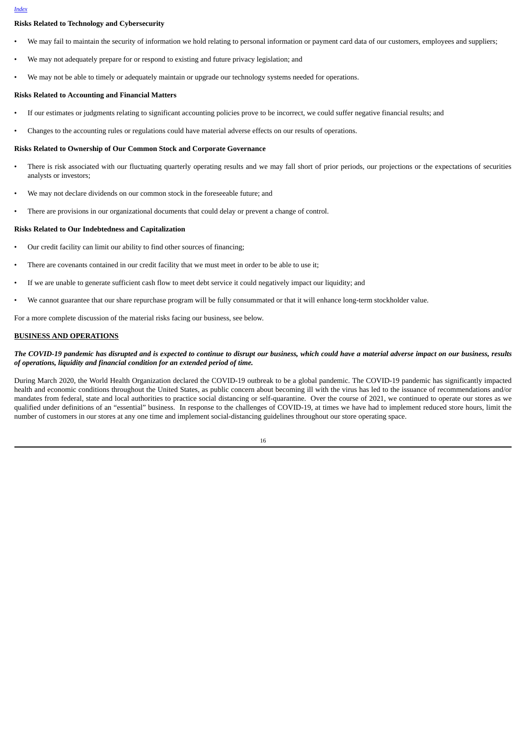**Risks Related to Technology and Cybersecurity**

- We may fail to maintain the security of information we hold relating to personal information or payment card data of our customers, employees and suppliers;
- We may not adequately prepare for or respond to existing and future privacy legislation; and
- We may not be able to timely or adequately maintain or upgrade our technology systems needed for operations.

**Risks Related to Accounting and Financial Matters**

- If our estimates or judgments relating to significant accounting policies prove to be incorrect, we could suffer negative financial results; and
- Changes to the accounting rules or regulations could have material adverse effects on our results of operations.

**Risks Related to Ownership of Our Common Stock and Corporate Governance**

- There is risk associated with our fluctuating quarterly operating results and we may fall short of prior periods, our projections or the expectations of securities analysts or investors;
- We may not declare dividends on our common stock in the foreseeable future; and
- There are provisions in our organizational documents that could delay or prevent a change of control.

**Risks Related to Our Indebtedness and Capitalization**

- Our credit facility can limit our ability to find other sources of financing;
- There are covenants contained in our credit facility that we must meet in order to be able to use it;
- If we are unable to generate sufficient cash flow to meet debt service it could negatively impact our liquidity; and
- We cannot guarantee that our share repurchase program will be fully consummated or that it will enhance long-term stockholder value.

For a more complete discussion of the material risks facing our business, see below.

**BUSINESS AND OPERATIONS**

***The COVID-19 pandemic has disrupted and is expected to continue to disrupt our business, which could have a material adverse impact on our business, results of operations, liquidity and financial condition for an extended period of time.***

During March 2020, the World Health Organization declared the COVID-19 outbreak to be a global pandemic. The COVID-19 pandemic has significantly impacted health and economic conditions throughout the United States, as public concern about becoming ill with the virus has led to the issuance of recommendations and/or mandates from federal, state and local authorities to practice social distancing or self-quarantine. Over the course of 2021, we continued to operate our stores as we qualified under definitions of an "essential" business. In response to the challenges of COVID-19, at times we have had to implement reduced store hours, limit the number of customers in our stores at any one time and implement social-distancing guidelines throughout our store operating space.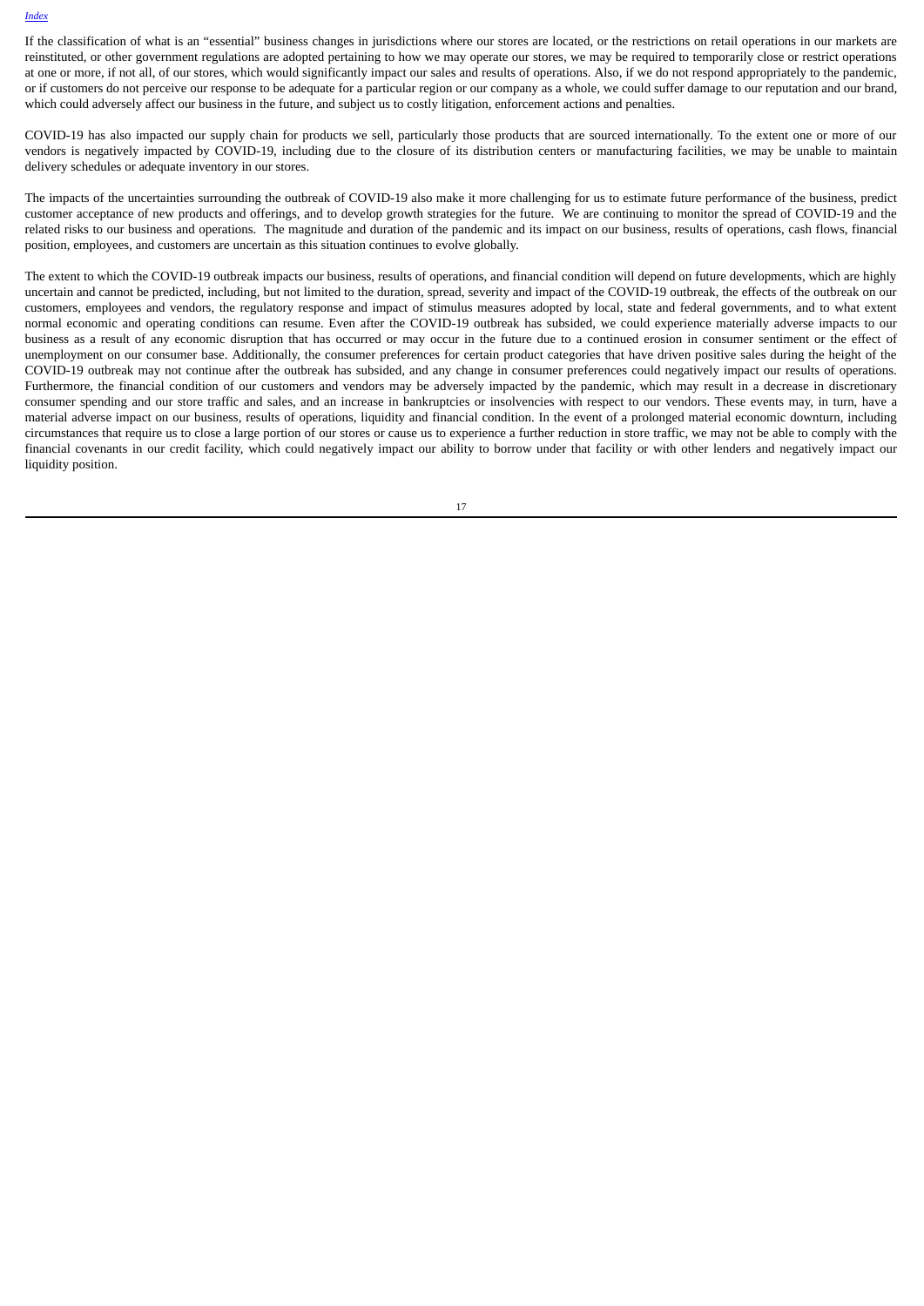If the classification of what is an "essential" business changes in jurisdictions where our stores are located, or the restrictions on retail operations in our markets are reinstituted, or other government regulations are adopted pertaining to how we may operate our stores, we may be required to temporarily close or restrict operations at one or more, if not all, of our stores, which would significantly impact our sales and results of operations. Also, if we do not respond appropriately to the pandemic, or if customers do not perceive our response to be adequate for a particular region or our company as a whole, we could suffer damage to our reputation and our brand, which could adversely affect our business in the future, and subject us to costly litigation, enforcement actions and penalties.

COVID-19 has also impacted our supply chain for products we sell, particularly those products that are sourced internationally. To the extent one or more of our vendors is negatively impacted by COVID-19, including due to the closure of its distribution centers or manufacturing facilities, we may be unable to maintain delivery schedules or adequate inventory in our stores.

The impacts of the uncertainties surrounding the outbreak of COVID-19 also make it more challenging for us to estimate future performance of the business, predict customer acceptance of new products and offerings, and to develop growth strategies for the future. We are continuing to monitor the spread of COVID-19 and the related risks to our business and operations. The magnitude and duration of the pandemic and its impact on our business, results of operations, cash flows, financial position, employees, and customers are uncertain as this situation continues to evolve globally.

The extent to which the COVID-19 outbreak impacts our business, results of operations, and financial condition will depend on future developments, which are highly uncertain and cannot be predicted, including, but not limited to the duration, spread, severity and impact of the COVID-19 outbreak, the effects of the outbreak on our customers, employees and vendors, the regulatory response and impact of stimulus measures adopted by local, state and federal governments, and to what extent normal economic and operating conditions can resume. Even after the COVID-19 outbreak has subsided, we could experience materially adverse impacts to our business as a result of any economic disruption that has occurred or may occur in the future due to a continued erosion in consumer sentiment or the effect of unemployment on our consumer base. Additionally, the consumer preferences for certain product categories that have driven positive sales during the height of the COVID-19 outbreak may not continue after the outbreak has subsided, and any change in consumer preferences could negatively impact our results of operations. Furthermore, the financial condition of our customers and vendors may be adversely impacted by the pandemic, which may result in a decrease in discretionary consumer spending and our store traffic and sales, and an increase in bankruptcies or insolvencies with respect to our vendors. These events may, in turn, have a material adverse impact on our business, results of operations, liquidity and financial condition. In the event of a prolonged material economic downturn, including circumstances that require us to close a large portion of our stores or cause us to experience a further reduction in store traffic, we may not be able to comply with the financial covenants in our credit facility, which could negatively impact our ability to borrow under that facility or with other lenders and negatively impact our liquidity position.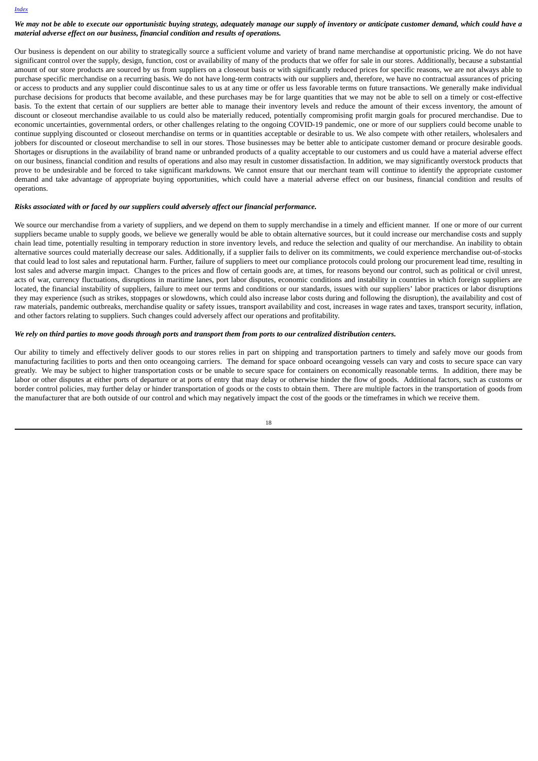***We may not be able to execute our opportunistic buying strategy, adequately manage our supply of inventory or anticipate customer demand, which could have a material adverse effect on our business, financial condition and results of operations.***

Our business is dependent on our ability to strategically source a sufficient volume and variety of brand name merchandise at opportunistic pricing. We do not have significant control over the supply, design, function, cost or availability of many of the products that we offer for sale in our stores. Additionally, because a substantial amount of our store products are sourced by us from suppliers on a closeout basis or with significantly reduced prices for specific reasons, we are not always able to purchase specific merchandise on a recurring basis. We do not have long-term contracts with our suppliers and, therefore, we have no contractual assurances of pricing or access to products and any supplier could discontinue sales to us at any time or offer us less favorable terms on future transactions. We generally make individual purchase decisions for products that become available, and these purchases may be for large quantities that we may not be able to sell on a timely or cost-effective basis. To the extent that certain of our suppliers are better able to manage their inventory levels and reduce the amount of their excess inventory, the amount of discount or closeout merchandise available to us could also be materially reduced, potentially compromising profit margin goals for procured merchandise. Due to economic uncertainties, governmental orders, or other challenges relating to the ongoing COVID-19 pandemic, one or more of our suppliers could become unable to continue supplying discounted or closeout merchandise on terms or in quantities acceptable or desirable to us. We also compete with other retailers, wholesalers and jobbers for discounted or closeout merchandise to sell in our stores. Those businesses may be better able to anticipate customer demand or procure desirable goods. Shortages or disruptions in the availability of brand name or unbranded products of a quality acceptable to our customers and us could have a material adverse effect on our business, financial condition and results of operations and also may result in customer dissatisfaction. In addition, we may significantly overstock products that prove to be undesirable and be forced to take significant markdowns. We cannot ensure that our merchant team will continue to identify the appropriate customer demand and take advantage of appropriate buying opportunities, which could have a material adverse effect on our business, financial condition and results of operations.

***Risks associated with or faced by our suppliers could adversely affect our financial performance.***

We source our merchandise from a variety of suppliers, and we depend on them to supply merchandise in a timely and efficient manner. If one or more of our current suppliers became unable to supply goods, we believe we generally would be able to obtain alternative sources, but it could increase our merchandise costs and supply chain lead time, potentially resulting in temporary reduction in store inventory levels, and reduce the selection and quality of our merchandise. An inability to obtain alternative sources could materially decrease our sales. Additionally, if a supplier fails to deliver on its commitments, we could experience merchandise out-of-stocks that could lead to lost sales and reputational harm. Further, failure of suppliers to meet our compliance protocols could prolong our procurement lead time, resulting in lost sales and adverse margin impact. Changes to the prices and flow of certain goods are, at times, for reasons beyond our control, such as political or civil unrest, acts of war, currency fluctuations, disruptions in maritime lanes, port labor disputes, economic conditions and instability in countries in which foreign suppliers are located, the financial instability of suppliers, failure to meet our terms and conditions or our standards, issues with our suppliers' labor practices or labor disruptions they may experience (such as strikes, stoppages or slowdowns, which could also increase labor costs during and following the disruption), the availability and cost of raw materials, pandemic outbreaks, merchandise quality or safety issues, transport availability and cost, increases in wage rates and taxes, transport security, inflation, and other factors relating to suppliers. Such changes could adversely affect our operations and profitability.

***We rely on third parties to move goods through ports and transport them from ports to our centralized distribution centers.***

Our ability to timely and effectively deliver goods to our stores relies in part on shipping and transportation partners to timely and safely move our goods from manufacturing facilities to ports and then onto oceangoing carriers. The demand for space onboard oceangoing vessels can vary and costs to secure space can vary greatly. We may be subject to higher transportation costs or be unable to secure space for containers on economically reasonable terms. In addition, there may be labor or other disputes at either ports of departure or at ports of entry that may delay or otherwise hinder the flow of goods. Additional factors, such as customs or border control policies, may further delay or hinder transportation of goods or the costs to obtain them. There are multiple factors in the transportation of goods from the manufacturer that are both outside of our control and which may negatively impact the cost of the goods or the timeframes in which we receive them.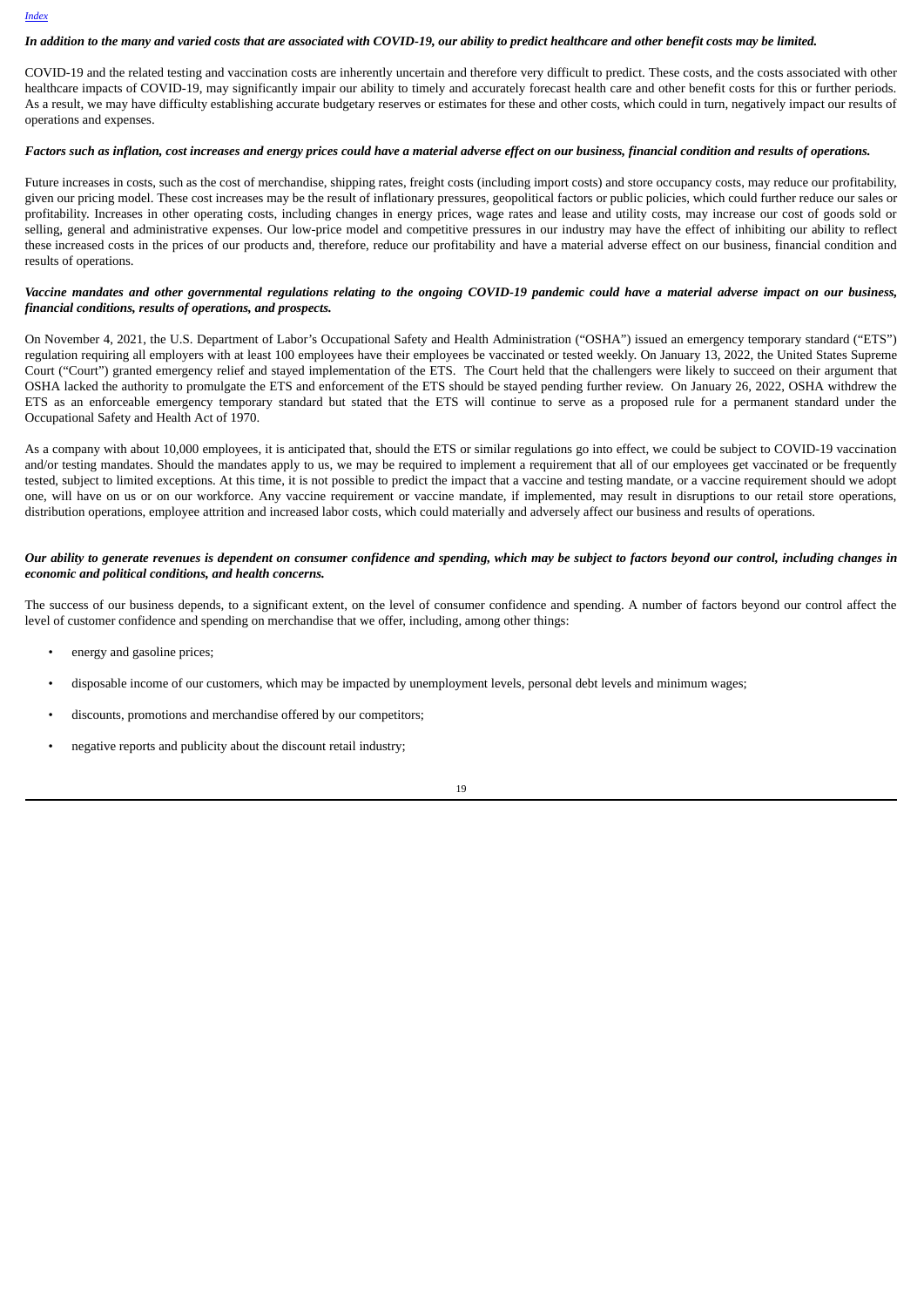***In addition to the many and varied costs that are associated with COVID-19, our ability to predict healthcare and other benefit costs may be limited.***

COVID-19 and the related testing and vaccination costs are inherently uncertain and therefore very difficult to predict. These costs, and the costs associated with other healthcare impacts of COVID-19, may significantly impair our ability to timely and accurately forecast health care and other benefit costs for this or further periods. As a result, we may have difficulty establishing accurate budgetary reserves or estimates for these and other costs, which could in turn, negatively impact our results of operations and expenses.

***Factors such as inflation, cost increases and energy prices could have a material adverse effect on our business, financial condition and results of operations.***

Future increases in costs, such as the cost of merchandise, shipping rates, freight costs (including import costs) and store occupancy costs, may reduce our profitability, given our pricing model. These cost increases may be the result of inflationary pressures, geopolitical factors or public policies, which could further reduce our sales or profitability. Increases in other operating costs, including changes in energy prices, wage rates and lease and utility costs, may increase our cost of goods sold or selling, general and administrative expenses. Our low-price model and competitive pressures in our industry may have the effect of inhibiting our ability to reflect these increased costs in the prices of our products and, therefore, reduce our profitability and have a material adverse effect on our business, financial condition and results of operations.

***Vaccine mandates and other governmental regulations relating to the ongoing COVID-19 pandemic could have a material adverse impact on our business, financial conditions, results of operations, and prospects.***

On November 4, 2021, the U.S. Department of Labor's Occupational Safety and Health Administration ("OSHA") issued an emergency temporary standard ("ETS") regulation requiring all employers with at least 100 employees have their employees be vaccinated or tested weekly. On January 13, 2022, the United States Supreme Court ("Court") granted emergency relief and stayed implementation of the ETS. The Court held that the challengers were likely to succeed on their argument that OSHA lacked the authority to promulgate the ETS and enforcement of the ETS should be stayed pending further review. On January 26, 2022, OSHA withdrew the ETS as an enforceable emergency temporary standard but stated that the ETS will continue to serve as a proposed rule for a permanent standard under the Occupational Safety and Health Act of 1970.

As a company with about 10,000 employees, it is anticipated that, should the ETS or similar regulations go into effect, we could be subject to COVID-19 vaccination and/or testing mandates. Should the mandates apply to us, we may be required to implement a requirement that all of our employees get vaccinated or be frequently tested, subject to limited exceptions. At this time, it is not possible to predict the impact that a vaccine and testing mandate, or a vaccine requirement should we adopt one, will have on us or on our workforce. Any vaccine requirement or vaccine mandate, if implemented, may result in disruptions to our retail store operations, distribution operations, employee attrition and increased labor costs, which could materially and adversely affect our business and results of operations.

***Our ability to generate revenues is dependent on consumer confidence and spending, which may be subject to factors beyond our control, including changes in economic and political conditions, and health concerns.***

The success of our business depends, to a significant extent, on the level of consumer confidence and spending. A number of factors beyond our control affect the level of customer confidence and spending on merchandise that we offer, including, among other things:

- energy and gasoline prices;
- disposable income of our customers, which may be impacted by unemployment levels, personal debt levels and minimum wages;
- discounts, promotions and merchandise offered by our competitors;
- negative reports and publicity about the discount retail industry;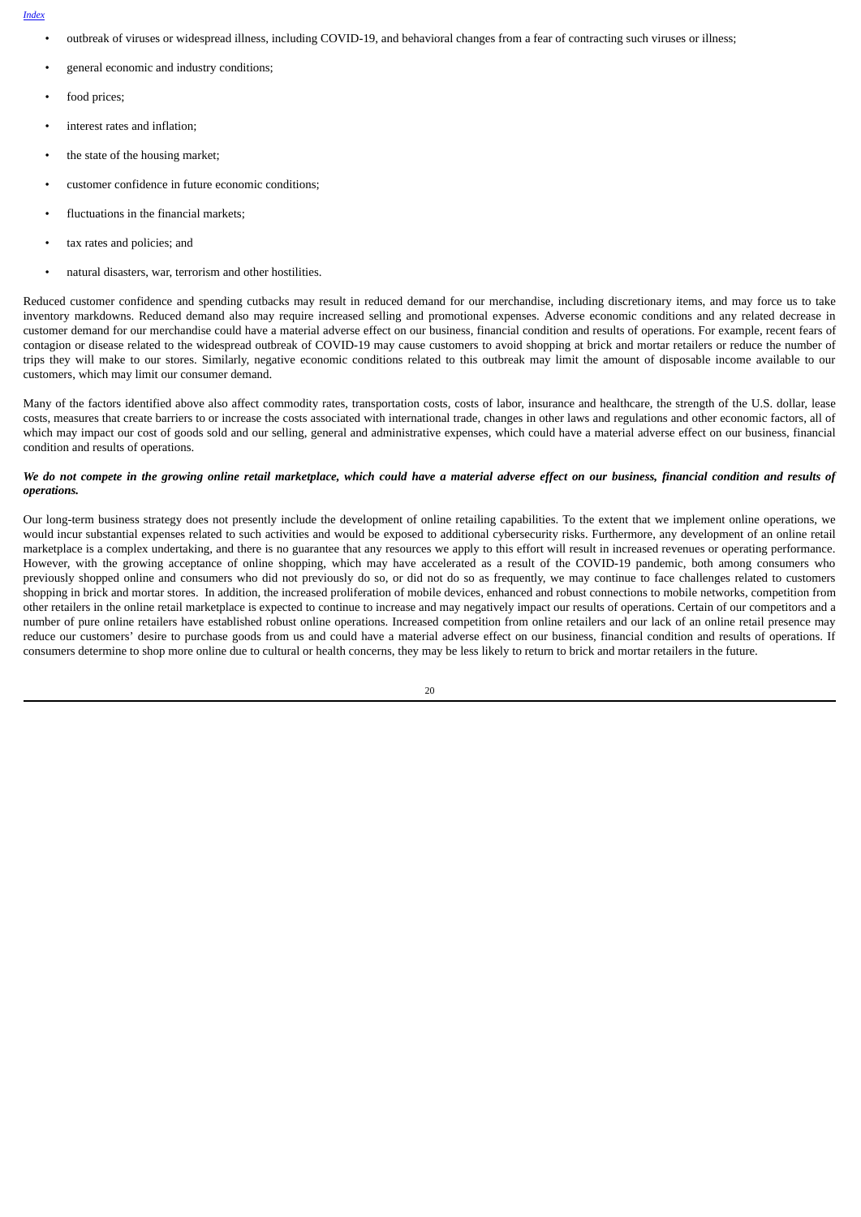- outbreak of viruses or widespread illness, including COVID-19, and behavioral changes from a fear of contracting such viruses or illness;
- general economic and industry conditions;
- food prices;
- interest rates and inflation;
- the state of the housing market;
- customer confidence in future economic conditions;
- fluctuations in the financial markets;
- tax rates and policies; and
- natural disasters, war, terrorism and other hostilities.

Reduced customer confidence and spending cutbacks may result in reduced demand for our merchandise, including discretionary items, and may force us to take inventory markdowns. Reduced demand also may require increased selling and promotional expenses. Adverse economic conditions and any related decrease in customer demand for our merchandise could have a material adverse effect on our business, financial condition and results of operations. For example, recent fears of contagion or disease related to the widespread outbreak of COVID-19 may cause customers to avoid shopping at brick and mortar retailers or reduce the number of trips they will make to our stores. Similarly, negative economic conditions related to this outbreak may limit the amount of disposable income available to our customers, which may limit our consumer demand.

Many of the factors identified above also affect commodity rates, transportation costs, costs of labor, insurance and healthcare, the strength of the U.S. dollar, lease costs, measures that create barriers to or increase the costs associated with international trade, changes in other laws and regulations and other economic factors, all of which may impact our cost of goods sold and our selling, general and administrative expenses, which could have a material adverse effect on our business, financial condition and results of operations.

***We do not compete in the growing online retail marketplace, which could have a material adverse effect on our business, financial condition and results of operations.***

Our long-term business strategy does not presently include the development of online retailing capabilities. To the extent that we implement online operations, we would incur substantial expenses related to such activities and would be exposed to additional cybersecurity risks. Furthermore, any development of an online retail marketplace is a complex undertaking, and there is no guarantee that any resources we apply to this effort will result in increased revenues or operating performance. However, with the growing acceptance of online shopping, which may have accelerated as a result of the COVID-19 pandemic, both among consumers who previously shopped online and consumers who did not previously do so, or did not do so as frequently, we may continue to face challenges related to customers shopping in brick and mortar stores. In addition, the increased proliferation of mobile devices, enhanced and robust connections to mobile networks, competition from other retailers in the online retail marketplace is expected to continue to increase and may negatively impact our results of operations. Certain of our competitors and a number of pure online retailers have established robust online operations. Increased competition from online retailers and our lack of an online retail presence may reduce our customers' desire to purchase goods from us and could have a material adverse effect on our business, financial condition and results of operations. If consumers determine to shop more online due to cultural or health concerns, they may be less likely to return to brick and mortar retailers in the future.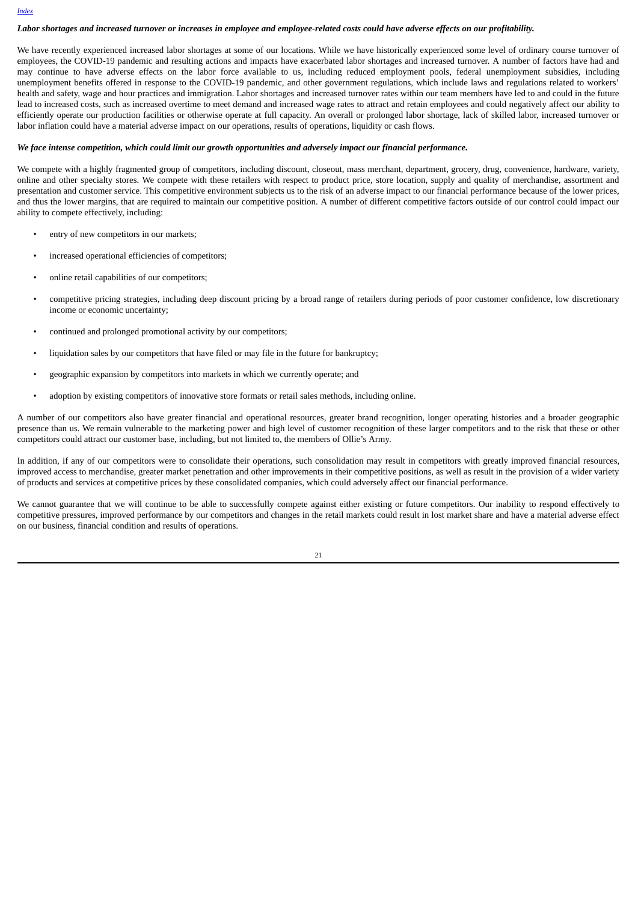***Labor shortages and increased turnover or increases in employee and employee-related costs could have adverse effects on our profitability.***

We have recently experienced increased labor shortages at some of our locations. While we have historically experienced some level of ordinary course turnover of employees, the COVID-19 pandemic and resulting actions and impacts have exacerbated labor shortages and increased turnover. A number of factors have had and may continue to have adverse effects on the labor force available to us, including reduced employment pools, federal unemployment subsidies, including unemployment benefits offered in response to the COVID-19 pandemic, and other government regulations, which include laws and regulations related to workers' health and safety, wage and hour practices and immigration. Labor shortages and increased turnover rates within our team members have led to and could in the future lead to increased costs, such as increased overtime to meet demand and increased wage rates to attract and retain employees and could negatively affect our ability to efficiently operate our production facilities or otherwise operate at full capacity. An overall or prolonged labor shortage, lack of skilled labor, increased turnover or labor inflation could have a material adverse impact on our operations, results of operations, liquidity or cash flows.

***We face intense competition, which could limit our growth opportunities and adversely impact our financial performance.***

We compete with a highly fragmented group of competitors, including discount, closeout, mass merchant, department, grocery, drug, convenience, hardware, variety, online and other specialty stores. We compete with these retailers with respect to product price, store location, supply and quality of merchandise, assortment and presentation and customer service. This competitive environment subjects us to the risk of an adverse impact to our financial performance because of the lower prices, and thus the lower margins, that are required to maintain our competitive position. A number of different competitive factors outside of our control could impact our ability to compete effectively, including:

- entry of new competitors in our markets;
- increased operational efficiencies of competitors;
- online retail capabilities of our competitors;
- competitive pricing strategies, including deep discount pricing by a broad range of retailers during periods of poor customer confidence, low discretionary income or economic uncertainty;
- continued and prolonged promotional activity by our competitors;
- liquidation sales by our competitors that have filed or may file in the future for bankruptcy;
- geographic expansion by competitors into markets in which we currently operate; and
- adoption by existing competitors of innovative store formats or retail sales methods, including online.

A number of our competitors also have greater financial and operational resources, greater brand recognition, longer operating histories and a broader geographic presence than us. We remain vulnerable to the marketing power and high level of customer recognition of these larger competitors and to the risk that these or other competitors could attract our customer base, including, but not limited to, the members of Ollie's Army.

In addition, if any of our competitors were to consolidate their operations, such consolidation may result in competitors with greatly improved financial resources, improved access to merchandise, greater market penetration and other improvements in their competitive positions, as well as result in the provision of a wider variety of products and services at competitive prices by these consolidated companies, which could adversely affect our financial performance.

We cannot guarantee that we will continue to be able to successfully compete against either existing or future competitors. Our inability to respond effectively to competitive pressures, improved performance by our competitors and changes in the retail markets could result in lost market share and have a material adverse effect on our business, financial condition and results of operations.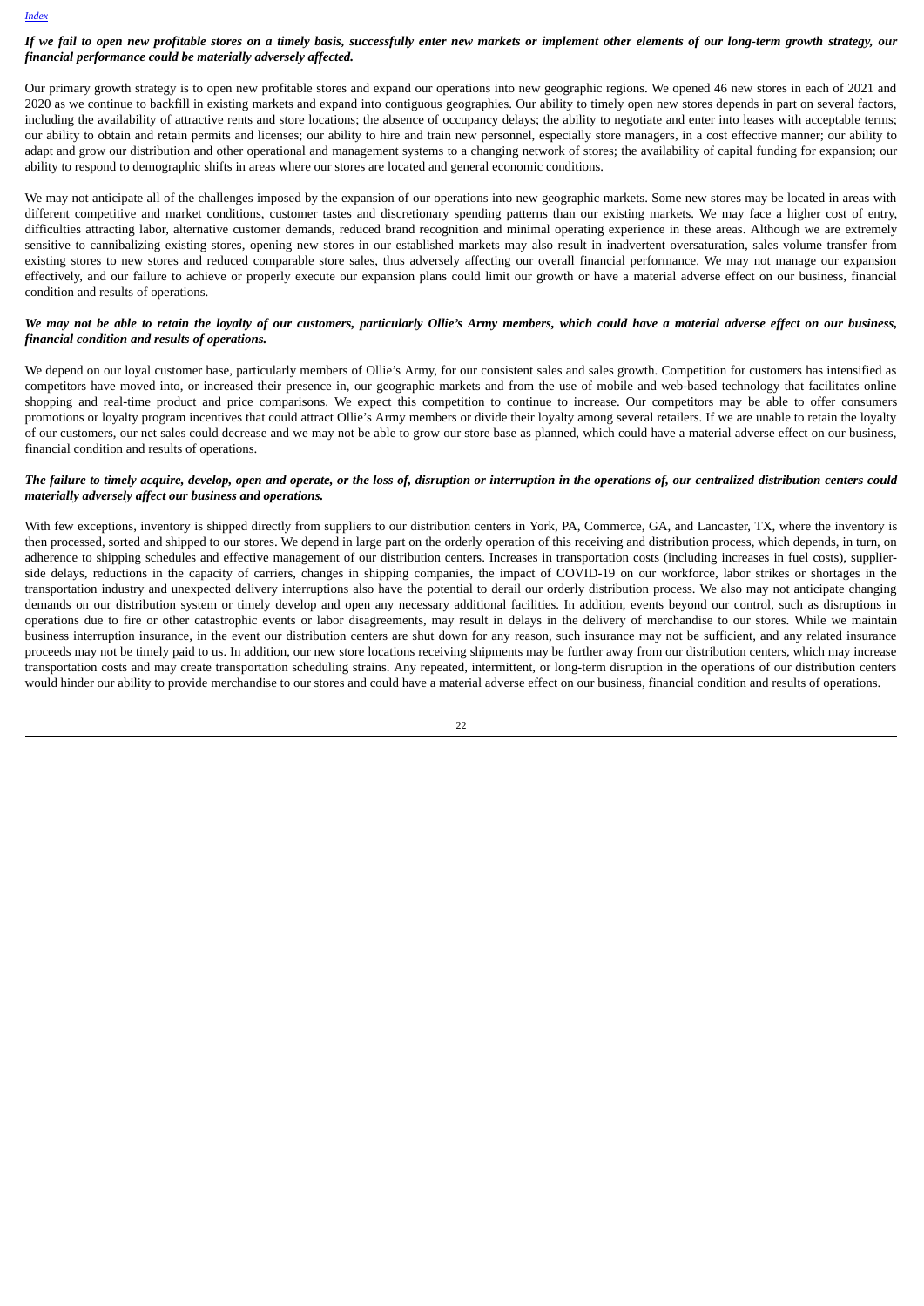***If we fail to open new profitable stores on a timely basis, successfully enter new markets or implement other elements of our long-term growth strategy, our financial performance could be materially adversely affected.***

Our primary growth strategy is to open new profitable stores and expand our operations into new geographic regions. We opened 46 new stores in each of 2021 and 2020 as we continue to backfill in existing markets and expand into contiguous geographies. Our ability to timely open new stores depends in part on several factors, including the availability of attractive rents and store locations; the absence of occupancy delays; the ability to negotiate and enter into leases with acceptable terms; our ability to obtain and retain permits and licenses; our ability to hire and train new personnel, especially store managers, in a cost effective manner; our ability to adapt and grow our distribution and other operational and management systems to a changing network of stores; the availability of capital funding for expansion; our ability to respond to demographic shifts in areas where our stores are located and general economic conditions.

We may not anticipate all of the challenges imposed by the expansion of our operations into new geographic markets. Some new stores may be located in areas with different competitive and market conditions, customer tastes and discretionary spending patterns than our existing markets. We may face a higher cost of entry, difficulties attracting labor, alternative customer demands, reduced brand recognition and minimal operating experience in these areas. Although we are extremely sensitive to cannibalizing existing stores, opening new stores in our established markets may also result in inadvertent oversaturation, sales volume transfer from existing stores to new stores and reduced comparable store sales, thus adversely affecting our overall financial performance. We may not manage our expansion effectively, and our failure to achieve or properly execute our expansion plans could limit our growth or have a material adverse effect on our business, financial condition and results of operations.

***We may not be able to retain the loyalty of our customers, particularly Ollie's Army members, which could have a material adverse effect on our business, financial condition and results of operations.***

We depend on our loyal customer base, particularly members of Ollie's Army, for our consistent sales and sales growth. Competition for customers has intensified as competitors have moved into, or increased their presence in, our geographic markets and from the use of mobile and web-based technology that facilitates online shopping and real-time product and price comparisons. We expect this competition to continue to increase. Our competitors may be able to offer consumers promotions or loyalty program incentives that could attract Ollie's Army members or divide their loyalty among several retailers. If we are unable to retain the loyalty of our customers, our net sales could decrease and we may not be able to grow our store base as planned, which could have a material adverse effect on our business, financial condition and results of operations.

***The failure to timely acquire, develop, open and operate, or the loss of, disruption or interruption in the operations of, our centralized distribution centers could materially adversely affect our business and operations.***

With few exceptions, inventory is shipped directly from suppliers to our distribution centers in York, PA, Commerce, GA, and Lancaster, TX, where the inventory is then processed, sorted and shipped to our stores. We depend in large part on the orderly operation of this receiving and distribution process, which depends, in turn, on adherence to shipping schedules and effective management of our distribution centers. Increases in transportation costs (including increases in fuel costs), supplier-side delays, reductions in the capacity of carriers, changes in shipping companies, the impact of COVID-19 on our workforce, labor strikes or shortages in the transportation industry and unexpected delivery interruptions also have the potential to derail our orderly distribution process. We also may not anticipate changing demands on our distribution system or timely develop and open any necessary additional facilities. In addition, events beyond our control, such as disruptions in operations due to fire or other catastrophic events or labor disagreements, may result in delays in the delivery of merchandise to our stores. While we maintain business interruption insurance, in the event our distribution centers are shut down for any reason, such insurance may not be sufficient, and any related insurance proceeds may not be timely paid to us. In addition, our new store locations receiving shipments may be further away from our distribution centers, which may increase transportation costs and may create transportation scheduling strains. Any repeated, intermittent, or long-term disruption in the operations of our distribution centers would hinder our ability to provide merchandise to our stores and could have a material adverse effect on our business, financial condition and results of operations.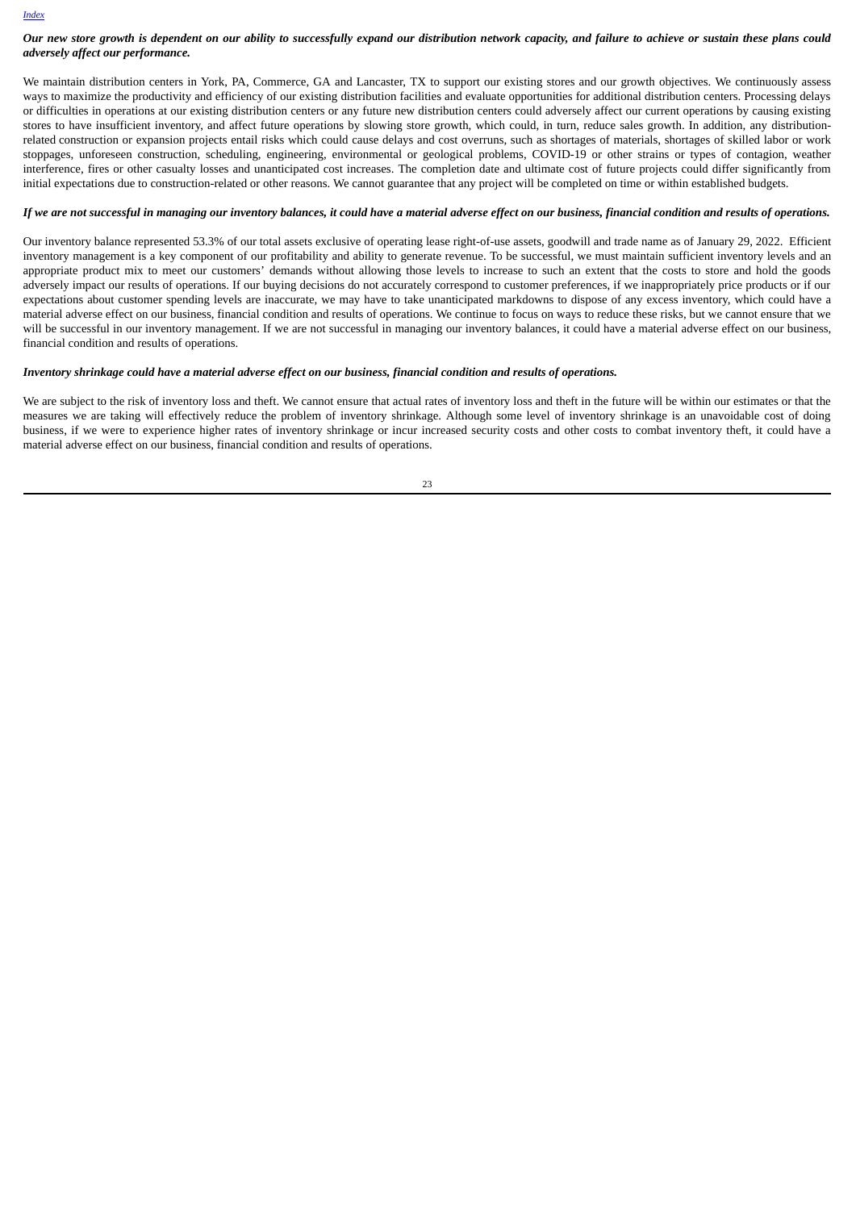***Our new store growth is dependent on our ability to successfully expand our distribution network capacity, and failure to achieve or sustain these plans could adversely affect our performance.***

We maintain distribution centers in York, PA, Commerce, GA and Lancaster, TX to support our existing stores and our growth objectives. We continuously assess ways to maximize the productivity and efficiency of our existing distribution facilities and evaluate opportunities for additional distribution centers. Processing delays or difficulties in operations at our existing distribution centers or any future new distribution centers could adversely affect our current operations by causing existing stores to have insufficient inventory, and affect future operations by slowing store growth, which could, in turn, reduce sales growth. In addition, any distribution-related construction or expansion projects entail risks which could cause delays and cost overruns, such as shortages of materials, shortages of skilled labor or work stoppages, unforeseen construction, scheduling, engineering, environmental or geological problems, COVID-19 or other strains or types of contagion, weather interference, fires or other casualty losses and unanticipated cost increases. The completion date and ultimate cost of future projects could differ significantly from initial expectations due to construction-related or other reasons. We cannot guarantee that any project will be completed on time or within established budgets.

***If we are not successful in managing our inventory balances, it could have a material adverse effect on our business, financial condition and results of operations.***

Our inventory balance represented 53.3% of our total assets exclusive of operating lease right-of-use assets, goodwill and trade name as of January 29, 2022. Efficient inventory management is a key component of our profitability and ability to generate revenue. To be successful, we must maintain sufficient inventory levels and an appropriate product mix to meet our customers' demands without allowing those levels to increase to such an extent that the costs to store and hold the goods adversely impact our results of operations. If our buying decisions do not accurately correspond to customer preferences, if we inappropriately price products or if our expectations about customer spending levels are inaccurate, we may have to take unanticipated markdowns to dispose of any excess inventory, which could have a material adverse effect on our business, financial condition and results of operations. We continue to focus on ways to reduce these risks, but we cannot ensure that we will be successful in our inventory management. If we are not successful in managing our inventory balances, it could have a material adverse effect on our business, financial condition and results of operations.

***Inventory shrinkage could have a material adverse effect on our business, financial condition and results of operations.***

We are subject to the risk of inventory loss and theft. We cannot ensure that actual rates of inventory loss and theft in the future will be within our estimates or that the measures we are taking will effectively reduce the problem of inventory shrinkage. Although some level of inventory shrinkage is an unavoidable cost of doing business, if we were to experience higher rates of inventory shrinkage or incur increased security costs and other costs to combat inventory theft, it could have a material adverse effect on our business, financial condition and results of operations.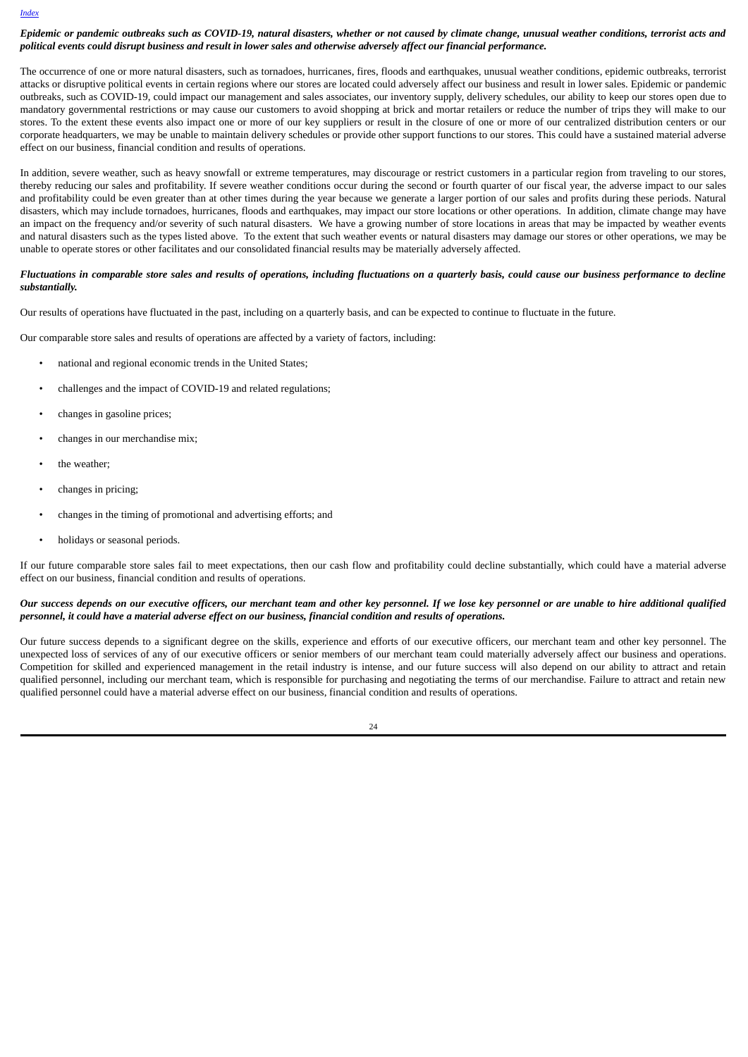***Epidemic or pandemic outbreaks such as COVID-19, natural disasters, whether or not caused by climate change, unusual weather conditions, terrorist acts and political events could disrupt business and result in lower sales and otherwise adversely affect our financial performance.***

The occurrence of one or more natural disasters, such as tornadoes, hurricanes, fires, floods and earthquakes, unusual weather conditions, epidemic outbreaks, terrorist attacks or disruptive political events in certain regions where our stores are located could adversely affect our business and result in lower sales. Epidemic or pandemic outbreaks, such as COVID-19, could impact our management and sales associates, our inventory supply, delivery schedules, our ability to keep our stores open due to mandatory governmental restrictions or may cause our customers to avoid shopping at brick and mortar retailers or reduce the number of trips they will make to our stores. To the extent these events also impact one or more of our key suppliers or result in the closure of one or more of our centralized distribution centers or our corporate headquarters, we may be unable to maintain delivery schedules or provide other support functions to our stores. This could have a sustained material adverse effect on our business, financial condition and results of operations.

In addition, severe weather, such as heavy snowfall or extreme temperatures, may discourage or restrict customers in a particular region from traveling to our stores, thereby reducing our sales and profitability. If severe weather conditions occur during the second or fourth quarter of our fiscal year, the adverse impact to our sales and profitability could be even greater than at other times during the year because we generate a larger portion of our sales and profits during these periods. Natural disasters, which may include tornadoes, hurricanes, floods and earthquakes, may impact our store locations or other operations. In addition, climate change may have an impact on the frequency and/or severity of such natural disasters. We have a growing number of store locations in areas that may be impacted by weather events and natural disasters such as the types listed above. To the extent that such weather events or natural disasters may damage our stores or other operations, we may be unable to operate stores or other facilitates and our consolidated financial results may be materially adversely affected.

***Fluctuations in comparable store sales and results of operations, including fluctuations on a quarterly basis, could cause our business performance to decline substantially.***

Our results of operations have fluctuated in the past, including on a quarterly basis, and can be expected to continue to fluctuate in the future.

Our comparable store sales and results of operations are affected by a variety of factors, including:

- national and regional economic trends in the United States;
- challenges and the impact of COVID-19 and related regulations;
- changes in gasoline prices;
- changes in our merchandise mix;
- the weather;
- changes in pricing;
- changes in the timing of promotional and advertising efforts; and
- holidays or seasonal periods.

If our future comparable store sales fail to meet expectations, then our cash flow and profitability could decline substantially, which could have a material adverse effect on our business, financial condition and results of operations.

***Our success depends on our executive officers, our merchant team and other key personnel. If we lose key personnel or are unable to hire additional qualified personnel, it could have a material adverse effect on our business, financial condition and results of operations.***

Our future success depends to a significant degree on the skills, experience and efforts of our executive officers, our merchant team and other key personnel. The unexpected loss of services of any of our executive officers or senior members of our merchant team could materially adversely affect our business and operations. Competition for skilled and experienced management in the retail industry is intense, and our future success will also depend on our ability to attract and retain qualified personnel, including our merchant team, which is responsible for purchasing and negotiating the terms of our merchandise. Failure to attract and retain new qualified personnel could have a material adverse effect on our business, financial condition and results of operations.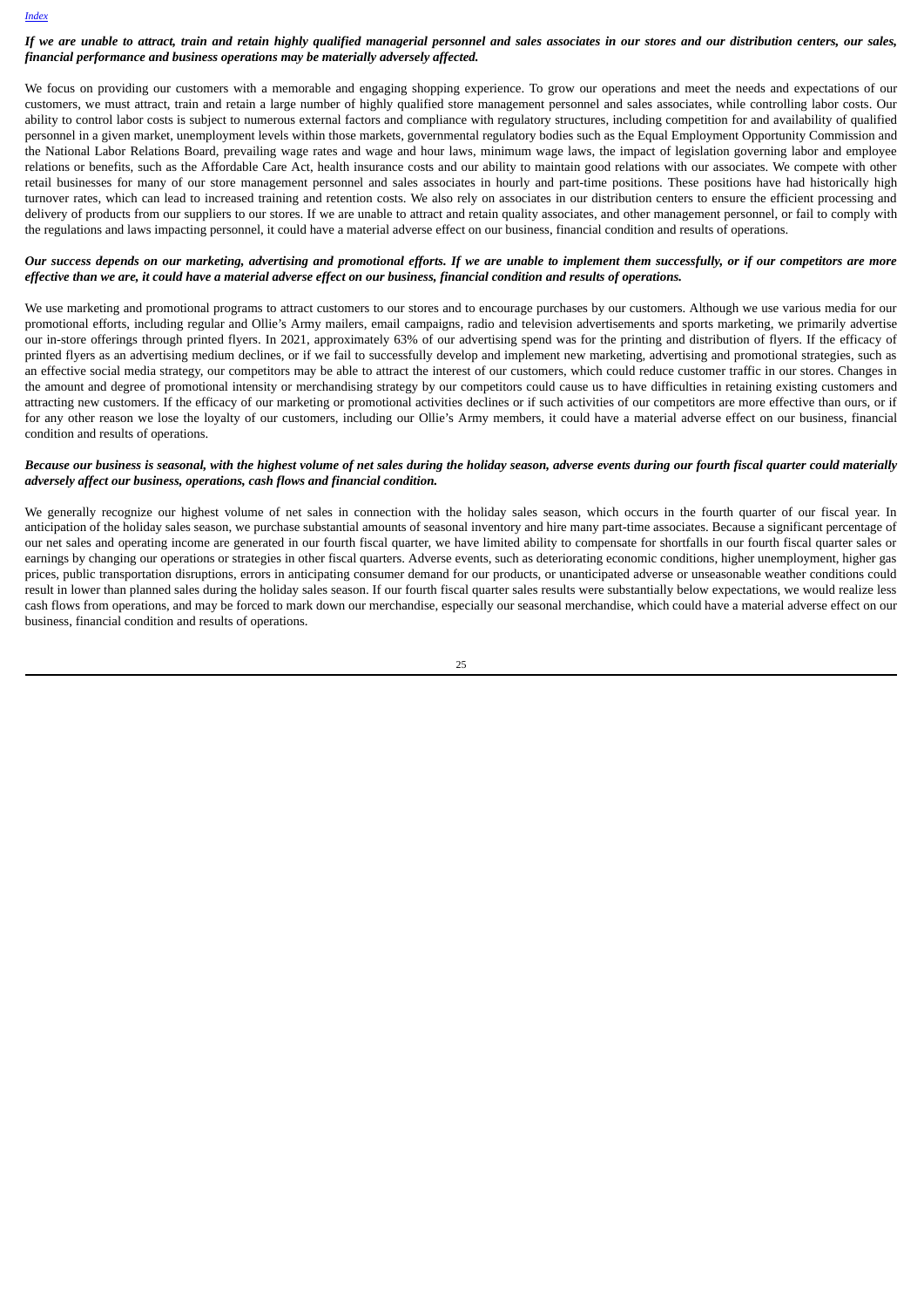***If we are unable to attract, train and retain highly qualified managerial personnel and sales associates in our stores and our distribution centers, our sales, financial performance and business operations may be materially adversely affected.***

We focus on providing our customers with a memorable and engaging shopping experience. To grow our operations and meet the needs and expectations of our customers, we must attract, train and retain a large number of highly qualified store management personnel and sales associates, while controlling labor costs. Our ability to control labor costs is subject to numerous external factors and compliance with regulatory structures, including competition for and availability of qualified personnel in a given market, unemployment levels within those markets, governmental regulatory bodies such as the Equal Employment Opportunity Commission and the National Labor Relations Board, prevailing wage rates and wage and hour laws, minimum wage laws, the impact of legislation governing labor and employee relations or benefits, such as the Affordable Care Act, health insurance costs and our ability to maintain good relations with our associates. We compete with other retail businesses for many of our store management personnel and sales associates in hourly and part-time positions. These positions have had historically high turnover rates, which can lead to increased training and retention costs. We also rely on associates in our distribution centers to ensure the efficient processing and delivery of products from our suppliers to our stores. If we are unable to attract and retain quality associates, and other management personnel, or fail to comply with the regulations and laws impacting personnel, it could have a material adverse effect on our business, financial condition and results of operations.

***Our success depends on our marketing, advertising and promotional efforts. If we are unable to implement them successfully, or if our competitors are more effective than we are, it could have a material adverse effect on our business, financial condition and results of operations.***

We use marketing and promotional programs to attract customers to our stores and to encourage purchases by our customers. Although we use various media for our promotional efforts, including regular and Ollie's Army mailers, email campaigns, radio and television advertisements and sports marketing, we primarily advertise our in-store offerings through printed flyers. In 2021, approximately 63% of our advertising spend was for the printing and distribution of flyers. If the efficacy of printed flyers as an advertising medium declines, or if we fail to successfully develop and implement new marketing, advertising and promotional strategies, such as an effective social media strategy, our competitors may be able to attract the interest of our customers, which could reduce customer traffic in our stores. Changes in the amount and degree of promotional intensity or merchandising strategy by our competitors could cause us to have difficulties in retaining existing customers and attracting new customers. If the efficacy of our marketing or promotional activities declines or if such activities of our competitors are more effective than ours, or if for any other reason we lose the loyalty of our customers, including our Ollie's Army members, it could have a material adverse effect on our business, financial condition and results of operations.

***Because our business is seasonal, with the highest volume of net sales during the holiday season, adverse events during our fourth fiscal quarter could materially adversely affect our business, operations, cash flows and financial condition.***

We generally recognize our highest volume of net sales in connection with the holiday sales season, which occurs in the fourth quarter of our fiscal year. In anticipation of the holiday sales season, we purchase substantial amounts of seasonal inventory and hire many part-time associates. Because a significant percentage of our net sales and operating income are generated in our fourth fiscal quarter, we have limited ability to compensate for shortfalls in our fourth fiscal quarter sales or earnings by changing our operations or strategies in other fiscal quarters. Adverse events, such as deteriorating economic conditions, higher unemployment, higher gas prices, public transportation disruptions, errors in anticipating consumer demand for our products, or unanticipated adverse or unseasonable weather conditions could result in lower than planned sales during the holiday sales season. If our fourth fiscal quarter sales results were substantially below expectations, we would realize less cash flows from operations, and may be forced to mark down our merchandise, especially our seasonal merchandise, which could have a material adverse effect on our business, financial condition and results of operations.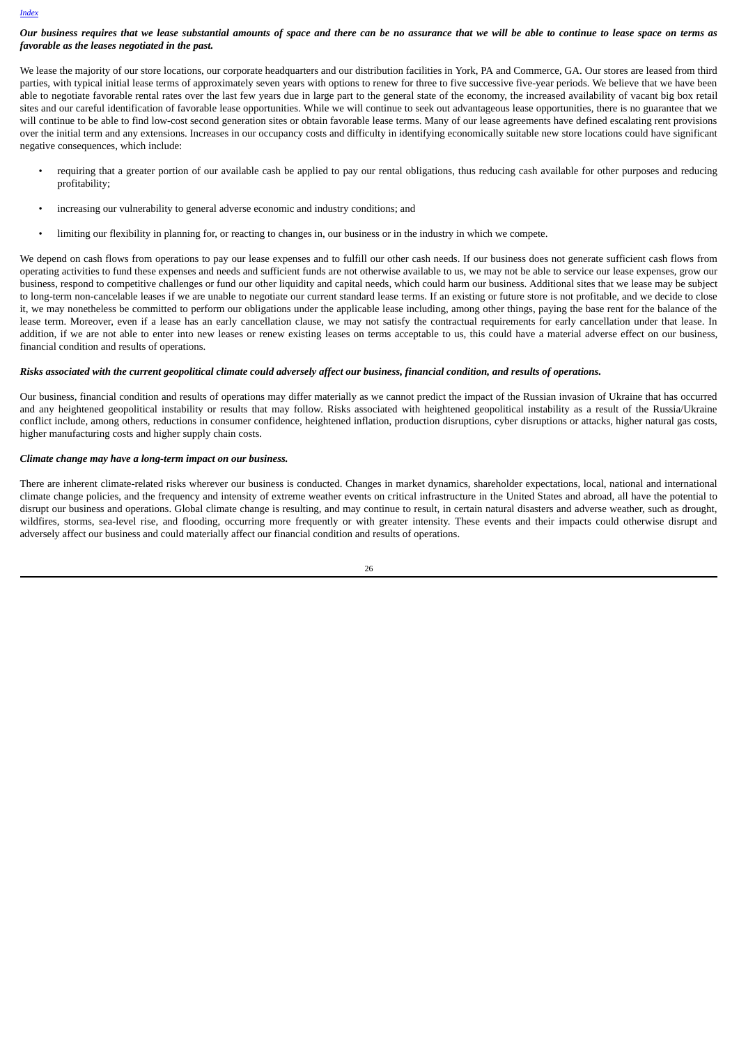***Our business requires that we lease substantial amounts of space and there can be no assurance that we will be able to continue to lease space on terms as favorable as the leases negotiated in the past.***

We lease the majority of our store locations, our corporate headquarters and our distribution facilities in York, PA and Commerce, GA. Our stores are leased from third parties, with typical initial lease terms of approximately seven years with options to renew for three to five successive five-year periods. We believe that we have been able to negotiate favorable rental rates over the last few years due in large part to the general state of the economy, the increased availability of vacant big box retail sites and our careful identification of favorable lease opportunities. While we will continue to seek out advantageous lease opportunities, there is no guarantee that we will continue to be able to find low-cost second generation sites or obtain favorable lease terms. Many of our lease agreements have defined escalating rent provisions over the initial term and any extensions. Increases in our occupancy costs and difficulty in identifying economically suitable new store locations could have significant negative consequences, which include:

- requiring that a greater portion of our available cash be applied to pay our rental obligations, thus reducing cash available for other purposes and reducing profitability;
- increasing our vulnerability to general adverse economic and industry conditions; and
- limiting our flexibility in planning for, or reacting to changes in, our business or in the industry in which we compete.

We depend on cash flows from operations to pay our lease expenses and to fulfill our other cash needs. If our business does not generate sufficient cash flows from operating activities to fund these expenses and needs and sufficient funds are not otherwise available to us, we may not be able to service our lease expenses, grow our business, respond to competitive challenges or fund our other liquidity and capital needs, which could harm our business. Additional sites that we lease may be subject to long-term non-cancelable leases if we are unable to negotiate our current standard lease terms. If an existing or future store is not profitable, and we decide to close it, we may nonetheless be committed to perform our obligations under the applicable lease including, among other things, paying the base rent for the balance of the lease term. Moreover, even if a lease has an early cancellation clause, we may not satisfy the contractual requirements for early cancellation under that lease. In addition, if we are not able to enter into new leases or renew existing leases on terms acceptable to us, this could have a material adverse effect on our business, financial condition and results of operations.

***Risks associated with the current geopolitical climate could adversely affect our business, financial condition, and results of operations.***

Our business, financial condition and results of operations may differ materially as we cannot predict the impact of the Russian invasion of Ukraine that has occurred and any heightened geopolitical instability or results that may follow. Risks associated with heightened geopolitical instability as a result of the Russia/Ukraine conflict include, among others, reductions in consumer confidence, heightened inflation, production disruptions, cyber disruptions or attacks, higher natural gas costs, higher manufacturing costs and higher supply chain costs.

***Climate change may have a long-term impact on our business.***

There are inherent climate-related risks wherever our business is conducted. Changes in market dynamics, shareholder expectations, local, national and international climate change policies, and the frequency and intensity of extreme weather events on critical infrastructure in the United States and abroad, all have the potential to disrupt our business and operations. Global climate change is resulting, and may continue to result, in certain natural disasters and adverse weather, such as drought, wildfires, storms, sea-level rise, and flooding, occurring more frequently or with greater intensity. These events and their impacts could otherwise disrupt and adversely affect our business and could materially affect our financial condition and results of operations.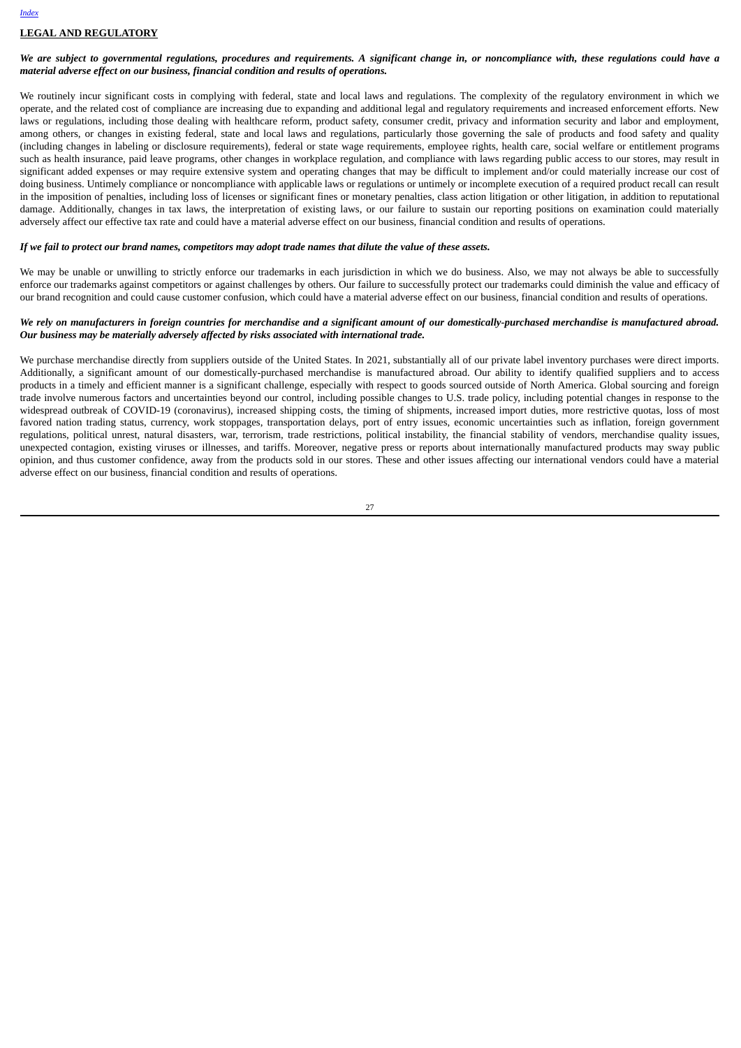## LEGAL AND REGULATORY

***We are subject to governmental regulations, procedures and requirements. A significant change in, or noncompliance with, these regulations could have a material adverse effect on our business, financial condition and results of operations.***

We routinely incur significant costs in complying with federal, state and local laws and regulations. The complexity of the regulatory environment in which we operate, and the related cost of compliance are increasing due to expanding and additional legal and regulatory requirements and increased enforcement efforts. New laws or regulations, including those dealing with healthcare reform, product safety, consumer credit, privacy and information security and labor and employment, among others, or changes in existing federal, state and local laws and regulations, particularly those governing the sale of products and food safety and quality (including changes in labeling or disclosure requirements), federal or state wage requirements, employee rights, health care, social welfare or entitlement programs such as health insurance, paid leave programs, other changes in workplace regulation, and compliance with laws regarding public access to our stores, may result in significant added expenses or may require extensive system and operating changes that may be difficult to implement and/or could materially increase our cost of doing business. Untimely compliance or noncompliance with applicable laws or regulations or untimely or incomplete execution of a required product recall can result in the imposition of penalties, including loss of licenses or significant fines or monetary penalties, class action litigation or other litigation, in addition to reputational damage. Additionally, changes in tax laws, the interpretation of existing laws, or our failure to sustain our reporting positions on examination could materially adversely affect our effective tax rate and could have a material adverse effect on our business, financial condition and results of operations.

***If we fail to protect our brand names, competitors may adopt trade names that dilute the value of these assets.***

We may be unable or unwilling to strictly enforce our trademarks in each jurisdiction in which we do business. Also, we may not always be able to successfully enforce our trademarks against competitors or against challenges by others. Our failure to successfully protect our trademarks could diminish the value and efficacy of our brand recognition and could cause customer confusion, which could have a material adverse effect on our business, financial condition and results of operations.

***We rely on manufacturers in foreign countries for merchandise and a significant amount of our domestically-purchased merchandise is manufactured abroad. Our business may be materially adversely affected by risks associated with international trade.***

We purchase merchandise directly from suppliers outside of the United States. In 2021, substantially all of our private label inventory purchases were direct imports. Additionally, a significant amount of our domestically-purchased merchandise is manufactured abroad. Our ability to identify qualified suppliers and to access products in a timely and efficient manner is a significant challenge, especially with respect to goods sourced outside of North America. Global sourcing and foreign trade involve numerous factors and uncertainties beyond our control, including possible changes to U.S. trade policy, including potential changes in response to the widespread outbreak of COVID-19 (coronavirus), increased shipping costs, the timing of shipments, increased import duties, more restrictive quotas, loss of most favored nation trading status, currency, work stoppages, transportation delays, port of entry issues, economic uncertainties such as inflation, foreign government regulations, political unrest, natural disasters, war, terrorism, trade restrictions, political instability, the financial stability of vendors, merchandise quality issues, unexpected contagion, existing viruses or illnesses, and tariffs. Moreover, negative press or reports about internationally manufactured products may sway public opinion, and thus customer confidence, away from the products sold in our stores. These and other issues affecting our international vendors could have a material adverse effect on our business, financial condition and results of operations.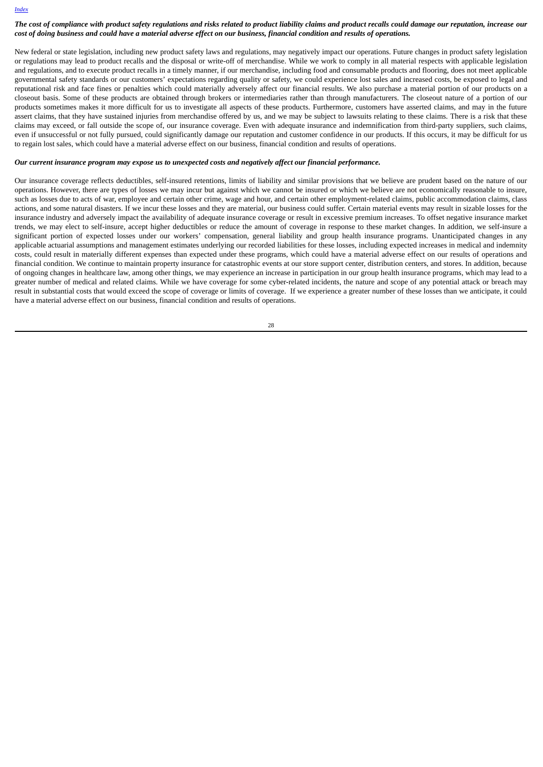***The cost of compliance with product safety regulations and risks related to product liability claims and product recalls could damage our reputation, increase our cost of doing business and could have a material adverse effect on our business, financial condition and results of operations.***

New federal or state legislation, including new product safety laws and regulations, may negatively impact our operations. Future changes in product safety legislation or regulations may lead to product recalls and the disposal or write-off of merchandise. While we work to comply in all material respects with applicable legislation and regulations, and to execute product recalls in a timely manner, if our merchandise, including food and consumable products and flooring, does not meet applicable governmental safety standards or our customers' expectations regarding quality or safety, we could experience lost sales and increased costs, be exposed to legal and reputational risk and face fines or penalties which could materially adversely affect our financial results. We also purchase a material portion of our products on a closeout basis. Some of these products are obtained through brokers or intermediaries rather than through manufacturers. The closeout nature of a portion of our products sometimes makes it more difficult for us to investigate all aspects of these products. Furthermore, customers have asserted claims, and may in the future assert claims, that they have sustained injuries from merchandise offered by us, and we may be subject to lawsuits relating to these claims. There is a risk that these claims may exceed, or fall outside the scope of, our insurance coverage. Even with adequate insurance and indemnification from third-party suppliers, such claims, even if unsuccessful or not fully pursued, could significantly damage our reputation and customer confidence in our products. If this occurs, it may be difficult for us to regain lost sales, which could have a material adverse effect on our business, financial condition and results of operations.

***Our current insurance program may expose us to unexpected costs and negatively affect our financial performance.***

Our insurance coverage reflects deductibles, self-insured retentions, limits of liability and similar provisions that we believe are prudent based on the nature of our operations. However, there are types of losses we may incur but against which we cannot be insured or which we believe are not economically reasonable to insure, such as losses due to acts of war, employee and certain other crime, wage and hour, and certain other employment-related claims, public accommodation claims, class actions, and some natural disasters. If we incur these losses and they are material, our business could suffer. Certain material events may result in sizable losses for the insurance industry and adversely impact the availability of adequate insurance coverage or result in excessive premium increases. To offset negative insurance market trends, we may elect to self-insure, accept higher deductibles or reduce the amount of coverage in response to these market changes. In addition, we self-insure a significant portion of expected losses under our workers' compensation, general liability and group health insurance programs. Unanticipated changes in any applicable actuarial assumptions and management estimates underlying our recorded liabilities for these losses, including expected increases in medical and indemnity costs, could result in materially different expenses than expected under these programs, which could have a material adverse effect on our results of operations and financial condition. We continue to maintain property insurance for catastrophic events at our store support center, distribution centers, and stores. In addition, because of ongoing changes in healthcare law, among other things, we may experience an increase in participation in our group health insurance programs, which may lead to a greater number of medical and related claims. While we have coverage for some cyber-related incidents, the nature and scope of any potential attack or breach may result in substantial costs that would exceed the scope of coverage or limits of coverage. If we experience a greater number of these losses than we anticipate, it could have a material adverse effect on our business, financial condition and results of operations.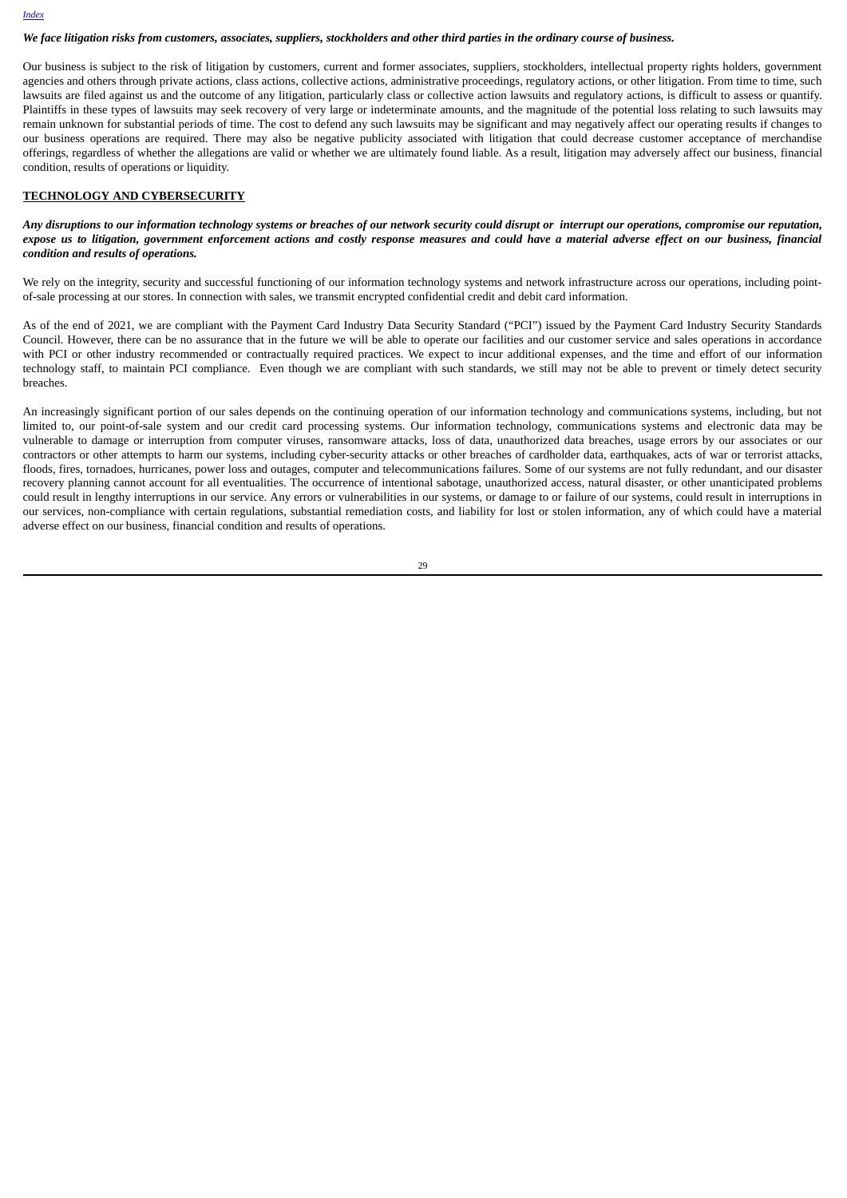*We face litigation risks from customers, associates, suppliers, stockholders and other third parties in the ordinary course of business.*

Our business is subject to the risk of litigation by customers, current and former associates, suppliers, stockholders, intellectual property rights holders, government agencies and others through private actions, class actions, collective actions, administrative proceedings, regulatory actions, or other litigation. From time to time, such lawsuits are filed against us and the outcome of any litigation, particularly class or collective action lawsuits and regulatory actions, is difficult to assess or quantify. Plaintiffs in these types of lawsuits may seek recovery of very large or indeterminate amounts, and the magnitude of the potential loss relating to such lawsuits may remain unknown for substantial periods of time. The cost to defend any such lawsuits may be significant and may negatively affect our operating results if changes to our business operations are required. There may also be negative publicity associated with litigation that could decrease customer acceptance of merchandise offerings, regardless of whether the allegations are valid or whether we are ultimately found liable. As a result, litigation may adversely affect our business, financial condition, results of operations or liquidity.

## TECHNOLOGY AND CYBERSECURITY

***Any disruptions to our information technology systems or breaches of our network security could disrupt or interrupt our operations, compromise our reputation, expose us to litigation, government enforcement actions and costly response measures and could have a material adverse effect on our business, financial condition and results of operations.***

We rely on the integrity, security and successful functioning of our information technology systems and network infrastructure across our operations, including point-of-sale processing at our stores. In connection with sales, we transmit encrypted confidential credit and debit card information.

As of the end of 2021, we are compliant with the Payment Card Industry Data Security Standard ("PCI") issued by the Payment Card Industry Security Standards Council. However, there can be no assurance that in the future we will be able to operate our facilities and our customer service and sales operations in accordance with PCI or other industry recommended or contractually required practices. We expect to incur additional expenses, and the time and effort of our information technology staff, to maintain PCI compliance. Even though we are compliant with such standards, we still may not be able to prevent or timely detect security breaches.

An increasingly significant portion of our sales depends on the continuing operation of our information technology and communications systems, including, but not limited to, our point-of-sale system and our credit card processing systems. Our information technology, communications systems and electronic data may be vulnerable to damage or interruption from computer viruses, ransomware attacks, loss of data, unauthorized data breaches, usage errors by our associates or our contractors or other attempts to harm our systems, including cyber-security attacks or other breaches of cardholder data, earthquakes, acts of war or terrorist attacks, floods, fires, tornadoes, hurricanes, power loss and outages, computer and telecommunications failures. Some of our systems are not fully redundant, and our disaster recovery planning cannot account for all eventualities. The occurrence of intentional sabotage, unauthorized access, natural disaster, or other unanticipated problems could result in lengthy interruptions in our service. Any errors or vulnerabilities in our systems, or damage to or failure of our systems, could result in interruptions in our services, non-compliance with certain regulations, substantial remediation costs, and liability for lost or stolen information, any of which could have a material adverse effect on our business, financial condition and results of operations.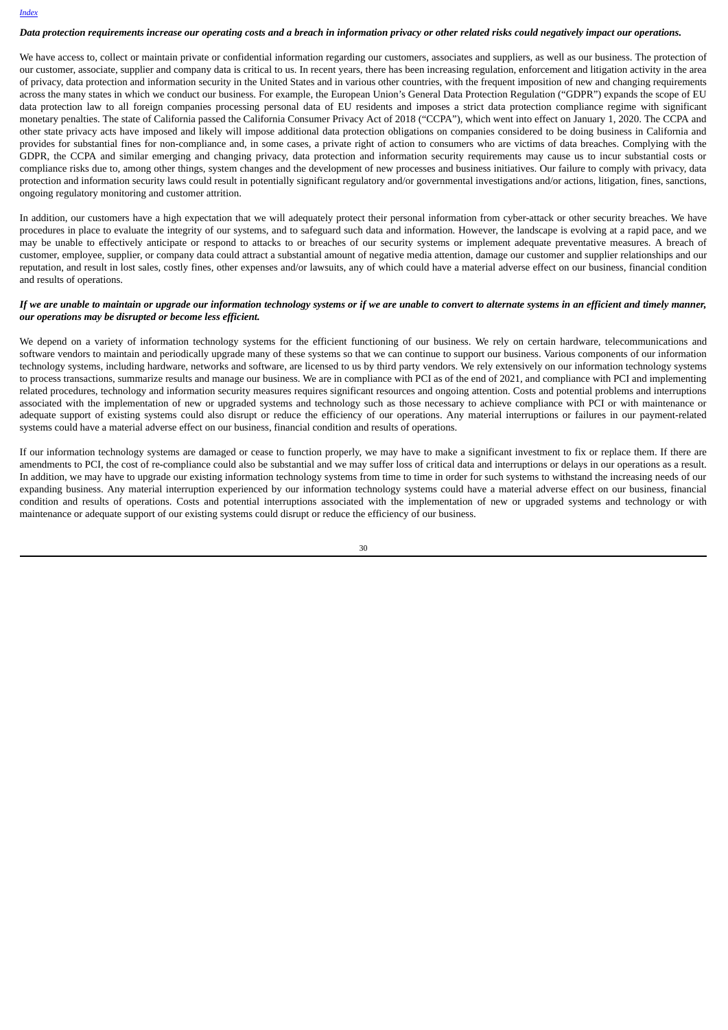***Data protection requirements increase our operating costs and a breach in information privacy or other related risks could negatively impact our operations.***

We have access to, collect or maintain private or confidential information regarding our customers, associates and suppliers, as well as our business. The protection of our customer, associate, supplier and company data is critical to us. In recent years, there has been increasing regulation, enforcement and litigation activity in the area of privacy, data protection and information security in the United States and in various other countries, with the frequent imposition of new and changing requirements across the many states in which we conduct our business. For example, the European Union's General Data Protection Regulation ("GDPR") expands the scope of EU data protection law to all foreign companies processing personal data of EU residents and imposes a strict data protection compliance regime with significant monetary penalties. The state of California passed the California Consumer Privacy Act of 2018 ("CCPA"), which went into effect on January 1, 2020. The CCPA and other state privacy acts have imposed and likely will impose additional data protection obligations on companies considered to be doing business in California and provides for substantial fines for non-compliance and, in some cases, a private right of action to consumers who are victims of data breaches. Complying with the GDPR, the CCPA and similar emerging and changing privacy, data protection and information security requirements may cause us to incur substantial costs or compliance risks due to, among other things, system changes and the development of new processes and business initiatives. Our failure to comply with privacy, data protection and information security laws could result in potentially significant regulatory and/or governmental investigations and/or actions, litigation, fines, sanctions, ongoing regulatory monitoring and customer attrition.

In addition, our customers have a high expectation that we will adequately protect their personal information from cyber-attack or other security breaches. We have procedures in place to evaluate the integrity of our systems, and to safeguard such data and information. However, the landscape is evolving at a rapid pace, and we may be unable to effectively anticipate or respond to attacks to or breaches of our security systems or implement adequate preventative measures. A breach of customer, employee, supplier, or company data could attract a substantial amount of negative media attention, damage our customer and supplier relationships and our reputation, and result in lost sales, costly fines, other expenses and/or lawsuits, any of which could have a material adverse effect on our business, financial condition and results of operations.

***If we are unable to maintain or upgrade our information technology systems or if we are unable to convert to alternate systems in an efficient and timely manner, our operations may be disrupted or become less efficient.***

We depend on a variety of information technology systems for the efficient functioning of our business. We rely on certain hardware, telecommunications and software vendors to maintain and periodically upgrade many of these systems so that we can continue to support our business. Various components of our information technology systems, including hardware, networks and software, are licensed to us by third party vendors. We rely extensively on our information technology systems to process transactions, summarize results and manage our business. We are in compliance with PCI as of the end of 2021, and compliance with PCI and implementing related procedures, technology and information security measures requires significant resources and ongoing attention. Costs and potential problems and interruptions associated with the implementation of new or upgraded systems and technology such as those necessary to achieve compliance with PCI or with maintenance or adequate support of existing systems could also disrupt or reduce the efficiency of our operations. Any material interruptions or failures in our payment-related systems could have a material adverse effect on our business, financial condition and results of operations.

If our information technology systems are damaged or cease to function properly, we may have to make a significant investment to fix or replace them. If there are amendments to PCI, the cost of re-compliance could also be substantial and we may suffer loss of critical data and interruptions or delays in our operations as a result. In addition, we may have to upgrade our existing information technology systems from time to time in order for such systems to withstand the increasing needs of our expanding business. Any material interruption experienced by our information technology systems could have a material adverse effect on our business, financial condition and results of operations. Costs and potential interruptions associated with the implementation of new or upgraded systems and technology or with maintenance or adequate support of our existing systems could disrupt or reduce the efficiency of our business.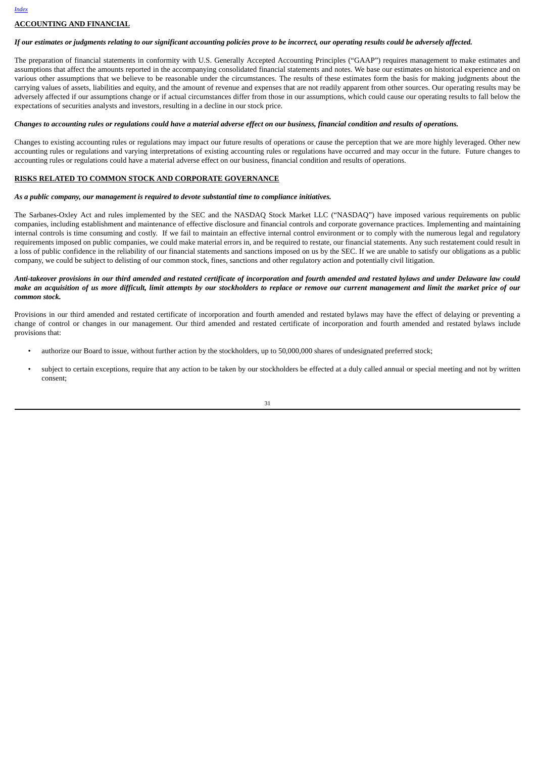## ACCOUNTING AND FINANCIAL

***If our estimates or judgments relating to our significant accounting policies prove to be incorrect, our operating results could be adversely affected.***

The preparation of financial statements in conformity with U.S. Generally Accepted Accounting Principles ("GAAP") requires management to make estimates and assumptions that affect the amounts reported in the accompanying consolidated financial statements and notes. We base our estimates on historical experience and on various other assumptions that we believe to be reasonable under the circumstances. The results of these estimates form the basis for making judgments about the carrying values of assets, liabilities and equity, and the amount of revenue and expenses that are not readily apparent from other sources. Our operating results may be adversely affected if our assumptions change or if actual circumstances differ from those in our assumptions, which could cause our operating results to fall below the expectations of securities analysts and investors, resulting in a decline in our stock price.

***Changes to accounting rules or regulations could have a material adverse effect on our business, financial condition and results of operations.***

Changes to existing accounting rules or regulations may impact our future results of operations or cause the perception that we are more highly leveraged. Other new accounting rules or regulations and varying interpretations of existing accounting rules or regulations have occurred and may occur in the future. Future changes to accounting rules or regulations could have a material adverse effect on our business, financial condition and results of operations.

## RISKS RELATED TO COMMON STOCK AND CORPORATE GOVERNANCE

***As a public company, our management is required to devote substantial time to compliance initiatives.***

The Sarbanes-Oxley Act and rules implemented by the SEC and the NASDAQ Stock Market LLC ("NASDAQ") have imposed various requirements on public companies, including establishment and maintenance of effective disclosure and financial controls and corporate governance practices. Implementing and maintaining internal controls is time consuming and costly. If we fail to maintain an effective internal control environment or to comply with the numerous legal and regulatory requirements imposed on public companies, we could make material errors in, and be required to restate, our financial statements. Any such restatement could result in a loss of public confidence in the reliability of our financial statements and sanctions imposed on us by the SEC. If we are unable to satisfy our obligations as a public company, we could be subject to delisting of our common stock, fines, sanctions and other regulatory action and potentially civil litigation.

***Anti-takeover provisions in our third amended and restated certificate of incorporation and fourth amended and restated bylaws and under Delaware law could make an acquisition of us more difficult, limit attempts by our stockholders to replace or remove our current management and limit the market price of our common stock.***

Provisions in our third amended and restated certificate of incorporation and fourth amended and restated bylaws may have the effect of delaying or preventing a change of control or changes in our management. Our third amended and restated certificate of incorporation and fourth amended and restated bylaws include provisions that:

- authorize our Board to issue, without further action by the stockholders, up to 50,000,000 shares of undesignated preferred stock;
- subject to certain exceptions, require that any action to be taken by our stockholders be effected at a duly called annual or special meeting and not by written consent;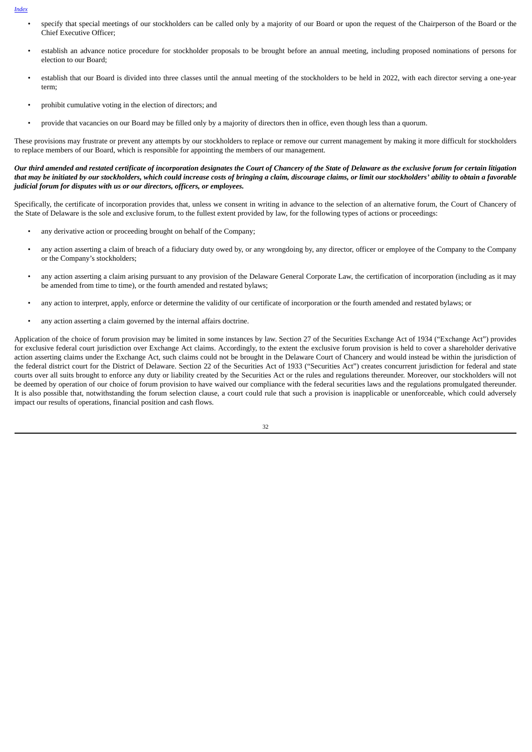- specify that special meetings of our stockholders can be called only by a majority of our Board or upon the request of the Chairperson of the Board or the Chief Executive Officer;
- establish an advance notice procedure for stockholder proposals to be brought before an annual meeting, including proposed nominations of persons for election to our Board;
- establish that our Board is divided into three classes until the annual meeting of the stockholders to be held in 2022, with each director serving a one-year term;
- prohibit cumulative voting in the election of directors; and
- provide that vacancies on our Board may be filled only by a majority of directors then in office, even though less than a quorum.

These provisions may frustrate or prevent any attempts by our stockholders to replace or remove our current management by making it more difficult for stockholders to replace members of our Board, which is responsible for appointing the members of our management.

***Our third amended and restated certificate of incorporation designates the Court of Chancery of the State of Delaware as the exclusive forum for certain litigation that may be initiated by our stockholders, which could increase costs of bringing a claim, discourage claims, or limit our stockholders' ability to obtain a favorable judicial forum for disputes with us or our directors, officers, or employees.***

Specifically, the certificate of incorporation provides that, unless we consent in writing in advance to the selection of an alternative forum, the Court of Chancery of the State of Delaware is the sole and exclusive forum, to the fullest extent provided by law, for the following types of actions or proceedings:

- any derivative action or proceeding brought on behalf of the Company;
- any action asserting a claim of breach of a fiduciary duty owed by, or any wrongdoing by, any director, officer or employee of the Company to the Company or the Company's stockholders;
- any action asserting a claim arising pursuant to any provision of the Delaware General Corporate Law, the certification of incorporation (including as it may be amended from time to time), or the fourth amended and restated bylaws;
- any action to interpret, apply, enforce or determine the validity of our certificate of incorporation or the fourth amended and restated bylaws; or
- any action asserting a claim governed by the internal affairs doctrine.

Application of the choice of forum provision may be limited in some instances by law. Section 27 of the Securities Exchange Act of 1934 ("Exchange Act") provides for exclusive federal court jurisdiction over Exchange Act claims. Accordingly, to the extent the exclusive forum provision is held to cover a shareholder derivative action asserting claims under the Exchange Act, such claims could not be brought in the Delaware Court of Chancery and would instead be within the jurisdiction of the federal district court for the District of Delaware. Section 22 of the Securities Act of 1933 ("Securities Act") creates concurrent jurisdiction for federal and state courts over all suits brought to enforce any duty or liability created by the Securities Act or the rules and regulations thereunder. Moreover, our stockholders will not be deemed by operation of our choice of forum provision to have waived our compliance with the federal securities laws and the regulations promulgated thereunder. It is also possible that, notwithstanding the forum selection clause, a court could rule that such a provision is inapplicable or unenforceable, which could adversely impact our results of operations, financial position and cash flows.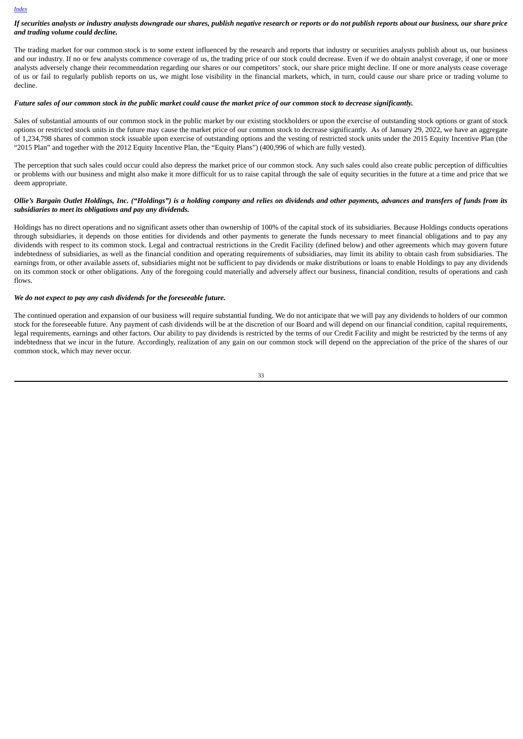***If securities analysts or industry analysts downgrade our shares, publish negative research or reports or do not publish reports about our business, our share price and trading volume could decline.***

The trading market for our common stock is to some extent influenced by the research and reports that industry or securities analysts publish about us, our business and our industry. If no or few analysts commence coverage of us, the trading price of our stock could decrease. Even if we do obtain analyst coverage, if one or more analysts adversely change their recommendation regarding our shares or our competitors' stock, our share price might decline. If one or more analysts cease coverage of us or fail to regularly publish reports on us, we might lose visibility in the financial markets, which, in turn, could cause our share price or trading volume to decline.

***Future sales of our common stock in the public market could cause the market price of our common stock to decrease significantly.***

Sales of substantial amounts of our common stock in the public market by our existing stockholders or upon the exercise of outstanding stock options or grant of stock options or restricted stock units in the future may cause the market price of our common stock to decrease significantly. As of January 29, 2022, we have an aggregate of 1,234,798 shares of common stock issuable upon exercise of outstanding options and the vesting of restricted stock units under the 2015 Equity Incentive Plan (the "2015 Plan" and together with the 2012 Equity Incentive Plan, the "Equity Plans") (400,996 of which are fully vested).

The perception that such sales could occur could also depress the market price of our common stock. Any such sales could also create public perception of difficulties or problems with our business and might also make it more difficult for us to raise capital through the sale of equity securities in the future at a time and price that we deem appropriate.

***Ollie's Bargain Outlet Holdings, Inc. ("Holdings") is a holding company and relies on dividends and other payments, advances and transfers of funds from its subsidiaries to meet its obligations and pay any dividends.***

Holdings has no direct operations and no significant assets other than ownership of 100% of the capital stock of its subsidiaries. Because Holdings conducts operations through subsidiaries, it depends on those entities for dividends and other payments to generate the funds necessary to meet financial obligations and to pay any dividends with respect to its common stock. Legal and contractual restrictions in the Credit Facility (defined below) and other agreements which may govern future indebtedness of subsidiaries, as well as the financial condition and operating requirements of subsidiaries, may limit its ability to obtain cash from subsidiaries. The earnings from, or other available assets of, subsidiaries might not be sufficient to pay dividends or make distributions or loans to enable Holdings to pay any dividends on its common stock or other obligations. Any of the foregoing could materially and adversely affect our business, financial condition, results of operations and cash flows.

***We do not expect to pay any cash dividends for the foreseeable future.***

The continued operation and expansion of our business will require substantial funding. We do not anticipate that we will pay any dividends to holders of our common stock for the foreseeable future. Any payment of cash dividends will be at the discretion of our Board and will depend on our financial condition, capital requirements, legal requirements, earnings and other factors. Our ability to pay dividends is restricted by the terms of our Credit Facility and might be restricted by the terms of any indebtedness that we incur in the future. Accordingly, realization of any gain on our common stock will depend on the appreciation of the price of the shares of our common stock, which may never occur.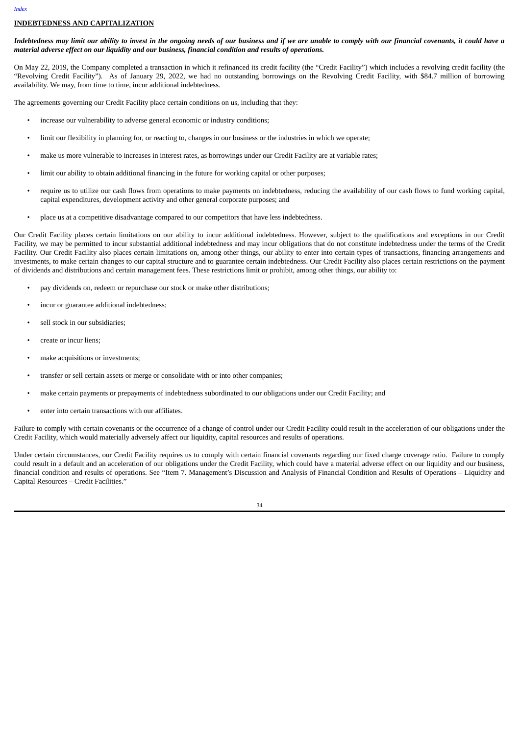## INDEBTEDNESS AND CAPITALIZATION

***Indebtedness may limit our ability to invest in the ongoing needs of our business and if we are unable to comply with our financial covenants, it could have a material adverse effect on our liquidity and our business, financial condition and results of operations.***

On May 22, 2019, the Company completed a transaction in which it refinanced its credit facility (the "Credit Facility") which includes a revolving credit facility (the "Revolving Credit Facility"). As of January 29, 2022, we had no outstanding borrowings on the Revolving Credit Facility, with $84.7 million of borrowing availability. We may, from time to time, incur additional indebtedness.

The agreements governing our Credit Facility place certain conditions on us, including that they:

- increase our vulnerability to adverse general economic or industry conditions;
- limit our flexibility in planning for, or reacting to, changes in our business or the industries in which we operate;
- make us more vulnerable to increases in interest rates, as borrowings under our Credit Facility are at variable rates;
- limit our ability to obtain additional financing in the future for working capital or other purposes;
- require us to utilize our cash flows from operations to make payments on indebtedness, reducing the availability of our cash flows to fund working capital, capital expenditures, development activity and other general corporate purposes; and
- place us at a competitive disadvantage compared to our competitors that have less indebtedness.

Our Credit Facility places certain limitations on our ability to incur additional indebtedness. However, subject to the qualifications and exceptions in our Credit Facility, we may be permitted to incur substantial additional indebtedness and may incur obligations that do not constitute indebtedness under the terms of the Credit Facility. Our Credit Facility also places certain limitations on, among other things, our ability to enter into certain types of transactions, financing arrangements and investments, to make certain changes to our capital structure and to guarantee certain indebtedness. Our Credit Facility also places certain restrictions on the payment of dividends and distributions and certain management fees. These restrictions limit or prohibit, among other things, our ability to:

- pay dividends on, redeem or repurchase our stock or make other distributions;
- incur or guarantee additional indebtedness;
- sell stock in our subsidiaries;
- create or incur liens;
- make acquisitions or investments;
- transfer or sell certain assets or merge or consolidate with or into other companies;
- make certain payments or prepayments of indebtedness subordinated to our obligations under our Credit Facility; and
- enter into certain transactions with our affiliates.

Failure to comply with certain covenants or the occurrence of a change of control under our Credit Facility could result in the acceleration of our obligations under the Credit Facility, which would materially adversely affect our liquidity, capital resources and results of operations.

Under certain circumstances, our Credit Facility requires us to comply with certain financial covenants regarding our fixed charge coverage ratio. Failure to comply could result in a default and an acceleration of our obligations under the Credit Facility, which could have a material adverse effect on our liquidity and our business, financial condition and results of operations. See "Item 7. Management's Discussion and Analysis of Financial Condition and Results of Operations – Liquidity and Capital Resources – Credit Facilities."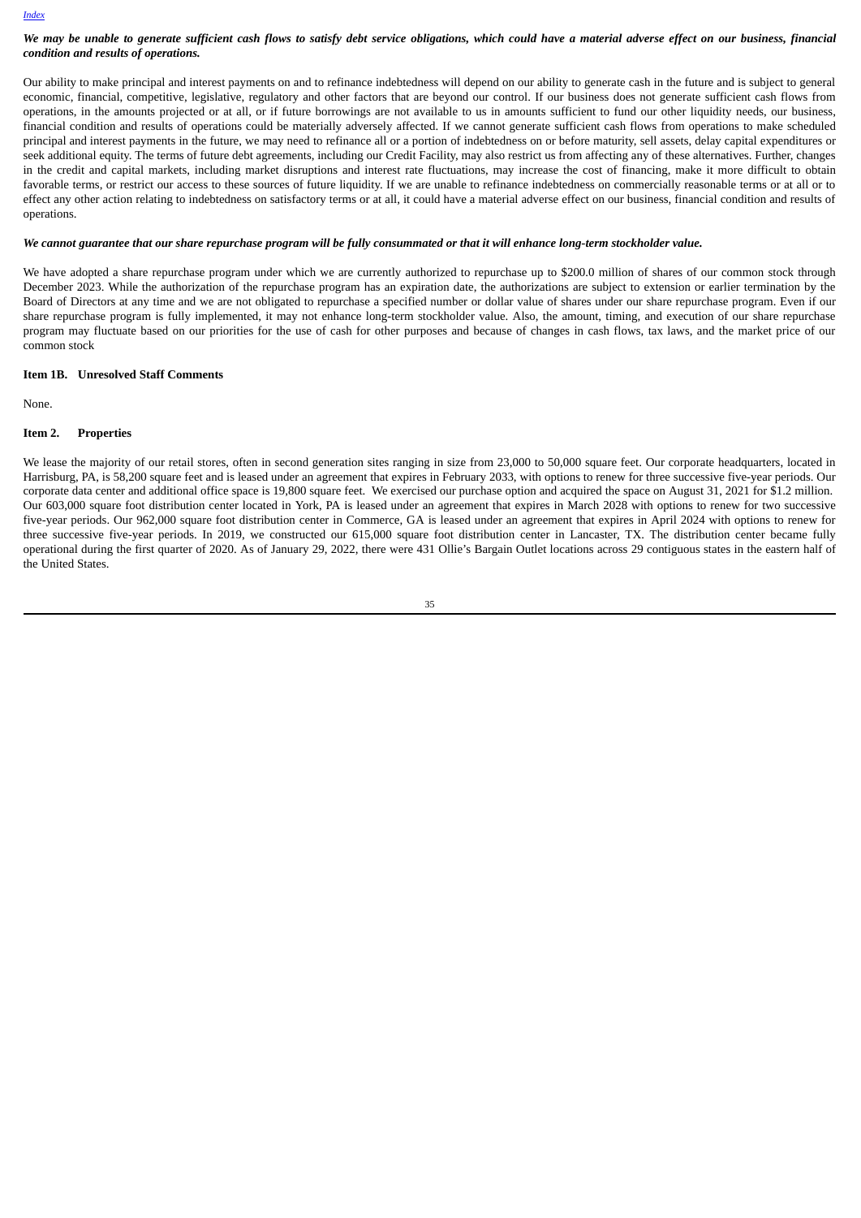***We may be unable to generate sufficient cash flows to satisfy debt service obligations, which could have a material adverse effect on our business, financial condition and results of operations.***

Our ability to make principal and interest payments on and to refinance indebtedness will depend on our ability to generate cash in the future and is subject to general economic, financial, competitive, legislative, regulatory and other factors that are beyond our control. If our business does not generate sufficient cash flows from operations, in the amounts projected or at all, or if future borrowings are not available to us in amounts sufficient to fund our other liquidity needs, our business, financial condition and results of operations could be materially adversely affected. If we cannot generate sufficient cash flows from operations to make scheduled principal and interest payments in the future, we may need to refinance all or a portion of indebtedness on or before maturity, sell assets, delay capital expenditures or seek additional equity. The terms of future debt agreements, including our Credit Facility, may also restrict us from affecting any of these alternatives. Further, changes in the credit and capital markets, including market disruptions and interest rate fluctuations, may increase the cost of financing, make it more difficult to obtain favorable terms, or restrict our access to these sources of future liquidity. If we are unable to refinance indebtedness on commercially reasonable terms or at all or to effect any other action relating to indebtedness on satisfactory terms or at all, it could have a material adverse effect on our business, financial condition and results of operations.

***We cannot guarantee that our share repurchase program will be fully consummated or that it will enhance long-term stockholder value.***

We have adopted a share repurchase program under which we are currently authorized to repurchase up to $200.0 million of shares of our common stock through December 2023. While the authorization of the repurchase program has an expiration date, the authorizations are subject to extension or earlier termination by the Board of Directors at any time and we are not obligated to repurchase a specified number or dollar value of shares under our share repurchase program. Even if our share repurchase program is fully implemented, it may not enhance long-term stockholder value. Also, the amount, timing, and execution of our share repurchase program may fluctuate based on our priorities for the use of cash for other purposes and because of changes in cash flows, tax laws, and the market price of our common stock

## Item 1B. Unresolved Staff Comments

None.

## Item 2. Properties

We lease the majority of our retail stores, often in second generation sites ranging in size from 23,000 to 50,000 square feet. Our corporate headquarters, located in Harrisburg, PA, is 58,200 square feet and is leased under an agreement that expires in February 2033, with options to renew for three successive five-year periods. Our corporate data center and additional office space is 19,800 square feet. We exercised our purchase option and acquired the space on August 31, 2021 for $1.2 million. Our 603,000 square foot distribution center located in York, PA is leased under an agreement that expires in March 2028 with options to renew for two successive five-year periods. Our 962,000 square foot distribution center in Commerce, GA is leased under an agreement that expires in April 2024 with options to renew for three successive five-year periods. In 2019, we constructed our 615,000 square foot distribution center in Lancaster, TX. The distribution center became fully operational during the first quarter of 2020. As of January 29, 2022, there were 431 Ollie's Bargain Outlet locations across 29 contiguous states in the eastern half of the United States.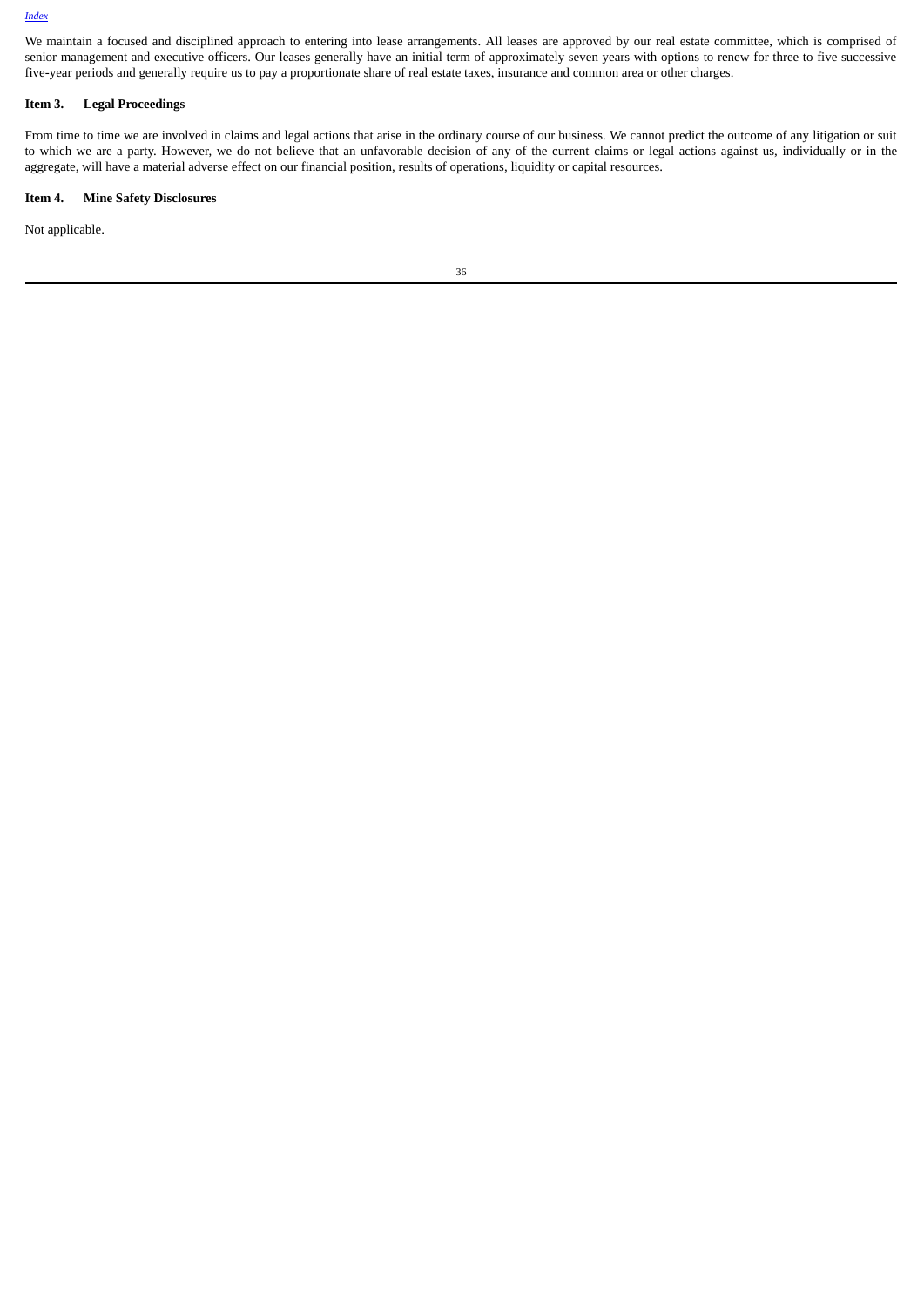We maintain a focused and disciplined approach to entering into lease arrangements. All leases are approved by our real estate committee, which is comprised of senior management and executive officers. Our leases generally have an initial term of approximately seven years with options to renew for three to five successive five-year periods and generally require us to pay a proportionate share of real estate taxes, insurance and common area or other charges.

## Item 3. Legal Proceedings

From time to time we are involved in claims and legal actions that arise in the ordinary course of our business. We cannot predict the outcome of any litigation or suit to which we are a party. However, we do not believe that an unfavorable decision of any of the current claims or legal actions against us, individually or in the aggregate, will have a material adverse effect on our financial position, results of operations, liquidity or capital resources.

## Item 4. Mine Safety Disclosures

Not applicable.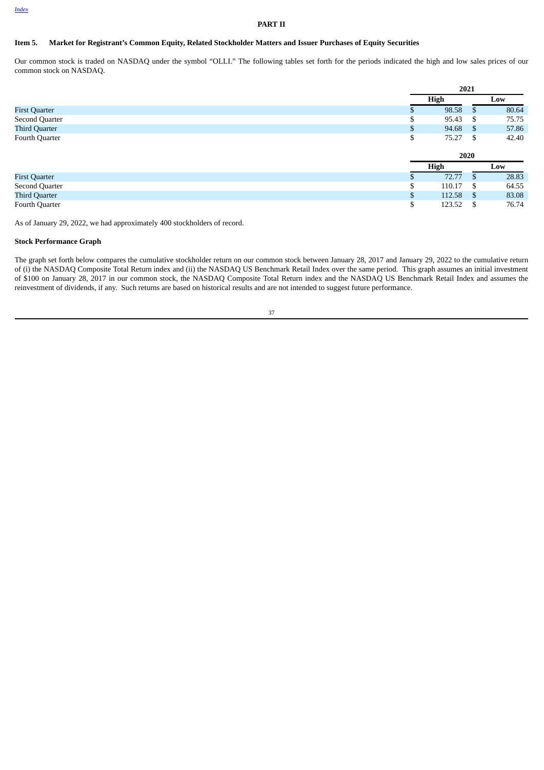## PART II

### Item 5. Market for Registrant's Common Equity, Related Stockholder Matters and Issuer Purchases of Equity Securities

Our common stock is traded on NASDAQ under the symbol "OLLI." The following tables set forth for the periods indicated the high and low sales prices of our common stock on NASDAQ.

| | 2021 | |
|---|---|---|
| | High | Low |
| First Quarter | $ 98.58 | $ 80.64 |
| Second Quarter | $ 95.43 | $ 75.75 |
| Third Quarter | $ 94.68 | $ 57.86 |
| Fourth Quarter | $ 75.27 | $ 42.40 |

| | 2020 | |
|---|---|---|
| | High | Low |
| First Quarter | $ 72.77 | $ 28.83 |
| Second Quarter | $ 110.17 | $ 64.55 |
| Third Quarter | $ 112.58 | $ 83.08 |
| Fourth Quarter | $ 123.52 | $ 76.74 |

As of January 29, 2022, we had approximately 400 stockholders of record.

**Stock Performance Graph**

The graph set forth below compares the cumulative stockholder return on our common stock between January 28, 2017 and January 29, 2022 to the cumulative return of (i) the NASDAQ Composite Total Return index and (ii) the NASDAQ US Benchmark Retail Index over the same period. This graph assumes an initial investment of $100 on January 28, 2017 in our common stock, the NASDAQ Composite Total Return index and the NASDAQ US Benchmark Retail Index and assumes the reinvestment of dividends, if any. Such returns are based on historical results and are not intended to suggest future performance.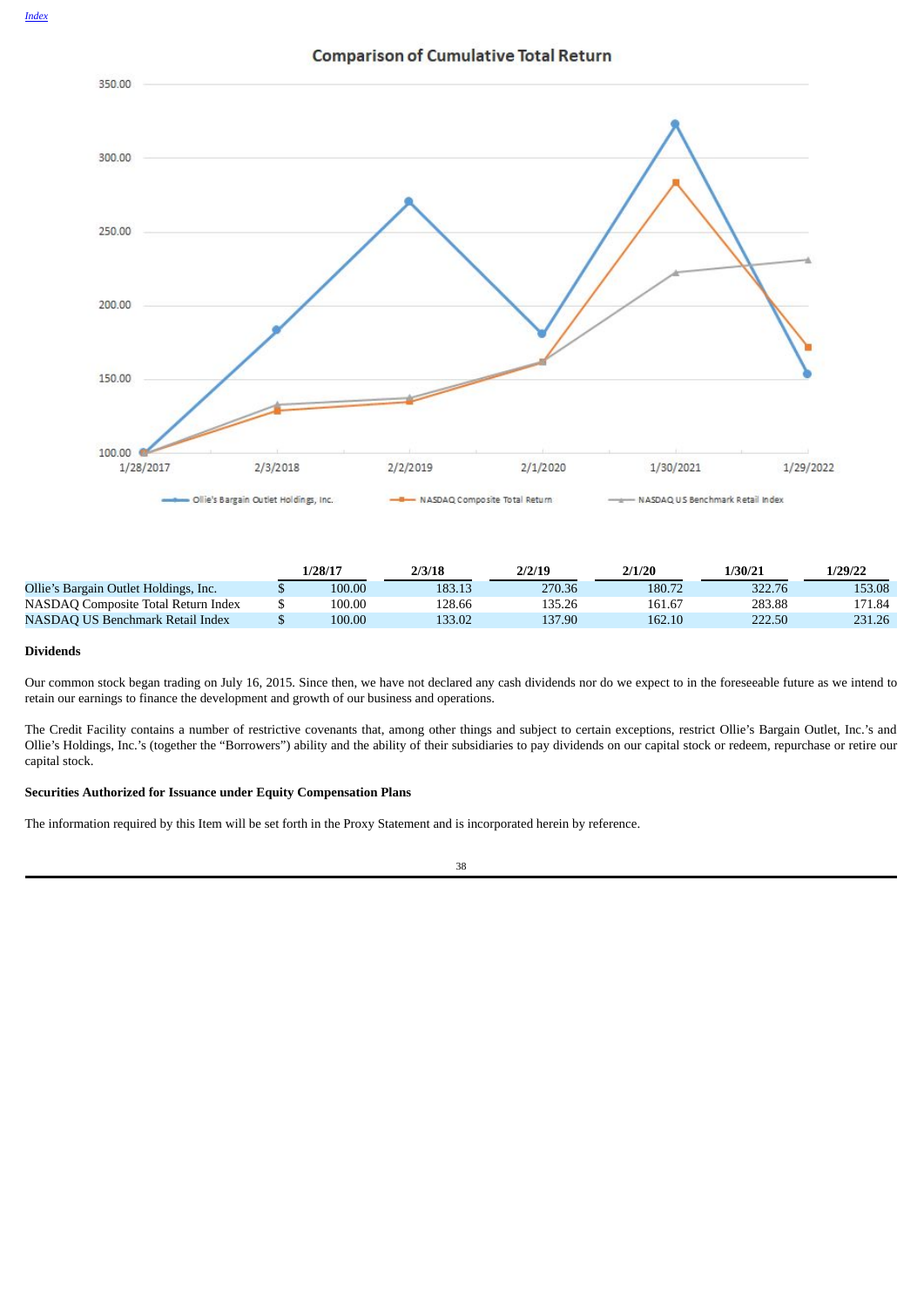## Comparison of Cumulative Total Return

| | 1/28/17 | 2/3/18 | 2/2/19 | 2/1/20 | 1/30/21 | 1/29/22 |
|---|---|---|---|---|---|---|
| Ollie's Bargain Outlet Holdings, Inc. | $ 100.00 | 183.13 | 270.36 | 180.72 | 322.76 | 153.08 |
| NASDAQ Composite Total Return Index | $ 100.00 | 128.66 | 135.26 | 161.67 | 283.88 | 171.84 |
| NASDAQ US Benchmark Retail Index | $ 100.00 | 133.02 | 137.90 | 162.10 | 222.50 | 231.26 |

**Dividends**

Our common stock began trading on July 16, 2015. Since then, we have not declared any cash dividends nor do we expect to in the foreseeable future as we intend to retain our earnings to finance the development and growth of our business and operations.

The Credit Facility contains a number of restrictive covenants that, among other things and subject to certain exceptions, restrict Ollie's Bargain Outlet, Inc.'s and Ollie's Holdings, Inc.'s (together the "Borrowers") ability and the ability of their subsidiaries to pay dividends on our capital stock or redeem, repurchase or retire our capital stock.

**Securities Authorized for Issuance under Equity Compensation Plans**

The information required by this Item will be set forth in the Proxy Statement and is incorporated herein by reference.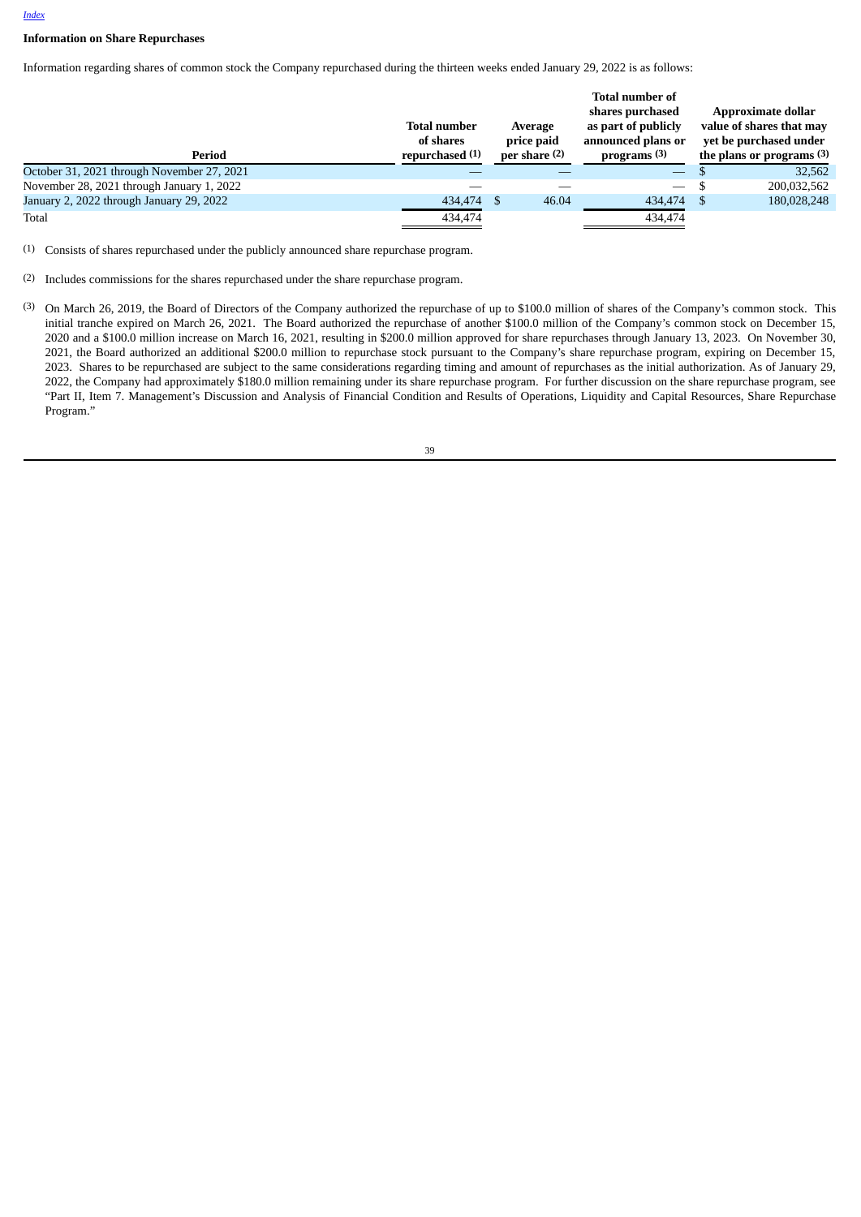Index

**Information on Share Repurchases**

Information regarding shares of common stock the Company repurchased during the thirteen weeks ended January 29, 2022 is as follows:

| Period | Total number of shares repurchased [(1)] | Average price paid per share [(2)] | Total number of shares purchased as part of publicly announced plans or programs [(3)] | Approximate dollar value of shares that may yet be purchased under the plans or programs [(3)] |
|---|---|---|---|---|
| October 31, 2021 through November 27, 2021 | — | — | — | $ 32,562 |
| November 28, 2021 through January 1, 2022 | — | — | — | $ 200,032,562 |
| January 2, 2022 through January 29, 2022 | 434,474 | $ 46.04 | 434,474 | $ 180,028,248 |
| Total | 434,474 | | 434,474 | |

(1) Consists of shares repurchased under the publicly announced share repurchase program.

(2) Includes commissions for the shares repurchased under the share repurchase program.

(3) On March 26, 2019, the Board of Directors of the Company authorized the repurchase of up to $100.0 million of shares of the Company's common stock. This initial tranche expired on March 26, 2021. The Board authorized the repurchase of another $100.0 million of the Company's common stock on December 15, 2020 and a $100.0 million increase on March 16, 2021, resulting in $200.0 million approved for share repurchases through January 13, 2023. On November 30, 2021, the Board authorized an additional $200.0 million to repurchase stock pursuant to the Company's share repurchase program, expiring on December 15, 2023. Shares to be repurchased are subject to the same considerations regarding timing and amount of repurchases as the initial authorization. As of January 29, 2022, the Company had approximately $180.0 million remaining under its share repurchase program. For further discussion on the share repurchase program, see "Part II, Item 7. Management's Discussion and Analysis of Financial Condition and Results of Operations, Liquidity and Capital Resources, Share Repurchase Program."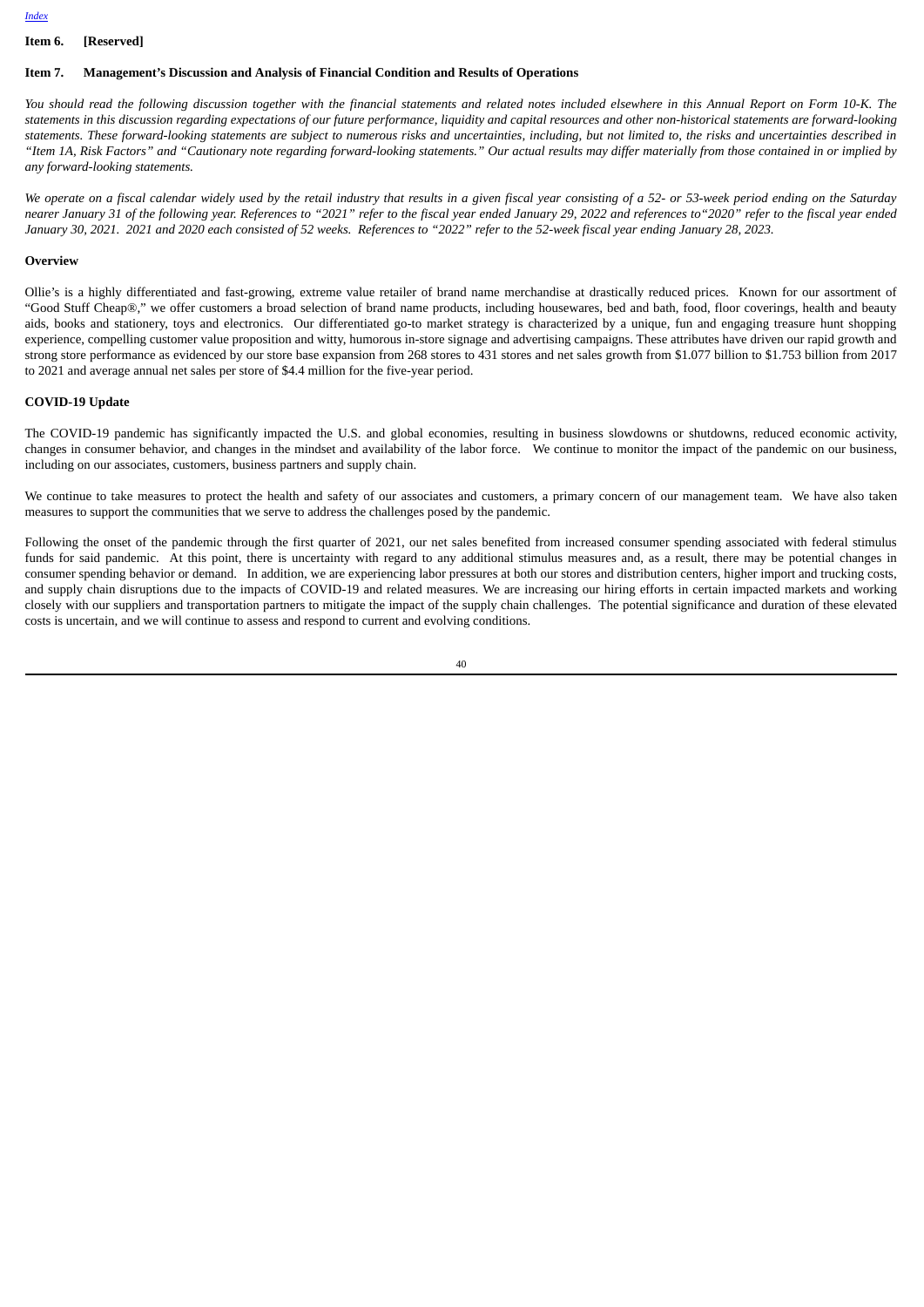**Item 6. [Reserved]**

**Item 7. Management's Discussion and Analysis of Financial Condition and Results of Operations**

*You should read the following discussion together with the financial statements and related notes included elsewhere in this Annual Report on Form 10-K. The statements in this discussion regarding expectations of our future performance, liquidity and capital resources and other non-historical statements are forward-looking statements. These forward-looking statements are subject to numerous risks and uncertainties, including, but not limited to, the risks and uncertainties described in "Item 1A, Risk Factors" and "Cautionary note regarding forward-looking statements." Our actual results may differ materially from those contained in or implied by any forward-looking statements.*

*We operate on a fiscal calendar widely used by the retail industry that results in a given fiscal year consisting of a 52- or 53-week period ending on the Saturday nearer January 31 of the following year. References to "2021" refer to the fiscal year ended January 29, 2022 and references to"2020" refer to the fiscal year ended January 30, 2021. 2021 and 2020 each consisted of 52 weeks. References to "2022" refer to the 52-week fiscal year ending January 28, 2023.*

**Overview**

Ollie's is a highly differentiated and fast-growing, extreme value retailer of brand name merchandise at drastically reduced prices. Known for our assortment of "Good Stuff Cheap®," we offer customers a broad selection of brand name products, including housewares, bed and bath, food, floor coverings, health and beauty aids, books and stationery, toys and electronics. Our differentiated go-to market strategy is characterized by a unique, fun and engaging treasure hunt shopping experience, compelling customer value proposition and witty, humorous in-store signage and advertising campaigns. These attributes have driven our rapid growth and strong store performance as evidenced by our store base expansion from 268 stores to 431 stores and net sales growth from $1.077 billion to $1.753 billion from 2017 to 2021 and average annual net sales per store of $4.4 million for the five-year period.

**COVID-19 Update**

The COVID-19 pandemic has significantly impacted the U.S. and global economies, resulting in business slowdowns or shutdowns, reduced economic activity, changes in consumer behavior, and changes in the mindset and availability of the labor force. We continue to monitor the impact of the pandemic on our business, including on our associates, customers, business partners and supply chain.

We continue to take measures to protect the health and safety of our associates and customers, a primary concern of our management team. We have also taken measures to support the communities that we serve to address the challenges posed by the pandemic.

Following the onset of the pandemic through the first quarter of 2021, our net sales benefited from increased consumer spending associated with federal stimulus funds for said pandemic. At this point, there is uncertainty with regard to any additional stimulus measures and, as a result, there may be potential changes in consumer spending behavior or demand. In addition, we are experiencing labor pressures at both our stores and distribution centers, higher import and trucking costs, and supply chain disruptions due to the impacts of COVID-19 and related measures. We are increasing our hiring efforts in certain impacted markets and working closely with our suppliers and transportation partners to mitigate the impact of the supply chain challenges. The potential significance and duration of these elevated costs is uncertain, and we will continue to assess and respond to current and evolving conditions.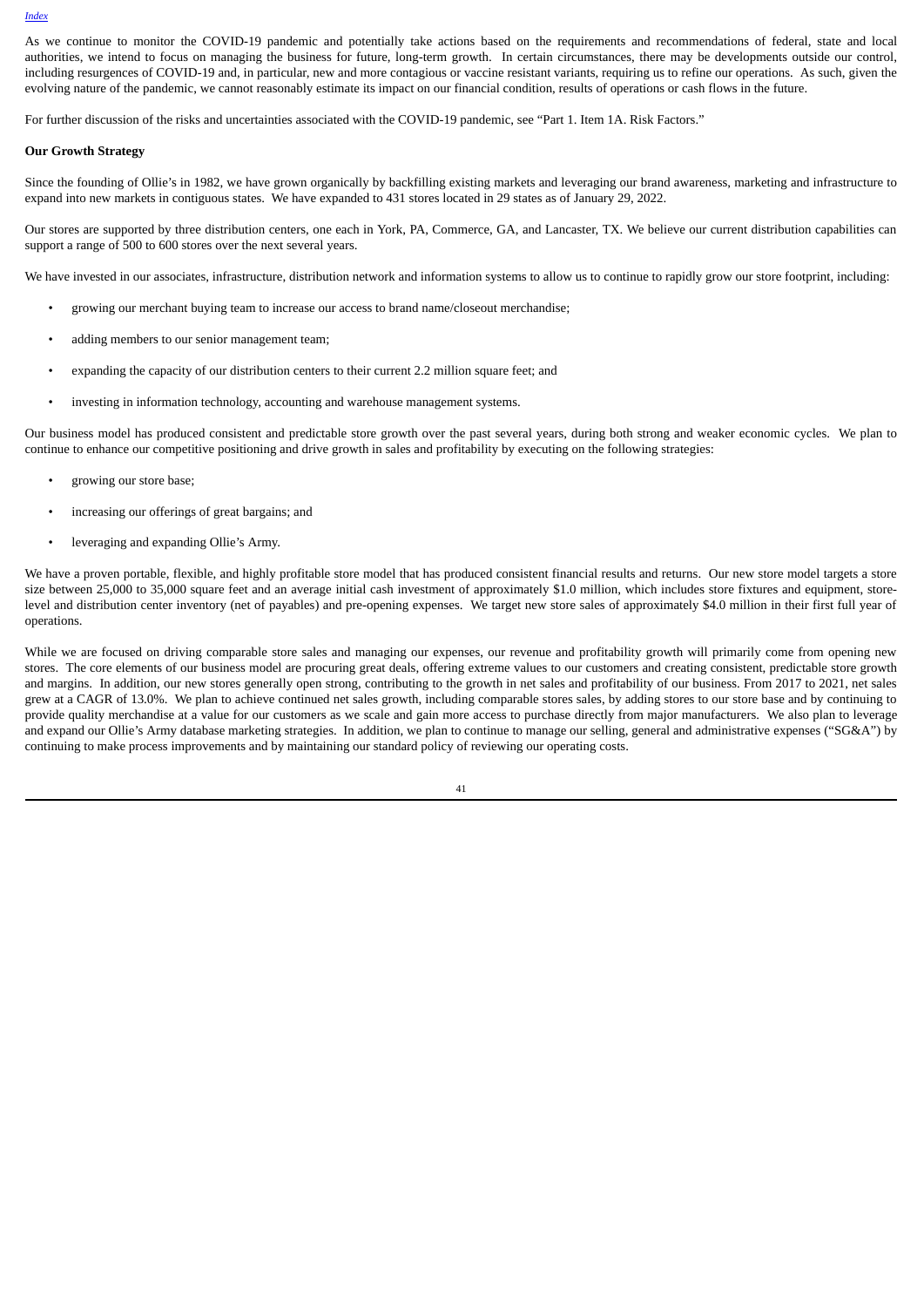As we continue to monitor the COVID-19 pandemic and potentially take actions based on the requirements and recommendations of federal, state and local authorities, we intend to focus on managing the business for future, long-term growth. In certain circumstances, there may be developments outside our control, including resurgences of COVID-19 and, in particular, new and more contagious or vaccine resistant variants, requiring us to refine our operations. As such, given the evolving nature of the pandemic, we cannot reasonably estimate its impact on our financial condition, results of operations or cash flows in the future.

For further discussion of the risks and uncertainties associated with the COVID-19 pandemic, see "Part 1. Item 1A. Risk Factors."

**Our Growth Strategy**

Since the founding of Ollie's in 1982, we have grown organically by backfilling existing markets and leveraging our brand awareness, marketing and infrastructure to expand into new markets in contiguous states. We have expanded to 431 stores located in 29 states as of January 29, 2022.

Our stores are supported by three distribution centers, one each in York, PA, Commerce, GA, and Lancaster, TX. We believe our current distribution capabilities can support a range of 500 to 600 stores over the next several years.

We have invested in our associates, infrastructure, distribution network and information systems to allow us to continue to rapidly grow our store footprint, including:

- growing our merchant buying team to increase our access to brand name/closeout merchandise;
- adding members to our senior management team;
- expanding the capacity of our distribution centers to their current 2.2 million square feet; and
- investing in information technology, accounting and warehouse management systems.

Our business model has produced consistent and predictable store growth over the past several years, during both strong and weaker economic cycles. We plan to continue to enhance our competitive positioning and drive growth in sales and profitability by executing on the following strategies:

- growing our store base;
- increasing our offerings of great bargains; and
- leveraging and expanding Ollie's Army.

We have a proven portable, flexible, and highly profitable store model that has produced consistent financial results and returns. Our new store model targets a store size between 25,000 to 35,000 square feet and an average initial cash investment of approximately $1.0 million, which includes store fixtures and equipment, store-level and distribution center inventory (net of payables) and pre-opening expenses. We target new store sales of approximately $4.0 million in their first full year of operations.

While we are focused on driving comparable store sales and managing our expenses, our revenue and profitability growth will primarily come from opening new stores. The core elements of our business model are procuring great deals, offering extreme values to our customers and creating consistent, predictable store growth and margins. In addition, our new stores generally open strong, contributing to the growth in net sales and profitability of our business. From 2017 to 2021, net sales grew at a CAGR of 13.0%. We plan to achieve continued net sales growth, including comparable stores sales, by adding stores to our store base and by continuing to provide quality merchandise at a value for our customers as we scale and gain more access to purchase directly from major manufacturers. We also plan to leverage and expand our Ollie's Army database marketing strategies. In addition, we plan to continue to manage our selling, general and administrative expenses ("SG&A") by continuing to make process improvements and by maintaining our standard policy of reviewing our operating costs.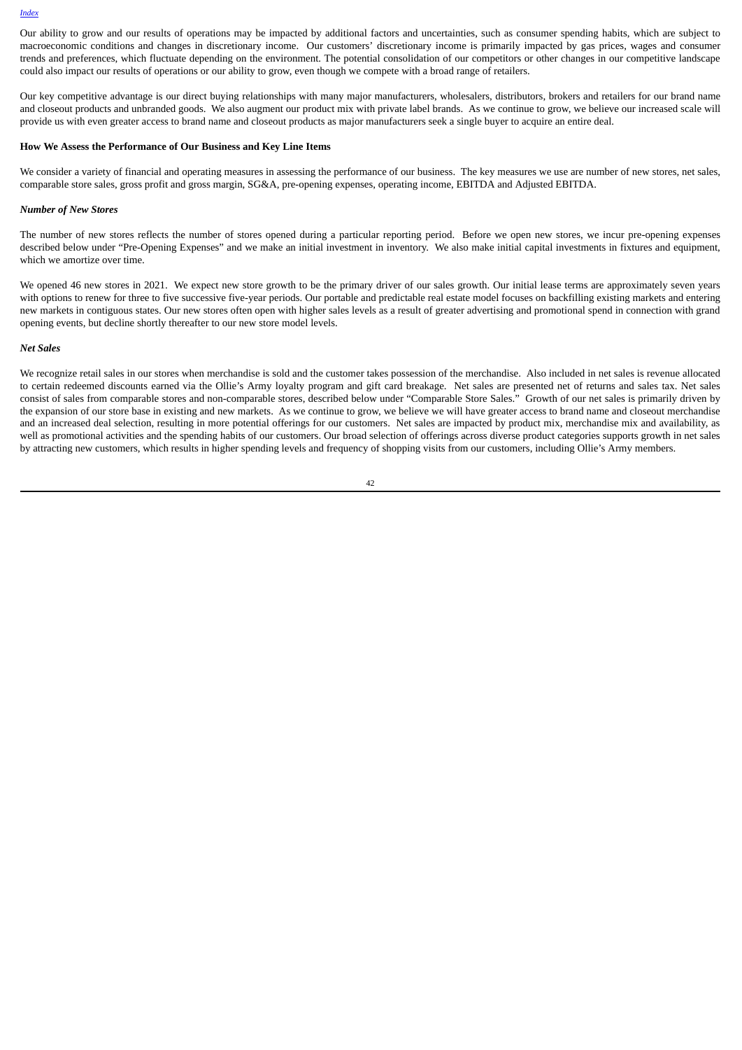Our ability to grow and our results of operations may be impacted by additional factors and uncertainties, such as consumer spending habits, which are subject to macroeconomic conditions and changes in discretionary income. Our customers' discretionary income is primarily impacted by gas prices, wages and consumer trends and preferences, which fluctuate depending on the environment. The potential consolidation of our competitors or other changes in our competitive landscape could also impact our results of operations or our ability to grow, even though we compete with a broad range of retailers.

Our key competitive advantage is our direct buying relationships with many major manufacturers, wholesalers, distributors, brokers and retailers for our brand name and closeout products and unbranded goods. We also augment our product mix with private label brands. As we continue to grow, we believe our increased scale will provide us with even greater access to brand name and closeout products as major manufacturers seek a single buyer to acquire an entire deal.

**How We Assess the Performance of Our Business and Key Line Items**

We consider a variety of financial and operating measures in assessing the performance of our business. The key measures we use are number of new stores, net sales, comparable store sales, gross profit and gross margin, SG&A, pre-opening expenses, operating income, EBITDA and Adjusted EBITDA.

***Number of New Stores***

The number of new stores reflects the number of stores opened during a particular reporting period. Before we open new stores, we incur pre-opening expenses described below under "Pre-Opening Expenses" and we make an initial investment in inventory. We also make initial capital investments in fixtures and equipment, which we amortize over time.

We opened 46 new stores in 2021. We expect new store growth to be the primary driver of our sales growth. Our initial lease terms are approximately seven years with options to renew for three to five successive five-year periods. Our portable and predictable real estate model focuses on backfilling existing markets and entering new markets in contiguous states. Our new stores often open with higher sales levels as a result of greater advertising and promotional spend in connection with grand opening events, but decline shortly thereafter to our new store model levels.

***Net Sales***

We recognize retail sales in our stores when merchandise is sold and the customer takes possession of the merchandise. Also included in net sales is revenue allocated to certain redeemed discounts earned via the Ollie's Army loyalty program and gift card breakage. Net sales are presented net of returns and sales tax. Net sales consist of sales from comparable stores and non-comparable stores, described below under "Comparable Store Sales." Growth of our net sales is primarily driven by the expansion of our store base in existing and new markets. As we continue to grow, we believe we will have greater access to brand name and closeout merchandise and an increased deal selection, resulting in more potential offerings for our customers. Net sales are impacted by product mix, merchandise mix and availability, as well as promotional activities and the spending habits of our customers. Our broad selection of offerings across diverse product categories supports growth in net sales by attracting new customers, which results in higher spending levels and frequency of shopping visits from our customers, including Ollie's Army members.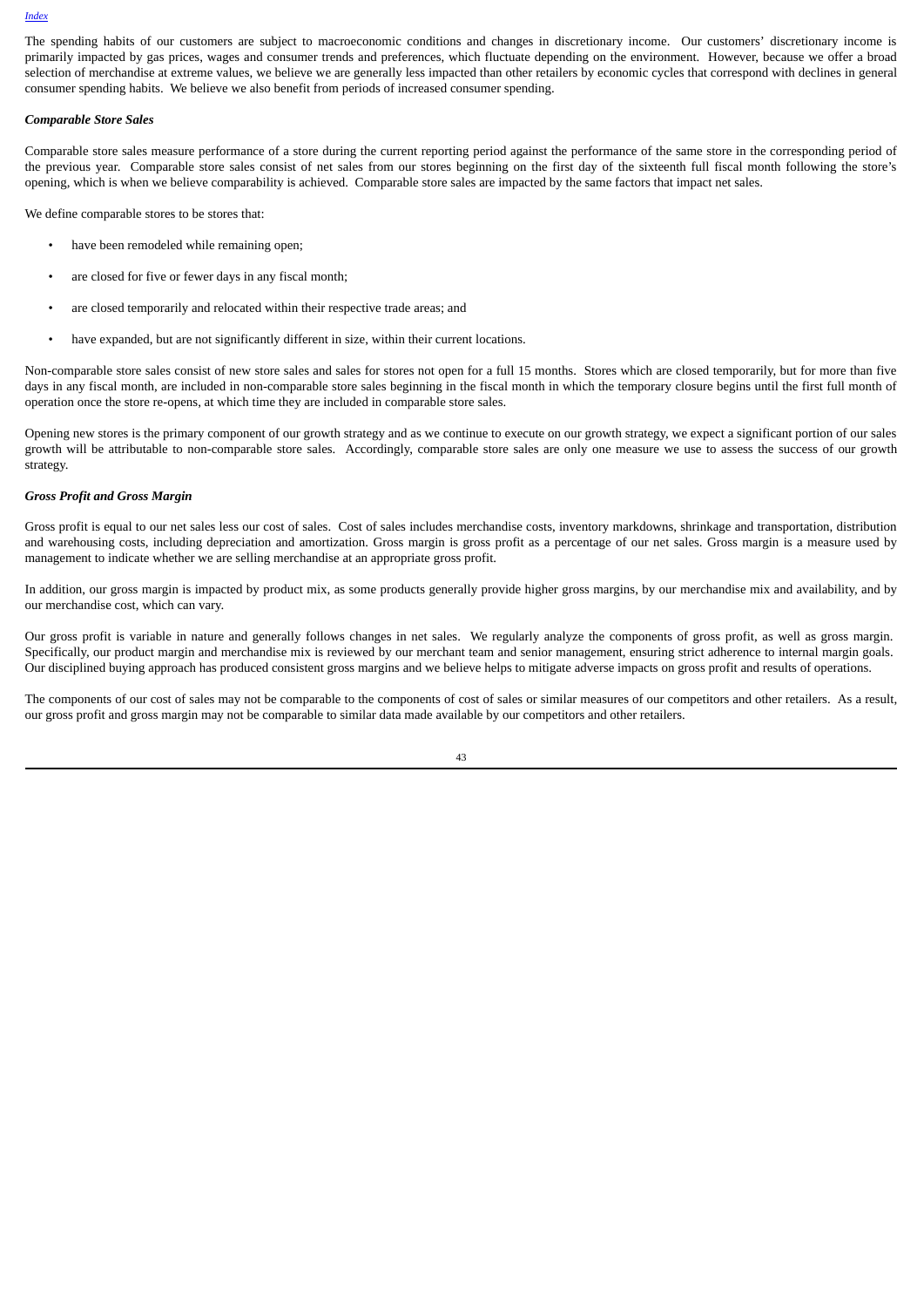The spending habits of our customers are subject to macroeconomic conditions and changes in discretionary income. Our customers' discretionary income is primarily impacted by gas prices, wages and consumer trends and preferences, which fluctuate depending on the environment. However, because we offer a broad selection of merchandise at extreme values, we believe we are generally less impacted than other retailers by economic cycles that correspond with declines in general consumer spending habits. We believe we also benefit from periods of increased consumer spending.

***Comparable Store Sales***

Comparable store sales measure performance of a store during the current reporting period against the performance of the same store in the corresponding period of the previous year. Comparable store sales consist of net sales from our stores beginning on the first day of the sixteenth full fiscal month following the store's opening, which is when we believe comparability is achieved. Comparable store sales are impacted by the same factors that impact net sales.

We define comparable stores to be stores that:

- have been remodeled while remaining open;
- are closed for five or fewer days in any fiscal month;
- are closed temporarily and relocated within their respective trade areas; and
- have expanded, but are not significantly different in size, within their current locations.

Non-comparable store sales consist of new store sales and sales for stores not open for a full 15 months. Stores which are closed temporarily, but for more than five days in any fiscal month, are included in non-comparable store sales beginning in the fiscal month in which the temporary closure begins until the first full month of operation once the store re-opens, at which time they are included in comparable store sales.

Opening new stores is the primary component of our growth strategy and as we continue to execute on our growth strategy, we expect a significant portion of our sales growth will be attributable to non-comparable store sales. Accordingly, comparable store sales are only one measure we use to assess the success of our growth strategy.

***Gross Profit and Gross Margin***

Gross profit is equal to our net sales less our cost of sales. Cost of sales includes merchandise costs, inventory markdowns, shrinkage and transportation, distribution and warehousing costs, including depreciation and amortization. Gross margin is gross profit as a percentage of our net sales. Gross margin is a measure used by management to indicate whether we are selling merchandise at an appropriate gross profit.

In addition, our gross margin is impacted by product mix, as some products generally provide higher gross margins, by our merchandise mix and availability, and by our merchandise cost, which can vary.

Our gross profit is variable in nature and generally follows changes in net sales. We regularly analyze the components of gross profit, as well as gross margin. Specifically, our product margin and merchandise mix is reviewed by our merchant team and senior management, ensuring strict adherence to internal margin goals. Our disciplined buying approach has produced consistent gross margins and we believe helps to mitigate adverse impacts on gross profit and results of operations.

The components of our cost of sales may not be comparable to the components of cost of sales or similar measures of our competitors and other retailers. As a result, our gross profit and gross margin may not be comparable to similar data made available by our competitors and other retailers.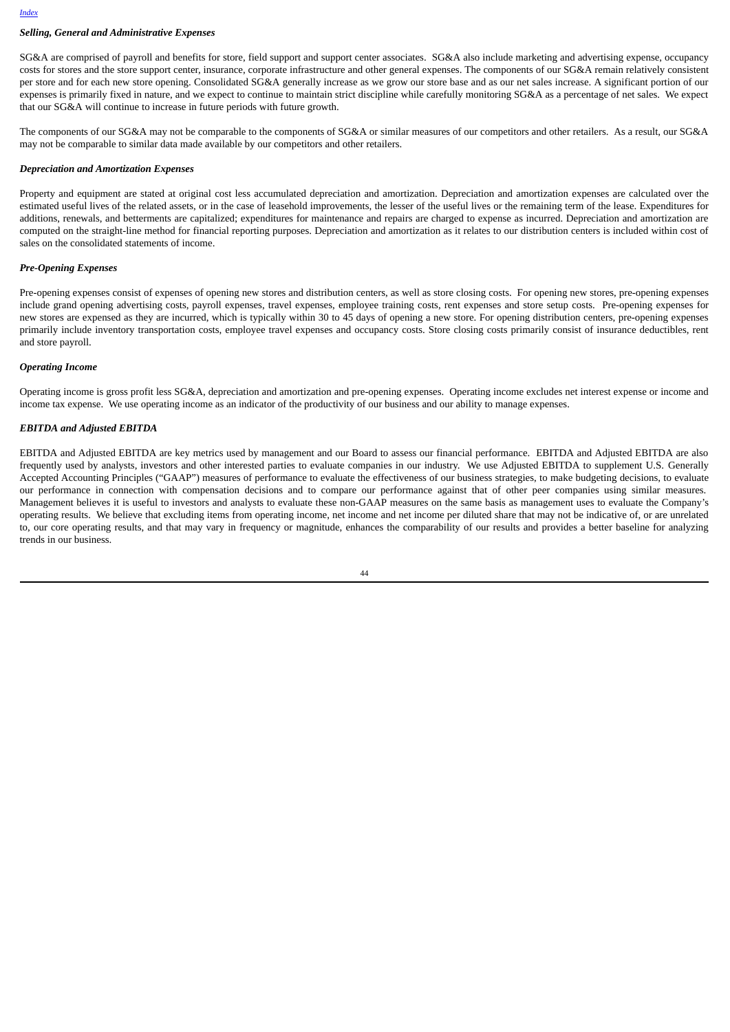### *Selling, General and Administrative Expenses*

SG&A are comprised of payroll and benefits for store, field support and support center associates. SG&A also include marketing and advertising expense, occupancy costs for stores and the store support center, insurance, corporate infrastructure and other general expenses. The components of our SG&A remain relatively consistent per store and for each new store opening. Consolidated SG&A generally increase as we grow our store base and as our net sales increase. A significant portion of our expenses is primarily fixed in nature, and we expect to continue to maintain strict discipline while carefully monitoring SG&A as a percentage of net sales. We expect that our SG&A will continue to increase in future periods with future growth.

The components of our SG&A may not be comparable to the components of SG&A or similar measures of our competitors and other retailers. As a result, our SG&A may not be comparable to similar data made available by our competitors and other retailers.

### *Depreciation and Amortization Expenses*

Property and equipment are stated at original cost less accumulated depreciation and amortization. Depreciation and amortization expenses are calculated over the estimated useful lives of the related assets, or in the case of leasehold improvements, the lesser of the useful lives or the remaining term of the lease. Expenditures for additions, renewals, and betterments are capitalized; expenditures for maintenance and repairs are charged to expense as incurred. Depreciation and amortization are computed on the straight-line method for financial reporting purposes. Depreciation and amortization as it relates to our distribution centers is included within cost of sales on the consolidated statements of income.

### *Pre-Opening Expenses*

Pre-opening expenses consist of expenses of opening new stores and distribution centers, as well as store closing costs. For opening new stores, pre-opening expenses include grand opening advertising costs, payroll expenses, travel expenses, employee training costs, rent expenses and store setup costs. Pre-opening expenses for new stores are expensed as they are incurred, which is typically within 30 to 45 days of opening a new store. For opening distribution centers, pre-opening expenses primarily include inventory transportation costs, employee travel expenses and occupancy costs. Store closing costs primarily consist of insurance deductibles, rent and store payroll.

### *Operating Income*

Operating income is gross profit less SG&A, depreciation and amortization and pre-opening expenses. Operating income excludes net interest expense or income and income tax expense. We use operating income as an indicator of the productivity of our business and our ability to manage expenses.

### *EBITDA and Adjusted EBITDA*

EBITDA and Adjusted EBITDA are key metrics used by management and our Board to assess our financial performance. EBITDA and Adjusted EBITDA are also frequently used by analysts, investors and other interested parties to evaluate companies in our industry. We use Adjusted EBITDA to supplement U.S. Generally Accepted Accounting Principles ("GAAP") measures of performance to evaluate the effectiveness of our business strategies, to make budgeting decisions, to evaluate our performance in connection with compensation decisions and to compare our performance against that of other peer companies using similar measures. Management believes it is useful to investors and analysts to evaluate these non-GAAP measures on the same basis as management uses to evaluate the Company's operating results. We believe that excluding items from operating income, net income and net income per diluted share that may not be indicative of, or are unrelated to, our core operating results, and that may vary in frequency or magnitude, enhances the comparability of our results and provides a better baseline for analyzing trends in our business.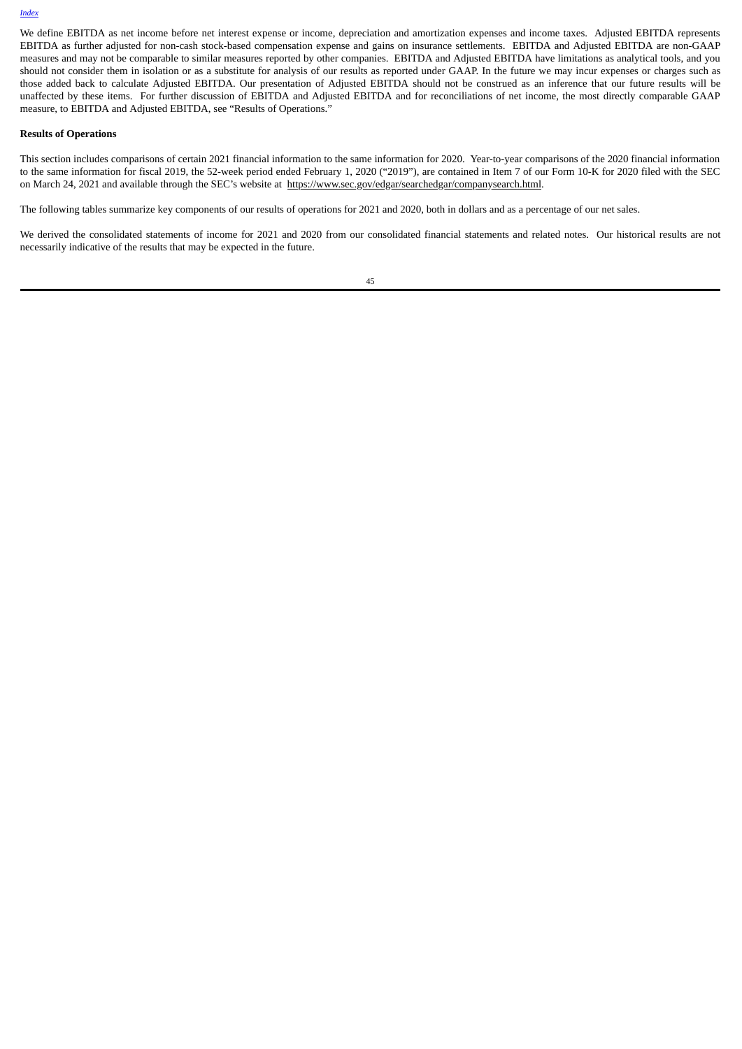We define EBITDA as net income before net interest expense or income, depreciation and amortization expenses and income taxes. Adjusted EBITDA represents EBITDA as further adjusted for non-cash stock-based compensation expense and gains on insurance settlements. EBITDA and Adjusted EBITDA are non-GAAP measures and may not be comparable to similar measures reported by other companies. EBITDA and Adjusted EBITDA have limitations as analytical tools, and you should not consider them in isolation or as a substitute for analysis of our results as reported under GAAP. In the future we may incur expenses or charges such as those added back to calculate Adjusted EBITDA. Our presentation of Adjusted EBITDA should not be construed as an inference that our future results will be unaffected by these items. For further discussion of EBITDA and Adjusted EBITDA and for reconciliations of net income, the most directly comparable GAAP measure, to EBITDA and Adjusted EBITDA, see "Results of Operations."

**Results of Operations**

This section includes comparisons of certain 2021 financial information to the same information for 2020. Year-to-year comparisons of the 2020 financial information to the same information for fiscal 2019, the 52-week period ended February 1, 2020 ("2019"), are contained in Item 7 of our Form 10-K for 2020 filed with the SEC on March 24, 2021 and available through the SEC's website at https://www.sec.gov/edgar/searchedgar/companysearch.html.

The following tables summarize key components of our results of operations for 2021 and 2020, both in dollars and as a percentage of our net sales.

We derived the consolidated statements of income for 2021 and 2020 from our consolidated financial statements and related notes. Our historical results are not necessarily indicative of the results that may be expected in the future.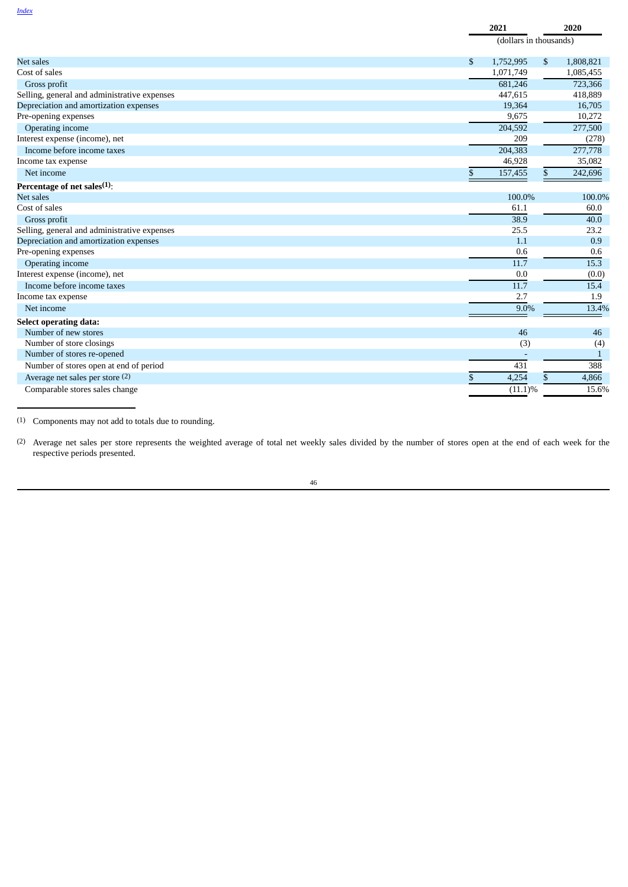| | 2021 | 2020 |
|---|---|---|
| | (dollars in thousands) | |
| Net sales | $ 1,752,995 | $ 1,808,821 |
| Cost of sales | 1,071,749 | 1,085,455 |
| Gross profit | 681,246 | 723,366 |
| Selling, general and administrative expenses | 447,615 | 418,889 |
| Depreciation and amortization expenses | 19,364 | 16,705 |
| Pre-opening expenses | 9,675 | 10,272 |
| Operating income | 204,592 | 277,500 |
| Interest expense (income), net | 209 | (278) |
| Income before income taxes | 204,383 | 277,778 |
| Income tax expense | 46,928 | 35,082 |
| Net income | $ 157,455 | $ 242,696 |
| **Percentage of net sales[(1)]**: | | |
| Net sales | 100.0% | 100.0% |
| Cost of sales | 61.1 | 60.0 |
| Gross profit | 38.9 | 40.0 |
| Selling, general and administrative expenses | 25.5 | 23.2 |
| Depreciation and amortization expenses | 1.1 | 0.9 |
| Pre-opening expenses | 0.6 | 0.6 |
| Operating income | 11.7 | 15.3 |
| Interest expense (income), net | 0.0 | (0.0) |
| Income before income taxes | 11.7 | 15.4 |
| Income tax expense | 2.7 | 1.9 |
| Net income | 9.0% | 13.4% |
| **Select operating data:** | | |
| Number of new stores | 46 | 46 |
| Number of store closings | (3) | (4) |
| Number of stores re-opened | - | 1 |
| Number of stores open at end of period | 431 | 388 |
| Average net sales per store [(2)] | $ 4,254 | $ 4,866 |
| Comparable stores sales change | (11.1)% | 15.6% |

(1) Components may not add to totals due to rounding.

(2) Average net sales per store represents the weighted average of total net weekly sales divided by the number of stores open at the end of each week for the respective periods presented.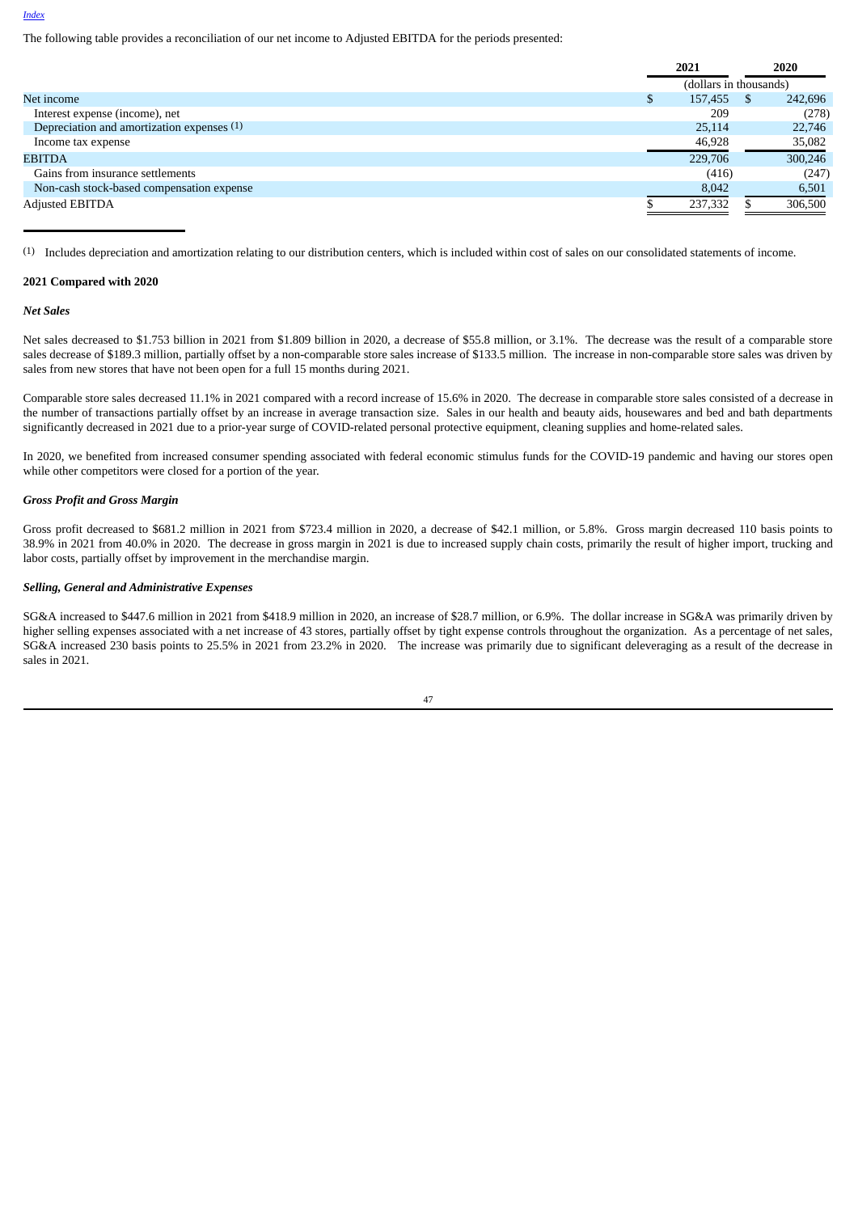[Index](#)

The following table provides a reconciliation of our net income to Adjusted EBITDA for the periods presented:

| | 2021 | 2020 |
|---|---|---|
| | (dollars in thousands) | |
| Net income | $ 157,455 | $ 242,696 |
| Interest expense (income), net | 209 | (278) |
| Depreciation and amortization expenses [(1)] | 25,114 | 22,746 |
| Income tax expense | 46,928 | 35,082 |
| EBITDA | 229,706 | 300,246 |
| Gains from insurance settlements | (416) | (247) |
| Non-cash stock-based compensation expense | 8,042 | 6,501 |
| Adjusted EBITDA | $ 237,332 | $ 306,500 |

(1) Includes depreciation and amortization relating to our distribution centers, which is included within cost of sales on our consolidated statements of income.

**2021 Compared with 2020**

***Net Sales***

Net sales decreased to $1.753 billion in 2021 from $1.809 billion in 2020, a decrease of $55.8 million, or 3.1%. The decrease was the result of a comparable store sales decrease of $189.3 million, partially offset by a non-comparable store sales increase of $133.5 million. The increase in non-comparable store sales was driven by sales from new stores that have not been open for a full 15 months during 2021.

Comparable store sales decreased 11.1% in 2021 compared with a record increase of 15.6% in 2020. The decrease in comparable store sales consisted of a decrease in the number of transactions partially offset by an increase in average transaction size. Sales in our health and beauty aids, housewares and bed and bath departments significantly decreased in 2021 due to a prior-year surge of COVID-related personal protective equipment, cleaning supplies and home-related sales.

In 2020, we benefited from increased consumer spending associated with federal economic stimulus funds for the COVID-19 pandemic and having our stores open while other competitors were closed for a portion of the year.

***Gross Profit and Gross Margin***

Gross profit decreased to $681.2 million in 2021 from $723.4 million in 2020, a decrease of $42.1 million, or 5.8%. Gross margin decreased 110 basis points to 38.9% in 2021 from 40.0% in 2020. The decrease in gross margin in 2021 is due to increased supply chain costs, primarily the result of higher import, trucking and labor costs, partially offset by improvement in the merchandise margin.

***Selling, General and Administrative Expenses***

SG&A increased to $447.6 million in 2021 from $418.9 million in 2020, an increase of $28.7 million, or 6.9%. The dollar increase in SG&A was primarily driven by higher selling expenses associated with a net increase of 43 stores, partially offset by tight expense controls throughout the organization. As a percentage of net sales, SG&A increased 230 basis points to 25.5% in 2021 from 23.2% in 2020. The increase was primarily due to significant deleveraging as a result of the decrease in sales in 2021.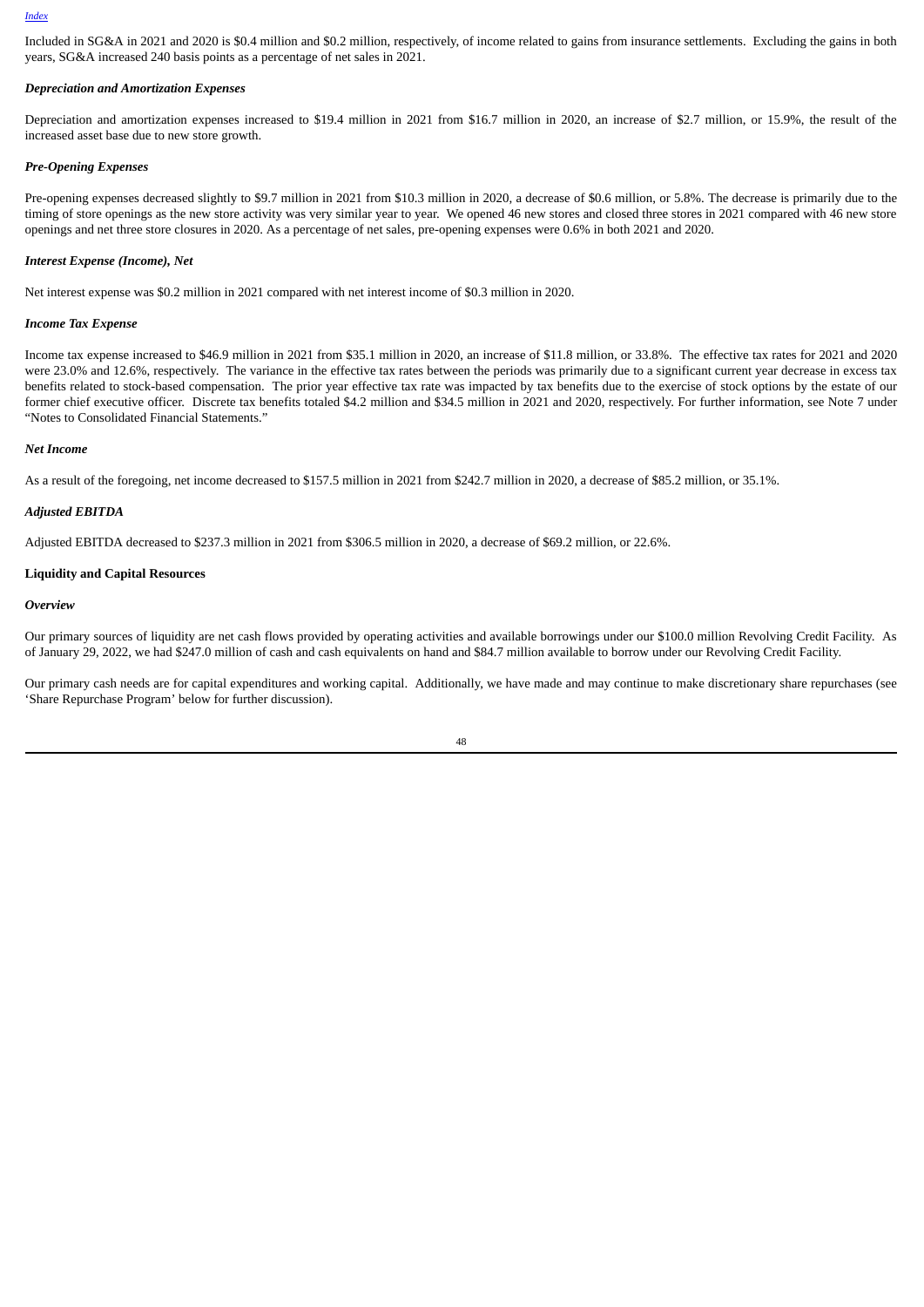Included in SG&A in 2021 and 2020 is $0.4 million and $0.2 million, respectively, of income related to gains from insurance settlements. Excluding the gains in both years, SG&A increased 240 basis points as a percentage of net sales in 2021.

***Depreciation and Amortization Expenses***

Depreciation and amortization expenses increased to $19.4 million in 2021 from $16.7 million in 2020, an increase of $2.7 million, or 15.9%, the result of the increased asset base due to new store growth.

***Pre-Opening Expenses***

Pre-opening expenses decreased slightly to $9.7 million in 2021 from $10.3 million in 2020, a decrease of $0.6 million, or 5.8%. The decrease is primarily due to the timing of store openings as the new store activity was very similar year to year. We opened 46 new stores and closed three stores in 2021 compared with 46 new store openings and net three store closures in 2020. As a percentage of net sales, pre-opening expenses were 0.6% in both 2021 and 2020.

***Interest Expense (Income), Net***

Net interest expense was $0.2 million in 2021 compared with net interest income of $0.3 million in 2020.

***Income Tax Expense***

Income tax expense increased to $46.9 million in 2021 from $35.1 million in 2020, an increase of $11.8 million, or 33.8%. The effective tax rates for 2021 and 2020 were 23.0% and 12.6%, respectively. The variance in the effective tax rates between the periods was primarily due to a significant current year decrease in excess tax benefits related to stock-based compensation. The prior year effective tax rate was impacted by tax benefits due to the exercise of stock options by the estate of our former chief executive officer. Discrete tax benefits totaled $4.2 million and $34.5 million in 2021 and 2020, respectively. For further information, see Note 7 under "Notes to Consolidated Financial Statements."

***Net Income***

As a result of the foregoing, net income decreased to $157.5 million in 2021 from $242.7 million in 2020, a decrease of $85.2 million, or 35.1%.

***Adjusted EBITDA***

Adjusted EBITDA decreased to $237.3 million in 2021 from $306.5 million in 2020, a decrease of $69.2 million, or 22.6%.

**Liquidity and Capital Resources**

***Overview***

Our primary sources of liquidity are net cash flows provided by operating activities and available borrowings under our $100.0 million Revolving Credit Facility. As of January 29, 2022, we had $247.0 million of cash and cash equivalents on hand and $84.7 million available to borrow under our Revolving Credit Facility.

Our primary cash needs are for capital expenditures and working capital. Additionally, we have made and may continue to make discretionary share repurchases (see 'Share Repurchase Program' below for further discussion).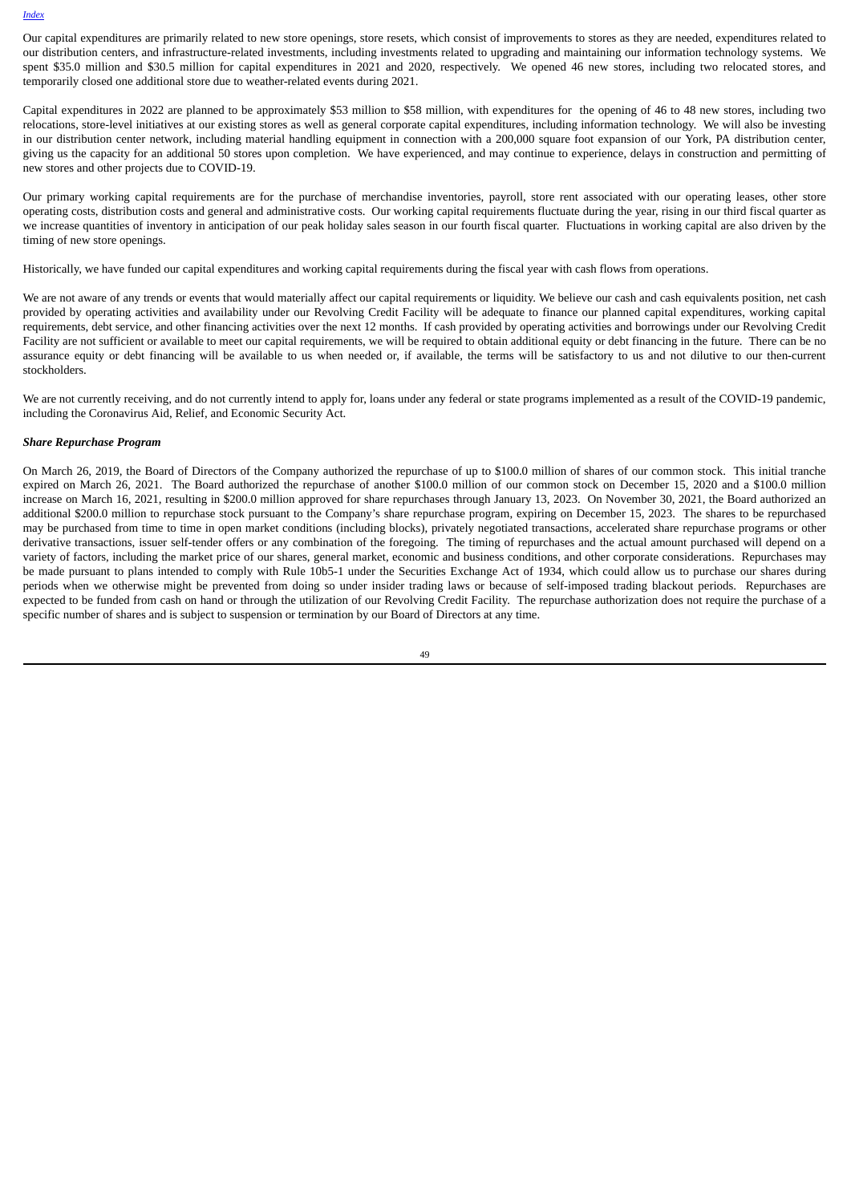Our capital expenditures are primarily related to new store openings, store resets, which consist of improvements to stores as they are needed, expenditures related to our distribution centers, and infrastructure-related investments, including investments related to upgrading and maintaining our information technology systems. We spent $35.0 million and $30.5 million for capital expenditures in 2021 and 2020, respectively. We opened 46 new stores, including two relocated stores, and temporarily closed one additional store due to weather-related events during 2021.

Capital expenditures in 2022 are planned to be approximately $53 million to $58 million, with expenditures for the opening of 46 to 48 new stores, including two relocations, store-level initiatives at our existing stores as well as general corporate capital expenditures, including information technology. We will also be investing in our distribution center network, including material handling equipment in connection with a 200,000 square foot expansion of our York, PA distribution center, giving us the capacity for an additional 50 stores upon completion. We have experienced, and may continue to experience, delays in construction and permitting of new stores and other projects due to COVID-19.

Our primary working capital requirements are for the purchase of merchandise inventories, payroll, store rent associated with our operating leases, other store operating costs, distribution costs and general and administrative costs. Our working capital requirements fluctuate during the year, rising in our third fiscal quarter as we increase quantities of inventory in anticipation of our peak holiday sales season in our fourth fiscal quarter. Fluctuations in working capital are also driven by the timing of new store openings.

Historically, we have funded our capital expenditures and working capital requirements during the fiscal year with cash flows from operations.

We are not aware of any trends or events that would materially affect our capital requirements or liquidity. We believe our cash and cash equivalents position, net cash provided by operating activities and availability under our Revolving Credit Facility will be adequate to finance our planned capital expenditures, working capital requirements, debt service, and other financing activities over the next 12 months. If cash provided by operating activities and borrowings under our Revolving Credit Facility are not sufficient or available to meet our capital requirements, we will be required to obtain additional equity or debt financing in the future. There can be no assurance equity or debt financing will be available to us when needed or, if available, the terms will be satisfactory to us and not dilutive to our then-current stockholders.

We are not currently receiving, and do not currently intend to apply for, loans under any federal or state programs implemented as a result of the COVID-19 pandemic, including the Coronavirus Aid, Relief, and Economic Security Act.

***Share Repurchase Program***

On March 26, 2019, the Board of Directors of the Company authorized the repurchase of up to $100.0 million of shares of our common stock. This initial tranche expired on March 26, 2021. The Board authorized the repurchase of another $100.0 million of our common stock on December 15, 2020 and a $100.0 million increase on March 16, 2021, resulting in $200.0 million approved for share repurchases through January 13, 2023. On November 30, 2021, the Board authorized an additional $200.0 million to repurchase stock pursuant to the Company's share repurchase program, expiring on December 15, 2023. The shares to be repurchased may be purchased from time to time in open market conditions (including blocks), privately negotiated transactions, accelerated share repurchase programs or other derivative transactions, issuer self-tender offers or any combination of the foregoing. The timing of repurchases and the actual amount purchased will depend on a variety of factors, including the market price of our shares, general market, economic and business conditions, and other corporate considerations. Repurchases may be made pursuant to plans intended to comply with Rule 10b5-1 under the Securities Exchange Act of 1934, which could allow us to purchase our shares during periods when we otherwise might be prevented from doing so under insider trading laws or because of self-imposed trading blackout periods. Repurchases are expected to be funded from cash on hand or through the utilization of our Revolving Credit Facility. The repurchase authorization does not require the purchase of a specific number of shares and is subject to suspension or termination by our Board of Directors at any time.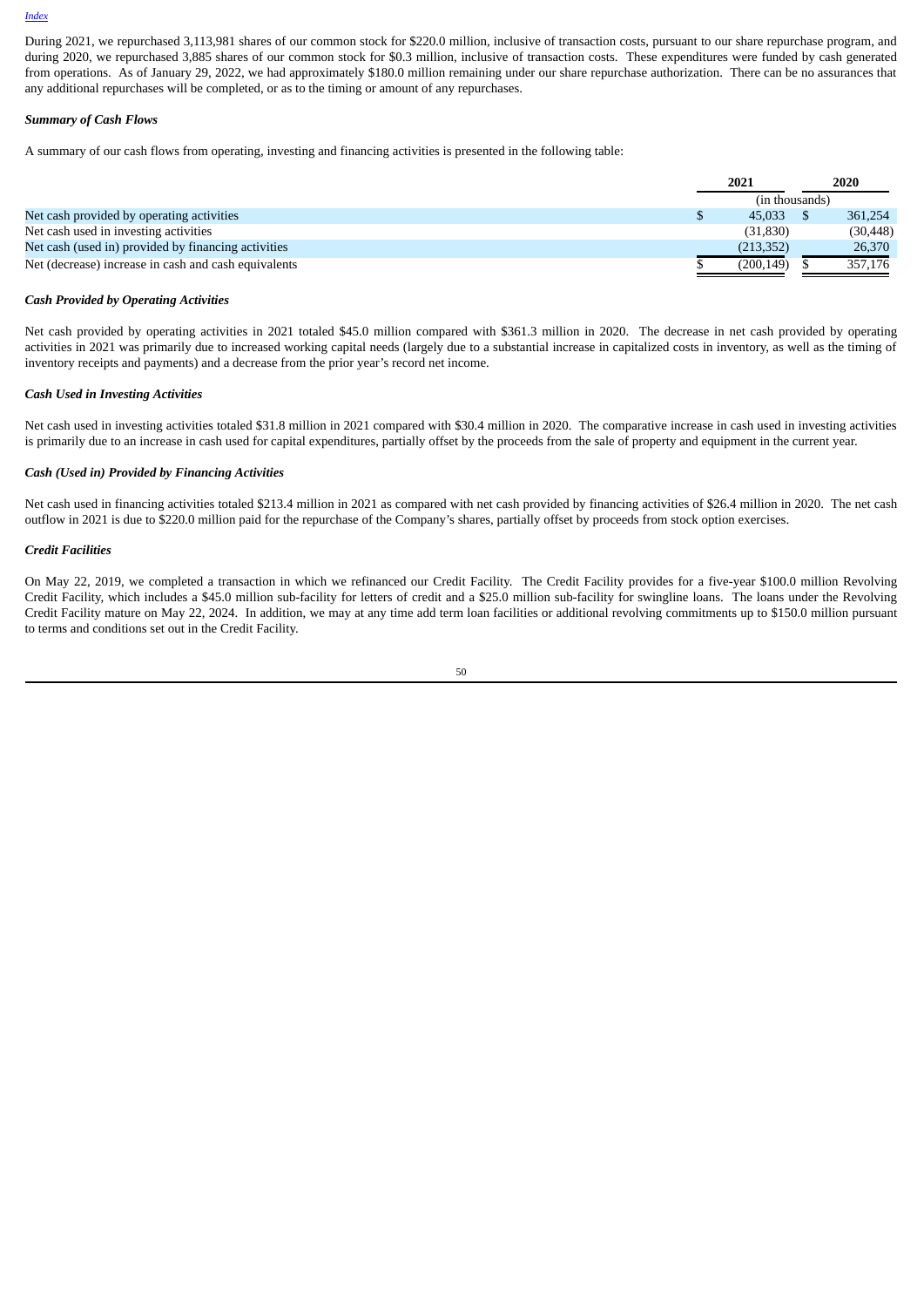During 2021, we repurchased 3,113,981 shares of our common stock for $220.0 million, inclusive of transaction costs, pursuant to our share repurchase program, and during 2020, we repurchased 3,885 shares of our common stock for $0.3 million, inclusive of transaction costs. These expenditures were funded by cash generated from operations. As of January 29, 2022, we had approximately $180.0 million remaining under our share repurchase authorization. There can be no assurances that any additional repurchases will be completed, or as to the timing or amount of any repurchases.

***Summary of Cash Flows***

A summary of our cash flows from operating, investing and financing activities is presented in the following table:

| | 2021 | 2020 |
|---|---|---|
| | (in thousands) | |
| Net cash provided by operating activities | $ 45,033 | $ 361,254 |
| Net cash used in investing activities | (31,830) | (30,448) |
| Net cash (used in) provided by financing activities | (213,352) | 26,370 |
| Net (decrease) increase in cash and cash equivalents | $ (200,149) | $ 357,176 |

***Cash Provided by Operating Activities***

Net cash provided by operating activities in 2021 totaled $45.0 million compared with $361.3 million in 2020. The decrease in net cash provided by operating activities in 2021 was primarily due to increased working capital needs (largely due to a substantial increase in capitalized costs in inventory, as well as the timing of inventory receipts and payments) and a decrease from the prior year's record net income.

***Cash Used in Investing Activities***

Net cash used in investing activities totaled $31.8 million in 2021 compared with $30.4 million in 2020. The comparative increase in cash used in investing activities is primarily due to an increase in cash used for capital expenditures, partially offset by the proceeds from the sale of property and equipment in the current year.

***Cash (Used in) Provided by Financing Activities***

Net cash used in financing activities totaled $213.4 million in 2021 as compared with net cash provided by financing activities of $26.4 million in 2020. The net cash outflow in 2021 is due to $220.0 million paid for the repurchase of the Company's shares, partially offset by proceeds from stock option exercises.

***Credit Facilities***

On May 22, 2019, we completed a transaction in which we refinanced our Credit Facility. The Credit Facility provides for a five-year $100.0 million Revolving Credit Facility, which includes a $45.0 million sub-facility for letters of credit and a $25.0 million sub-facility for swingline loans. The loans under the Revolving Credit Facility mature on May 22, 2024. In addition, we may at any time add term loan facilities or additional revolving commitments up to $150.0 million pursuant to terms and conditions set out in the Credit Facility.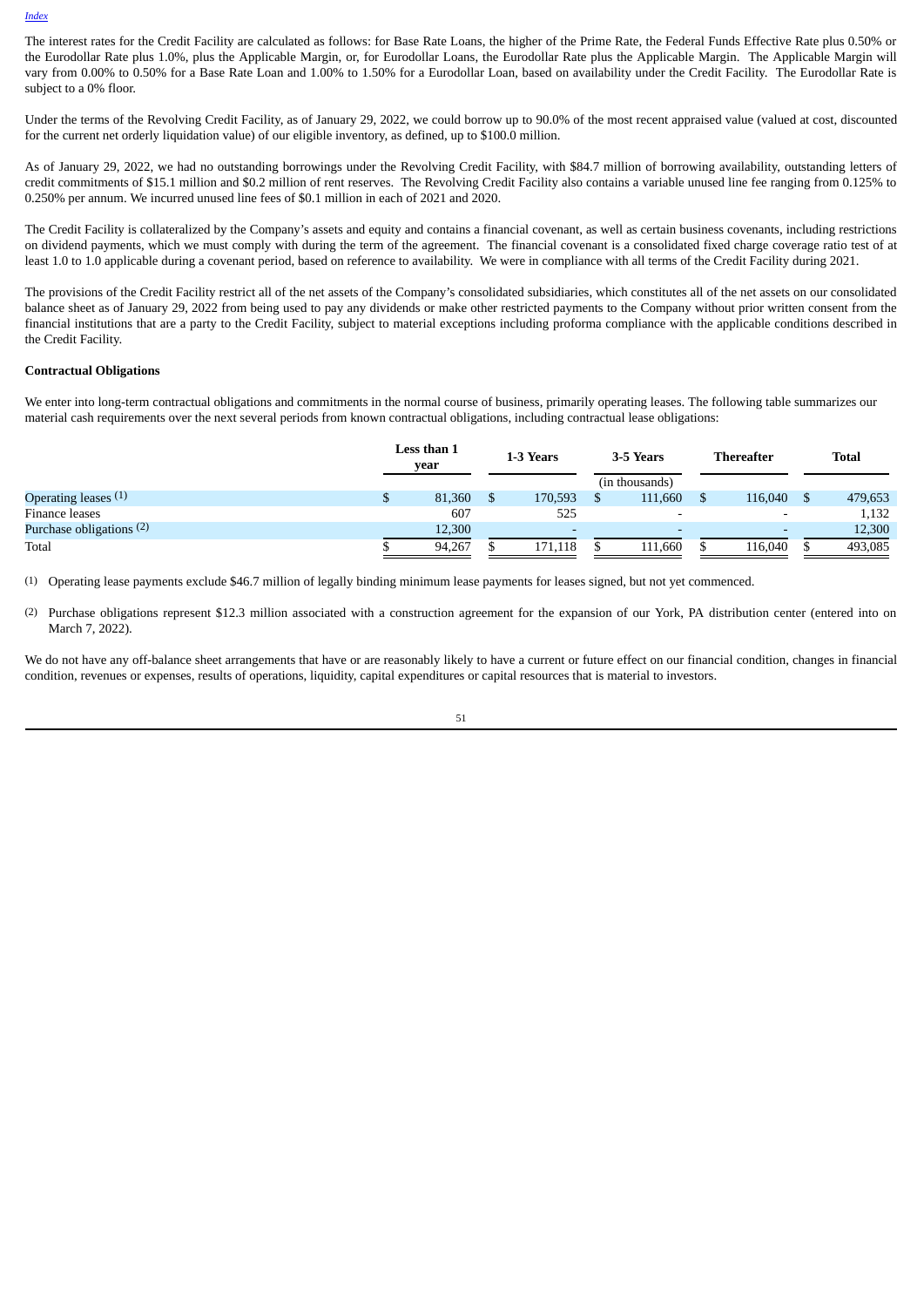The interest rates for the Credit Facility are calculated as follows: for Base Rate Loans, the higher of the Prime Rate, the Federal Funds Effective Rate plus 0.50% or the Eurodollar Rate plus 1.0%, plus the Applicable Margin, or, for Eurodollar Loans, the Eurodollar Rate plus the Applicable Margin. The Applicable Margin will vary from 0.00% to 0.50% for a Base Rate Loan and 1.00% to 1.50% for a Eurodollar Loan, based on availability under the Credit Facility. The Eurodollar Rate is subject to a 0% floor.

Under the terms of the Revolving Credit Facility, as of January 29, 2022, we could borrow up to 90.0% of the most recent appraised value (valued at cost, discounted for the current net orderly liquidation value) of our eligible inventory, as defined, up to $100.0 million.

As of January 29, 2022, we had no outstanding borrowings under the Revolving Credit Facility, with $84.7 million of borrowing availability, outstanding letters of credit commitments of $15.1 million and $0.2 million of rent reserves. The Revolving Credit Facility also contains a variable unused line fee ranging from 0.125% to 0.250% per annum. We incurred unused line fees of $0.1 million in each of 2021 and 2020.

The Credit Facility is collateralized by the Company's assets and equity and contains a financial covenant, as well as certain business covenants, including restrictions on dividend payments, which we must comply with during the term of the agreement. The financial covenant is a consolidated fixed charge coverage ratio test of at least 1.0 to 1.0 applicable during a covenant period, based on reference to availability. We were in compliance with all terms of the Credit Facility during 2021.

The provisions of the Credit Facility restrict all of the net assets of the Company's consolidated subsidiaries, which constitutes all of the net assets on our consolidated balance sheet as of January 29, 2022 from being used to pay any dividends or make other restricted payments to the Company without prior written consent from the financial institutions that are a party to the Credit Facility, subject to material exceptions including proforma compliance with the applicable conditions described in the Credit Facility.

**Contractual Obligations**

We enter into long-term contractual obligations and commitments in the normal course of business, primarily operating leases. The following table summarizes our material cash requirements over the next several periods from known contractual obligations, including contractual lease obligations:

| | Less than 1 year | 1-3 Years | 3-5 Years | Thereafter | Total |
|---|---|---|---|---|---|
| | | | (in thousands) | | |
| Operating leases (1) | $ 81,360 | $ 170,593 | $ 111,660 | $ 116,040 | $ 479,653 |
| Finance leases | 607 | 525 | - | - | 1,132 |
| Purchase obligations (2) | 12,300 | - | - | - | 12,300 |
| Total | $ 94,267 | $ 171,118 | $ 111,660 | $ 116,040 | $ 493,085 |

(1) Operating lease payments exclude $46.7 million of legally binding minimum lease payments for leases signed, but not yet commenced.

(2) Purchase obligations represent $12.3 million associated with a construction agreement for the expansion of our York, PA distribution center (entered into on March 7, 2022).

We do not have any off-balance sheet arrangements that have or are reasonably likely to have a current or future effect on our financial condition, changes in financial condition, revenues or expenses, results of operations, liquidity, capital expenditures or capital resources that is material to investors.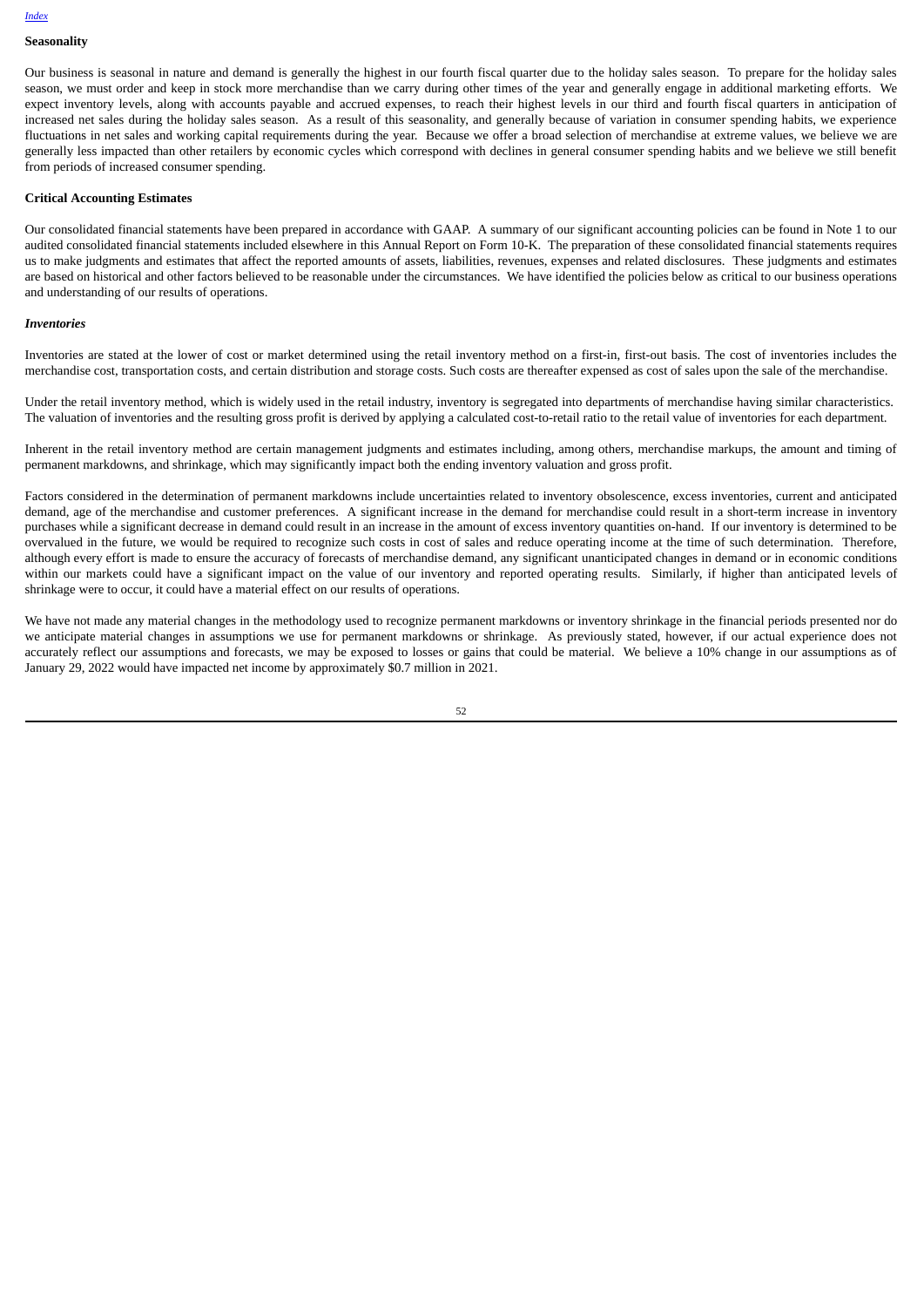### Seasonality

Our business is seasonal in nature and demand is generally the highest in our fourth fiscal quarter due to the holiday sales season. To prepare for the holiday sales season, we must order and keep in stock more merchandise than we carry during other times of the year and generally engage in additional marketing efforts. We expect inventory levels, along with accounts payable and accrued expenses, to reach their highest levels in our third and fourth fiscal quarters in anticipation of increased net sales during the holiday sales season. As a result of this seasonality, and generally because of variation in consumer spending habits, we experience fluctuations in net sales and working capital requirements during the year. Because we offer a broad selection of merchandise at extreme values, we believe we are generally less impacted than other retailers by economic cycles which correspond with declines in general consumer spending habits and we believe we still benefit from periods of increased consumer spending.

### Critical Accounting Estimates

Our consolidated financial statements have been prepared in accordance with GAAP. A summary of our significant accounting policies can be found in Note 1 to our audited consolidated financial statements included elsewhere in this Annual Report on Form 10-K. The preparation of these consolidated financial statements requires us to make judgments and estimates that affect the reported amounts of assets, liabilities, revenues, expenses and related disclosures. These judgments and estimates are based on historical and other factors believed to be reasonable under the circumstances. We have identified the policies below as critical to our business operations and understanding of our results of operations.

#### *Inventories*

Inventories are stated at the lower of cost or market determined using the retail inventory method on a first-in, first-out basis. The cost of inventories includes the merchandise cost, transportation costs, and certain distribution and storage costs. Such costs are thereafter expensed as cost of sales upon the sale of the merchandise.

Under the retail inventory method, which is widely used in the retail industry, inventory is segregated into departments of merchandise having similar characteristics. The valuation of inventories and the resulting gross profit is derived by applying a calculated cost-to-retail ratio to the retail value of inventories for each department.

Inherent in the retail inventory method are certain management judgments and estimates including, among others, merchandise markups, the amount and timing of permanent markdowns, and shrinkage, which may significantly impact both the ending inventory valuation and gross profit.

Factors considered in the determination of permanent markdowns include uncertainties related to inventory obsolescence, excess inventories, current and anticipated demand, age of the merchandise and customer preferences. A significant increase in the demand for merchandise could result in a short-term increase in inventory purchases while a significant decrease in demand could result in an increase in the amount of excess inventory quantities on-hand. If our inventory is determined to be overvalued in the future, we would be required to recognize such costs in cost of sales and reduce operating income at the time of such determination. Therefore, although every effort is made to ensure the accuracy of forecasts of merchandise demand, any significant unanticipated changes in demand or in economic conditions within our markets could have a significant impact on the value of our inventory and reported operating results. Similarly, if higher than anticipated levels of shrinkage were to occur, it could have a material effect on our results of operations.

We have not made any material changes in the methodology used to recognize permanent markdowns or inventory shrinkage in the financial periods presented nor do we anticipate material changes in assumptions we use for permanent markdowns or shrinkage. As previously stated, however, if our actual experience does not accurately reflect our assumptions and forecasts, we may be exposed to losses or gains that could be material. We believe a 10% change in our assumptions as of January 29, 2022 would have impacted net income by approximately $0.7 million in 2021.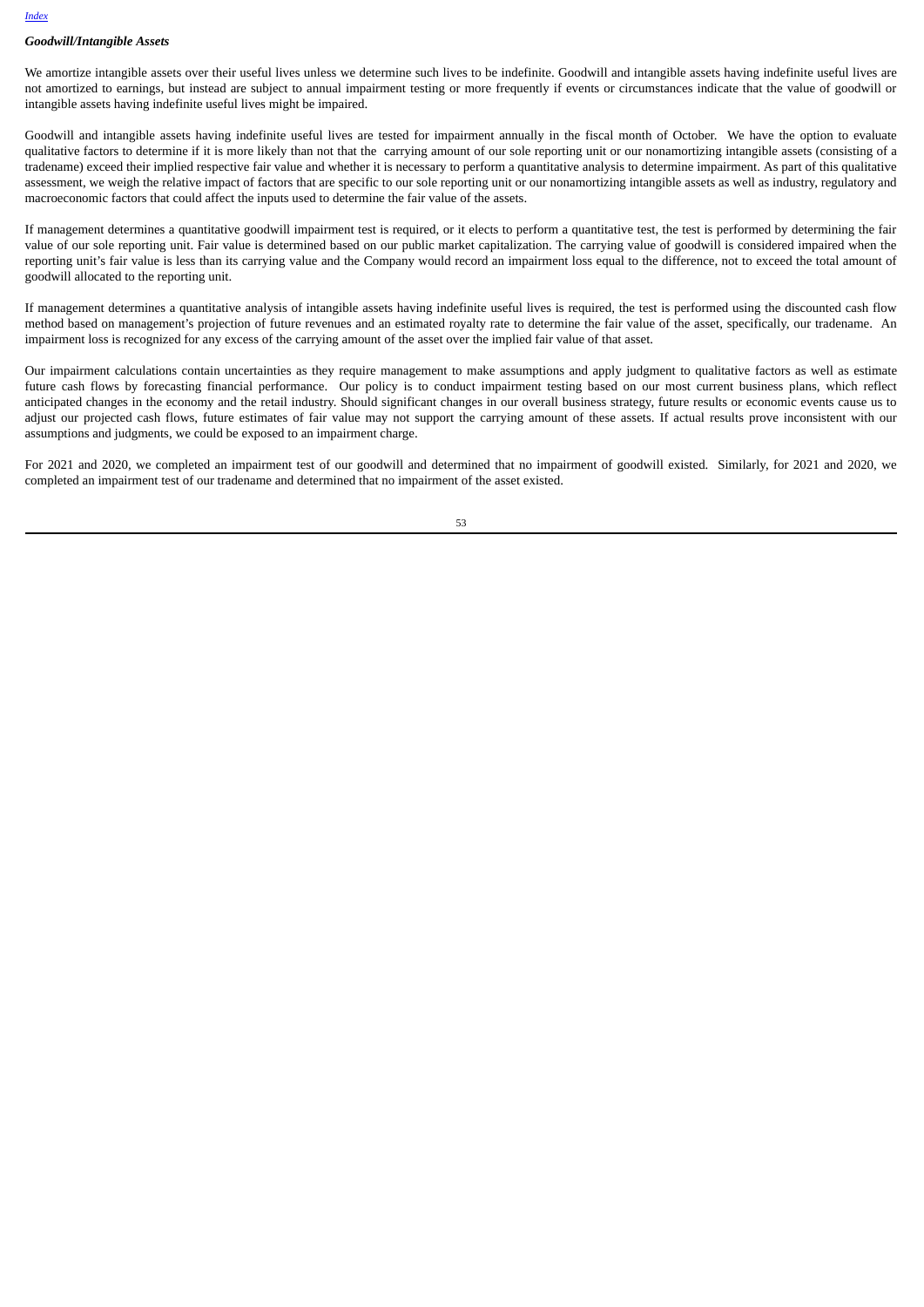***Goodwill/Intangible Assets***

We amortize intangible assets over their useful lives unless we determine such lives to be indefinite. Goodwill and intangible assets having indefinite useful lives are not amortized to earnings, but instead are subject to annual impairment testing or more frequently if events or circumstances indicate that the value of goodwill or intangible assets having indefinite useful lives might be impaired.

Goodwill and intangible assets having indefinite useful lives are tested for impairment annually in the fiscal month of October. We have the option to evaluate qualitative factors to determine if it is more likely than not that the carrying amount of our sole reporting unit or our nonamortizing intangible assets (consisting of a tradename) exceed their implied respective fair value and whether it is necessary to perform a quantitative analysis to determine impairment. As part of this qualitative assessment, we weigh the relative impact of factors that are specific to our sole reporting unit or our nonamortizing intangible assets as well as industry, regulatory and macroeconomic factors that could affect the inputs used to determine the fair value of the assets.

If management determines a quantitative goodwill impairment test is required, or it elects to perform a quantitative test, the test is performed by determining the fair value of our sole reporting unit. Fair value is determined based on our public market capitalization. The carrying value of goodwill is considered impaired when the reporting unit's fair value is less than its carrying value and the Company would record an impairment loss equal to the difference, not to exceed the total amount of goodwill allocated to the reporting unit.

If management determines a quantitative analysis of intangible assets having indefinite useful lives is required, the test is performed using the discounted cash flow method based on management's projection of future revenues and an estimated royalty rate to determine the fair value of the asset, specifically, our tradename. An impairment loss is recognized for any excess of the carrying amount of the asset over the implied fair value of that asset.

Our impairment calculations contain uncertainties as they require management to make assumptions and apply judgment to qualitative factors as well as estimate future cash flows by forecasting financial performance. Our policy is to conduct impairment testing based on our most current business plans, which reflect anticipated changes in the economy and the retail industry. Should significant changes in our overall business strategy, future results or economic events cause us to adjust our projected cash flows, future estimates of fair value may not support the carrying amount of these assets. If actual results prove inconsistent with our assumptions and judgments, we could be exposed to an impairment charge.

For 2021 and 2020, we completed an impairment test of our goodwill and determined that no impairment of goodwill existed. Similarly, for 2021 and 2020, we completed an impairment test of our tradename and determined that no impairment of the asset existed.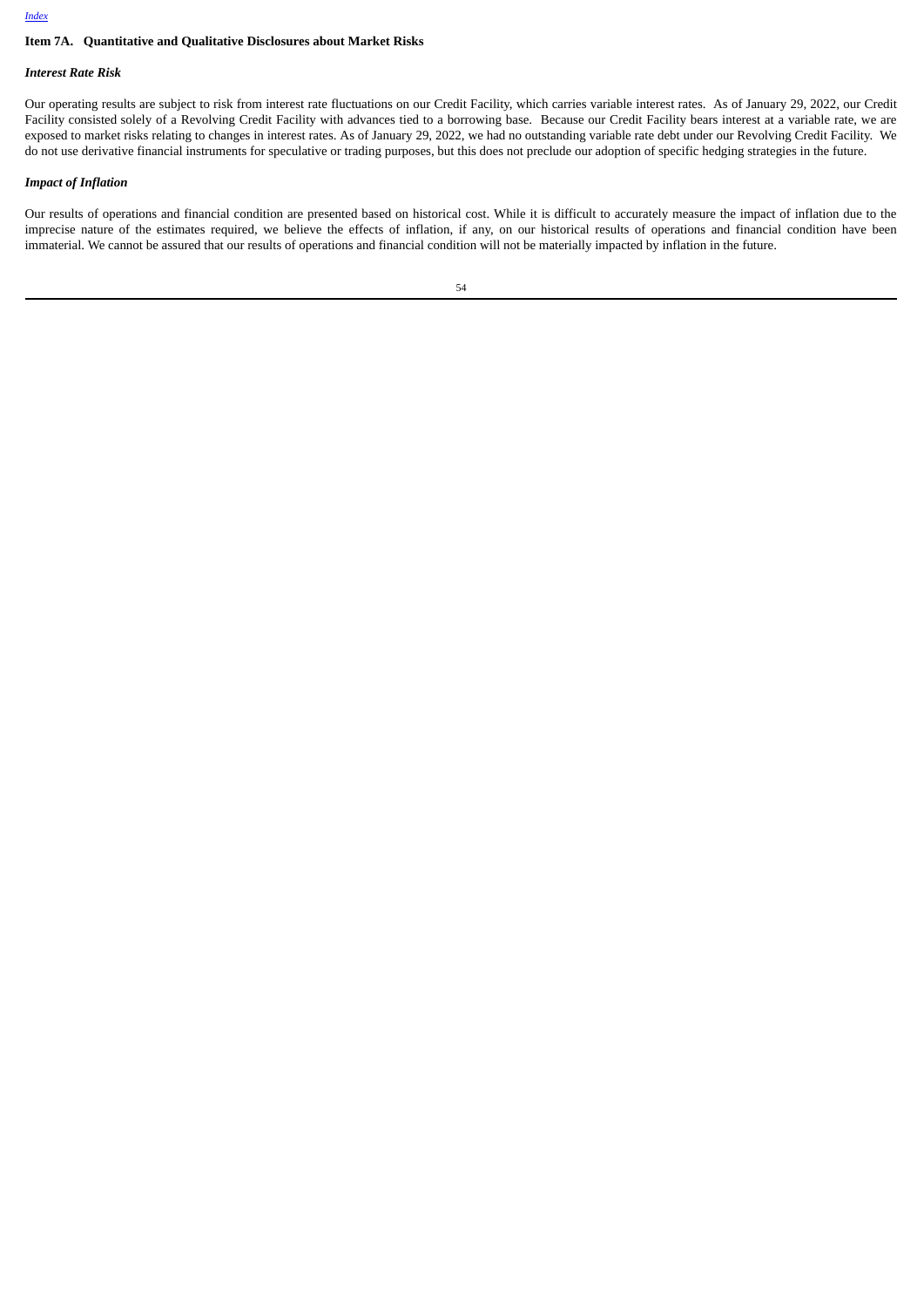## Item 7A. Quantitative and Qualitative Disclosures about Market Risks

### *Interest Rate Risk*

Our operating results are subject to risk from interest rate fluctuations on our Credit Facility, which carries variable interest rates. As of January 29, 2022, our Credit Facility consisted solely of a Revolving Credit Facility with advances tied to a borrowing base. Because our Credit Facility bears interest at a variable rate, we are exposed to market risks relating to changes in interest rates. As of January 29, 2022, we had no outstanding variable rate debt under our Revolving Credit Facility. We do not use derivative financial instruments for speculative or trading purposes, but this does not preclude our adoption of specific hedging strategies in the future.

### *Impact of Inflation*

Our results of operations and financial condition are presented based on historical cost. While it is difficult to accurately measure the impact of inflation due to the imprecise nature of the estimates required, we believe the effects of inflation, if any, on our historical results of operations and financial condition have been immaterial. We cannot be assured that our results of operations and financial condition will not be materially impacted by inflation in the future.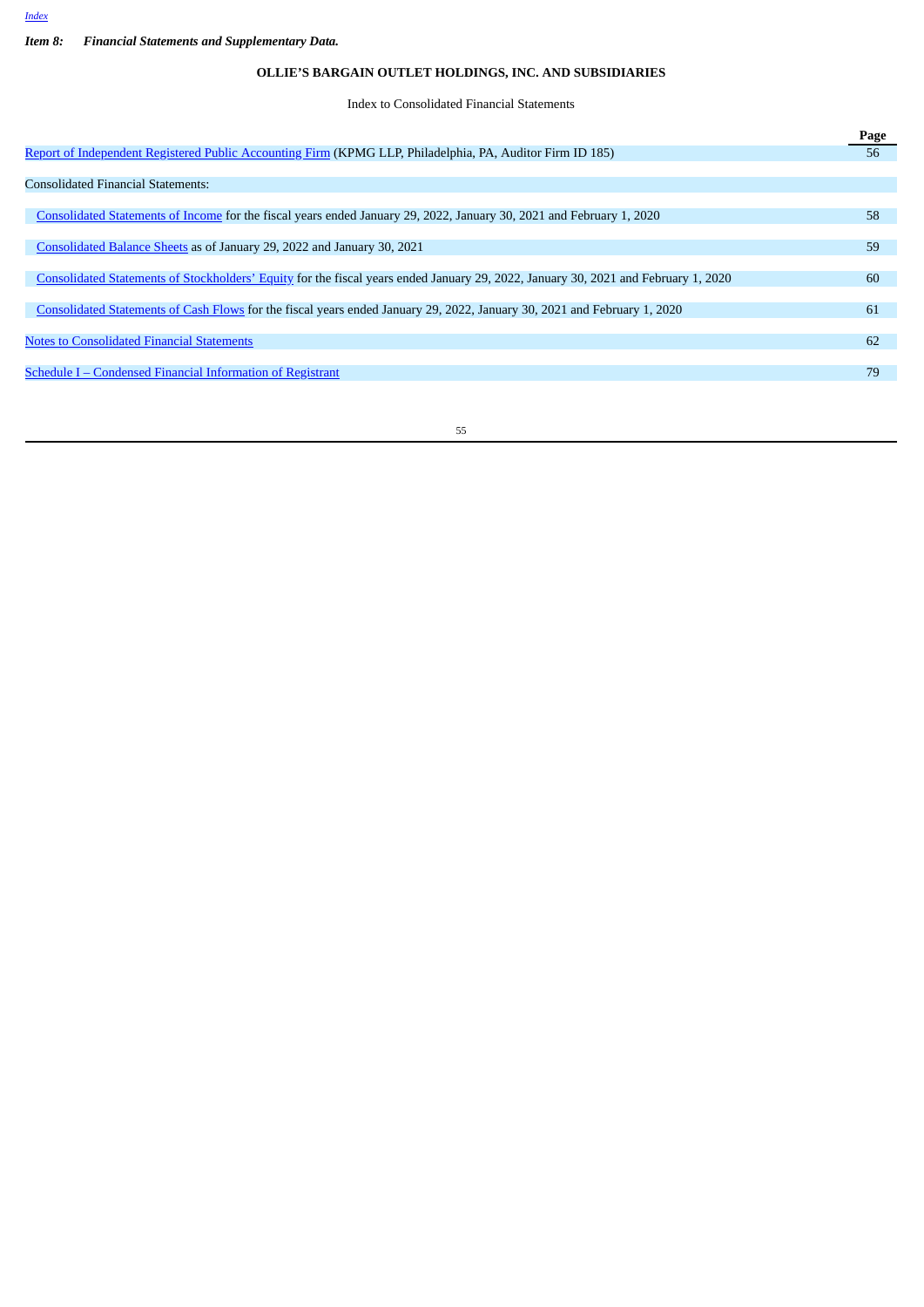*Item 8: Financial Statements and Supplementary Data.*

**OLLIE'S BARGAIN OUTLET HOLDINGS, INC. AND SUBSIDIARIES**

Index to Consolidated Financial Statements

| | Page |
|---|---|
| Report of Independent Registered Public Accounting Firm (KPMG LLP, Philadelphia, PA, Auditor Firm ID 185) | 56 |
| Consolidated Financial Statements: | |
| Consolidated Statements of Income for the fiscal years ended January 29, 2022, January 30, 2021 and February 1, 2020 | 58 |
| Consolidated Balance Sheets as of January 29, 2022 and January 30, 2021 | 59 |
| Consolidated Statements of Stockholders' Equity for the fiscal years ended January 29, 2022, January 30, 2021 and February 1, 2020 | 60 |
| Consolidated Statements of Cash Flows for the fiscal years ended January 29, 2022, January 30, 2021 and February 1, 2020 | 61 |
| Notes to Consolidated Financial Statements | 62 |
| Schedule I – Condensed Financial Information of Registrant | 79 |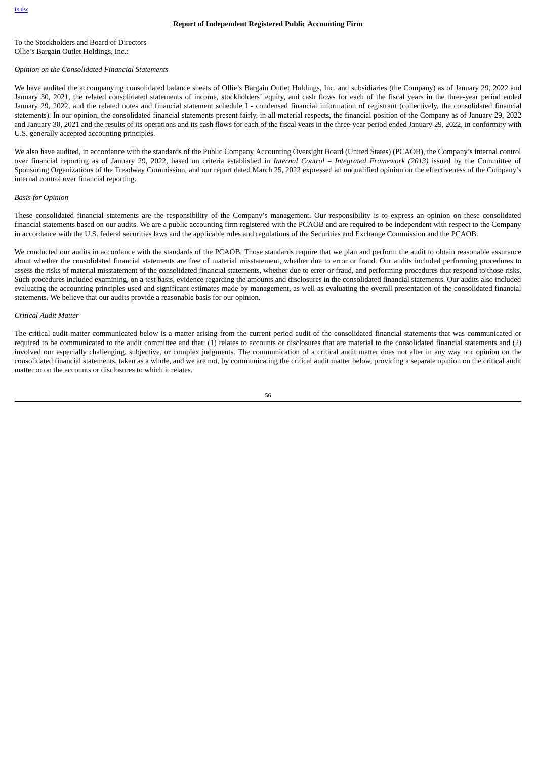[Index](#)

## Report of Independent Registered Public Accounting Firm

To the Stockholders and Board of Directors
Ollie's Bargain Outlet Holdings, Inc.:

*Opinion on the Consolidated Financial Statements*

We have audited the accompanying consolidated balance sheets of Ollie's Bargain Outlet Holdings, Inc. and subsidiaries (the Company) as of January 29, 2022 and January 30, 2021, the related consolidated statements of income, stockholders' equity, and cash flows for each of the fiscal years in the three-year period ended January 29, 2022, and the related notes and financial statement schedule I - condensed financial information of registrant (collectively, the consolidated financial statements). In our opinion, the consolidated financial statements present fairly, in all material respects, the financial position of the Company as of January 29, 2022 and January 30, 2021 and the results of its operations and its cash flows for each of the fiscal years in the three-year period ended January 29, 2022, in conformity with U.S. generally accepted accounting principles.

We also have audited, in accordance with the standards of the Public Company Accounting Oversight Board (United States) (PCAOB), the Company's internal control over financial reporting as of January 29, 2022, based on criteria established in *Internal Control – Integrated Framework (2013)* issued by the Committee of Sponsoring Organizations of the Treadway Commission, and our report dated March 25, 2022 expressed an unqualified opinion on the effectiveness of the Company's internal control over financial reporting.

*Basis for Opinion*

These consolidated financial statements are the responsibility of the Company's management. Our responsibility is to express an opinion on these consolidated financial statements based on our audits. We are a public accounting firm registered with the PCAOB and are required to be independent with respect to the Company in accordance with the U.S. federal securities laws and the applicable rules and regulations of the Securities and Exchange Commission and the PCAOB.

We conducted our audits in accordance with the standards of the PCAOB. Those standards require that we plan and perform the audit to obtain reasonable assurance about whether the consolidated financial statements are free of material misstatement, whether due to error or fraud. Our audits included performing procedures to assess the risks of material misstatement of the consolidated financial statements, whether due to error or fraud, and performing procedures that respond to those risks. Such procedures included examining, on a test basis, evidence regarding the amounts and disclosures in the consolidated financial statements. Our audits also included evaluating the accounting principles used and significant estimates made by management, as well as evaluating the overall presentation of the consolidated financial statements. We believe that our audits provide a reasonable basis for our opinion.

*Critical Audit Matter*

The critical audit matter communicated below is a matter arising from the current period audit of the consolidated financial statements that was communicated or required to be communicated to the audit committee and that: (1) relates to accounts or disclosures that are material to the consolidated financial statements and (2) involved our especially challenging, subjective, or complex judgments. The communication of a critical audit matter does not alter in any way our opinion on the consolidated financial statements, taken as a whole, and we are not, by communicating the critical audit matter below, providing a separate opinion on the critical audit matter or on the accounts or disclosures to which it relates.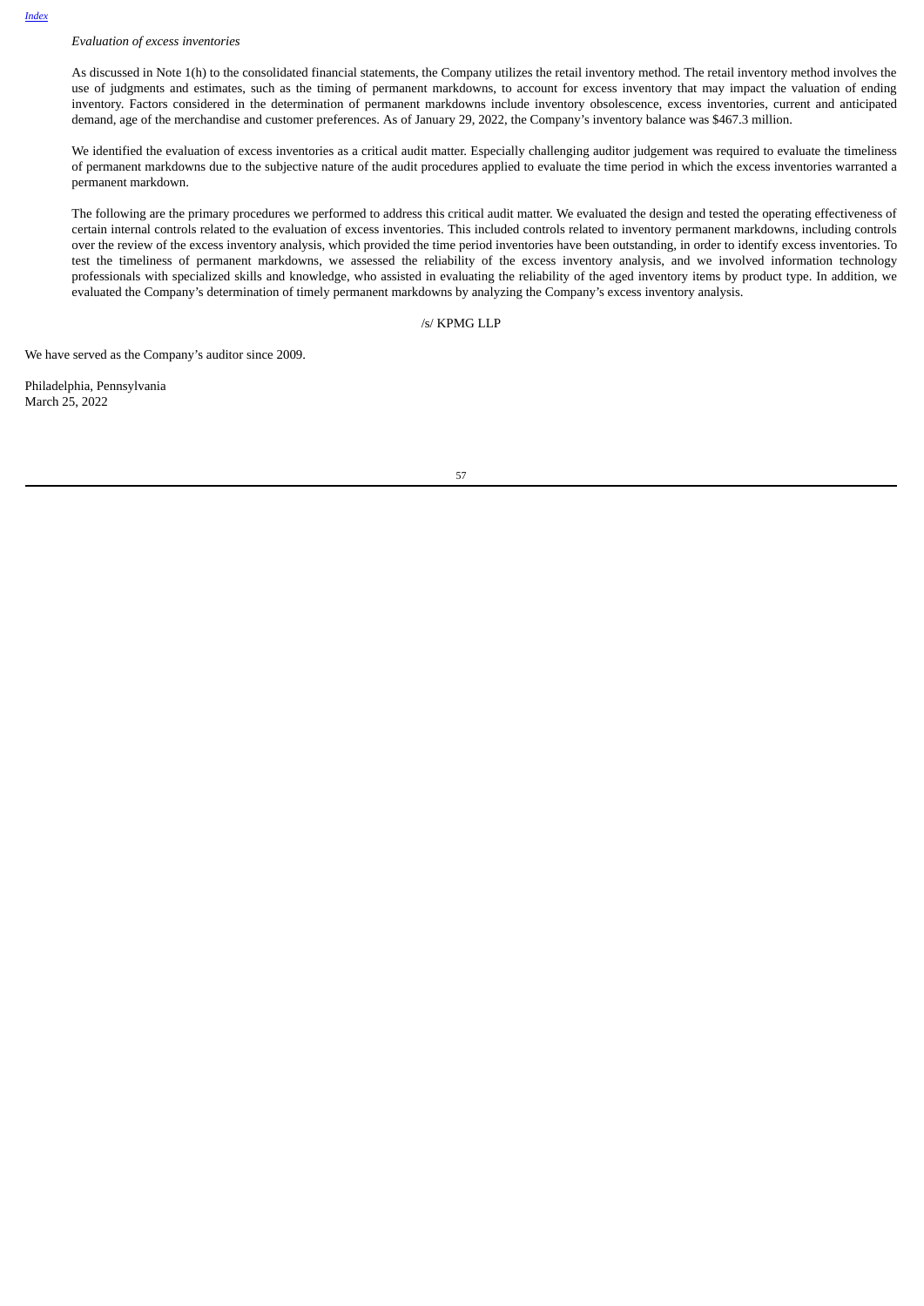*Evaluation of excess inventories*

As discussed in Note 1(h) to the consolidated financial statements, the Company utilizes the retail inventory method. The retail inventory method involves the use of judgments and estimates, such as the timing of permanent markdowns, to account for excess inventory that may impact the valuation of ending inventory. Factors considered in the determination of permanent markdowns include inventory obsolescence, excess inventories, current and anticipated demand, age of the merchandise and customer preferences. As of January 29, 2022, the Company's inventory balance was $467.3 million.

We identified the evaluation of excess inventories as a critical audit matter. Especially challenging auditor judgement was required to evaluate the timeliness of permanent markdowns due to the subjective nature of the audit procedures applied to evaluate the time period in which the excess inventories warranted a permanent markdown.

The following are the primary procedures we performed to address this critical audit matter. We evaluated the design and tested the operating effectiveness of certain internal controls related to the evaluation of excess inventories. This included controls related to inventory permanent markdowns, including controls over the review of the excess inventory analysis, which provided the time period inventories have been outstanding, in order to identify excess inventories. To test the timeliness of permanent markdowns, we assessed the reliability of the excess inventory analysis, and we involved information technology professionals with specialized skills and knowledge, who assisted in evaluating the reliability of the aged inventory items by product type. In addition, we evaluated the Company's determination of timely permanent markdowns by analyzing the Company's excess inventory analysis.

/s/ KPMG LLP

We have served as the Company's auditor since 2009.

Philadelphia, Pennsylvania
March 25, 2022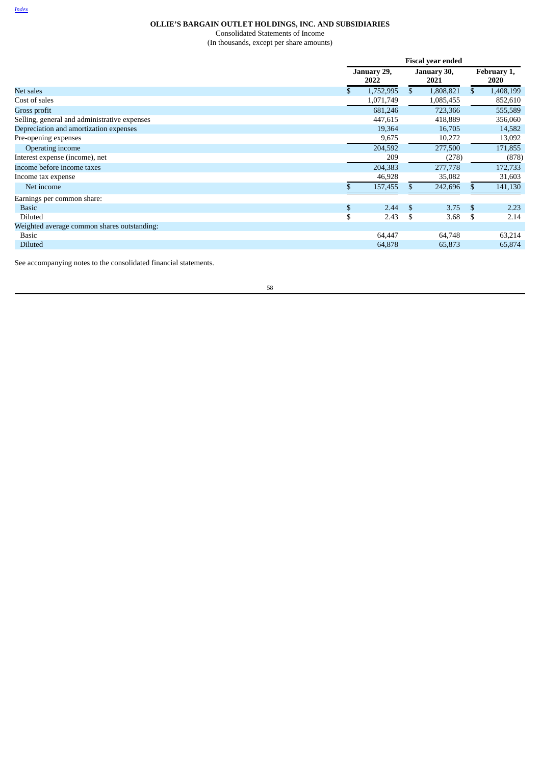**OLLIE'S BARGAIN OUTLET HOLDINGS, INC. AND SUBSIDIARIES**

Consolidated Statements of Income

(In thousands, except per share amounts)

| | Fiscal year ended | | |
|---|---|---|---|
| | **January 29, 2022** | **January 30, 2021** | **February 1, 2020** |
| Net sales | $ 1,752,995 | $ 1,808,821 | $ 1,408,199 |
| Cost of sales | 1,071,749 | 1,085,455 | 852,610 |
| Gross profit | 681,246 | 723,366 | 555,589 |
| Selling, general and administrative expenses | 447,615 | 418,889 | 356,060 |
| Depreciation and amortization expenses | 19,364 | 16,705 | 14,582 |
| Pre-opening expenses | 9,675 | 10,272 | 13,092 |
| Operating income | 204,592 | 277,500 | 171,855 |
| Interest expense (income), net | 209 | (278) | (878) |
| Income before income taxes | 204,383 | 277,778 | 172,733 |
| Income tax expense | 46,928 | 35,082 | 31,603 |
| Net income | $ 157,455 | $ 242,696 | $ 141,130 |
| Earnings per common share: | | | |
| Basic | $ 2.44 | $ 3.75 | $ 2.23 |
| Diluted | $ 2.43 | $ 3.68 | $ 2.14 |
| Weighted average common shares outstanding: | | | |
| Basic | 64,447 | 64,748 | 63,214 |
| Diluted | 64,878 | 65,873 | 65,874 |

See accompanying notes to the consolidated financial statements.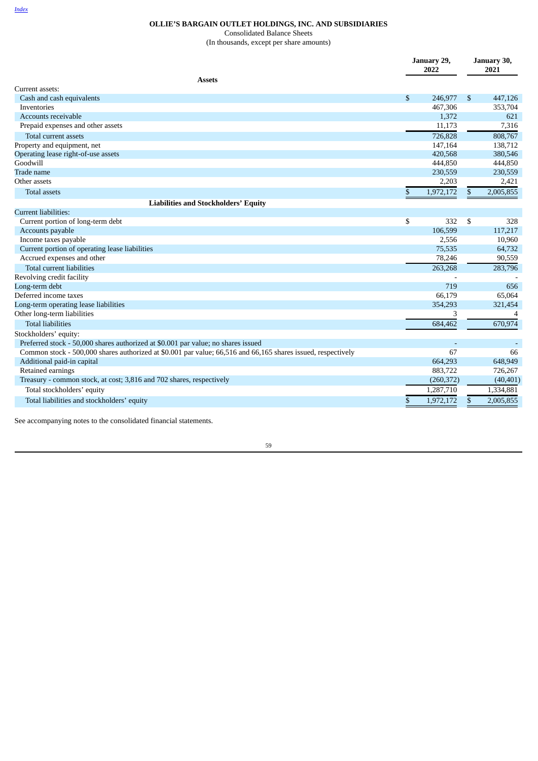[Index](#)

# OLLIE'S BARGAIN OUTLET HOLDINGS, INC. AND SUBSIDIARIES

Consolidated Balance Sheets

(In thousands, except per share amounts)

| | January 29, 2022 | January 30, 2021 |
|---|---|---|
| **Assets** | | |
| Current assets: | | |
| Cash and cash equivalents | $ 246,977 | $ 447,126 |
| Inventories | 467,306 | 353,704 |
| Accounts receivable | 1,372 | 621 |
| Prepaid expenses and other assets | 11,173 | 7,316 |
| Total current assets | 726,828 | 808,767 |
| Property and equipment, net | 147,164 | 138,712 |
| Operating lease right-of-use assets | 420,568 | 380,546 |
| Goodwill | 444,850 | 444,850 |
| Trade name | 230,559 | 230,559 |
| Other assets | 2,203 | 2,421 |
| Total assets | $ 1,972,172 | $ 2,005,855 |
| **Liabilities and Stockholders' Equity** | | |
| Current liabilities: | | |
| Current portion of long-term debt | $ 332 | $ 328 |
| Accounts payable | 106,599 | 117,217 |
| Income taxes payable | 2,556 | 10,960 |
| Current portion of operating lease liabilities | 75,535 | 64,732 |
| Accrued expenses and other | 78,246 | 90,559 |
| Total current liabilities | 263,268 | 283,796 |
| Revolving credit facility | - | - |
| Long-term debt | 719 | 656 |
| Deferred income taxes | 66,179 | 65,064 |
| Long-term operating lease liabilities | 354,293 | 321,454 |
| Other long-term liabilities | 3 | 4 |
| Total liabilities | 684,462 | 670,974 |
| Stockholders' equity: | | |
| Preferred stock - 50,000 shares authorized at $0.001 par value; no shares issued | - | - |
| Common stock - 500,000 shares authorized at $0.001 par value; 66,516 and 66,165 shares issued, respectively | 67 | 66 |
| Additional paid-in capital | 664,293 | 648,949 |
| Retained earnings | 883,722 | 726,267 |
| Treasury - common stock, at cost; 3,816 and 702 shares, respectively | (260,372) | (40,401) |
| Total stockholders' equity | 1,287,710 | 1,334,881 |
| Total liabilities and stockholders' equity | $ 1,972,172 | $ 2,005,855 |

See accompanying notes to the consolidated financial statements.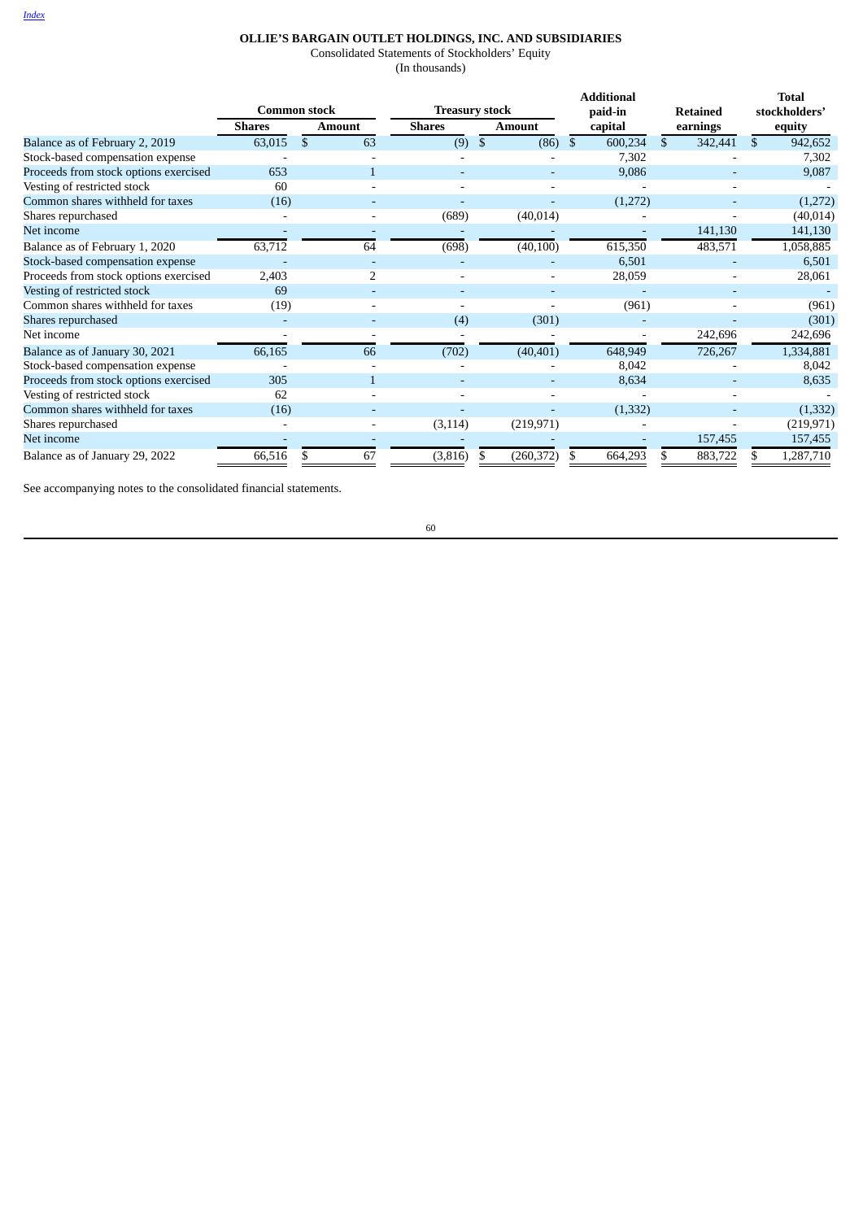**OLLIE'S BARGAIN OUTLET HOLDINGS, INC. AND SUBSIDIARIES**

Consolidated Statements of Stockholders' Equity

(In thousands)

| | Common stock | | Treasury stock | | Additional paid-in capital | Retained earnings | Total stockholders' equity |
|---|---|---|---|---|---|---|---|
| | Shares | Amount | Shares | Amount | | | |
| Balance as of February 2, 2019 | 63,015 | $ 63 | (9) | $ (86) | $ 600,234 | $ 342,441 | $ 942,652 |
| Stock-based compensation expense | - | - | - | - | 7,302 | - | 7,302 |
| Proceeds from stock options exercised | 653 | 1 | - | - | 9,086 | - | 9,087 |
| Vesting of restricted stock | 60 | - | - | - | - | - | - |
| Common shares withheld for taxes | (16) | - | - | - | (1,272) | - | (1,272) |
| Shares repurchased | - | - | (689) | (40,014) | - | - | (40,014) |
| Net income | - | - | - | - | - | 141,130 | 141,130 |
| Balance as of February 1, 2020 | 63,712 | 64 | (698) | (40,100) | 615,350 | 483,571 | 1,058,885 |
| Stock-based compensation expense | - | - | - | - | 6,501 | - | 6,501 |
| Proceeds from stock options exercised | 2,403 | 2 | - | - | 28,059 | - | 28,061 |
| Vesting of restricted stock | 69 | - | - | - | - | - | - |
| Common shares withheld for taxes | (19) | - | - | - | (961) | - | (961) |
| Shares repurchased | - | - | (4) | (301) | - | - | (301) |
| Net income | - | - | - | - | - | 242,696 | 242,696 |
| Balance as of January 30, 2021 | 66,165 | 66 | (702) | (40,401) | 648,949 | 726,267 | 1,334,881 |
| Stock-based compensation expense | - | - | - | - | 8,042 | - | 8,042 |
| Proceeds from stock options exercised | 305 | 1 | - | - | 8,634 | - | 8,635 |
| Vesting of restricted stock | 62 | - | - | - | - | - | - |
| Common shares withheld for taxes | (16) | - | - | - | (1,332) | - | (1,332) |
| Shares repurchased | - | - | (3,114) | (219,971) | - | - | (219,971) |
| Net income | - | - | - | - | - | 157,455 | 157,455 |
| Balance as of January 29, 2022 | 66,516 | $ 67 | (3,816) | $ (260,372) | $ 664,293 | $ 883,722 | $ 1,287,710 |

See accompanying notes to the consolidated financial statements.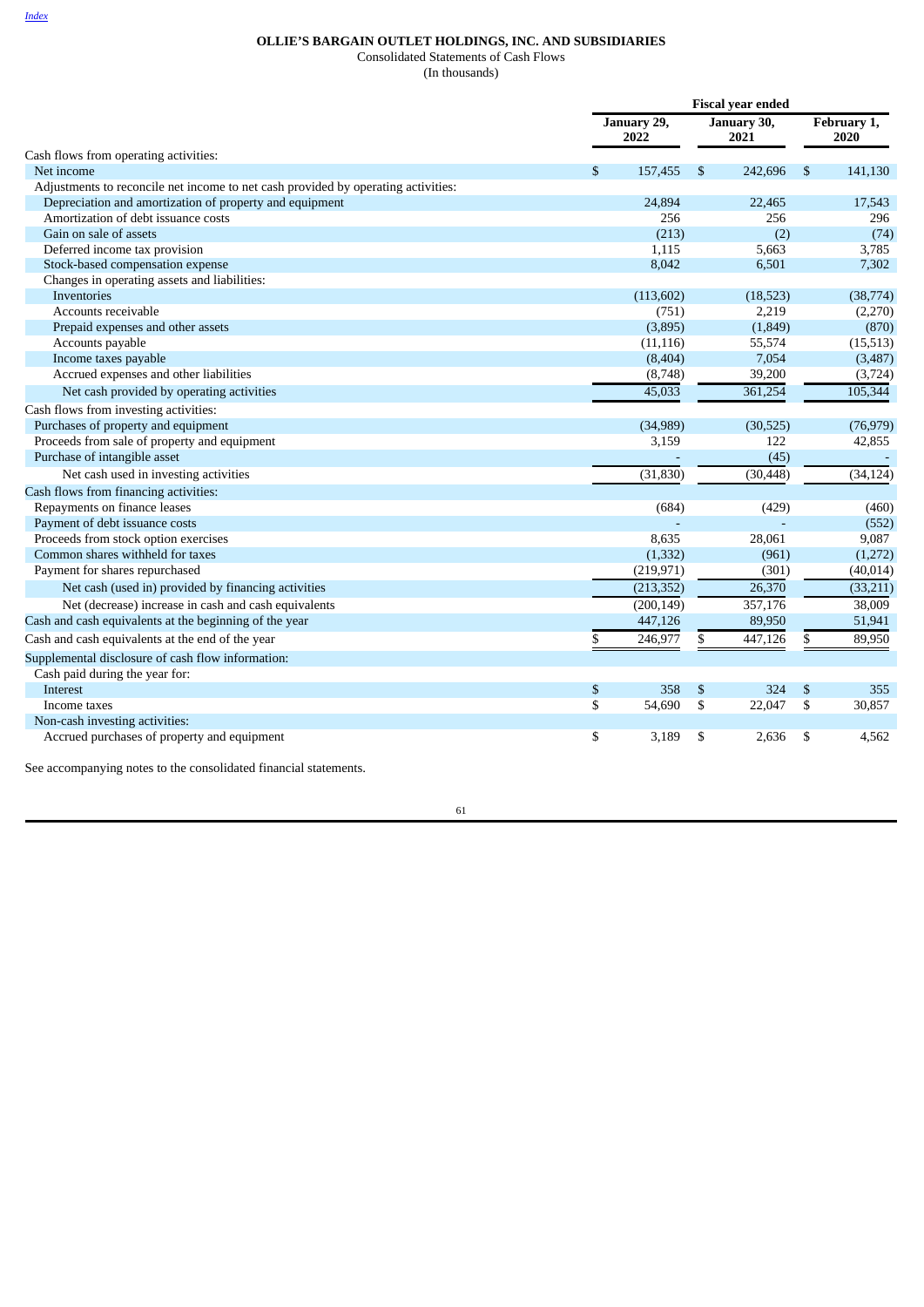[Index](#)

**OLLIE'S BARGAIN OUTLET HOLDINGS, INC. AND SUBSIDIARIES**

Consolidated Statements of Cash Flows

(In thousands)

| | Fiscal year ended | | |
|---|---|---|---|
| | January 29, 2022 | January 30, 2021 | February 1, 2020 |
| Cash flows from operating activities: | | | |
| Net income | $ 157,455 | $ 242,696 | $ 141,130 |
| Adjustments to reconcile net income to net cash provided by operating activities: | | | |
| Depreciation and amortization of property and equipment | 24,894 | 22,465 | 17,543 |
| Amortization of debt issuance costs | 256 | 256 | 296 |
| Gain on sale of assets | (213) | (2) | (74) |
| Deferred income tax provision | 1,115 | 5,663 | 3,785 |
| Stock-based compensation expense | 8,042 | 6,501 | 7,302 |
| Changes in operating assets and liabilities: | | | |
| Inventories | (113,602) | (18,523) | (38,774) |
| Accounts receivable | (751) | 2,219 | (2,270) |
| Prepaid expenses and other assets | (3,895) | (1,849) | (870) |
| Accounts payable | (11,116) | 55,574 | (15,513) |
| Income taxes payable | (8,404) | 7,054 | (3,487) |
| Accrued expenses and other liabilities | (8,748) | 39,200 | (3,724) |
| Net cash provided by operating activities | 45,033 | 361,254 | 105,344 |
| Cash flows from investing activities: | | | |
| Purchases of property and equipment | (34,989) | (30,525) | (76,979) |
| Proceeds from sale of property and equipment | 3,159 | 122 | 42,855 |
| Purchase of intangible asset | - | (45) | - |
| Net cash used in investing activities | (31,830) | (30,448) | (34,124) |
| Cash flows from financing activities: | | | |
| Repayments on finance leases | (684) | (429) | (460) |
| Payment of debt issuance costs | - | - | (552) |
| Proceeds from stock option exercises | 8,635 | 28,061 | 9,087 |
| Common shares withheld for taxes | (1,332) | (961) | (1,272) |
| Payment for shares repurchased | (219,971) | (301) | (40,014) |
| Net cash (used in) provided by financing activities | (213,352) | 26,370 | (33,211) |
| Net (decrease) increase in cash and cash equivalents | (200,149) | 357,176 | 38,009 |
| Cash and cash equivalents at the beginning of the year | 447,126 | 89,950 | 51,941 |
| Cash and cash equivalents at the end of the year | $ 246,977 | $ 447,126 | $ 89,950 |
| Supplemental disclosure of cash flow information: | | | |
| Cash paid during the year for: | | | |
| Interest | $ 358 | $ 324 | $ 355 |
| Income taxes | $ 54,690 | $ 22,047 | $ 30,857 |
| Non-cash investing activities: | | | |
| Accrued purchases of property and equipment | $ 3,189 | $ 2,636 | $ 4,562 |

See accompanying notes to the consolidated financial statements.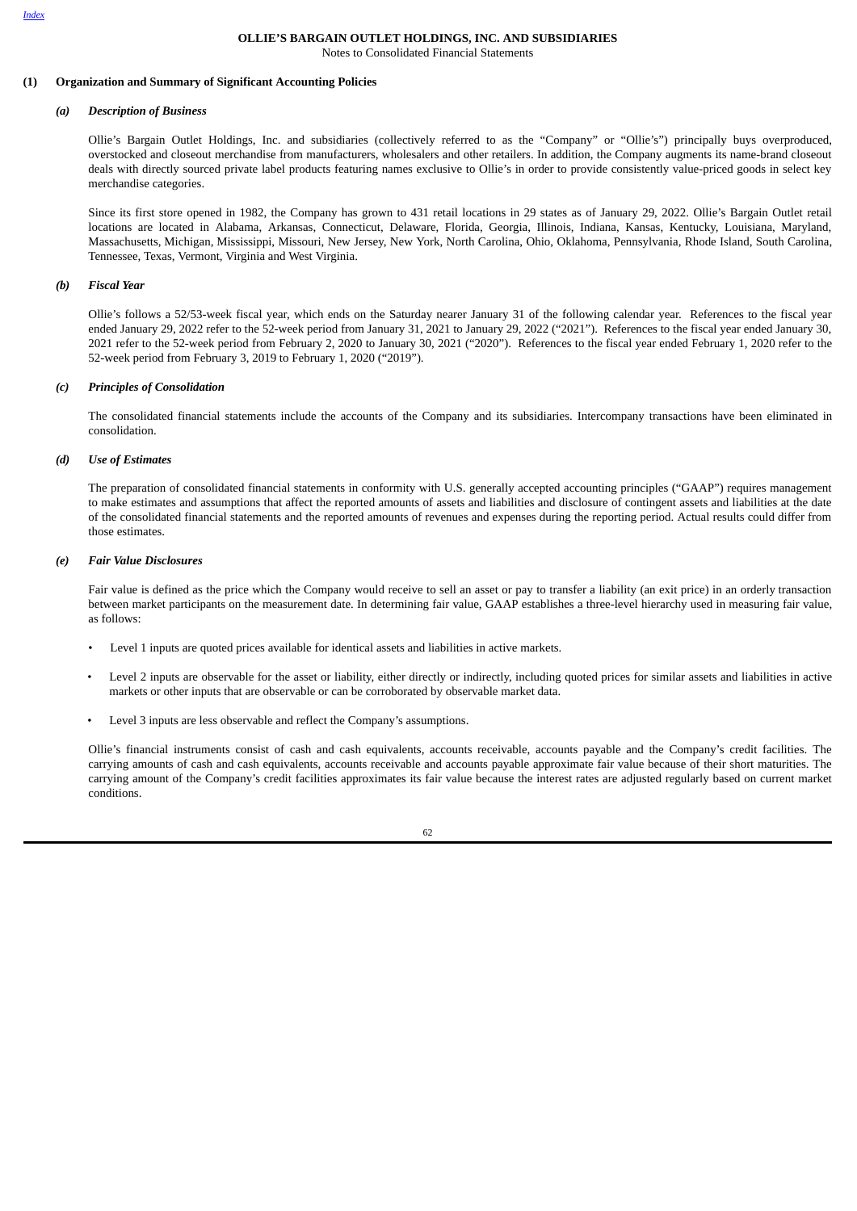# OLLIE'S BARGAIN OUTLET HOLDINGS, INC. AND SUBSIDIARIES

Notes to Consolidated Financial Statements

## (1) Organization and Summary of Significant Accounting Policies

### *(a) Description of Business*

Ollie's Bargain Outlet Holdings, Inc. and subsidiaries (collectively referred to as the "Company" or "Ollie's") principally buys overproduced, overstocked and closeout merchandise from manufacturers, wholesalers and other retailers. In addition, the Company augments its name-brand closeout deals with directly sourced private label products featuring names exclusive to Ollie's in order to provide consistently value-priced goods in select key merchandise categories.

Since its first store opened in 1982, the Company has grown to 431 retail locations in 29 states as of January 29, 2022. Ollie's Bargain Outlet retail locations are located in Alabama, Arkansas, Connecticut, Delaware, Florida, Georgia, Illinois, Indiana, Kansas, Kentucky, Louisiana, Maryland, Massachusetts, Michigan, Mississippi, Missouri, New Jersey, New York, North Carolina, Ohio, Oklahoma, Pennsylvania, Rhode Island, South Carolina, Tennessee, Texas, Vermont, Virginia and West Virginia.

### *(b) Fiscal Year*

Ollie's follows a 52/53-week fiscal year, which ends on the Saturday nearer January 31 of the following calendar year. References to the fiscal year ended January 29, 2022 refer to the 52-week period from January 31, 2021 to January 29, 2022 ("2021"). References to the fiscal year ended January 30, 2021 refer to the 52-week period from February 2, 2020 to January 30, 2021 ("2020"). References to the fiscal year ended February 1, 2020 refer to the 52-week period from February 3, 2019 to February 1, 2020 ("2019").

### *(c) Principles of Consolidation*

The consolidated financial statements include the accounts of the Company and its subsidiaries. Intercompany transactions have been eliminated in consolidation.

### *(d) Use of Estimates*

The preparation of consolidated financial statements in conformity with U.S. generally accepted accounting principles ("GAAP") requires management to make estimates and assumptions that affect the reported amounts of assets and liabilities and disclosure of contingent assets and liabilities at the date of the consolidated financial statements and the reported amounts of revenues and expenses during the reporting period. Actual results could differ from those estimates.

### *(e) Fair Value Disclosures*

Fair value is defined as the price which the Company would receive to sell an asset or pay to transfer a liability (an exit price) in an orderly transaction between market participants on the measurement date. In determining fair value, GAAP establishes a three-level hierarchy used in measuring fair value, as follows:

- Level 1 inputs are quoted prices available for identical assets and liabilities in active markets.
- Level 2 inputs are observable for the asset or liability, either directly or indirectly, including quoted prices for similar assets and liabilities in active markets or other inputs that are observable or can be corroborated by observable market data.
- Level 3 inputs are less observable and reflect the Company's assumptions.

Ollie's financial instruments consist of cash and cash equivalents, accounts receivable, accounts payable and the Company's credit facilities. The carrying amounts of cash and cash equivalents, accounts receivable and accounts payable approximate fair value because of their short maturities. The carrying amount of the Company's credit facilities approximates its fair value because the interest rates are adjusted regularly based on current market conditions.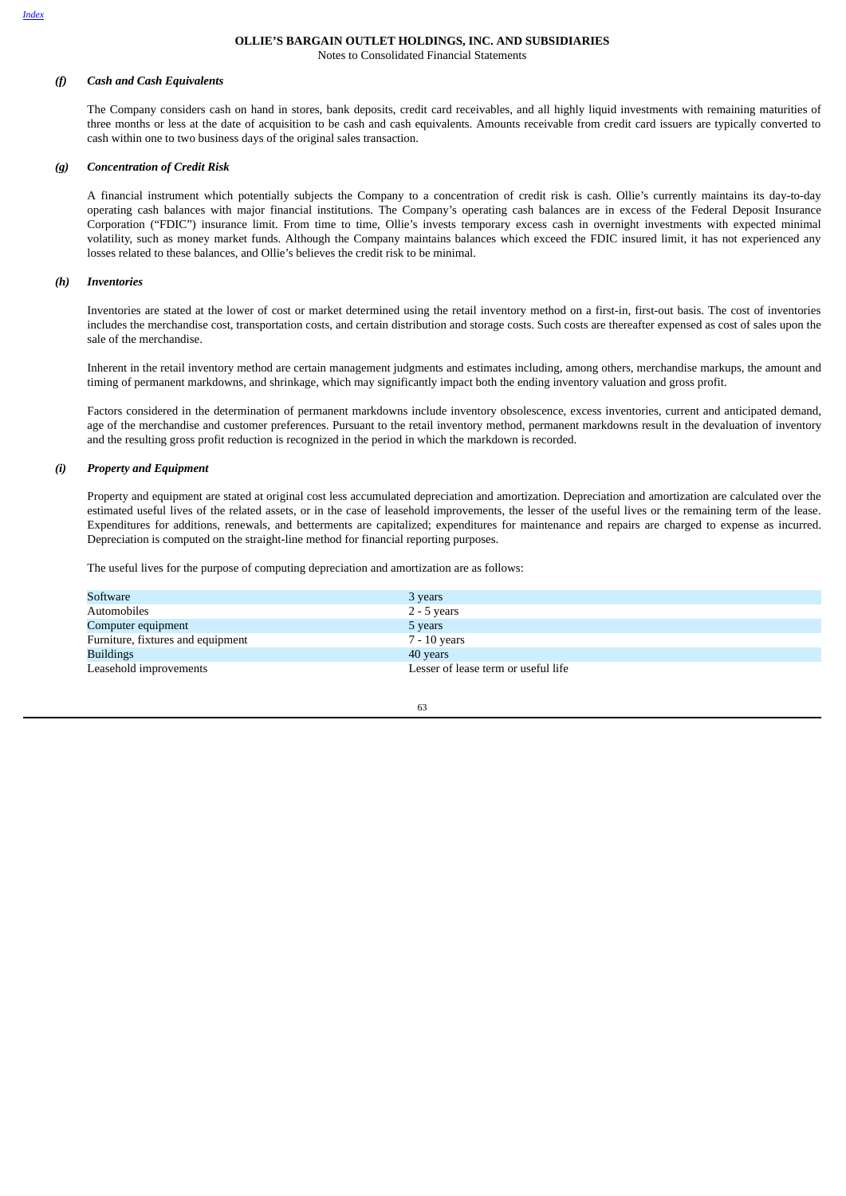#### (f) *Cash and Cash Equivalents*

The Company considers cash on hand in stores, bank deposits, credit card receivables, and all highly liquid investments with remaining maturities of three months or less at the date of acquisition to be cash and cash equivalents. Amounts receivable from credit card issuers are typically converted to cash within one to two business days of the original sales transaction.

#### (g) *Concentration of Credit Risk*

A financial instrument which potentially subjects the Company to a concentration of credit risk is cash. Ollie's currently maintains its day-to-day operating cash balances with major financial institutions. The Company's operating cash balances are in excess of the Federal Deposit Insurance Corporation ("FDIC") insurance limit. From time to time, Ollie's invests temporary excess cash in overnight investments with expected minimal volatility, such as money market funds. Although the Company maintains balances which exceed the FDIC insured limit, it has not experienced any losses related to these balances, and Ollie's believes the credit risk to be minimal.

#### (h) *Inventories*

Inventories are stated at the lower of cost or market determined using the retail inventory method on a first-in, first-out basis. The cost of inventories includes the merchandise cost, transportation costs, and certain distribution and storage costs. Such costs are thereafter expensed as cost of sales upon the sale of the merchandise.

Inherent in the retail inventory method are certain management judgments and estimates including, among others, merchandise markups, the amount and timing of permanent markdowns, and shrinkage, which may significantly impact both the ending inventory valuation and gross profit.

Factors considered in the determination of permanent markdowns include inventory obsolescence, excess inventories, current and anticipated demand, age of the merchandise and customer preferences. Pursuant to the retail inventory method, permanent markdowns result in the devaluation of inventory and the resulting gross profit reduction is recognized in the period in which the markdown is recorded.

#### (i) *Property and Equipment*

Property and equipment are stated at original cost less accumulated depreciation and amortization. Depreciation and amortization are calculated over the estimated useful lives of the related assets, or in the case of leasehold improvements, the lesser of the useful lives or the remaining term of the lease. Expenditures for additions, renewals, and betterments are capitalized; expenditures for maintenance and repairs are charged to expense as incurred. Depreciation is computed on the straight-line method for financial reporting purposes.

The useful lives for the purpose of computing depreciation and amortization are as follows:

| | |
|---|---|
| Software | 3 years |
| Automobiles | 2 - 5 years |
| Computer equipment | 5 years |
| Furniture, fixtures and equipment | 7 - 10 years |
| Buildings | 40 years |
| Leasehold improvements | Lesser of lease term or useful life |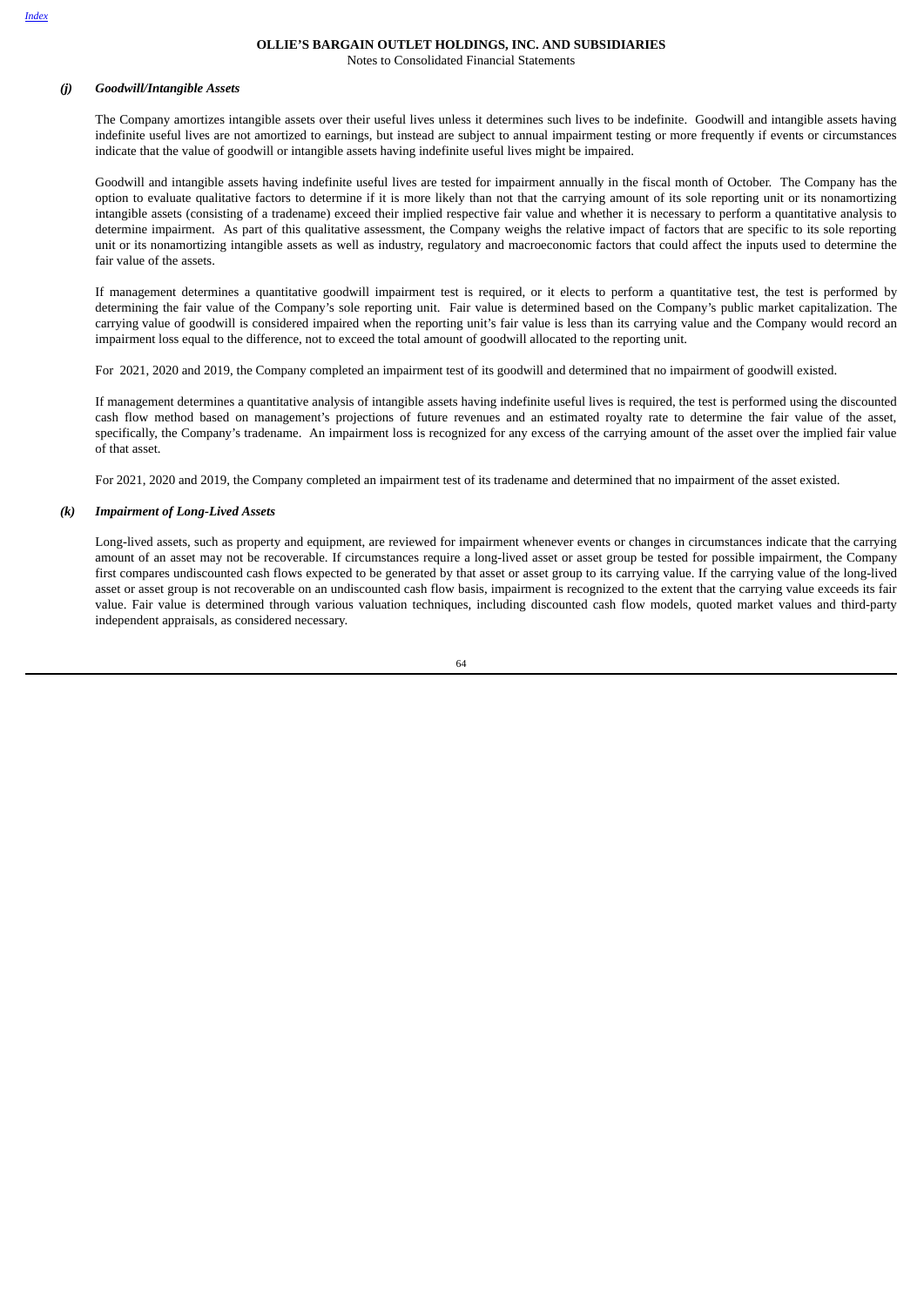***(j) Goodwill/Intangible Assets***

The Company amortizes intangible assets over their useful lives unless it determines such lives to be indefinite. Goodwill and intangible assets having indefinite useful lives are not amortized to earnings, but instead are subject to annual impairment testing or more frequently if events or circumstances indicate that the value of goodwill or intangible assets having indefinite useful lives might be impaired.

Goodwill and intangible assets having indefinite useful lives are tested for impairment annually in the fiscal month of October. The Company has the option to evaluate qualitative factors to determine if it is more likely than not that the carrying amount of its sole reporting unit or its nonamortizing intangible assets (consisting of a tradename) exceed their implied respective fair value and whether it is necessary to perform a quantitative analysis to determine impairment. As part of this qualitative assessment, the Company weighs the relative impact of factors that are specific to its sole reporting unit or its nonamortizing intangible assets as well as industry, regulatory and macroeconomic factors that could affect the inputs used to determine the fair value of the assets.

If management determines a quantitative goodwill impairment test is required, or it elects to perform a quantitative test, the test is performed by determining the fair value of the Company's sole reporting unit. Fair value is determined based on the Company's public market capitalization. The carrying value of goodwill is considered impaired when the reporting unit's fair value is less than its carrying value and the Company would record an impairment loss equal to the difference, not to exceed the total amount of goodwill allocated to the reporting unit.

For 2021, 2020 and 2019, the Company completed an impairment test of its goodwill and determined that no impairment of goodwill existed.

If management determines a quantitative analysis of intangible assets having indefinite useful lives is required, the test is performed using the discounted cash flow method based on management's projections of future revenues and an estimated royalty rate to determine the fair value of the asset, specifically, the Company's tradename. An impairment loss is recognized for any excess of the carrying amount of the asset over the implied fair value of that asset.

For 2021, 2020 and 2019, the Company completed an impairment test of its tradename and determined that no impairment of the asset existed.

***(k) Impairment of Long-Lived Assets***

Long-lived assets, such as property and equipment, are reviewed for impairment whenever events or changes in circumstances indicate that the carrying amount of an asset may not be recoverable. If circumstances require a long-lived asset or asset group be tested for possible impairment, the Company first compares undiscounted cash flows expected to be generated by that asset or asset group to its carrying value. If the carrying value of the long-lived asset or asset group is not recoverable on an undiscounted cash flow basis, impairment is recognized to the extent that the carrying value exceeds its fair value. Fair value is determined through various valuation techniques, including discounted cash flow models, quoted market values and third-party independent appraisals, as considered necessary.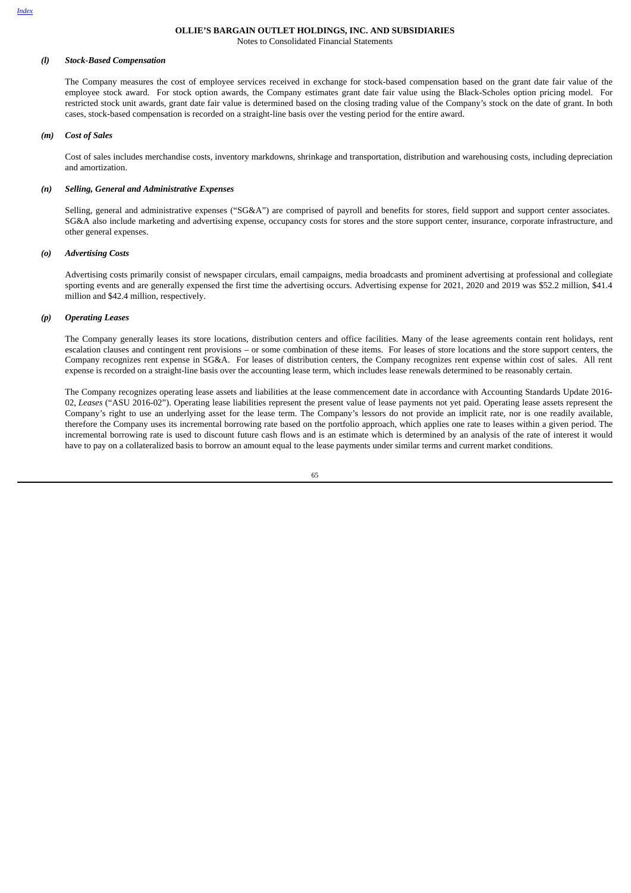### *(l)* ***Stock-Based Compensation***

The Company measures the cost of employee services received in exchange for stock-based compensation based on the grant date fair value of the employee stock award. For stock option awards, the Company estimates grant date fair value using the Black-Scholes option pricing model. For restricted stock unit awards, grant date fair value is determined based on the closing trading value of the Company's stock on the date of grant. In both cases, stock-based compensation is recorded on a straight-line basis over the vesting period for the entire award.

### *(m)* ***Cost of Sales***

Cost of sales includes merchandise costs, inventory markdowns, shrinkage and transportation, distribution and warehousing costs, including depreciation and amortization.

### *(n)* ***Selling, General and Administrative Expenses***

Selling, general and administrative expenses ("SG&A") are comprised of payroll and benefits for stores, field support and support center associates. SG&A also include marketing and advertising expense, occupancy costs for stores and the store support center, insurance, corporate infrastructure, and other general expenses.

### *(o)* ***Advertising Costs***

Advertising costs primarily consist of newspaper circulars, email campaigns, media broadcasts and prominent advertising at professional and collegiate sporting events and are generally expensed the first time the advertising occurs. Advertising expense for 2021, 2020 and 2019 was $52.2 million, $41.4 million and $42.4 million, respectively.

### *(p)* ***Operating Leases***

The Company generally leases its store locations, distribution centers and office facilities. Many of the lease agreements contain rent holidays, rent escalation clauses and contingent rent provisions – or some combination of these items. For leases of store locations and the store support centers, the Company recognizes rent expense in SG&A. For leases of distribution centers, the Company recognizes rent expense within cost of sales. All rent expense is recorded on a straight-line basis over the accounting lease term, which includes lease renewals determined to be reasonably certain.

The Company recognizes operating lease assets and liabilities at the lease commencement date in accordance with Accounting Standards Update 2016-02, *Leases* ("ASU 2016-02"). Operating lease liabilities represent the present value of lease payments not yet paid. Operating lease assets represent the Company's right to use an underlying asset for the lease term. The Company's lessors do not provide an implicit rate, nor is one readily available, therefore the Company uses its incremental borrowing rate based on the portfolio approach, which applies one rate to leases within a given period. The incremental borrowing rate is used to discount future cash flows and is an estimate which is determined by an analysis of the rate of interest it would have to pay on a collateralized basis to borrow an amount equal to the lease payments under similar terms and current market conditions.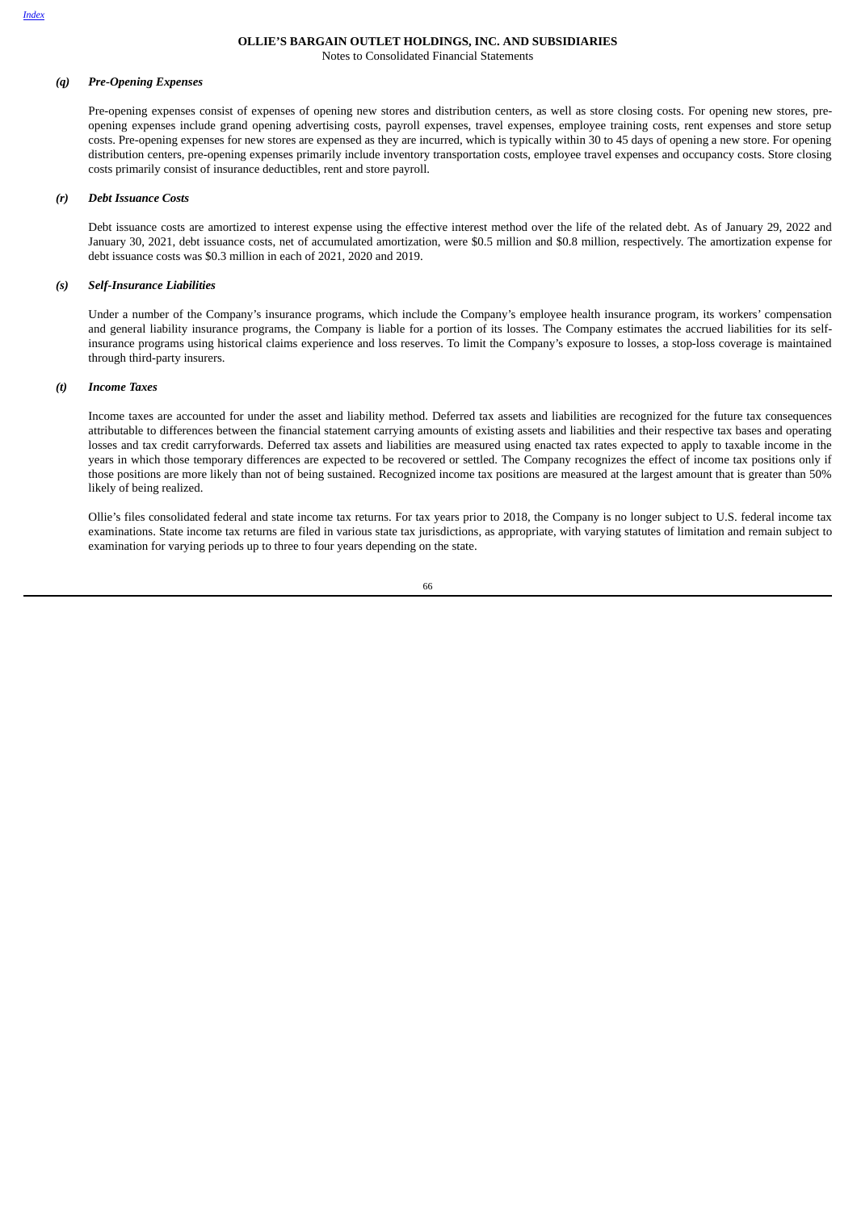#### *(q) Pre-Opening Expenses*

Pre-opening expenses consist of expenses of opening new stores and distribution centers, as well as store closing costs. For opening new stores, pre-opening expenses include grand opening advertising costs, payroll expenses, travel expenses, employee training costs, rent expenses and store setup costs. Pre-opening expenses for new stores are expensed as they are incurred, which is typically within 30 to 45 days of opening a new store. For opening distribution centers, pre-opening expenses primarily include inventory transportation costs, employee travel expenses and occupancy costs. Store closing costs primarily consist of insurance deductibles, rent and store payroll.

#### *(r) Debt Issuance Costs*

Debt issuance costs are amortized to interest expense using the effective interest method over the life of the related debt. As of January 29, 2022 and January 30, 2021, debt issuance costs, net of accumulated amortization, were $0.5 million and $0.8 million, respectively. The amortization expense for debt issuance costs was $0.3 million in each of 2021, 2020 and 2019.

#### *(s) Self-Insurance Liabilities*

Under a number of the Company's insurance programs, which include the Company's employee health insurance program, its workers' compensation and general liability insurance programs, the Company is liable for a portion of its losses. The Company estimates the accrued liabilities for its self-insurance programs using historical claims experience and loss reserves. To limit the Company's exposure to losses, a stop-loss coverage is maintained through third-party insurers.

#### *(t) Income Taxes*

Income taxes are accounted for under the asset and liability method. Deferred tax assets and liabilities are recognized for the future tax consequences attributable to differences between the financial statement carrying amounts of existing assets and liabilities and their respective tax bases and operating losses and tax credit carryforwards. Deferred tax assets and liabilities are measured using enacted tax rates expected to apply to taxable income in the years in which those temporary differences are expected to be recovered or settled. The Company recognizes the effect of income tax positions only if those positions are more likely than not of being sustained. Recognized income tax positions are measured at the largest amount that is greater than 50% likely of being realized.

Ollie's files consolidated federal and state income tax returns. For tax years prior to 2018, the Company is no longer subject to U.S. federal income tax examinations. State income tax returns are filed in various state tax jurisdictions, as appropriate, with varying statutes of limitation and remain subject to examination for varying periods up to three to four years depending on the state.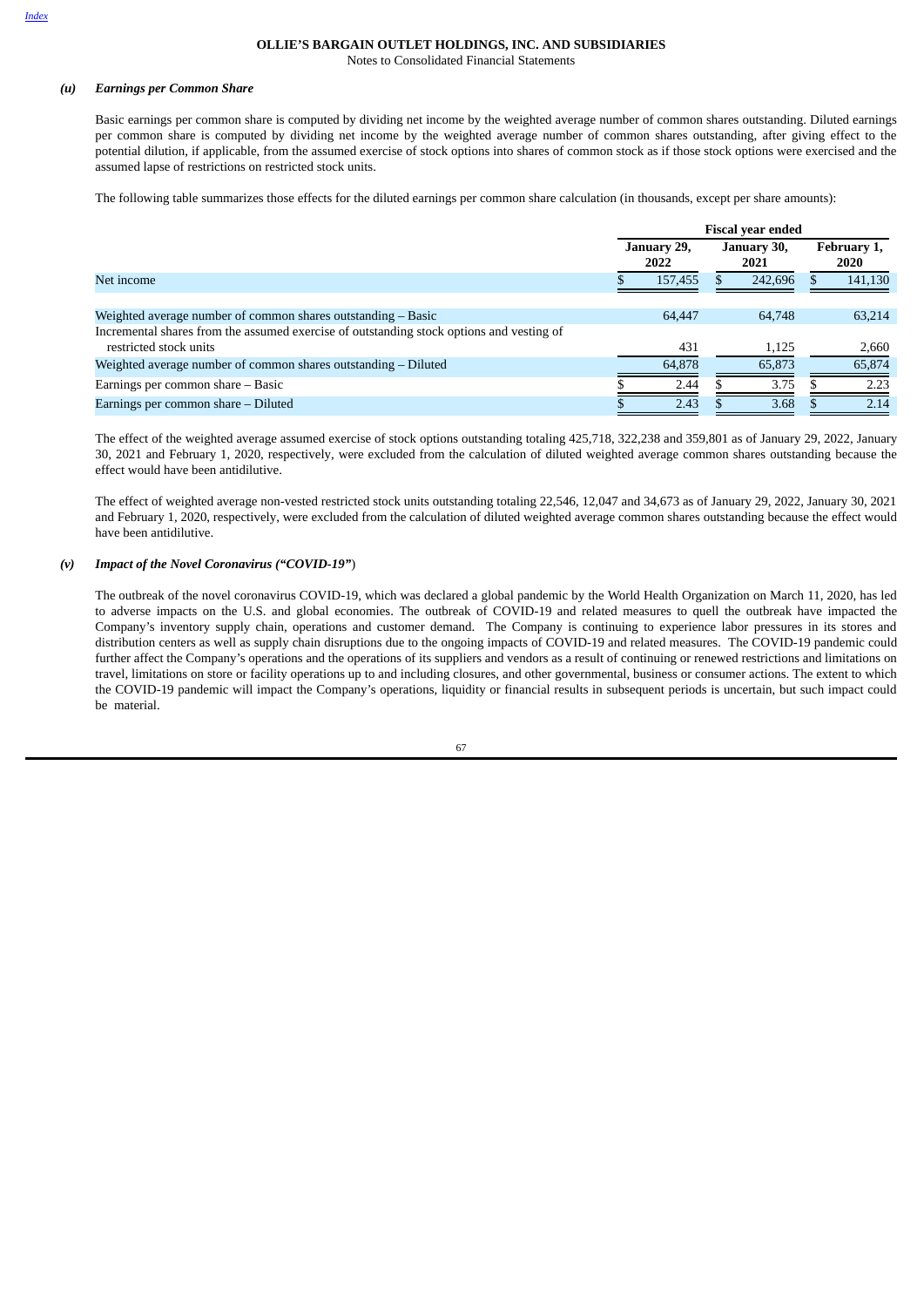**OLLIE'S BARGAIN OUTLET HOLDINGS, INC. AND SUBSIDIARIES**
Notes to Consolidated Financial Statements

### *(u) Earnings per Common Share*

Basic earnings per common share is computed by dividing net income by the weighted average number of common shares outstanding. Diluted earnings per common share is computed by dividing net income by the weighted average number of common shares outstanding, after giving effect to the potential dilution, if applicable, from the assumed exercise of stock options into shares of common stock as if those stock options were exercised and the assumed lapse of restrictions on restricted stock units.

The following table summarizes those effects for the diluted earnings per common share calculation (in thousands, except per share amounts):

| | Fiscal year ended | | |
|---|---|---|---|
| | January 29, 2022 | January 30, 2021 | February 1, 2020 |
| Net income | $ 157,455 | $ 242,696 | $ 141,130 |
| Weighted average number of common shares outstanding – Basic | 64,447 | 64,748 | 63,214 |
| Incremental shares from the assumed exercise of outstanding stock options and vesting of restricted stock units | 431 | 1,125 | 2,660 |
| Weighted average number of common shares outstanding – Diluted | 64,878 | 65,873 | 65,874 |
| Earnings per common share – Basic | $ 2.44 | $ 3.75 | $ 2.23 |
| Earnings per common share – Diluted | $ 2.43 | $ 3.68 | $ 2.14 |

The effect of the weighted average assumed exercise of stock options outstanding totaling 425,718, 322,238 and 359,801 as of January 29, 2022, January 30, 2021 and February 1, 2020, respectively, were excluded from the calculation of diluted weighted average common shares outstanding because the effect would have been antidilutive.

The effect of weighted average non-vested restricted stock units outstanding totaling 22,546, 12,047 and 34,673 as of January 29, 2022, January 30, 2021 and February 1, 2020, respectively, were excluded from the calculation of diluted weighted average common shares outstanding because the effect would have been antidilutive.

### *(v) Impact of the Novel Coronavirus ("COVID-19")*

The outbreak of the novel coronavirus COVID-19, which was declared a global pandemic by the World Health Organization on March 11, 2020, has led to adverse impacts on the U.S. and global economies. The outbreak of COVID-19 and related measures to quell the outbreak have impacted the Company's inventory supply chain, operations and customer demand. The Company is continuing to experience labor pressures in its stores and distribution centers as well as supply chain disruptions due to the ongoing impacts of COVID-19 and related measures. The COVID-19 pandemic could further affect the Company's operations and the operations of its suppliers and vendors as a result of continuing or renewed restrictions and limitations on travel, limitations on store or facility operations up to and including closures, and other governmental, business or consumer actions. The extent to which the COVID-19 pandemic will impact the Company's operations, liquidity or financial results in subsequent periods is uncertain, but such impact could be material.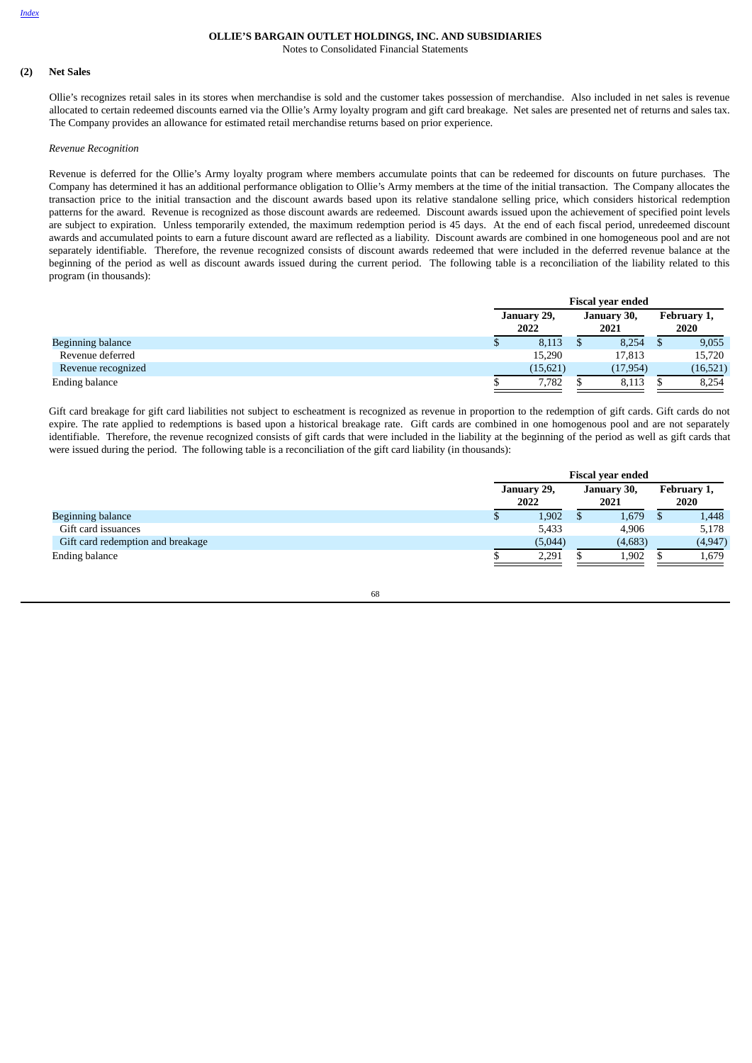**OLLIE'S BARGAIN OUTLET HOLDINGS, INC. AND SUBSIDIARIES**
Notes to Consolidated Financial Statements

## (2) Net Sales

Ollie's recognizes retail sales in its stores when merchandise is sold and the customer takes possession of merchandise. Also included in net sales is revenue allocated to certain redeemed discounts earned via the Ollie's Army loyalty program and gift card breakage. Net sales are presented net of returns and sales tax. The Company provides an allowance for estimated retail merchandise returns based on prior experience.

*Revenue Recognition*

Revenue is deferred for the Ollie's Army loyalty program where members accumulate points that can be redeemed for discounts on future purchases. The Company has determined it has an additional performance obligation to Ollie's Army members at the time of the initial transaction. The Company allocates the transaction price to the initial transaction and the discount awards based upon its relative standalone selling price, which considers historical redemption patterns for the award. Revenue is recognized as those discount awards are redeemed. Discount awards issued upon the achievement of specified point levels are subject to expiration. Unless temporarily extended, the maximum redemption period is 45 days. At the end of each fiscal period, unredeemed discount awards and accumulated points to earn a future discount award are reflected as a liability. Discount awards are combined in one homogeneous pool and are not separately identifiable. Therefore, the revenue recognized consists of discount awards redeemed that were included in the deferred revenue balance at the beginning of the period as well as discount awards issued during the current period. The following table is a reconciliation of the liability related to this program (in thousands):

| | Fiscal year ended | | |
|---|---|---|---|
| | January 29, 2022 | January 30, 2021 | February 1, 2020 |
| Beginning balance | $ 8,113 | $ 8,254 | $ 9,055 |
| Revenue deferred | 15,290 | 17,813 | 15,720 |
| Revenue recognized | (15,621) | (17,954) | (16,521) |
| Ending balance | $ 7,782 | $ 8,113 | $ 8,254 |

Gift card breakage for gift card liabilities not subject to escheatment is recognized as revenue in proportion to the redemption of gift cards. Gift cards do not expire. The rate applied to redemptions is based upon a historical breakage rate. Gift cards are combined in one homogenous pool and are not separately identifiable. Therefore, the revenue recognized consists of gift cards that were included in the liability at the beginning of the period as well as gift cards that were issued during the period. The following table is a reconciliation of the gift card liability (in thousands):

| | Fiscal year ended | | |
|---|---|---|---|
| | January 29, 2022 | January 30, 2021 | February 1, 2020 |
| Beginning balance | $ 1,902 | $ 1,679 | $ 1,448 |
| Gift card issuances | 5,433 | 4,906 | 5,178 |
| Gift card redemption and breakage | (5,044) | (4,683) | (4,947) |
| Ending balance | $ 2,291 | $ 1,902 | $ 1,679 |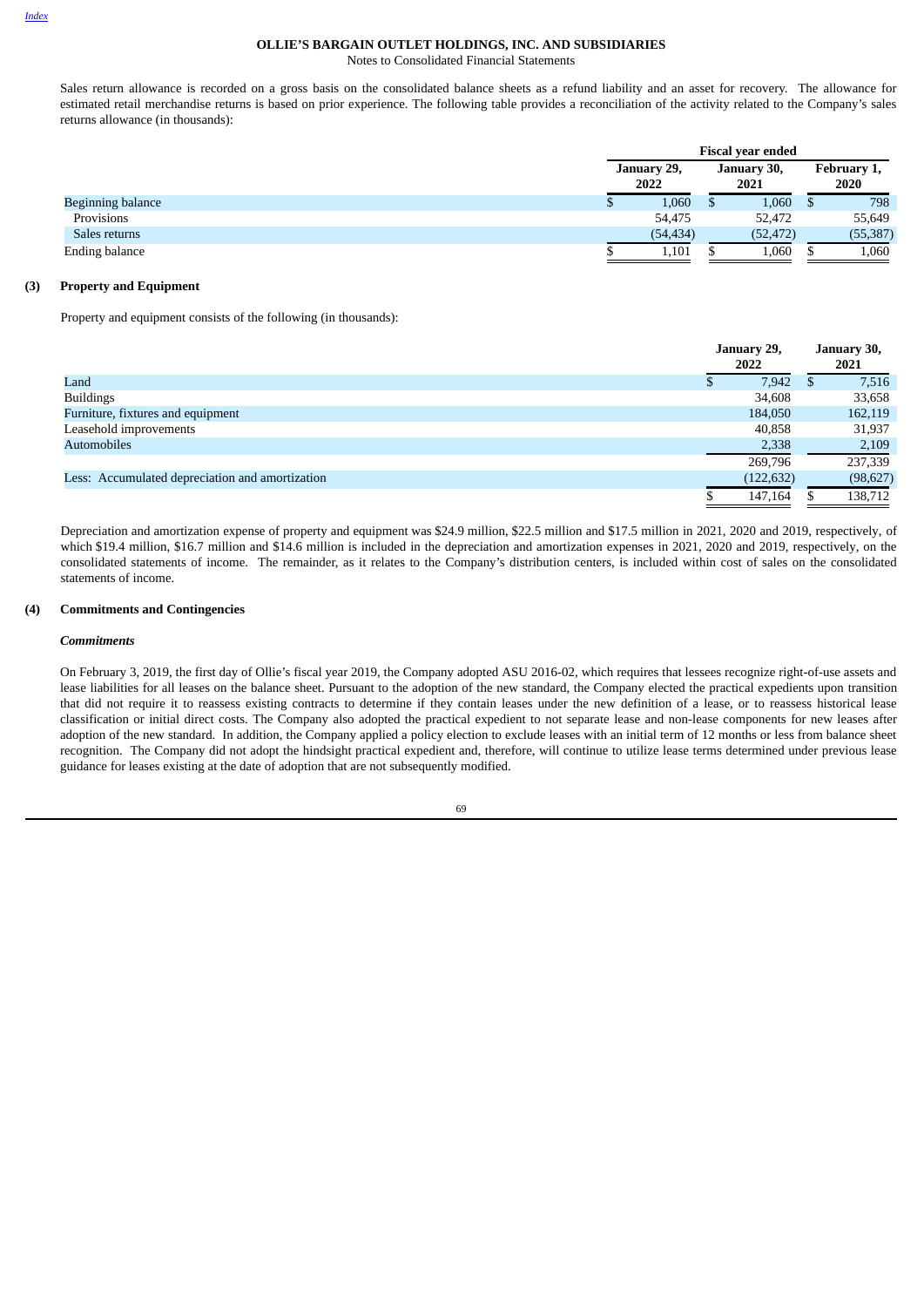**OLLIE'S BARGAIN OUTLET HOLDINGS, INC. AND SUBSIDIARIES**
Notes to Consolidated Financial Statements

Sales return allowance is recorded on a gross basis on the consolidated balance sheets as a refund liability and an asset for recovery. The allowance for estimated retail merchandise returns is based on prior experience. The following table provides a reconciliation of the activity related to the Company's sales returns allowance (in thousands):

| | Fiscal year ended | | |
|---|---|---|---|
| | January 29, 2022 | January 30, 2021 | February 1, 2020 |
| Beginning balance | $ 1,060 | $ 1,060 | $ 798 |
| Provisions | 54,475 | 52,472 | 55,649 |
| Sales returns | (54,434) | (52,472) | (55,387) |
| Ending balance | $ 1,101 | $ 1,060 | $ 1,060 |

## (3) Property and Equipment

Property and equipment consists of the following (in thousands):

| | January 29, 2022 | January 30, 2021 |
|---|---|---|
| Land | $ 7,942 | $ 7,516 |
| Buildings | 34,608 | 33,658 |
| Furniture, fixtures and equipment | 184,050 | 162,119 |
| Leasehold improvements | 40,858 | 31,937 |
| Automobiles | 2,338 | 2,109 |
| | 269,796 | 237,339 |
| Less: Accumulated depreciation and amortization | (122,632) | (98,627) |
| | $ 147,164 | $ 138,712 |

Depreciation and amortization expense of property and equipment was $24.9 million, $22.5 million and $17.5 million in 2021, 2020 and 2019, respectively, of which $19.4 million, $16.7 million and $14.6 million is included in the depreciation and amortization expenses in 2021, 2020 and 2019, respectively, on the consolidated statements of income. The remainder, as it relates to the Company's distribution centers, is included within cost of sales on the consolidated statements of income.

## (4) Commitments and Contingencies

***Commitments***

On February 3, 2019, the first day of Ollie's fiscal year 2019, the Company adopted ASU 2016-02, which requires that lessees recognize right-of-use assets and lease liabilities for all leases on the balance sheet. Pursuant to the adoption of the new standard, the Company elected the practical expedients upon transition that did not require it to reassess existing contracts to determine if they contain leases under the new definition of a lease, or to reassess historical lease classification or initial direct costs. The Company also adopted the practical expedient to not separate lease and non-lease components for new leases after adoption of the new standard. In addition, the Company applied a policy election to exclude leases with an initial term of 12 months or less from balance sheet recognition. The Company did not adopt the hindsight practical expedient and, therefore, will continue to utilize lease terms determined under previous lease guidance for leases existing at the date of adoption that are not subsequently modified.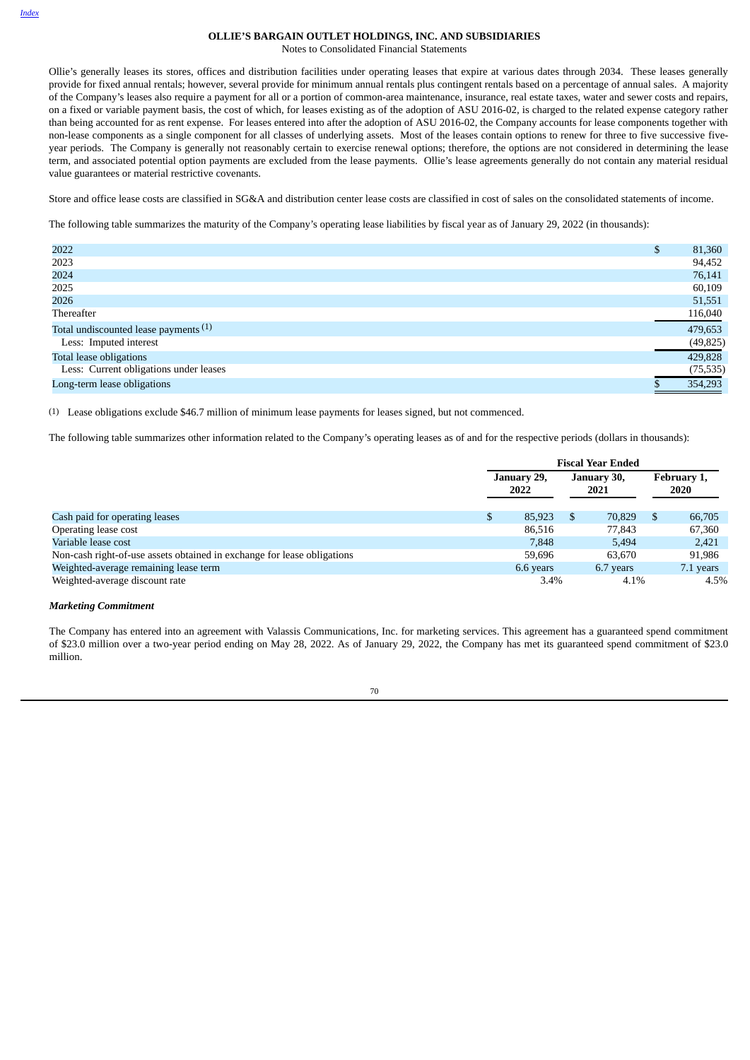**OLLIE'S BARGAIN OUTLET HOLDINGS, INC. AND SUBSIDIARIES**
Notes to Consolidated Financial Statements

Ollie's generally leases its stores, offices and distribution facilities under operating leases that expire at various dates through 2034. These leases generally provide for fixed annual rentals; however, several provide for minimum annual rentals plus contingent rentals based on a percentage of annual sales. A majority of the Company's leases also require a payment for all or a portion of common-area maintenance, insurance, real estate taxes, water and sewer costs and repairs, on a fixed or variable payment basis, the cost of which, for leases existing as of the adoption of ASU 2016-02, is charged to the related expense category rather than being accounted for as rent expense. For leases entered into after the adoption of ASU 2016-02, the Company accounts for lease components together with non-lease components as a single component for all classes of underlying assets. Most of the leases contain options to renew for three to five successive five-year periods. The Company is generally not reasonably certain to exercise renewal options; therefore, the options are not considered in determining the lease term, and associated potential option payments are excluded from the lease payments. Ollie's lease agreements generally do not contain any material residual value guarantees or material restrictive covenants.

Store and office lease costs are classified in SG&A and distribution center lease costs are classified in cost of sales on the consolidated statements of income.

The following table summarizes the maturity of the Company's operating lease liabilities by fiscal year as of January 29, 2022 (in thousands):

| | |
|---|---|
| 2022 | $ 81,360 |
| 2023 | 94,452 |
| 2024 | 76,141 |
| 2025 | 60,109 |
| 2026 | 51,551 |
| Thereafter | 116,040 |
| Total undiscounted lease payments [(1)] | 479,653 |
| Less: Imputed interest | (49,825) |
| Total lease obligations | 429,828 |
| Less: Current obligations under leases | (75,535) |
| Long-term lease obligations | $ 354,293 |

(1) Lease obligations exclude $46.7 million of minimum lease payments for leases signed, but not commenced.

The following table summarizes other information related to the Company's operating leases as of and for the respective periods (dollars in thousands):

| | Fiscal Year Ended | | |
|---|---|---|---|
| | January 29, 2022 | January 30, 2021 | February 1, 2020 |
| Cash paid for operating leases | $ 85,923 | $ 70,829 | $ 66,705 |
| Operating lease cost | 86,516 | 77,843 | 67,360 |
| Variable lease cost | 7,848 | 5,494 | 2,421 |
| Non-cash right-of-use assets obtained in exchange for lease obligations | 59,696 | 63,670 | 91,986 |
| Weighted-average remaining lease term | 6.6 years | 6.7 years | 7.1 years |
| Weighted-average discount rate | 3.4% | 4.1% | 4.5% |

***Marketing Commitment***

The Company has entered into an agreement with Valassis Communications, Inc. for marketing services. This agreement has a guaranteed spend commitment of $23.0 million over a two-year period ending on May 28, 2022. As of January 29, 2022, the Company has met its guaranteed spend commitment of $23.0 million.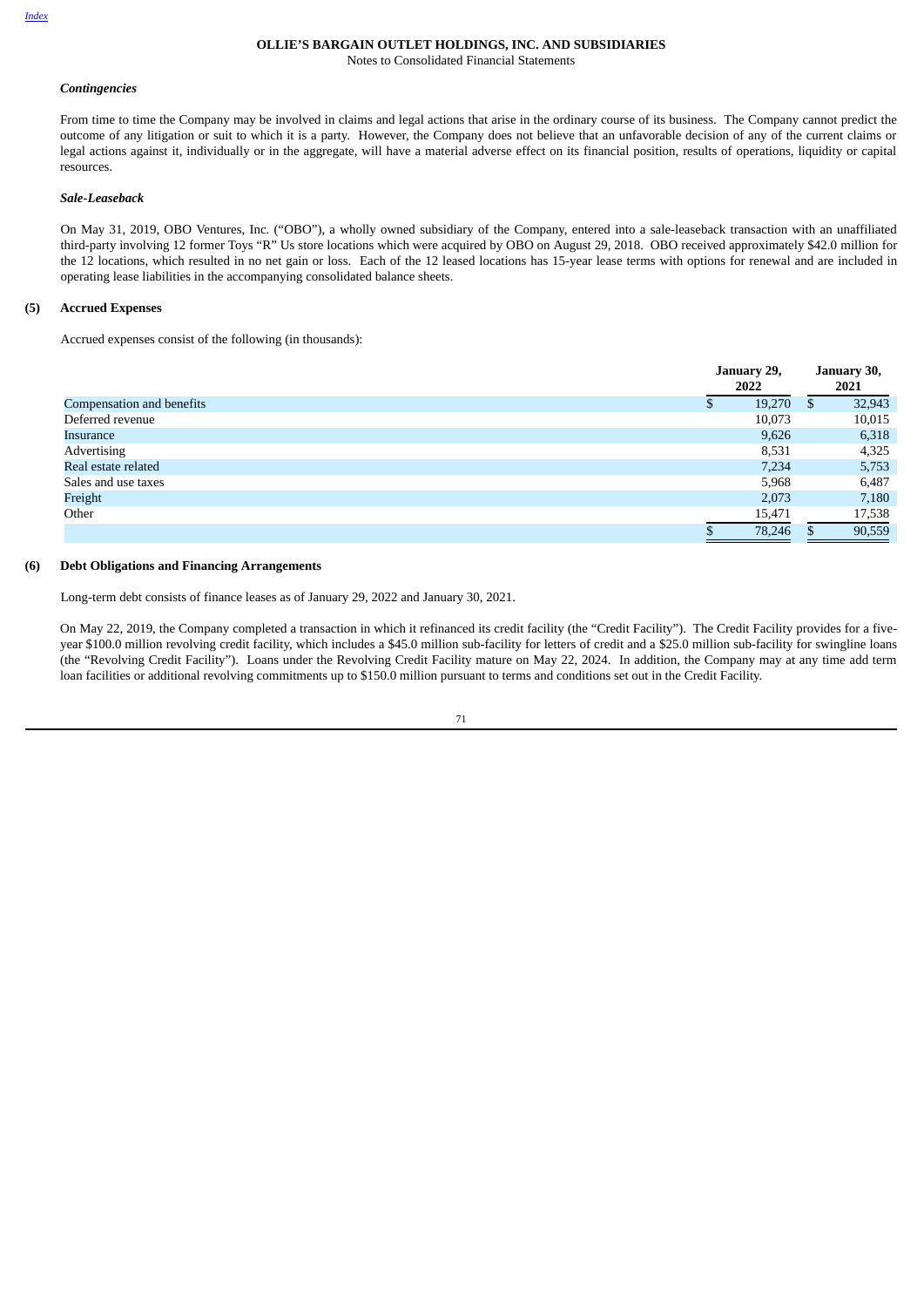OLLIE'S BARGAIN OUTLET HOLDINGS, INC. AND SUBSIDIARIES

Notes to Consolidated Financial Statements

***Contingencies***

From time to time the Company may be involved in claims and legal actions that arise in the ordinary course of its business. The Company cannot predict the outcome of any litigation or suit to which it is a party. However, the Company does not believe that an unfavorable decision of any of the current claims or legal actions against it, individually or in the aggregate, will have a material adverse effect on its financial position, results of operations, liquidity or capital resources.

***Sale-Leaseback***

On May 31, 2019, OBO Ventures, Inc. ("OBO"), a wholly owned subsidiary of the Company, entered into a sale-leaseback transaction with an unaffiliated third-party involving 12 former Toys "R" Us store locations which were acquired by OBO on August 29, 2018. OBO received approximately $42.0 million for the 12 locations, which resulted in no net gain or loss. Each of the 12 leased locations has 15-year lease terms with options for renewal and are included in operating lease liabilities in the accompanying consolidated balance sheets.

## (5) Accrued Expenses

Accrued expenses consist of the following (in thousands):

| | January 29, 2022 | January 30, 2021 |
|---|---|---|
| Compensation and benefits | $ 19,270 | $ 32,943 |
| Deferred revenue | 10,073 | 10,015 |
| Insurance | 9,626 | 6,318 |
| Advertising | 8,531 | 4,325 |
| Real estate related | 7,234 | 5,753 |
| Sales and use taxes | 5,968 | 6,487 |
| Freight | 2,073 | 7,180 |
| Other | 15,471 | 17,538 |
| | $ 78,246 | $ 90,559 |

## (6) Debt Obligations and Financing Arrangements

Long-term debt consists of finance leases as of January 29, 2022 and January 30, 2021.

On May 22, 2019, the Company completed a transaction in which it refinanced its credit facility (the "Credit Facility"). The Credit Facility provides for a five-year $100.0 million revolving credit facility, which includes a $45.0 million sub-facility for letters of credit and a $25.0 million sub-facility for swingline loans (the "Revolving Credit Facility"). Loans under the Revolving Credit Facility mature on May 22, 2024. In addition, the Company may at any time add term loan facilities or additional revolving commitments up to $150.0 million pursuant to terms and conditions set out in the Credit Facility.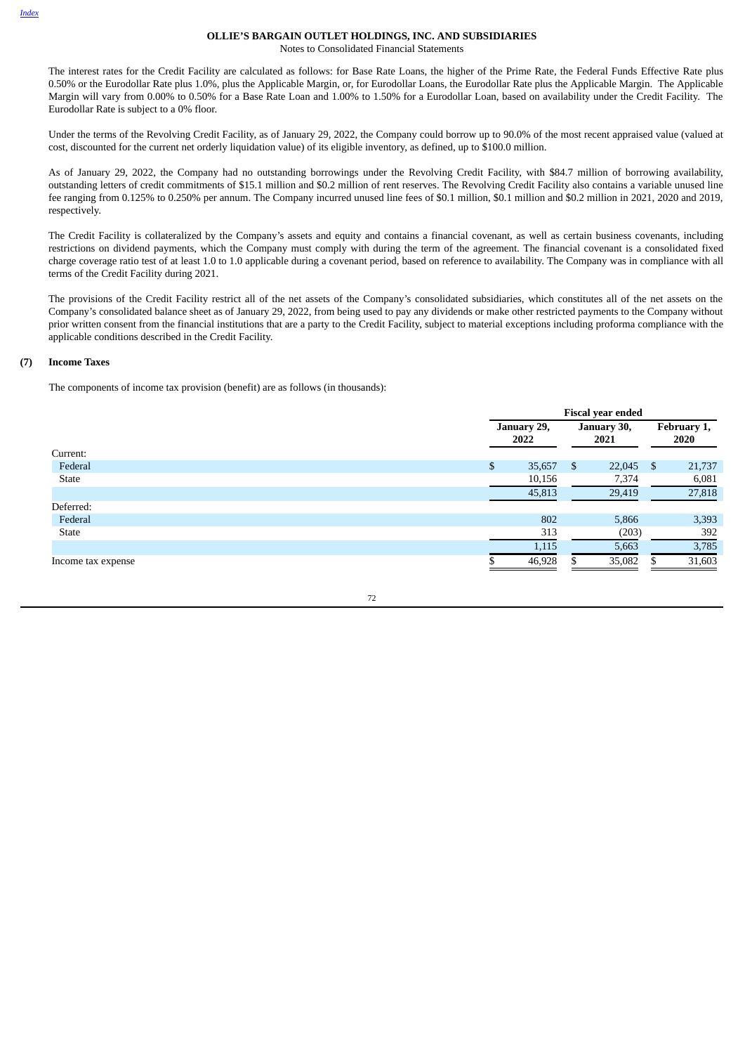The interest rates for the Credit Facility are calculated as follows: for Base Rate Loans, the higher of the Prime Rate, the Federal Funds Effective Rate plus 0.50% or the Eurodollar Rate plus 1.0%, plus the Applicable Margin, or, for Eurodollar Loans, the Eurodollar Rate plus the Applicable Margin. The Applicable Margin will vary from 0.00% to 0.50% for a Base Rate Loan and 1.00% to 1.50% for a Eurodollar Loan, based on availability under the Credit Facility. The Eurodollar Rate is subject to a 0% floor.

Under the terms of the Revolving Credit Facility, as of January 29, 2022, the Company could borrow up to 90.0% of the most recent appraised value (valued at cost, discounted for the current net orderly liquidation value) of its eligible inventory, as defined, up to $100.0 million.

As of January 29, 2022, the Company had no outstanding borrowings under the Revolving Credit Facility, with $84.7 million of borrowing availability, outstanding letters of credit commitments of $15.1 million and $0.2 million of rent reserves. The Revolving Credit Facility also contains a variable unused line fee ranging from 0.125% to 0.250% per annum. The Company incurred unused line fees of $0.1 million, $0.1 million and $0.2 million in 2021, 2020 and 2019, respectively.

The Credit Facility is collateralized by the Company's assets and equity and contains a financial covenant, as well as certain business covenants, including restrictions on dividend payments, which the Company must comply with during the term of the agreement. The financial covenant is a consolidated fixed charge coverage ratio test of at least 1.0 to 1.0 applicable during a covenant period, based on reference to availability. The Company was in compliance with all terms of the Credit Facility during 2021.

The provisions of the Credit Facility restrict all of the net assets of the Company's consolidated subsidiaries, which constitutes all of the net assets on the Company's consolidated balance sheet as of January 29, 2022, from being used to pay any dividends or make other restricted payments to the Company without prior written consent from the financial institutions that are a party to the Credit Facility, subject to material exceptions including proforma compliance with the applicable conditions described in the Credit Facility.

## (7) Income Taxes

The components of income tax provision (benefit) are as follows (in thousands):

| | Fiscal year ended | | |
|---|---|---|---|
| | January 29, 2022 | January 30, 2021 | February 1, 2020 |
| Current: | | | |
| Federal | $ 35,657 | $ 22,045 | $ 21,737 |
| State | 10,156 | 7,374 | 6,081 |
| | 45,813 | 29,419 | 27,818 |
| Deferred: | | | |
| Federal | 802 | 5,866 | 3,393 |
| State | 313 | (203) | 392 |
| | 1,115 | 5,663 | 3,785 |
| Income tax expense | $ 46,928 | $ 35,082 | $ 31,603 |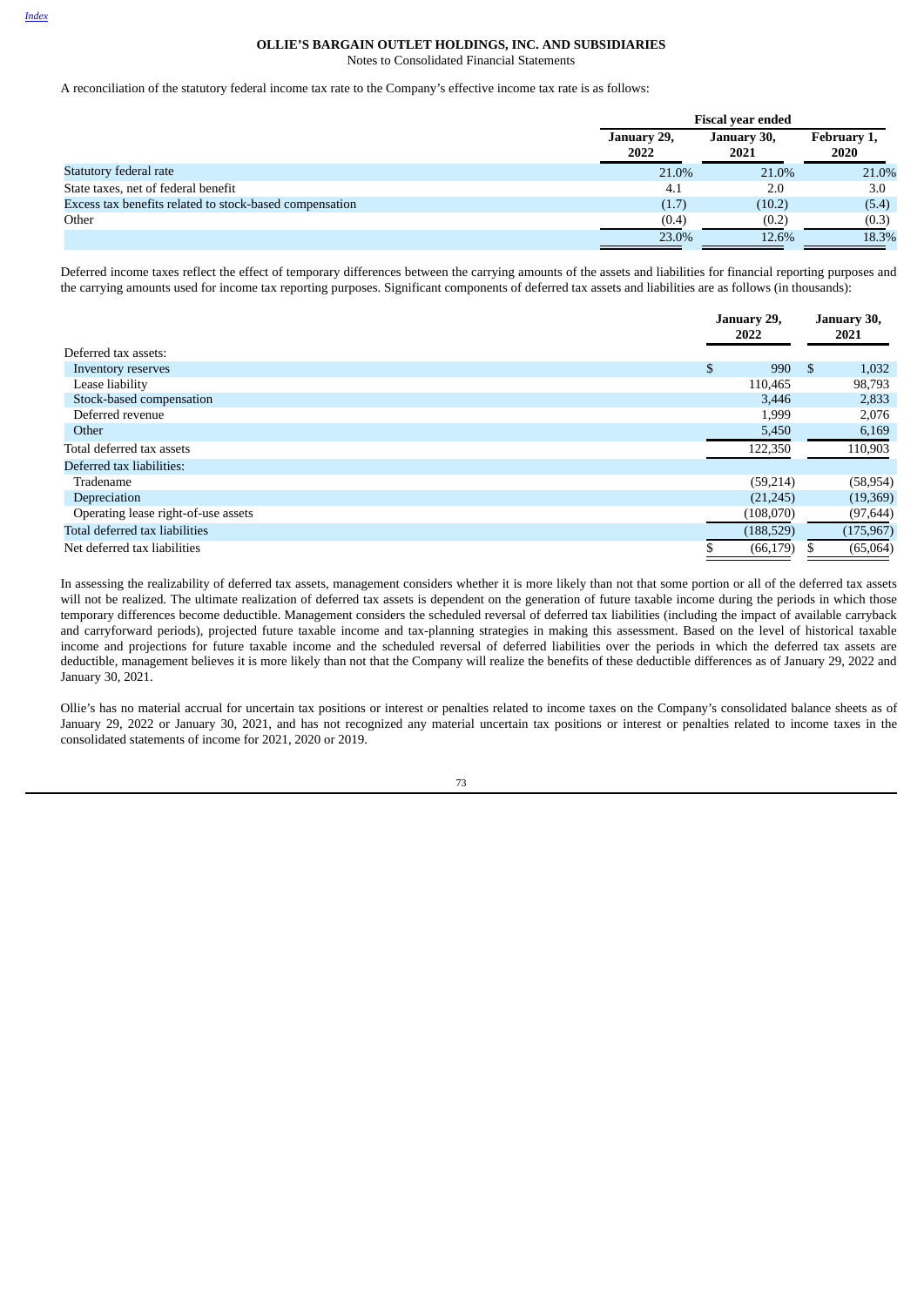**OLLIE'S BARGAIN OUTLET HOLDINGS, INC. AND SUBSIDIARIES**
Notes to Consolidated Financial Statements

A reconciliation of the statutory federal income tax rate to the Company's effective income tax rate is as follows:

| | Fiscal year ended | | |
|---|---|---|---|
| | January 29, 2022 | January 30, 2021 | February 1, 2020 |
| Statutory federal rate | 21.0% | 21.0% | 21.0% |
| State taxes, net of federal benefit | 4.1 | 2.0 | 3.0 |
| Excess tax benefits related to stock-based compensation | (1.7) | (10.2) | (5.4) |
| Other | (0.4) | (0.2) | (0.3) |
| | 23.0% | 12.6% | 18.3% |

Deferred income taxes reflect the effect of temporary differences between the carrying amounts of the assets and liabilities for financial reporting purposes and the carrying amounts used for income tax reporting purposes. Significant components of deferred tax assets and liabilities are as follows (in thousands):

| | January 29, 2022 | January 30, 2021 |
|---|---|---|
| Deferred tax assets: | | |
| Inventory reserves | $ 990 | $ 1,032 |
| Lease liability | 110,465 | 98,793 |
| Stock-based compensation | 3,446 | 2,833 |
| Deferred revenue | 1,999 | 2,076 |
| Other | 5,450 | 6,169 |
| Total deferred tax assets | 122,350 | 110,903 |
| Deferred tax liabilities: | | |
| Tradename | (59,214) | (58,954) |
| Depreciation | (21,245) | (19,369) |
| Operating lease right-of-use assets | (108,070) | (97,644) |
| Total deferred tax liabilities | (188,529) | (175,967) |
| Net deferred tax liabilities | $ (66,179) | $ (65,064) |

In assessing the realizability of deferred tax assets, management considers whether it is more likely than not that some portion or all of the deferred tax assets will not be realized. The ultimate realization of deferred tax assets is dependent on the generation of future taxable income during the periods in which those temporary differences become deductible. Management considers the scheduled reversal of deferred tax liabilities (including the impact of available carryback and carryforward periods), projected future taxable income and tax-planning strategies in making this assessment. Based on the level of historical taxable income and projections for future taxable income and the scheduled reversal of deferred liabilities over the periods in which the deferred tax assets are deductible, management believes it is more likely than not that the Company will realize the benefits of these deductible differences as of January 29, 2022 and January 30, 2021.

Ollie's has no material accrual for uncertain tax positions or interest or penalties related to income taxes on the Company's consolidated balance sheets as of January 29, 2022 or January 30, 2021, and has not recognized any material uncertain tax positions or interest or penalties related to income taxes in the consolidated statements of income for 2021, 2020 or 2019.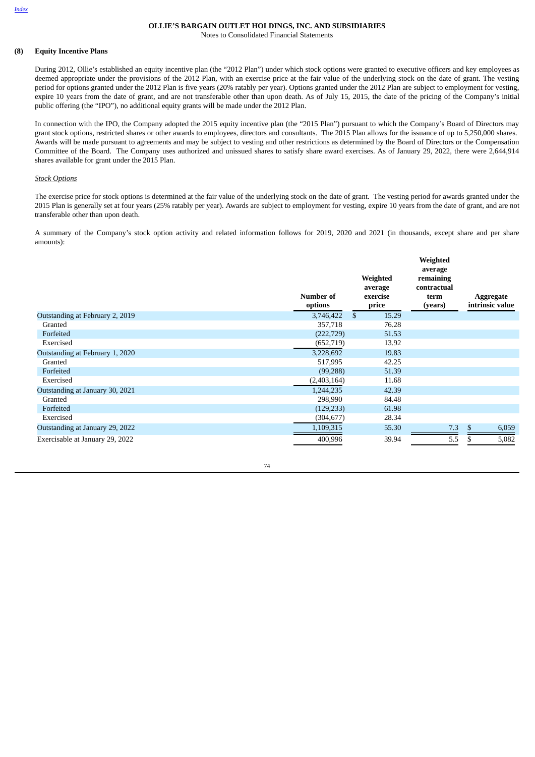**OLLIE'S BARGAIN OUTLET HOLDINGS, INC. AND SUBSIDIARIES**
Notes to Consolidated Financial Statements

## (8) Equity Incentive Plans

During 2012, Ollie's established an equity incentive plan (the "2012 Plan") under which stock options were granted to executive officers and key employees as deemed appropriate under the provisions of the 2012 Plan, with an exercise price at the fair value of the underlying stock on the date of grant. The vesting period for options granted under the 2012 Plan is five years (20% ratably per year). Options granted under the 2012 Plan are subject to employment for vesting, expire 10 years from the date of grant, and are not transferable other than upon death. As of July 15, 2015, the date of the pricing of the Company's initial public offering (the "IPO"), no additional equity grants will be made under the 2012 Plan.

In connection with the IPO, the Company adopted the 2015 equity incentive plan (the "2015 Plan") pursuant to which the Company's Board of Directors may grant stock options, restricted shares or other awards to employees, directors and consultants. The 2015 Plan allows for the issuance of up to 5,250,000 shares. Awards will be made pursuant to agreements and may be subject to vesting and other restrictions as determined by the Board of Directors or the Compensation Committee of the Board. The Company uses authorized and unissued shares to satisfy share award exercises. As of January 29, 2022, there were 2,644,914 shares available for grant under the 2015 Plan.

*Stock Options*

The exercise price for stock options is determined at the fair value of the underlying stock on the date of grant. The vesting period for awards granted under the 2015 Plan is generally set at four years (25% ratably per year). Awards are subject to employment for vesting, expire 10 years from the date of grant, and are not transferable other than upon death.

A summary of the Company's stock option activity and related information follows for 2019, 2020 and 2021 (in thousands, except share and per share amounts):

| | Number of options | Weighted average exercise price | Weighted average remaining contractual term (years) | Aggregate intrinsic value |
|---|---|---|---|---|
| Outstanding at February 2, 2019 | 3,746,422 | $ 15.29 | | |
| Granted | 357,718 | 76.28 | | |
| Forfeited | (222,729) | 51.53 | | |
| Exercised | (652,719) | 13.92 | | |
| Outstanding at February 1, 2020 | 3,228,692 | 19.83 | | |
| Granted | 517,995 | 42.25 | | |
| Forfeited | (99,288) | 51.39 | | |
| Exercised | (2,403,164) | 11.68 | | |
| Outstanding at January 30, 2021 | 1,244,235 | 42.39 | | |
| Granted | 298,990 | 84.48 | | |
| Forfeited | (129,233) | 61.98 | | |
| Exercised | (304,677) | 28.34 | | |
| Outstanding at January 29, 2022 | 1,109,315 | 55.30 | 7.3 | $ 6,059 |
| Exercisable at January 29, 2022 | 400,996 | 39.94 | 5.5 | $ 5,082 |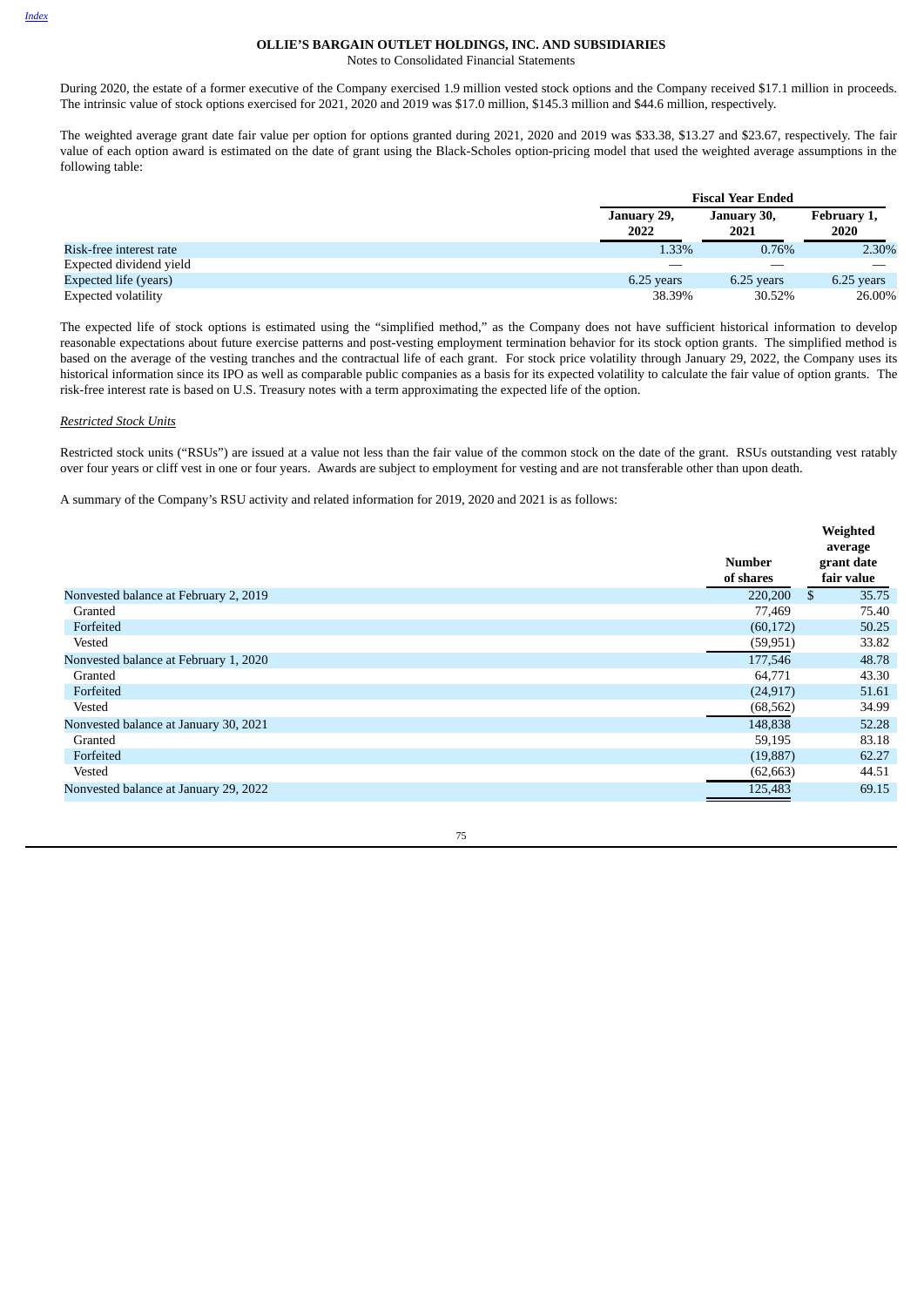During 2020, the estate of a former executive of the Company exercised 1.9 million vested stock options and the Company received $17.1 million in proceeds. The intrinsic value of stock options exercised for 2021, 2020 and 2019 was $17.0 million, $145.3 million and $44.6 million, respectively.

The weighted average grant date fair value per option for options granted during 2021, 2020 and 2019 was $33.38, $13.27 and $23.67, respectively. The fair value of each option award is estimated on the date of grant using the Black-Scholes option-pricing model that used the weighted average assumptions in the following table:

| | Fiscal Year Ended | | |
|---|---|---|---|
| | January 29, 2022 | January 30, 2021 | February 1, 2020 |
| Risk-free interest rate | 1.33% | 0.76% | 2.30% |
| Expected dividend yield | — | — | — |
| Expected life (years) | 6.25 years | 6.25 years | 6.25 years |
| Expected volatility | 38.39% | 30.52% | 26.00% |

The expected life of stock options is estimated using the "simplified method," as the Company does not have sufficient historical information to develop reasonable expectations about future exercise patterns and post-vesting employment termination behavior for its stock option grants. The simplified method is based on the average of the vesting tranches and the contractual life of each grant. For stock price volatility through January 29, 2022, the Company uses its historical information since its IPO as well as comparable public companies as a basis for its expected volatility to calculate the fair value of option grants. The risk-free interest rate is based on U.S. Treasury notes with a term approximating the expected life of the option.

*Restricted Stock Units*

Restricted stock units ("RSUs") are issued at a value not less than the fair value of the common stock on the date of the grant. RSUs outstanding vest ratably over four years or cliff vest in one or four years. Awards are subject to employment for vesting and are not transferable other than upon death.

A summary of the Company's RSU activity and related information for 2019, 2020 and 2021 is as follows:

| | Number of shares | Weighted average grant date fair value |
|---|---|---|
| Nonvested balance at February 2, 2019 | 220,200 | $ 35.75 |
| Granted | 77,469 | 75.40 |
| Forfeited | (60,172) | 50.25 |
| Vested | (59,951) | 33.82 |
| Nonvested balance at February 1, 2020 | 177,546 | 48.78 |
| Granted | 64,771 | 43.30 |
| Forfeited | (24,917) | 51.61 |
| Vested | (68,562) | 34.99 |
| Nonvested balance at January 30, 2021 | 148,838 | 52.28 |
| Granted | 59,195 | 83.18 |
| Forfeited | (19,887) | 62.27 |
| Vested | (62,663) | 44.51 |
| Nonvested balance at January 29, 2022 | 125,483 | 69.15 |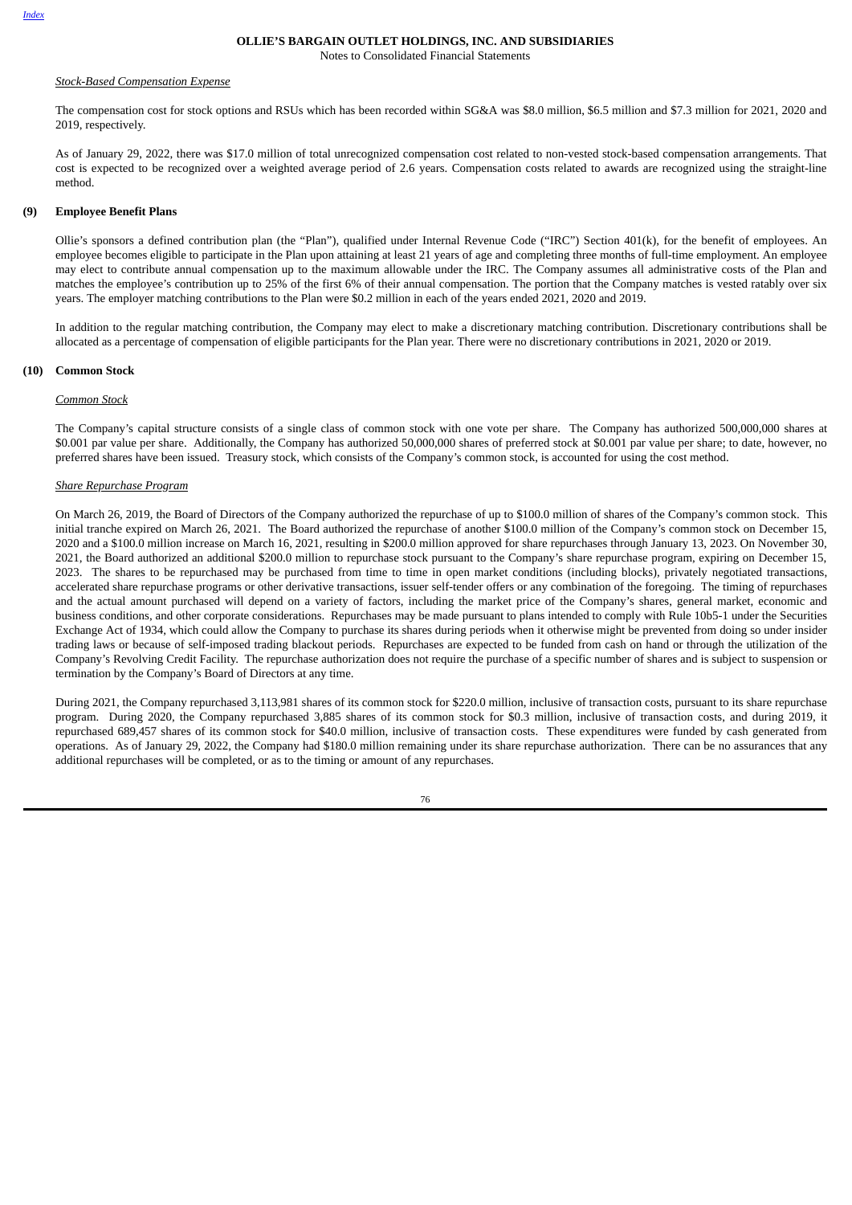*Stock-Based Compensation Expense*

The compensation cost for stock options and RSUs which has been recorded within SG&A was $8.0 million, $6.5 million and $7.3 million for 2021, 2020 and 2019, respectively.

As of January 29, 2022, there was $17.0 million of total unrecognized compensation cost related to non-vested stock-based compensation arrangements. That cost is expected to be recognized over a weighted average period of 2.6 years. Compensation costs related to awards are recognized using the straight-line method.

## (9) Employee Benefit Plans

Ollie's sponsors a defined contribution plan (the "Plan"), qualified under Internal Revenue Code ("IRC") Section 401(k), for the benefit of employees. An employee becomes eligible to participate in the Plan upon attaining at least 21 years of age and completing three months of full-time employment. An employee may elect to contribute annual compensation up to the maximum allowable under the IRC. The Company assumes all administrative costs of the Plan and matches the employee's contribution up to 25% of the first 6% of their annual compensation. The portion that the Company matches is vested ratably over six years. The employer matching contributions to the Plan were $0.2 million in each of the years ended 2021, 2020 and 2019.

In addition to the regular matching contribution, the Company may elect to make a discretionary matching contribution. Discretionary contributions shall be allocated as a percentage of compensation of eligible participants for the Plan year. There were no discretionary contributions in 2021, 2020 or 2019.

## (10) Common Stock

*Common Stock*

The Company's capital structure consists of a single class of common stock with one vote per share. The Company has authorized 500,000,000 shares at $0.001 par value per share. Additionally, the Company has authorized 50,000,000 shares of preferred stock at $0.001 par value per share; to date, however, no preferred shares have been issued. Treasury stock, which consists of the Company's common stock, is accounted for using the cost method.

*Share Repurchase Program*

On March 26, 2019, the Board of Directors of the Company authorized the repurchase of up to $100.0 million of shares of the Company's common stock. This initial tranche expired on March 26, 2021. The Board authorized the repurchase of another $100.0 million of the Company's common stock on December 15, 2020 and a $100.0 million increase on March 16, 2021, resulting in $200.0 million approved for share repurchases through January 13, 2023. On November 30, 2021, the Board authorized an additional $200.0 million to repurchase stock pursuant to the Company's share repurchase program, expiring on December 15, 2023. The shares to be repurchased may be purchased from time to time in open market conditions (including blocks), privately negotiated transactions, accelerated share repurchase programs or other derivative transactions, issuer self-tender offers or any combination of the foregoing. The timing of repurchases and the actual amount purchased will depend on a variety of factors, including the market price of the Company's shares, general market, economic and business conditions, and other corporate considerations. Repurchases may be made pursuant to plans intended to comply with Rule 10b5-1 under the Securities Exchange Act of 1934, which could allow the Company to purchase its shares during periods when it otherwise might be prevented from doing so under insider trading laws or because of self-imposed trading blackout periods. Repurchases are expected to be funded from cash on hand or through the utilization of the Company's Revolving Credit Facility. The repurchase authorization does not require the purchase of a specific number of shares and is subject to suspension or termination by the Company's Board of Directors at any time.

During 2021, the Company repurchased 3,113,981 shares of its common stock for $220.0 million, inclusive of transaction costs, pursuant to its share repurchase program. During 2020, the Company repurchased 3,885 shares of its common stock for $0.3 million, inclusive of transaction costs, and during 2019, it repurchased 689,457 shares of its common stock for $40.0 million, inclusive of transaction costs. These expenditures were funded by cash generated from operations. As of January 29, 2022, the Company had $180.0 million remaining under its share repurchase authorization. There can be no assurances that any additional repurchases will be completed, or as to the timing or amount of any repurchases.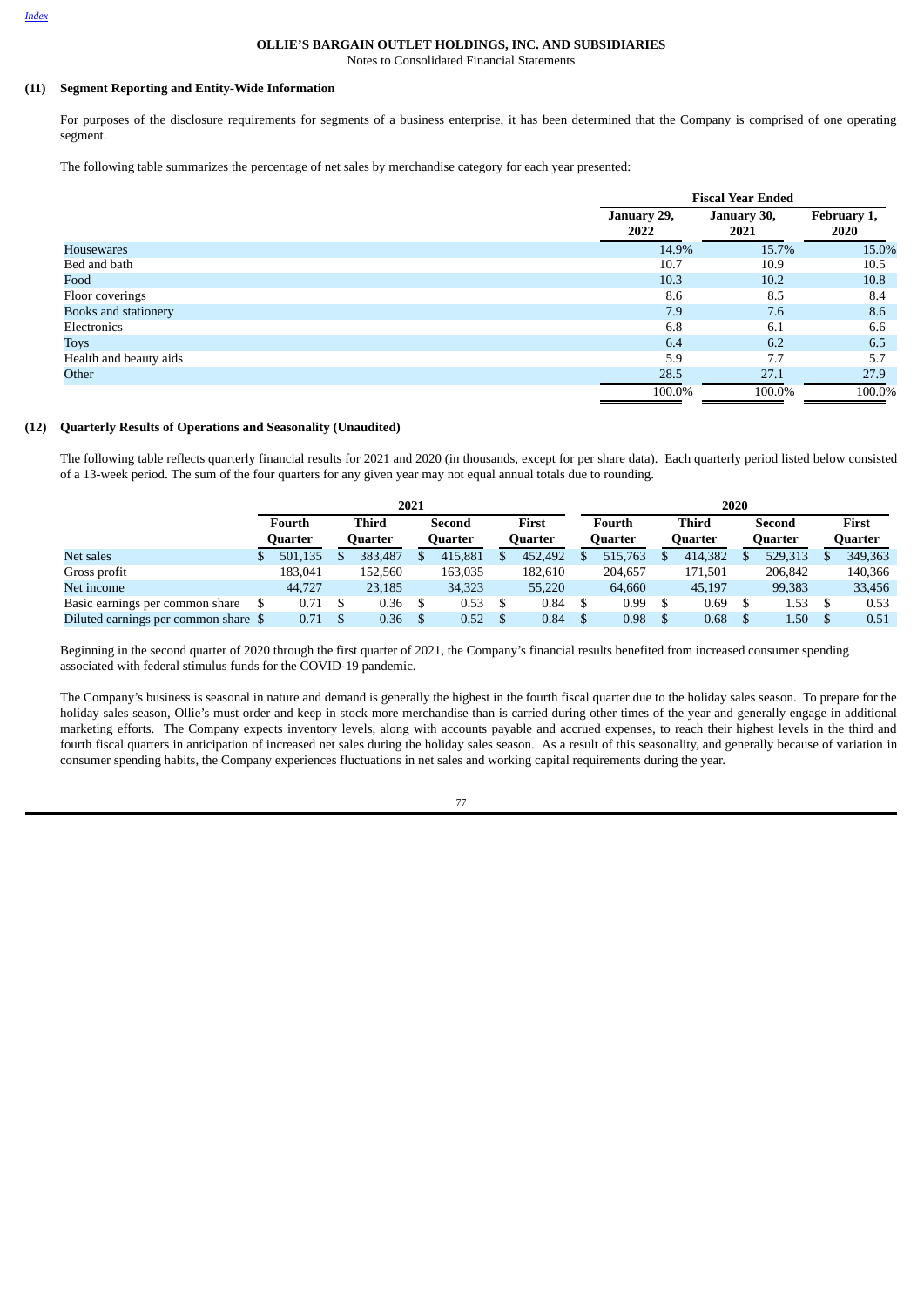**OLLIE'S BARGAIN OUTLET HOLDINGS, INC. AND SUBSIDIARIES**
Notes to Consolidated Financial Statements

### (11) Segment Reporting and Entity-Wide Information

For purposes of the disclosure requirements for segments of a business enterprise, it has been determined that the Company is comprised of one operating segment.

The following table summarizes the percentage of net sales by merchandise category for each year presented:

| | Fiscal Year Ended | | |
|---|---|---|---|
| | January 29, 2022 | January 30, 2021 | February 1, 2020 |
| Housewares | 14.9% | 15.7% | 15.0% |
| Bed and bath | 10.7 | 10.9 | 10.5 |
| Food | 10.3 | 10.2 | 10.8 |
| Floor coverings | 8.6 | 8.5 | 8.4 |
| Books and stationery | 7.9 | 7.6 | 8.6 |
| Electronics | 6.8 | 6.1 | 6.6 |
| Toys | 6.4 | 6.2 | 6.5 |
| Health and beauty aids | 5.9 | 7.7 | 5.7 |
| Other | 28.5 | 27.1 | 27.9 |
| | 100.0% | 100.0% | 100.0% |

### (12) Quarterly Results of Operations and Seasonality (Unaudited)

The following table reflects quarterly financial results for 2021 and 2020 (in thousands, except for per share data). Each quarterly period listed below consisted of a 13-week period. The sum of the four quarters for any given year may not equal annual totals due to rounding.

| | 2021 | | | | 2020 | | | |
|---|---|---|---|---|---|---|---|---|
| | Fourth Quarter | Third Quarter | Second Quarter | First Quarter | Fourth Quarter | Third Quarter | Second Quarter | First Quarter |
| Net sales | $ 501,135 | $ 383,487 | $ 415,881 | $ 452,492 | $ 515,763 | $ 414,382 | $ 529,313 | $ 349,363 |
| Gross profit | 183,041 | 152,560 | 163,035 | 182,610 | 204,657 | 171,501 | 206,842 | 140,366 |
| Net income | 44,727 | 23,185 | 34,323 | 55,220 | 64,660 | 45,197 | 99,383 | 33,456 |
| Basic earnings per common share | $ 0.71 | $ 0.36 | $ 0.53 | $ 0.84 | $ 0.99 | $ 0.69 | $ 1.53 | $ 0.53 |
| Diluted earnings per common share | $ 0.71 | $ 0.36 | $ 0.52 | $ 0.84 | $ 0.98 | $ 0.68 | $ 1.50 | $ 0.51 |

Beginning in the second quarter of 2020 through the first quarter of 2021, the Company's financial results benefited from increased consumer spending associated with federal stimulus funds for the COVID-19 pandemic.

The Company's business is seasonal in nature and demand is generally the highest in the fourth fiscal quarter due to the holiday sales season. To prepare for the holiday sales season, Ollie's must order and keep in stock more merchandise than is carried during other times of the year and generally engage in additional marketing efforts. The Company expects inventory levels, along with accounts payable and accrued expenses, to reach their highest levels in the third and fourth fiscal quarters in anticipation of increased net sales during the holiday sales season. As a result of this seasonality, and generally because of variation in consumer spending habits, the Company experiences fluctuations in net sales and working capital requirements during the year.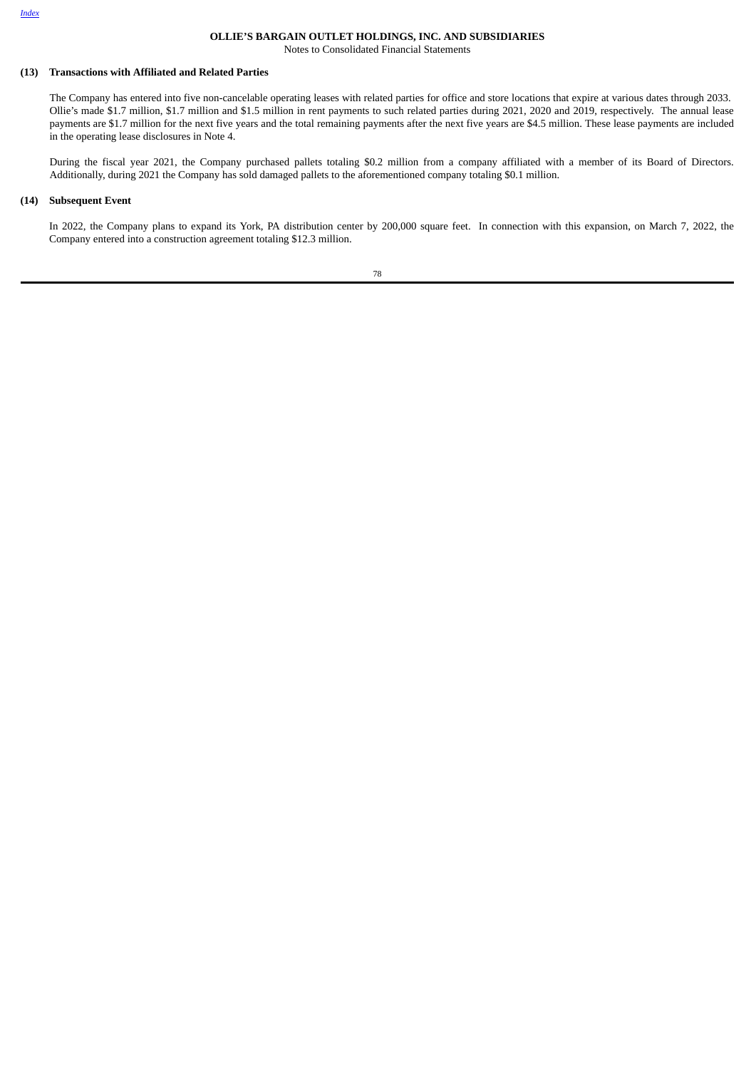### (13) Transactions with Affiliated and Related Parties

The Company has entered into five non-cancelable operating leases with related parties for office and store locations that expire at various dates through 2033. Ollie's made \$1.7 million, \$1.7 million and \$1.5 million in rent payments to such related parties during 2021, 2020 and 2019, respectively. The annual lease payments are \$1.7 million for the next five years and the total remaining payments after the next five years are \$4.5 million. These lease payments are included in the operating lease disclosures in Note 4.

During the fiscal year 2021, the Company purchased pallets totaling \$0.2 million from a company affiliated with a member of its Board of Directors. Additionally, during 2021 the Company has sold damaged pallets to the aforementioned company totaling \$0.1 million.

### (14) Subsequent Event

In 2022, the Company plans to expand its York, PA distribution center by 200,000 square feet. In connection with this expansion, on March 7, 2022, the Company entered into a construction agreement totaling \$12.3 million.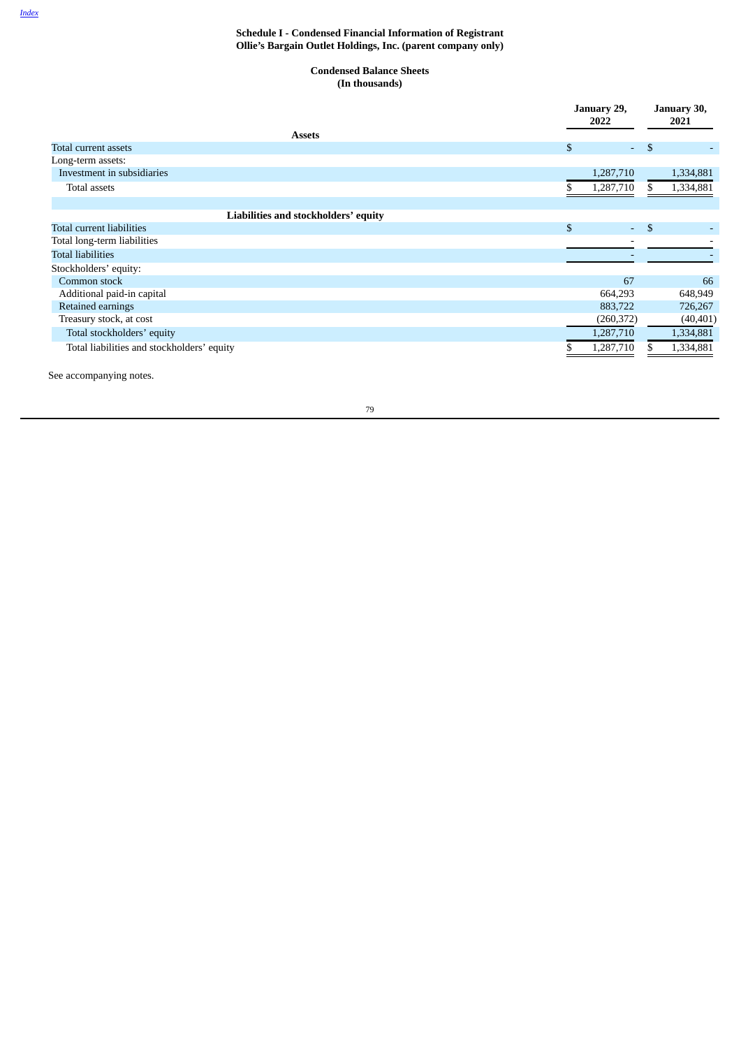**Schedule I - Condensed Financial Information of Registrant**
**Ollie's Bargain Outlet Holdings, Inc. (parent company only)**

**Condensed Balance Sheets**
**(In thousands)**

| | January 29, 2022 | January 30, 2021 |
|---|---|---|
| **Assets** | | |
| Total current assets | $ - | $ - |
| Long-term assets: | | |
| Investment in subsidiaries | 1,287,710 | 1,334,881 |
| Total assets | $ 1,287,710 | $ 1,334,881 |
| | | |
| **Liabilities and stockholders' equity** | | |
| Total current liabilities | $ - | $ - |
| Total long-term liabilities | - | - |
| Total liabilities | - | - |
| Stockholders' equity: | | |
| Common stock | 67 | 66 |
| Additional paid-in capital | 664,293 | 648,949 |
| Retained earnings | 883,722 | 726,267 |
| Treasury stock, at cost | (260,372) | (40,401) |
| Total stockholders' equity | 1,287,710 | 1,334,881 |
| Total liabilities and stockholders' equity | $ 1,287,710 | $ 1,334,881 |

See accompanying notes.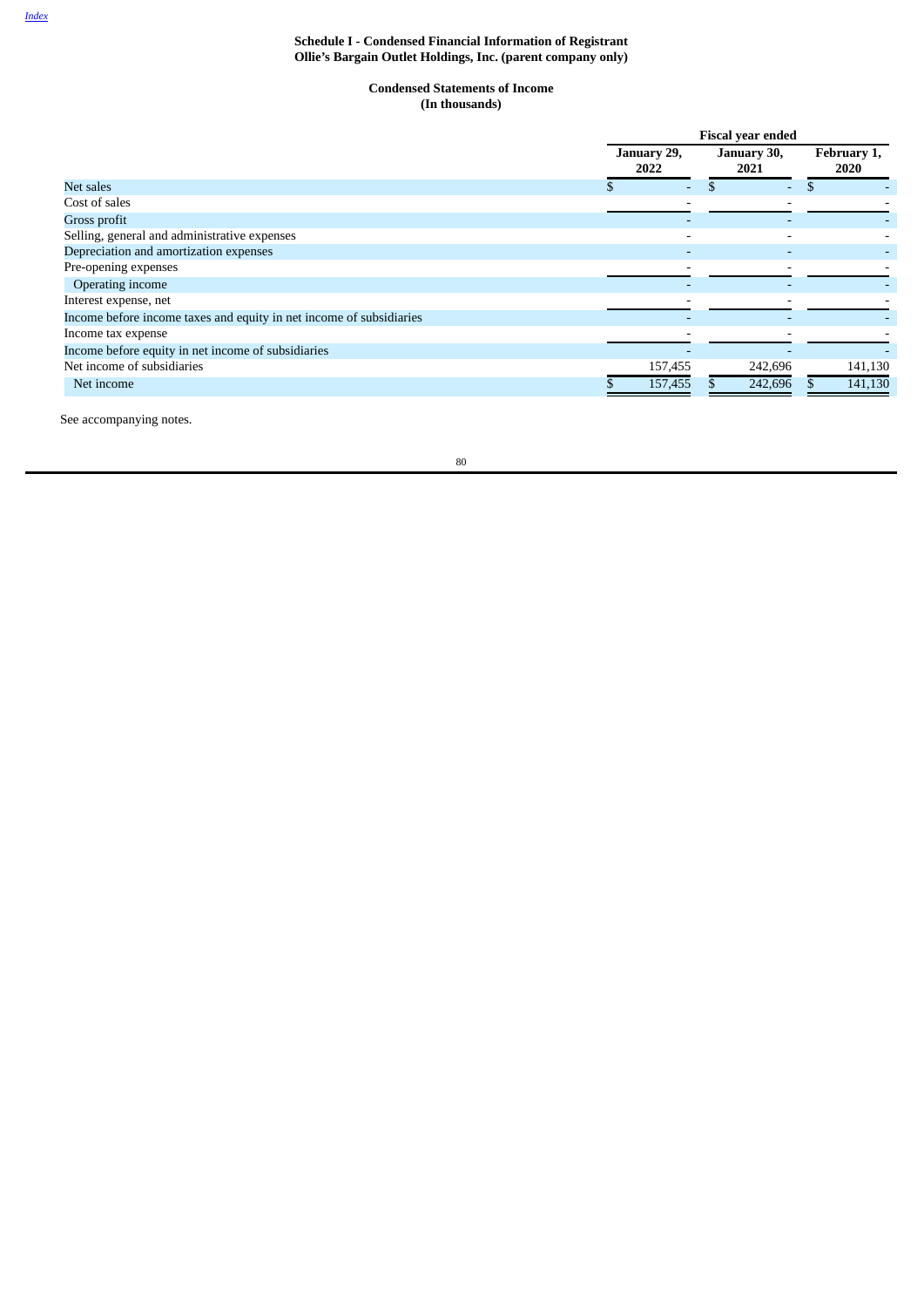**Schedule I - Condensed Financial Information of Registrant**
**Ollie's Bargain Outlet Holdings, Inc. (parent company only)**

**Condensed Statements of Income**
**(In thousands)**

| | Fiscal year ended | | |
|---|---|---|---|
| | January 29, 2022 | January 30, 2021 | February 1, 2020 |
| Net sales | $ - | $ - | $ - |
| Cost of sales | - | - | - |
| Gross profit | - | - | - |
| Selling, general and administrative expenses | - | - | - |
| Depreciation and amortization expenses | - | - | - |
| Pre-opening expenses | - | - | - |
| Operating income | - | - | - |
| Interest expense, net | - | - | - |
| Income before income taxes and equity in net income of subsidiaries | - | - | - |
| Income tax expense | - | - | - |
| Income before equity in net income of subsidiaries | - | - | - |
| Net income of subsidiaries | 157,455 | 242,696 | 141,130 |
| Net income | $ 157,455 | $ 242,696 | $ 141,130 |

See accompanying notes.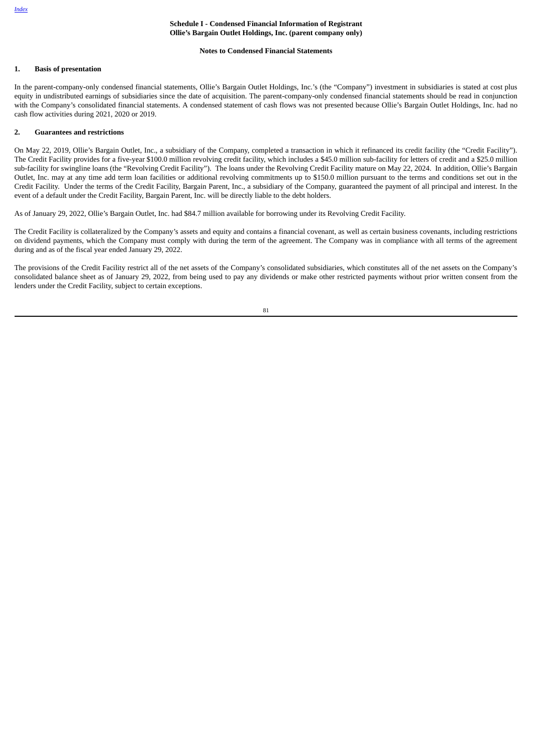**Schedule I - Condensed Financial Information of Registrant**
**Ollie's Bargain Outlet Holdings, Inc. (parent company only)**

**Notes to Condensed Financial Statements**

## 1. Basis of presentation

In the parent-company-only condensed financial statements, Ollie's Bargain Outlet Holdings, Inc.'s (the "Company") investment in subsidiaries is stated at cost plus equity in undistributed earnings of subsidiaries since the date of acquisition. The parent-company-only condensed financial statements should be read in conjunction with the Company's consolidated financial statements. A condensed statement of cash flows was not presented because Ollie's Bargain Outlet Holdings, Inc. had no cash flow activities during 2021, 2020 or 2019.

## 2. Guarantees and restrictions

On May 22, 2019, Ollie's Bargain Outlet, Inc., a subsidiary of the Company, completed a transaction in which it refinanced its credit facility (the "Credit Facility"). The Credit Facility provides for a five-year $100.0 million revolving credit facility, which includes a $45.0 million sub-facility for letters of credit and a $25.0 million sub-facility for swingline loans (the "Revolving Credit Facility"). The loans under the Revolving Credit Facility mature on May 22, 2024. In addition, Ollie's Bargain Outlet, Inc. may at any time add term loan facilities or additional revolving commitments up to $150.0 million pursuant to the terms and conditions set out in the Credit Facility. Under the terms of the Credit Facility, Bargain Parent, Inc., a subsidiary of the Company, guaranteed the payment of all principal and interest. In the event of a default under the Credit Facility, Bargain Parent, Inc. will be directly liable to the debt holders.

As of January 29, 2022, Ollie's Bargain Outlet, Inc. had $84.7 million available for borrowing under its Revolving Credit Facility.

The Credit Facility is collateralized by the Company's assets and equity and contains a financial covenant, as well as certain business covenants, including restrictions on dividend payments, which the Company must comply with during the term of the agreement. The Company was in compliance with all terms of the agreement during and as of the fiscal year ended January 29, 2022.

The provisions of the Credit Facility restrict all of the net assets of the Company's consolidated subsidiaries, which constitutes all of the net assets on the Company's consolidated balance sheet as of January 29, 2022, from being used to pay any dividends or make other restricted payments without prior written consent from the lenders under the Credit Facility, subject to certain exceptions.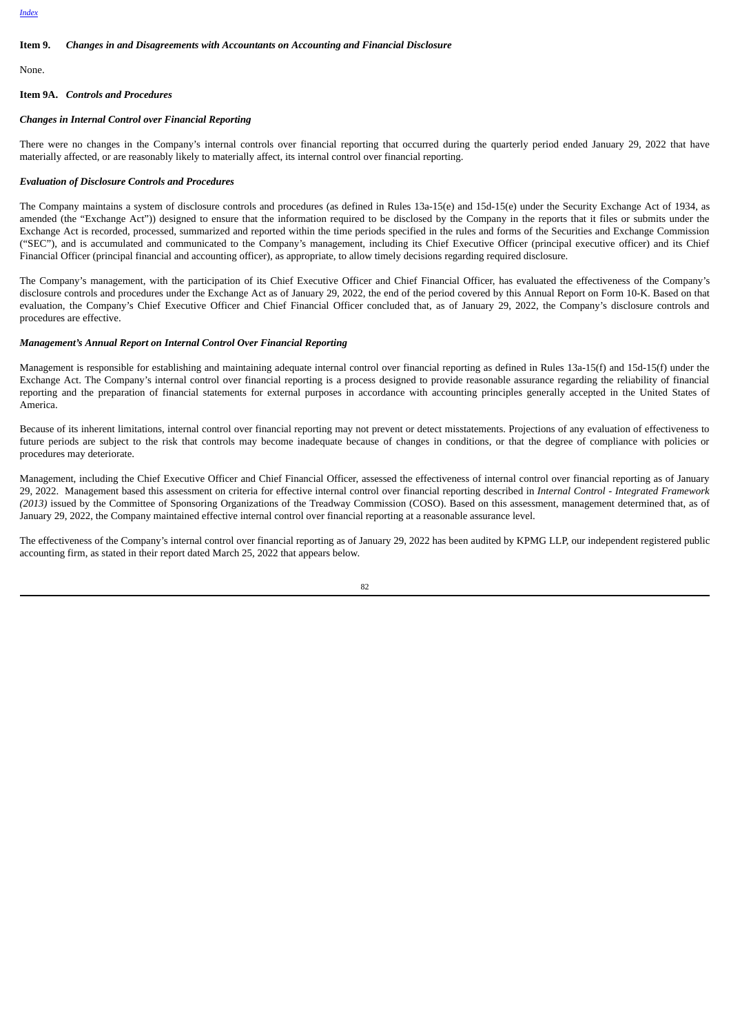**Item 9.** ***Changes in and Disagreements with Accountants on Accounting and Financial Disclosure***

None.

**Item 9A.** ***Controls and Procedures***

***Changes in Internal Control over Financial Reporting***

There were no changes in the Company's internal controls over financial reporting that occurred during the quarterly period ended January 29, 2022 that have materially affected, or are reasonably likely to materially affect, its internal control over financial reporting.

***Evaluation of Disclosure Controls and Procedures***

The Company maintains a system of disclosure controls and procedures (as defined in Rules 13a-15(e) and 15d-15(e) under the Security Exchange Act of 1934, as amended (the "Exchange Act")) designed to ensure that the information required to be disclosed by the Company in the reports that it files or submits under the Exchange Act is recorded, processed, summarized and reported within the time periods specified in the rules and forms of the Securities and Exchange Commission ("SEC"), and is accumulated and communicated to the Company's management, including its Chief Executive Officer (principal executive officer) and its Chief Financial Officer (principal financial and accounting officer), as appropriate, to allow timely decisions regarding required disclosure.

The Company's management, with the participation of its Chief Executive Officer and Chief Financial Officer, has evaluated the effectiveness of the Company's disclosure controls and procedures under the Exchange Act as of January 29, 2022, the end of the period covered by this Annual Report on Form 10-K. Based on that evaluation, the Company's Chief Executive Officer and Chief Financial Officer concluded that, as of January 29, 2022, the Company's disclosure controls and procedures are effective.

***Management's Annual Report on Internal Control Over Financial Reporting***

Management is responsible for establishing and maintaining adequate internal control over financial reporting as defined in Rules 13a-15(f) and 15d-15(f) under the Exchange Act. The Company's internal control over financial reporting is a process designed to provide reasonable assurance regarding the reliability of financial reporting and the preparation of financial statements for external purposes in accordance with accounting principles generally accepted in the United States of America.

Because of its inherent limitations, internal control over financial reporting may not prevent or detect misstatements. Projections of any evaluation of effectiveness to future periods are subject to the risk that controls may become inadequate because of changes in conditions, or that the degree of compliance with policies or procedures may deteriorate.

Management, including the Chief Executive Officer and Chief Financial Officer, assessed the effectiveness of internal control over financial reporting as of January 29, 2022. Management based this assessment on criteria for effective internal control over financial reporting described in *Internal Control - Integrated Framework (2013)* issued by the Committee of Sponsoring Organizations of the Treadway Commission (COSO). Based on this assessment, management determined that, as of January 29, 2022, the Company maintained effective internal control over financial reporting at a reasonable assurance level.

The effectiveness of the Company's internal control over financial reporting as of January 29, 2022 has been audited by KPMG LLP, our independent registered public accounting firm, as stated in their report dated March 25, 2022 that appears below.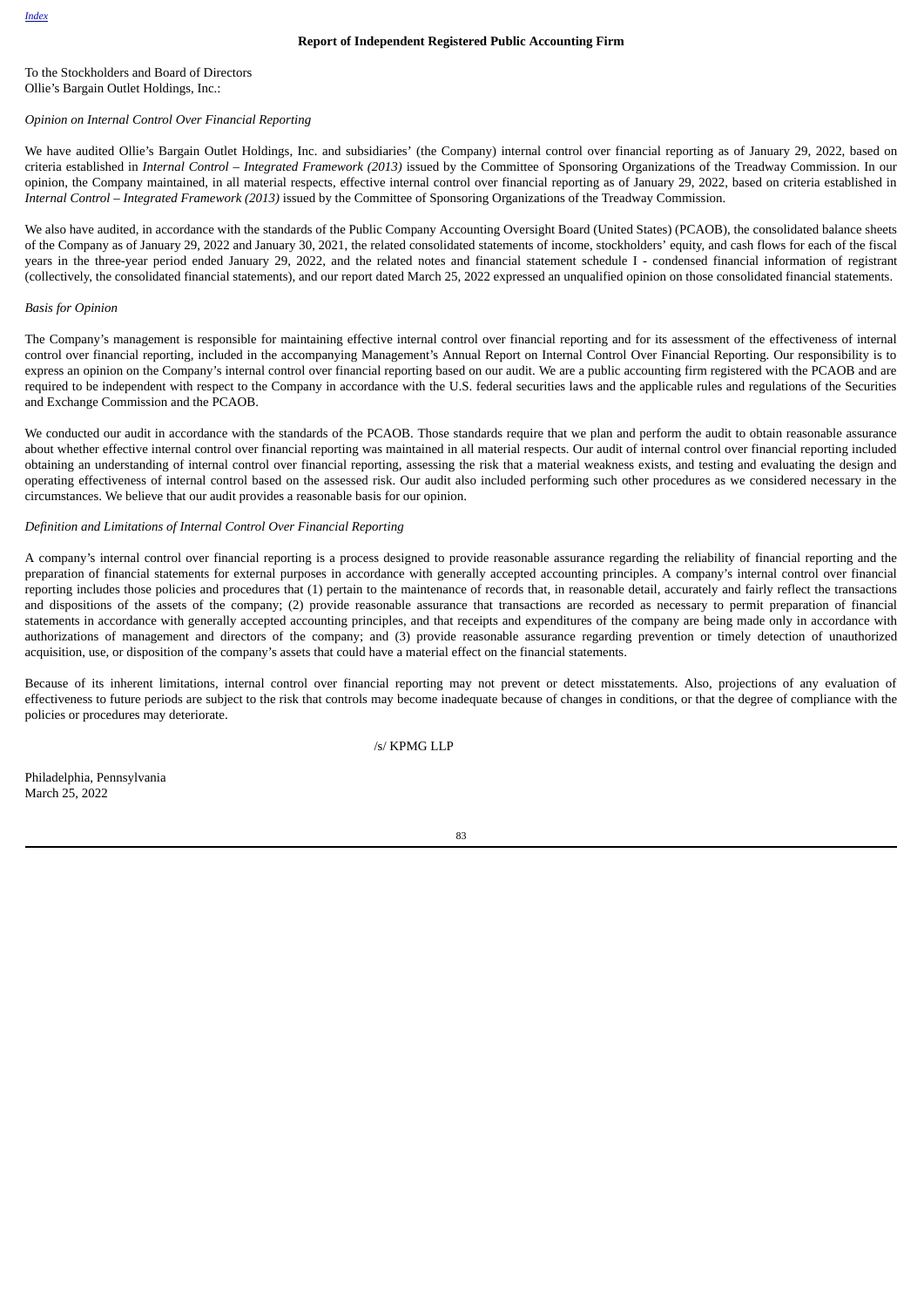## Report of Independent Registered Public Accounting Firm

To the Stockholders and Board of Directors
Ollie's Bargain Outlet Holdings, Inc.:

*Opinion on Internal Control Over Financial Reporting*

We have audited Ollie's Bargain Outlet Holdings, Inc. and subsidiaries' (the Company) internal control over financial reporting as of January 29, 2022, based on criteria established in *Internal Control – Integrated Framework (2013)* issued by the Committee of Sponsoring Organizations of the Treadway Commission. In our opinion, the Company maintained, in all material respects, effective internal control over financial reporting as of January 29, 2022, based on criteria established in *Internal Control – Integrated Framework (2013)* issued by the Committee of Sponsoring Organizations of the Treadway Commission.

We also have audited, in accordance with the standards of the Public Company Accounting Oversight Board (United States) (PCAOB), the consolidated balance sheets of the Company as of January 29, 2022 and January 30, 2021, the related consolidated statements of income, stockholders' equity, and cash flows for each of the fiscal years in the three-year period ended January 29, 2022, and the related notes and financial statement schedule I - condensed financial information of registrant (collectively, the consolidated financial statements), and our report dated March 25, 2022 expressed an unqualified opinion on those consolidated financial statements.

*Basis for Opinion*

The Company's management is responsible for maintaining effective internal control over financial reporting and for its assessment of the effectiveness of internal control over financial reporting, included in the accompanying Management's Annual Report on Internal Control Over Financial Reporting. Our responsibility is to express an opinion on the Company's internal control over financial reporting based on our audit. We are a public accounting firm registered with the PCAOB and are required to be independent with respect to the Company in accordance with the U.S. federal securities laws and the applicable rules and regulations of the Securities and Exchange Commission and the PCAOB.

We conducted our audit in accordance with the standards of the PCAOB. Those standards require that we plan and perform the audit to obtain reasonable assurance about whether effective internal control over financial reporting was maintained in all material respects. Our audit of internal control over financial reporting included obtaining an understanding of internal control over financial reporting, assessing the risk that a material weakness exists, and testing and evaluating the design and operating effectiveness of internal control based on the assessed risk. Our audit also included performing such other procedures as we considered necessary in the circumstances. We believe that our audit provides a reasonable basis for our opinion.

*Definition and Limitations of Internal Control Over Financial Reporting*

A company's internal control over financial reporting is a process designed to provide reasonable assurance regarding the reliability of financial reporting and the preparation of financial statements for external purposes in accordance with generally accepted accounting principles. A company's internal control over financial reporting includes those policies and procedures that (1) pertain to the maintenance of records that, in reasonable detail, accurately and fairly reflect the transactions and dispositions of the assets of the company; (2) provide reasonable assurance that transactions are recorded as necessary to permit preparation of financial statements in accordance with generally accepted accounting principles, and that receipts and expenditures of the company are being made only in accordance with authorizations of management and directors of the company; and (3) provide reasonable assurance regarding prevention or timely detection of unauthorized acquisition, use, or disposition of the company's assets that could have a material effect on the financial statements.

Because of its inherent limitations, internal control over financial reporting may not prevent or detect misstatements. Also, projections of any evaluation of effectiveness to future periods are subject to the risk that controls may become inadequate because of changes in conditions, or that the degree of compliance with the policies or procedures may deteriorate.

/s/ KPMG LLP

Philadelphia, Pennsylvania
March 25, 2022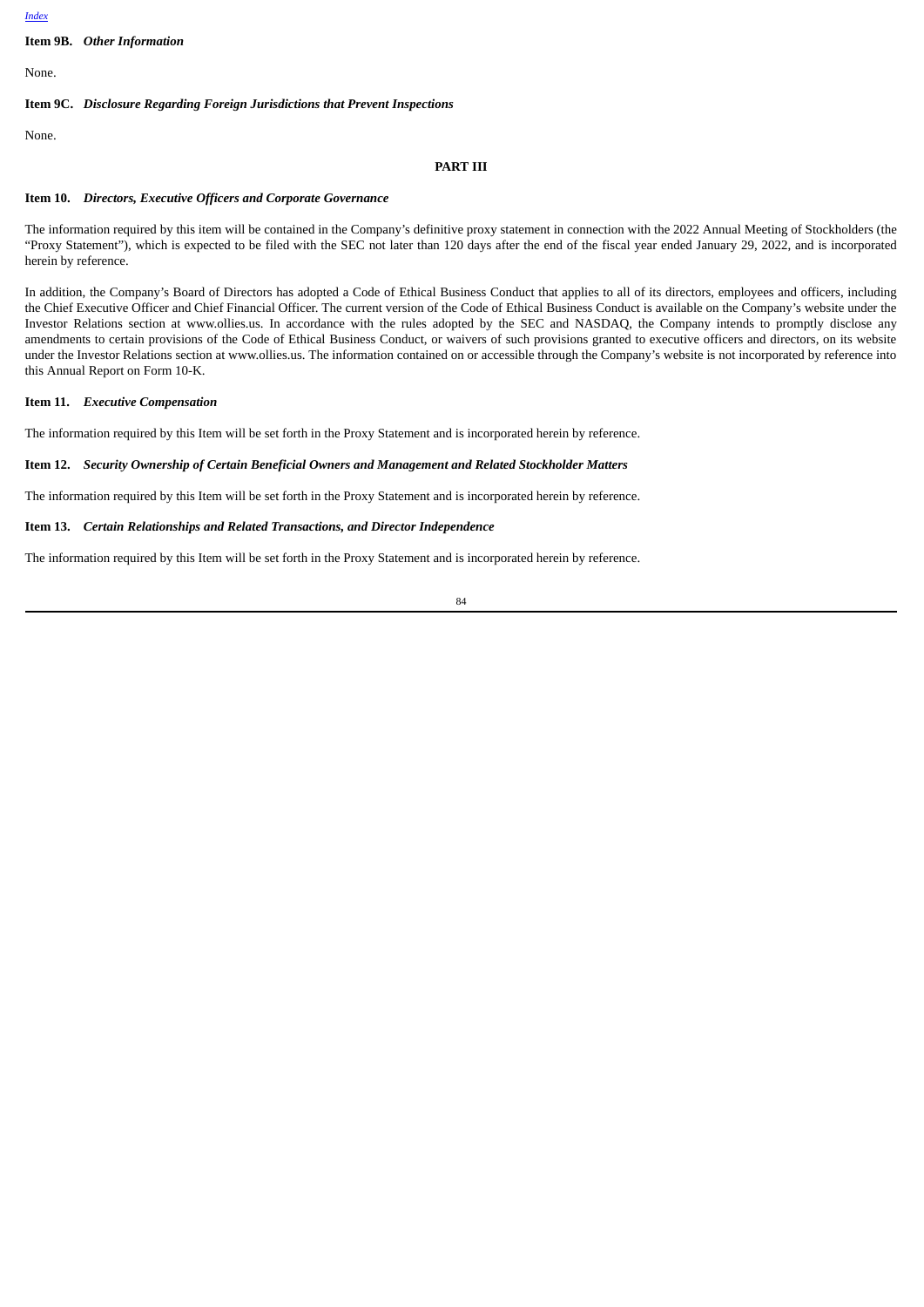**Item 9B.** ***Other Information***

None.

**Item 9C.** ***Disclosure Regarding Foreign Jurisdictions that Prevent Inspections***

None.

## PART III

**Item 10.** ***Directors, Executive Officers and Corporate Governance***

The information required by this item will be contained in the Company's definitive proxy statement in connection with the 2022 Annual Meeting of Stockholders (the "Proxy Statement"), which is expected to be filed with the SEC not later than 120 days after the end of the fiscal year ended January 29, 2022, and is incorporated herein by reference.

In addition, the Company's Board of Directors has adopted a Code of Ethical Business Conduct that applies to all of its directors, employees and officers, including the Chief Executive Officer and Chief Financial Officer. The current version of the Code of Ethical Business Conduct is available on the Company's website under the Investor Relations section at www.ollies.us. In accordance with the rules adopted by the SEC and NASDAQ, the Company intends to promptly disclose any amendments to certain provisions of the Code of Ethical Business Conduct, or waivers of such provisions granted to executive officers and directors, on its website under the Investor Relations section at www.ollies.us. The information contained on or accessible through the Company's website is not incorporated by reference into this Annual Report on Form 10-K.

**Item 11.** ***Executive Compensation***

The information required by this Item will be set forth in the Proxy Statement and is incorporated herein by reference.

**Item 12.** ***Security Ownership of Certain Beneficial Owners and Management and Related Stockholder Matters***

The information required by this Item will be set forth in the Proxy Statement and is incorporated herein by reference.

**Item 13.** ***Certain Relationships and Related Transactions, and Director Independence***

The information required by this Item will be set forth in the Proxy Statement and is incorporated herein by reference.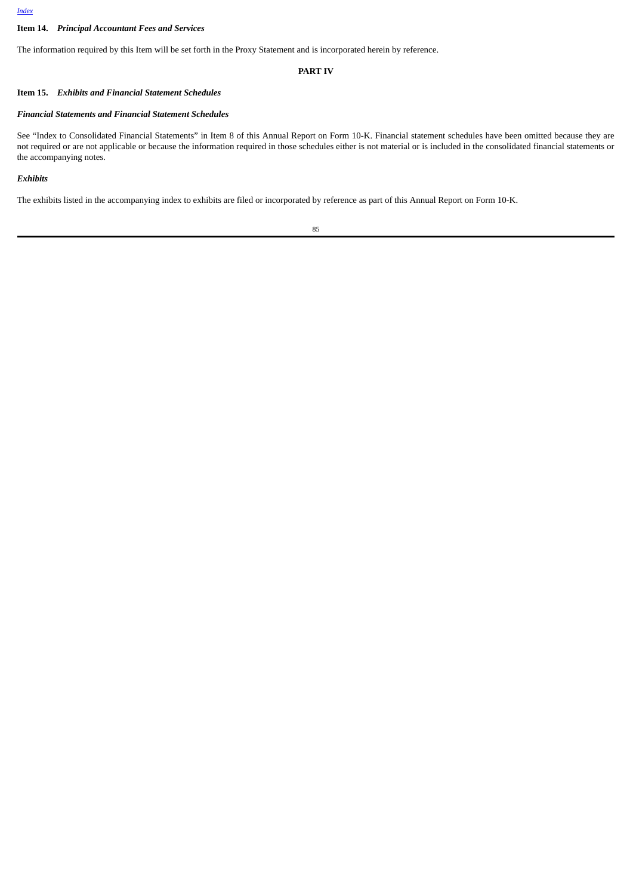**Item 14.** ***Principal Accountant Fees and Services***

The information required by this Item will be set forth in the Proxy Statement and is incorporated herein by reference.

**PART IV**

**Item 15.** ***Exhibits and Financial Statement Schedules***

***Financial Statements and Financial Statement Schedules***

See "Index to Consolidated Financial Statements" in Item 8 of this Annual Report on Form 10-K. Financial statement schedules have been omitted because they are not required or are not applicable or because the information required in those schedules either is not material or is included in the consolidated financial statements or the accompanying notes.

***Exhibits***

The exhibits listed in the accompanying index to exhibits are filed or incorporated by reference as part of this Annual Report on Form 10-K.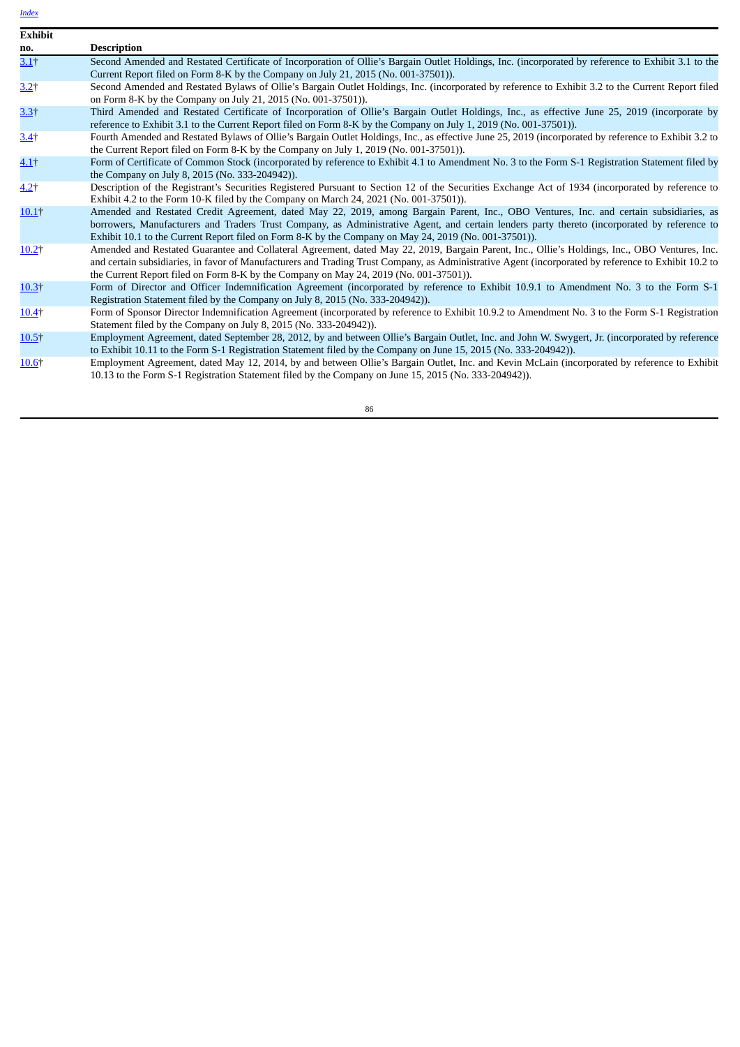| Exhibit no. | Description |
|---|---|
| 3.1† | Second Amended and Restated Certificate of Incorporation of Ollie’s Bargain Outlet Holdings, Inc. (incorporated by reference to Exhibit 3.1 to the Current Report filed on Form 8-K by the Company on July 21, 2015 (No. 001-37501)). |
| 3.2† | Second Amended and Restated Bylaws of Ollie’s Bargain Outlet Holdings, Inc. (incorporated by reference to Exhibit 3.2 to the Current Report filed on Form 8-K by the Company on July 21, 2015 (No. 001-37501)). |
| 3.3† | Third Amended and Restated Certificate of Incorporation of Ollie’s Bargain Outlet Holdings, Inc., as effective June 25, 2019 (incorporate by reference to Exhibit 3.1 to the Current Report filed on Form 8-K by the Company on July 1, 2019 (No. 001-37501)). |
| 3.4† | Fourth Amended and Restated Bylaws of Ollie’s Bargain Outlet Holdings, Inc., as effective June 25, 2019 (incorporated by reference to Exhibit 3.2 to the Current Report filed on Form 8-K by the Company on July 1, 2019 (No. 001-37501)). |
| 4.1† | Form of Certificate of Common Stock (incorporated by reference to Exhibit 4.1 to Amendment No. 3 to the Form S-1 Registration Statement filed by the Company on July 8, 2015 (No. 333-204942)). |
| 4.2† | Description of the Registrant’s Securities Registered Pursuant to Section 12 of the Securities Exchange Act of 1934 (incorporated by reference to Exhibit 4.2 to the Form 10-K filed by the Company on March 24, 2021 (No. 001-37501)). |
| 10.1† | Amended and Restated Credit Agreement, dated May 22, 2019, among Bargain Parent, Inc., OBO Ventures, Inc. and certain subsidiaries, as borrowers, Manufacturers and Traders Trust Company, as Administrative Agent, and certain lenders party thereto (incorporated by reference to Exhibit 10.1 to the Current Report filed on Form 8-K by the Company on May 24, 2019 (No. 001-37501)). |
| 10.2† | Amended and Restated Guarantee and Collateral Agreement, dated May 22, 2019, Bargain Parent, Inc., Ollie’s Holdings, Inc., OBO Ventures, Inc. and certain subsidiaries, in favor of Manufacturers and Trading Trust Company, as Administrative Agent (incorporated by reference to Exhibit 10.2 to the Current Report filed on Form 8-K by the Company on May 24, 2019 (No. 001-37501)). |
| 10.3† | Form of Director and Officer Indemnification Agreement (incorporated by reference to Exhibit 10.9.1 to Amendment No. 3 to the Form S-1 Registration Statement filed by the Company on July 8, 2015 (No. 333-204942)). |
| 10.4† | Form of Sponsor Director Indemnification Agreement (incorporated by reference to Exhibit 10.9.2 to Amendment No. 3 to the Form S-1 Registration Statement filed by the Company on July 8, 2015 (No. 333-204942)). |
| 10.5† | Employment Agreement, dated September 28, 2012, by and between Ollie’s Bargain Outlet, Inc. and John W. Swygert, Jr. (incorporated by reference to Exhibit 10.11 to the Form S-1 Registration Statement filed by the Company on June 15, 2015 (No. 333-204942)). |
| 10.6† | Employment Agreement, dated May 12, 2014, by and between Ollie’s Bargain Outlet, Inc. and Kevin McLain (incorporated by reference to Exhibit 10.13 to the Form S-1 Registration Statement filed by the Company on June 15, 2015 (No. 333-204942)). |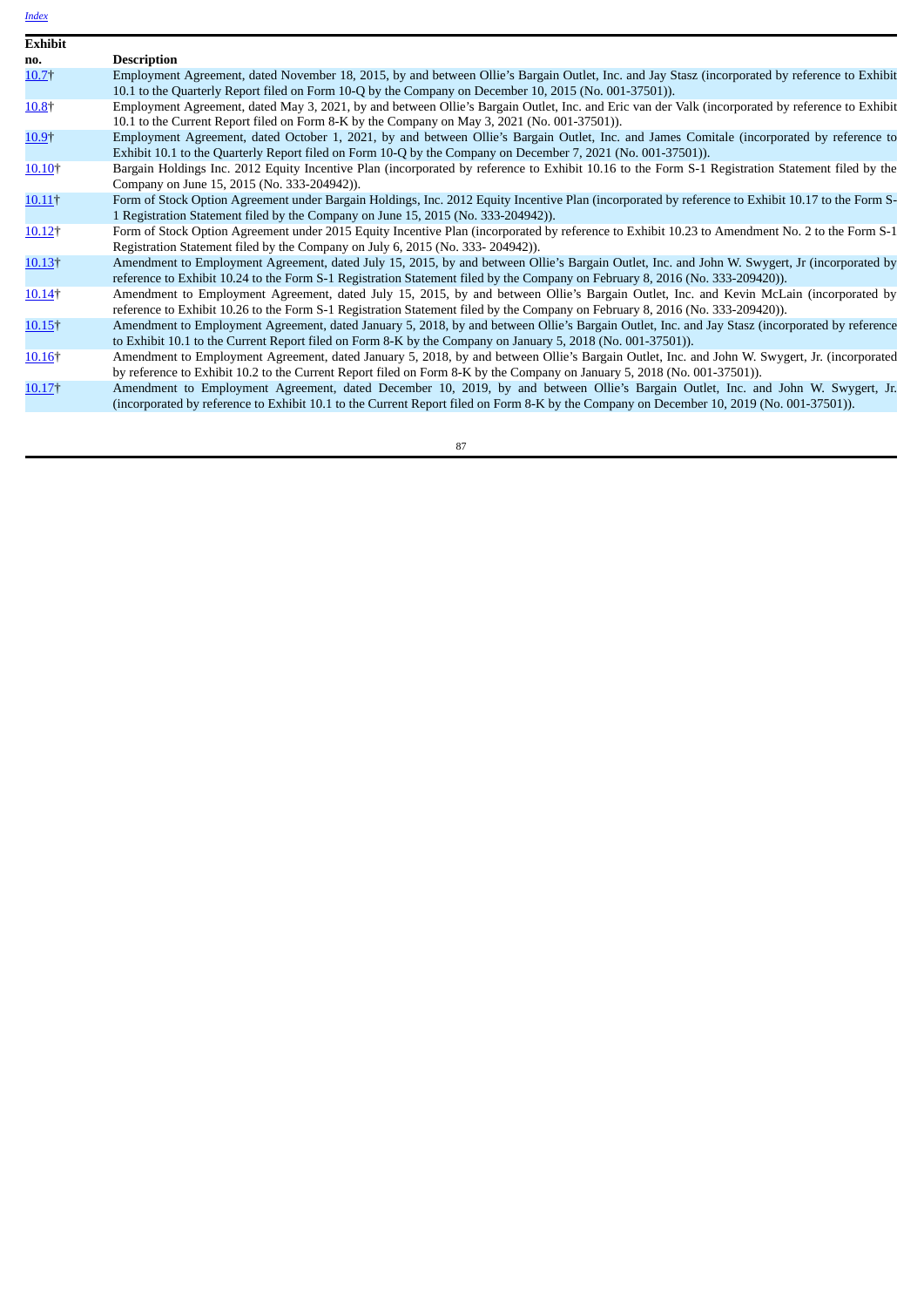| Exhibit no. | Description |
|---|---|
| 10.7† | Employment Agreement, dated November 18, 2015, by and between Ollie's Bargain Outlet, Inc. and Jay Stasz (incorporated by reference to Exhibit 10.1 to the Quarterly Report filed on Form 10-Q by the Company on December 10, 2015 (No. 001-37501)). |
| 10.8† | Employment Agreement, dated May 3, 2021, by and between Ollie's Bargain Outlet, Inc. and Eric van der Valk (incorporated by reference to Exhibit 10.1 to the Current Report filed on Form 8-K by the Company on May 3, 2021 (No. 001-37501)). |
| 10.9† | Employment Agreement, dated October 1, 2021, by and between Ollie's Bargain Outlet, Inc. and James Comitale (incorporated by reference to Exhibit 10.1 to the Quarterly Report filed on Form 10-Q by the Company on December 7, 2021 (No. 001-37501)). |
| 10.10† | Bargain Holdings Inc. 2012 Equity Incentive Plan (incorporated by reference to Exhibit 10.16 to the Form S-1 Registration Statement filed by the Company on June 15, 2015 (No. 333-204942)). |
| 10.11† | Form of Stock Option Agreement under Bargain Holdings, Inc. 2012 Equity Incentive Plan (incorporated by reference to Exhibit 10.17 to the Form S-1 Registration Statement filed by the Company on June 15, 2015 (No. 333-204942)). |
| 10.12† | Form of Stock Option Agreement under 2015 Equity Incentive Plan (incorporated by reference to Exhibit 10.23 to Amendment No. 2 to the Form S-1 Registration Statement filed by the Company on July 6, 2015 (No. 333- 204942)). |
| 10.13† | Amendment to Employment Agreement, dated July 15, 2015, by and between Ollie's Bargain Outlet, Inc. and John W. Swygert, Jr (incorporated by reference to Exhibit 10.24 to the Form S-1 Registration Statement filed by the Company on February 8, 2016 (No. 333-209420)). |
| 10.14† | Amendment to Employment Agreement, dated July 15, 2015, by and between Ollie's Bargain Outlet, Inc. and Kevin McLain (incorporated by reference to Exhibit 10.26 to the Form S-1 Registration Statement filed by the Company on February 8, 2016 (No. 333-209420)). |
| 10.15† | Amendment to Employment Agreement, dated January 5, 2018, by and between Ollie's Bargain Outlet, Inc. and Jay Stasz (incorporated by reference to Exhibit 10.1 to the Current Report filed on Form 8-K by the Company on January 5, 2018 (No. 001-37501)). |
| 10.16† | Amendment to Employment Agreement, dated January 5, 2018, by and between Ollie's Bargain Outlet, Inc. and John W. Swygert, Jr. (incorporated by reference to Exhibit 10.2 to the Current Report filed on Form 8-K by the Company on January 5, 2018 (No. 001-37501)). |
| 10.17† | Amendment to Employment Agreement, dated December 10, 2019, by and between Ollie's Bargain Outlet, Inc. and John W. Swygert, Jr. (incorporated by reference to Exhibit 10.1 to the Current Report filed on Form 8-K by the Company on December 10, 2019 (No. 001-37501)). |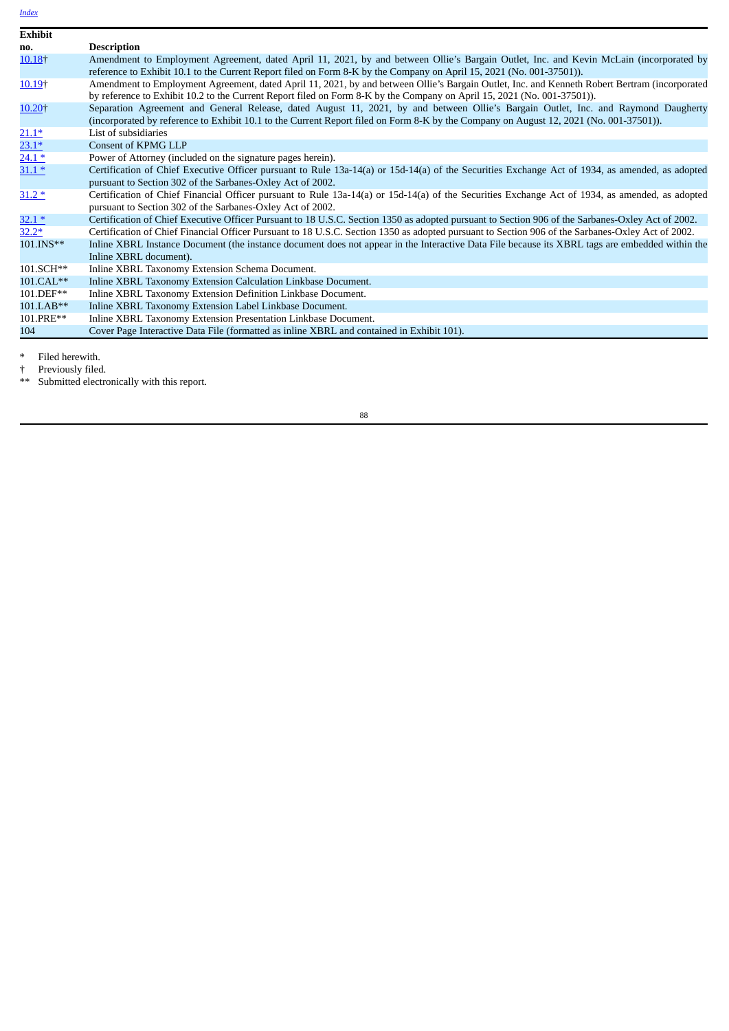| Exhibit no. | Description |
|---|---|
| 10.18† | Amendment to Employment Agreement, dated April 11, 2021, by and between Ollie's Bargain Outlet, Inc. and Kevin McLain (incorporated by reference to Exhibit 10.1 to the Current Report filed on Form 8-K by the Company on April 15, 2021 (No. 001-37501)). |
| 10.19† | Amendment to Employment Agreement, dated April 11, 2021, by and between Ollie's Bargain Outlet, Inc. and Kenneth Robert Bertram (incorporated by reference to Exhibit 10.2 to the Current Report filed on Form 8-K by the Company on April 15, 2021 (No. 001-37501)). |
| 10.20† | Separation Agreement and General Release, dated August 11, 2021, by and between Ollie's Bargain Outlet, Inc. and Raymond Daugherty (incorporated by reference to Exhibit 10.1 to the Current Report filed on Form 8-K by the Company on August 12, 2021 (No. 001-37501)). |
| 21.1* | List of subsidiaries |
| 23.1* | Consent of KPMG LLP |
| 24.1 * | Power of Attorney (included on the signature pages herein). |
| 31.1 * | Certification of Chief Executive Officer pursuant to Rule 13a-14(a) or 15d-14(a) of the Securities Exchange Act of 1934, as amended, as adopted pursuant to Section 302 of the Sarbanes-Oxley Act of 2002. |
| 31.2 * | Certification of Chief Financial Officer pursuant to Rule 13a-14(a) or 15d-14(a) of the Securities Exchange Act of 1934, as amended, as adopted pursuant to Section 302 of the Sarbanes-Oxley Act of 2002. |
| 32.1 * | Certification of Chief Executive Officer Pursuant to 18 U.S.C. Section 1350 as adopted pursuant to Section 906 of the Sarbanes-Oxley Act of 2002. |
| 32.2* | Certification of Chief Financial Officer Pursuant to 18 U.S.C. Section 1350 as adopted pursuant to Section 906 of the Sarbanes-Oxley Act of 2002. |
| 101.INS** | Inline XBRL Instance Document (the instance document does not appear in the Interactive Data File because its XBRL tags are embedded within the Inline XBRL document). |
| 101.SCH** | Inline XBRL Taxonomy Extension Schema Document. |
| 101.CAL** | Inline XBRL Taxonomy Extension Calculation Linkbase Document. |
| 101.DEF** | Inline XBRL Taxonomy Extension Definition Linkbase Document. |
| 101.LAB** | Inline XBRL Taxonomy Extension Label Linkbase Document. |
| 101.PRE** | Inline XBRL Taxonomy Extension Presentation Linkbase Document. |
| 104 | Cover Page Interactive Data File (formatted as inline XBRL and contained in Exhibit 101). |

\* Filed herewith.

† Previously filed.

** Submitted electronically with this report.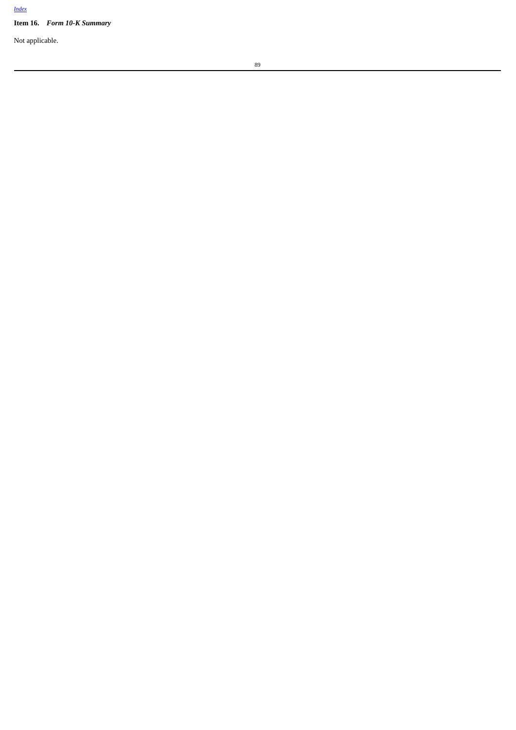Index

**Item 16.** ***Form 10-K Summary***

Not applicable.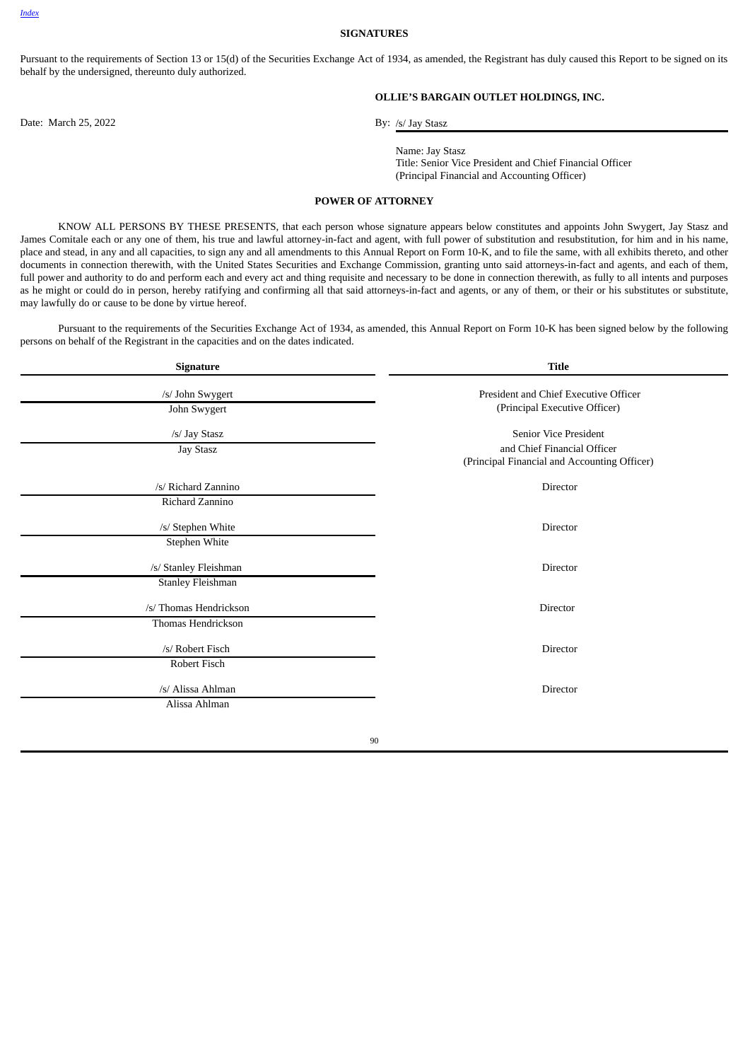## SIGNATURES

Pursuant to the requirements of Section 13 or 15(d) of the Securities Exchange Act of 1934, as amended, the Registrant has duly caused this Report to be signed on its behalf by the undersigned, thereunto duly authorized.

**OLLIE'S BARGAIN OUTLET HOLDINGS, INC.**

Date: March 25, 2022

By: /s/ Jay Stasz

Name: Jay Stasz
Title: Senior Vice President and Chief Financial Officer
(Principal Financial and Accounting Officer)

## POWER OF ATTORNEY

KNOW ALL PERSONS BY THESE PRESENTS, that each person whose signature appears below constitutes and appoints John Swygert, Jay Stasz and James Comitale each or any one of them, his true and lawful attorney-in-fact and agent, with full power of substitution and resubstitution, for him and in his name, place and stead, in any and all capacities, to sign any and all amendments to this Annual Report on Form 10-K, and to file the same, with all exhibits thereto, and other documents in connection therewith, with the United States Securities and Exchange Commission, granting unto said attorneys-in-fact and agents, and each of them, full power and authority to do and perform each and every act and thing requisite and necessary to be done in connection therewith, as fully to all intents and purposes as he might or could do in person, hereby ratifying and confirming all that said attorneys-in-fact and agents, or any of them, or their or his substitutes or substitute, may lawfully do or cause to be done by virtue hereof.

Pursuant to the requirements of the Securities Exchange Act of 1934, as amended, this Annual Report on Form 10-K has been signed below by the following persons on behalf of the Registrant in the capacities and on the dates indicated.

| Signature | Title |
|---|---|
| /s/ John Swygert<br>John Swygert | President and Chief Executive Officer<br>(Principal Executive Officer) |
| /s/ Jay Stasz<br>Jay Stasz | Senior Vice President<br>and Chief Financial Officer<br>(Principal Financial and Accounting Officer) |
| /s/ Richard Zannino<br>Richard Zannino | Director |
| /s/ Stephen White<br>Stephen White | Director |
| /s/ Stanley Fleishman<br>Stanley Fleishman | Director |
| /s/ Thomas Hendrickson<br>Thomas Hendrickson | Director |
| /s/ Robert Fisch<br>Robert Fisch | Director |
| /s/ Alissa Ahlman<br>Alissa Ahlman | Director |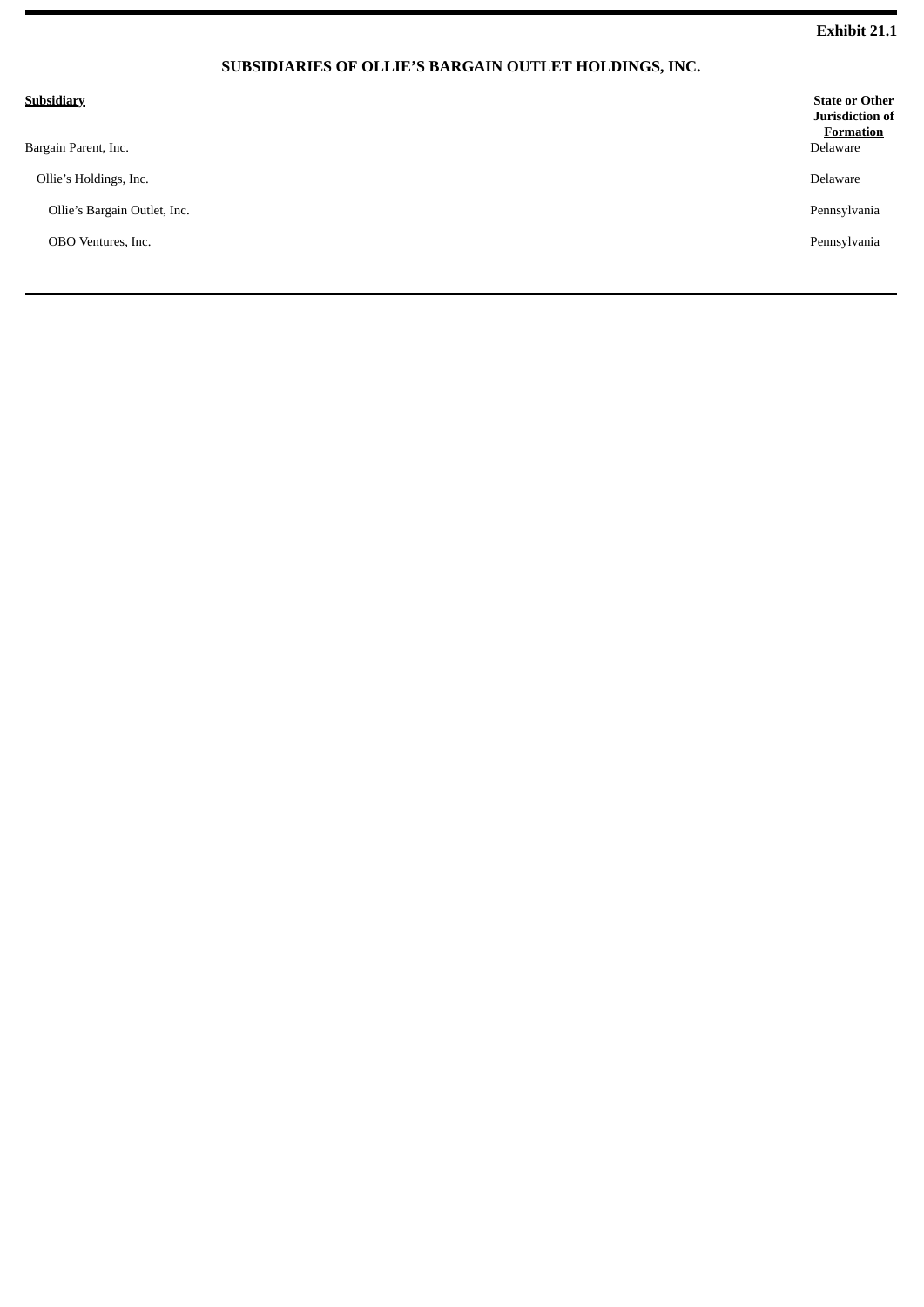**Exhibit 21.1**

## SUBSIDIARIES OF OLLIE'S BARGAIN OUTLET HOLDINGS, INC.

| Subsidiary | State or Other Jurisdiction of Formation |
|---|---|
| Bargain Parent, Inc. | Delaware |
| Ollie's Holdings, Inc. | Delaware |
| Ollie's Bargain Outlet, Inc. | Pennsylvania |
| OBO Ventures, Inc. | Pennsylvania |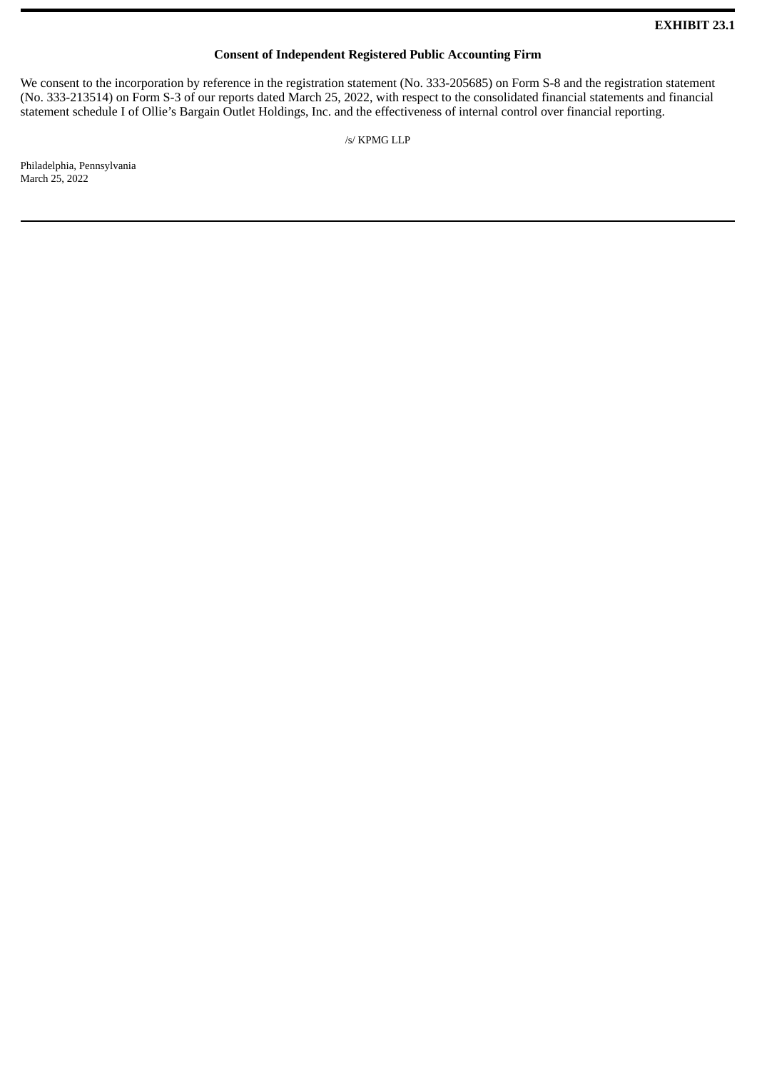**EXHIBIT 23.1**

## Consent of Independent Registered Public Accounting Firm

We consent to the incorporation by reference in the registration statement (No. 333-205685) on Form S-8 and the registration statement (No. 333-213514) on Form S-3 of our reports dated March 25, 2022, with respect to the consolidated financial statements and financial statement schedule I of Ollie's Bargain Outlet Holdings, Inc. and the effectiveness of internal control over financial reporting.

/s/ KPMG LLP

Philadelphia, Pennsylvania
March 25, 2022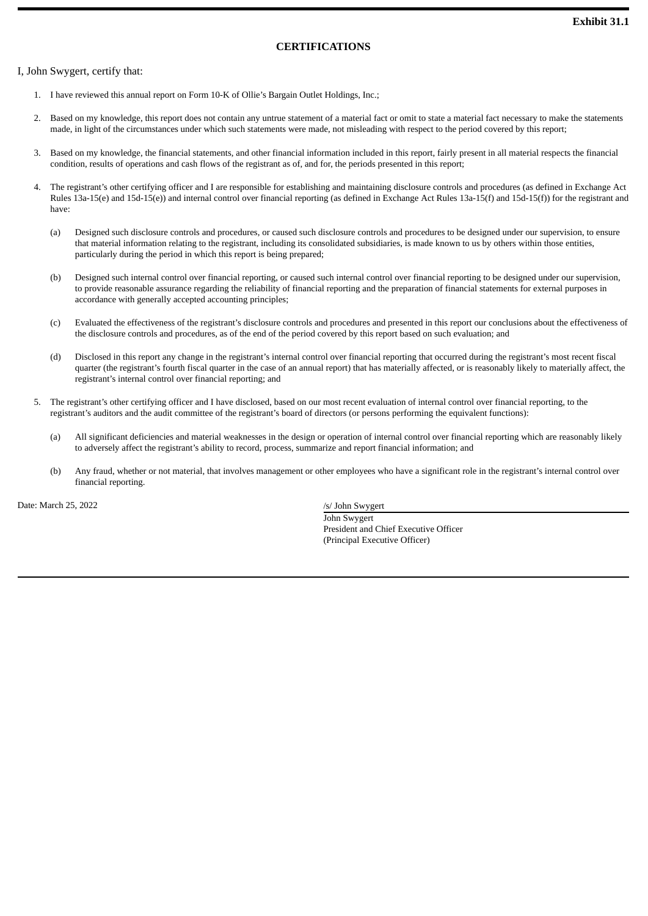**Exhibit 31.1**

## CERTIFICATIONS

I, John Swygert, certify that:

1. I have reviewed this annual report on Form 10-K of Ollie's Bargain Outlet Holdings, Inc.;

2. Based on my knowledge, this report does not contain any untrue statement of a material fact or omit to state a material fact necessary to make the statements made, in light of the circumstances under which such statements were made, not misleading with respect to the period covered by this report;

3. Based on my knowledge, the financial statements, and other financial information included in this report, fairly present in all material respects the financial condition, results of operations and cash flows of the registrant as of, and for, the periods presented in this report;

4. The registrant's other certifying officer and I are responsible for establishing and maintaining disclosure controls and procedures (as defined in Exchange Act Rules 13a-15(e) and 15d-15(e)) and internal control over financial reporting (as defined in Exchange Act Rules 13a-15(f) and 15d-15(f)) for the registrant and have:

   (a) Designed such disclosure controls and procedures, or caused such disclosure controls and procedures to be designed under our supervision, to ensure that material information relating to the registrant, including its consolidated subsidiaries, is made known to us by others within those entities, particularly during the period in which this report is being prepared;

   (b) Designed such internal control over financial reporting, or caused such internal control over financial reporting to be designed under our supervision, to provide reasonable assurance regarding the reliability of financial reporting and the preparation of financial statements for external purposes in accordance with generally accepted accounting principles;

   (c) Evaluated the effectiveness of the registrant's disclosure controls and procedures and presented in this report our conclusions about the effectiveness of the disclosure controls and procedures, as of the end of the period covered by this report based on such evaluation; and

   (d) Disclosed in this report any change in the registrant's internal control over financial reporting that occurred during the registrant's most recent fiscal quarter (the registrant's fourth fiscal quarter in the case of an annual report) that has materially affected, or is reasonably likely to materially affect, the registrant's internal control over financial reporting; and

5. The registrant's other certifying officer and I have disclosed, based on our most recent evaluation of internal control over financial reporting, to the registrant's auditors and the audit committee of the registrant's board of directors (or persons performing the equivalent functions):

   (a) All significant deficiencies and material weaknesses in the design or operation of internal control over financial reporting which are reasonably likely to adversely affect the registrant's ability to record, process, summarize and report financial information; and

   (b) Any fraud, whether or not material, that involves management or other employees who have a significant role in the registrant's internal control over financial reporting.

Date: March 25, 2022

/s/ John Swygert
John Swygert
President and Chief Executive Officer
(Principal Executive Officer)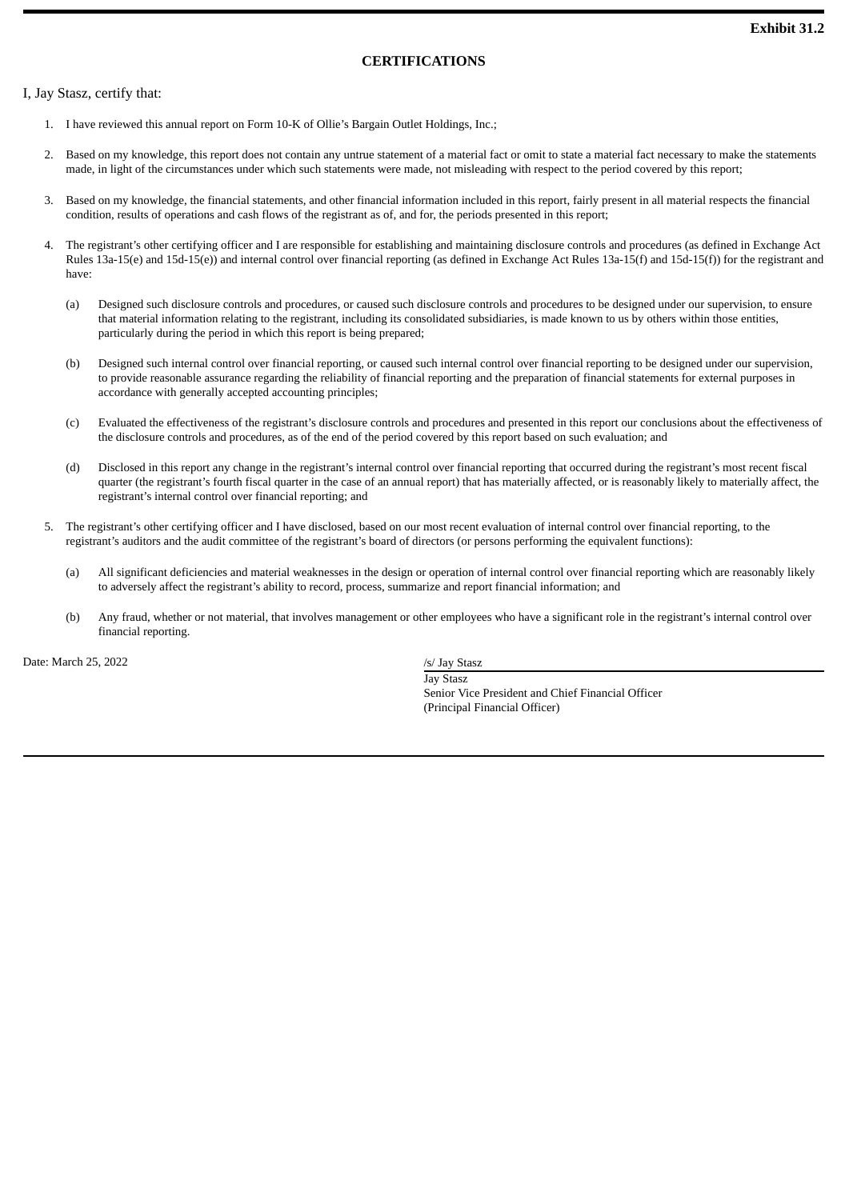**Exhibit 31.2**

# CERTIFICATIONS

I, Jay Stasz, certify that:

1. I have reviewed this annual report on Form 10-K of Ollie's Bargain Outlet Holdings, Inc.;

2. Based on my knowledge, this report does not contain any untrue statement of a material fact or omit to state a material fact necessary to make the statements made, in light of the circumstances under which such statements were made, not misleading with respect to the period covered by this report;

3. Based on my knowledge, the financial statements, and other financial information included in this report, fairly present in all material respects the financial condition, results of operations and cash flows of the registrant as of, and for, the periods presented in this report;

4. The registrant's other certifying officer and I are responsible for establishing and maintaining disclosure controls and procedures (as defined in Exchange Act Rules 13a-15(e) and 15d-15(e)) and internal control over financial reporting (as defined in Exchange Act Rules 13a-15(f) and 15d-15(f)) for the registrant and have:

   (a) Designed such disclosure controls and procedures, or caused such disclosure controls and procedures to be designed under our supervision, to ensure that material information relating to the registrant, including its consolidated subsidiaries, is made known to us by others within those entities, particularly during the period in which this report is being prepared;

   (b) Designed such internal control over financial reporting, or caused such internal control over financial reporting to be designed under our supervision, to provide reasonable assurance regarding the reliability of financial reporting and the preparation of financial statements for external purposes in accordance with generally accepted accounting principles;

   (c) Evaluated the effectiveness of the registrant's disclosure controls and procedures and presented in this report our conclusions about the effectiveness of the disclosure controls and procedures, as of the end of the period covered by this report based on such evaluation; and

   (d) Disclosed in this report any change in the registrant's internal control over financial reporting that occurred during the registrant's most recent fiscal quarter (the registrant's fourth fiscal quarter in the case of an annual report) that has materially affected, or is reasonably likely to materially affect, the registrant's internal control over financial reporting; and

5. The registrant's other certifying officer and I have disclosed, based on our most recent evaluation of internal control over financial reporting, to the registrant's auditors and the audit committee of the registrant's board of directors (or persons performing the equivalent functions):

   (a) All significant deficiencies and material weaknesses in the design or operation of internal control over financial reporting which are reasonably likely to adversely affect the registrant's ability to record, process, summarize and report financial information; and

   (b) Any fraud, whether or not material, that involves management or other employees who have a significant role in the registrant's internal control over financial reporting.

Date: March 25, 2022

/s/ Jay Stasz
Jay Stasz
Senior Vice President and Chief Financial Officer
(Principal Financial Officer)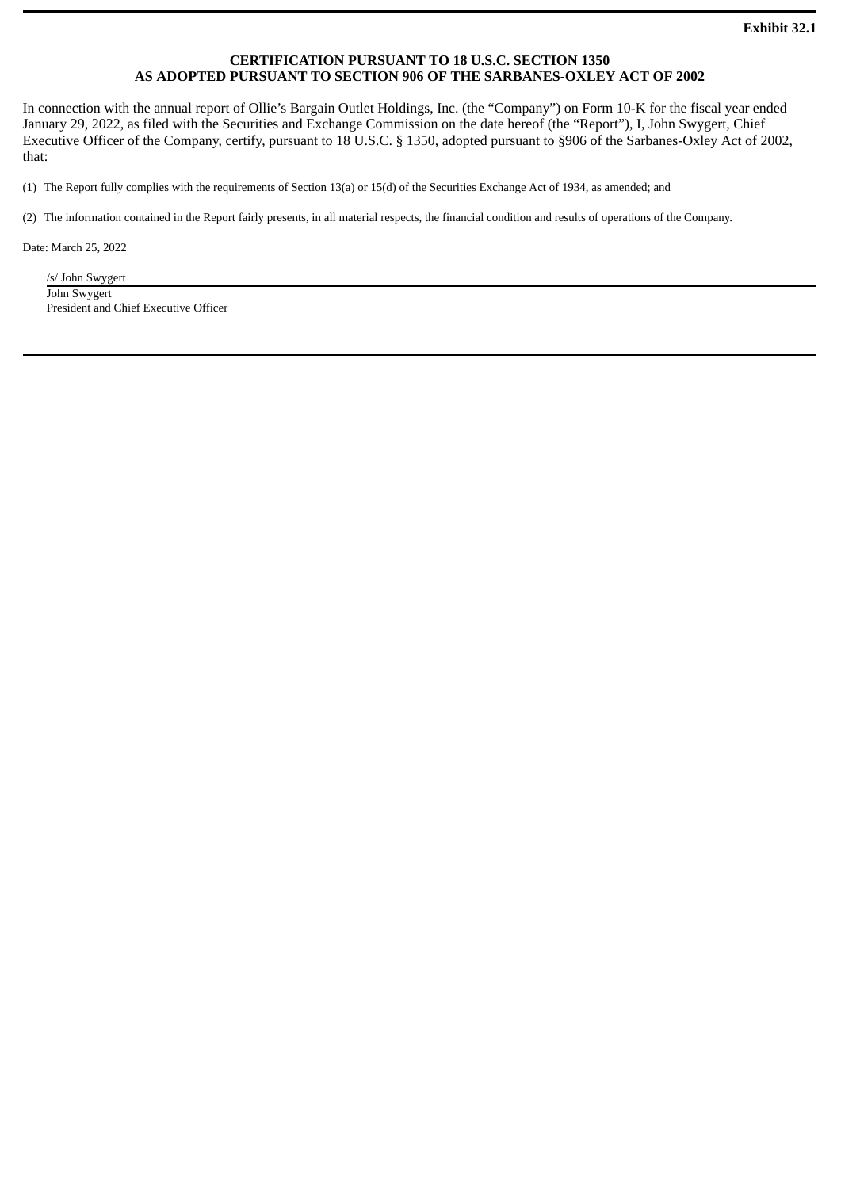**Exhibit 32.1**

**CERTIFICATION PURSUANT TO 18 U.S.C. SECTION 1350**
**AS ADOPTED PURSUANT TO SECTION 906 OF THE SARBANES-OXLEY ACT OF 2002**

In connection with the annual report of Ollie's Bargain Outlet Holdings, Inc. (the "Company") on Form 10-K for the fiscal year ended January 29, 2022, as filed with the Securities and Exchange Commission on the date hereof (the "Report"), I, John Swygert, Chief Executive Officer of the Company, certify, pursuant to 18 U.S.C. § 1350, adopted pursuant to §906 of the Sarbanes-Oxley Act of 2002, that:

(1) The Report fully complies with the requirements of Section 13(a) or 15(d) of the Securities Exchange Act of 1934, as amended; and

(2) The information contained in the Report fairly presents, in all material respects, the financial condition and results of operations of the Company.

Date: March 25, 2022

/s/ John Swygert
John Swygert
President and Chief Executive Officer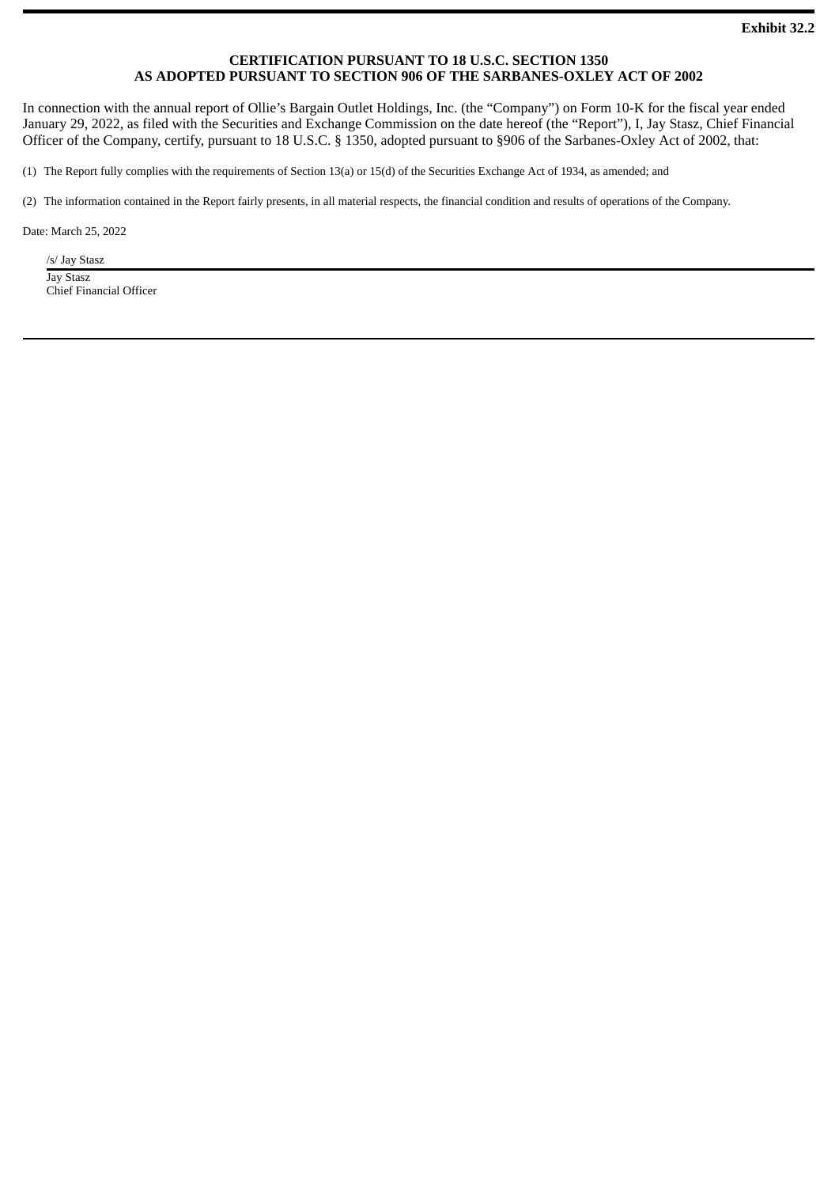**Exhibit 32.2**

**CERTIFICATION PURSUANT TO 18 U.S.C. SECTION 1350**
**AS ADOPTED PURSUANT TO SECTION 906 OF THE SARBANES-OXLEY ACT OF 2002**

In connection with the annual report of Ollie's Bargain Outlet Holdings, Inc. (the "Company") on Form 10-K for the fiscal year ended January 29, 2022, as filed with the Securities and Exchange Commission on the date hereof (the "Report"), I, Jay Stasz, Chief Financial Officer of the Company, certify, pursuant to 18 U.S.C. § 1350, adopted pursuant to §906 of the Sarbanes-Oxley Act of 2002, that:

(1) The Report fully complies with the requirements of Section 13(a) or 15(d) of the Securities Exchange Act of 1934, as amended; and

(2) The information contained in the Report fairly presents, in all material respects, the financial condition and results of operations of the Company.

Date: March 25, 2022

/s/ Jay Stasz

Jay Stasz
Chief Financial Officer